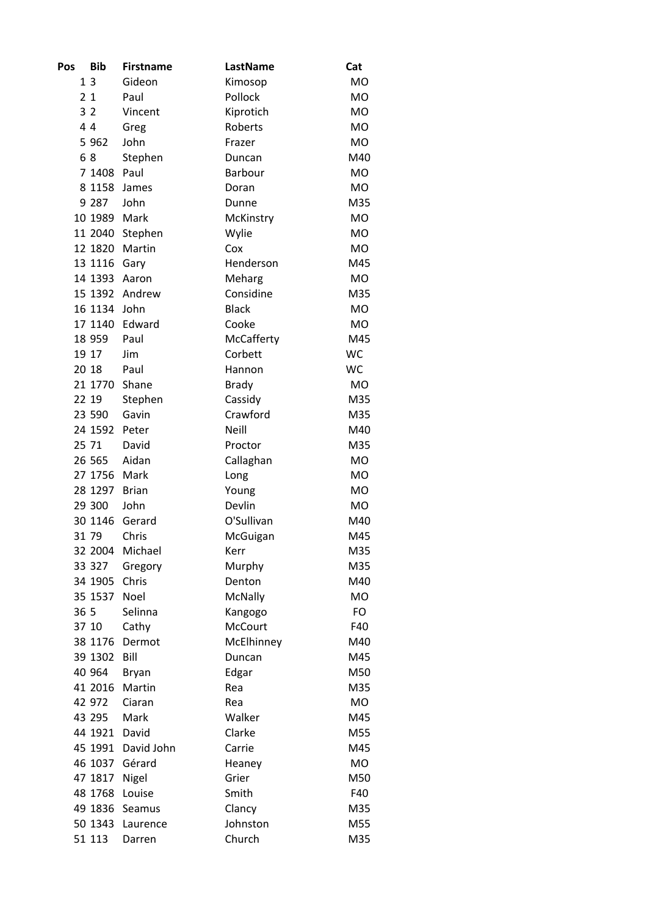| Pos | Bib | Firstname | LastName | Cat |
|---|---|---|---|---|
| 1 | 3 | Gideon | Kimosop | MO |
| 2 | 1 | Paul | Pollock | MO |
| 3 | 2 | Vincent | Kiprotich | MO |
| 4 | 4 | Greg | Roberts | MO |
| 5 | 962 | John | Frazer | MO |
| 6 | 8 | Stephen | Duncan | M40 |
| 7 | 1408 | Paul | Barbour | MO |
| 8 | 1158 | James | Doran | MO |
| 9 | 287 | John | Dunne | M35 |
| 10 | 1989 | Mark | McKinstry | MO |
| 11 | 2040 | Stephen | Wylie | MO |
| 12 | 1820 | Martin | Cox | MO |
| 13 | 1116 | Gary | Henderson | M45 |
| 14 | 1393 | Aaron | Meharg | MO |
| 15 | 1392 | Andrew | Considine | M35 |
| 16 | 1134 | John | Black | MO |
| 17 | 1140 | Edward | Cooke | MO |
| 18 | 959 | Paul | McCafferty | M45 |
| 19 | 17 | Jim | Corbett | WC |
| 20 | 18 | Paul | Hannon | WC |
| 21 | 1770 | Shane | Brady | MO |
| 22 | 19 | Stephen | Cassidy | M35 |
| 23 | 590 | Gavin | Crawford | M35 |
| 24 | 1592 | Peter | Neill | M40 |
| 25 | 71 | David | Proctor | M35 |
| 26 | 565 | Aidan | Callaghan | MO |
| 27 | 1756 | Mark | Long | MO |
| 28 | 1297 | Brian | Young | MO |
| 29 | 300 | John | Devlin | MO |
| 30 | 1146 | Gerard | O'Sullivan | M40 |
| 31 | 79 | Chris | McGuigan | M45 |
| 32 | 2004 | Michael | Kerr | M35 |
| 33 | 327 | Gregory | Murphy | M35 |
| 34 | 1905 | Chris | Denton | M40 |
| 35 | 1537 | Noel | McNally | MO |
| 36 | 5 | Selinna | Kangogo | FO |
| 37 | 10 | Cathy | McCourt | F40 |
| 38 | 1176 | Dermot | McElhinney | M40 |
| 39 | 1302 | Bill | Duncan | M45 |
| 40 | 964 | Bryan | Edgar | M50 |
| 41 | 2016 | Martin | Rea | M35 |
| 42 | 972 | Ciaran | Rea | MO |
| 43 | 295 | Mark | Walker | M45 |
| 44 | 1921 | David | Clarke | M55 |
| 45 | 1991 | David John | Carrie | M45 |
| 46 | 1037 | Gérard | Heaney | MO |
| 47 | 1817 | Nigel | Grier | M50 |
| 48 | 1768 | Louise | Smith | F40 |
| 49 | 1836 | Seamus | Clancy | M35 |
| 50 | 1343 | Laurence | Johnston | M55 |
| 51 | 113 | Darren | Church | M35 |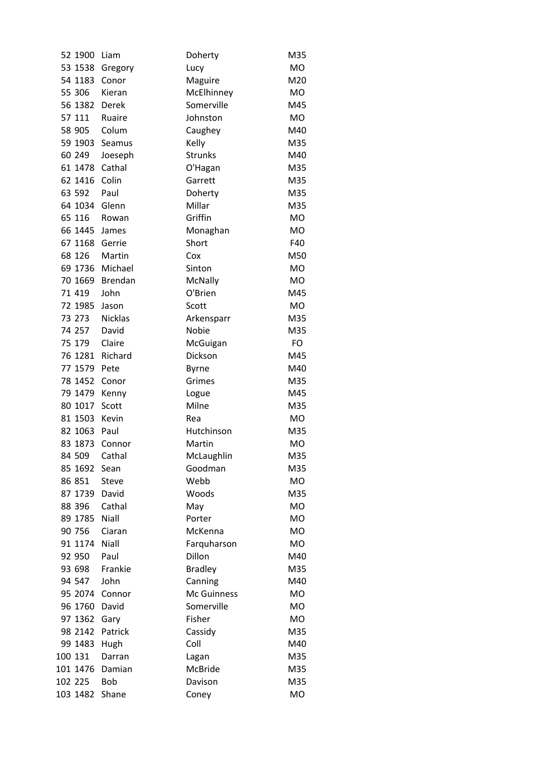| 52 | 1900 | Liam | Doherty | M35 |
|---|---|---|---|---|
| 53 | 1538 | Gregory | Lucy | MO |
| 54 | 1183 | Conor | Maguire | M20 |
| 55 | 306 | Kieran | McElhinney | MO |
| 56 | 1382 | Derek | Somerville | M45 |
| 57 | 111 | Ruaire | Johnston | MO |
| 58 | 905 | Colum | Caughey | M40 |
| 59 | 1903 | Seamus | Kelly | M35 |
| 60 | 249 | Joeseph | Strunks | M40 |
| 61 | 1478 | Cathal | O'Hagan | M35 |
| 62 | 1416 | Colin | Garrett | M35 |
| 63 | 592 | Paul | Doherty | M35 |
| 64 | 1034 | Glenn | Millar | M35 |
| 65 | 116 | Rowan | Griffin | MO |
| 66 | 1445 | James | Monaghan | MO |
| 67 | 1168 | Gerrie | Short | F40 |
| 68 | 126 | Martin | Cox | M50 |
| 69 | 1736 | Michael | Sinton | MO |
| 70 | 1669 | Brendan | McNally | MO |
| 71 | 419 | John | O'Brien | M45 |
| 72 | 1985 | Jason | Scott | MO |
| 73 | 273 | Nicklas | Arkensparr | M35 |
| 74 | 257 | David | Nobie | M35 |
| 75 | 179 | Claire | McGuigan | FO |
| 76 | 1281 | Richard | Dickson | M45 |
| 77 | 1579 | Pete | Byrne | M40 |
| 78 | 1452 | Conor | Grimes | M35 |
| 79 | 1479 | Kenny | Logue | M45 |
| 80 | 1017 | Scott | Milne | M35 |
| 81 | 1503 | Kevin | Rea | MO |
| 82 | 1063 | Paul | Hutchinson | M35 |
| 83 | 1873 | Connor | Martin | MO |
| 84 | 509 | Cathal | McLaughlin | M35 |
| 85 | 1692 | Sean | Goodman | M35 |
| 86 | 851 | Steve | Webb | MO |
| 87 | 1739 | David | Woods | M35 |
| 88 | 396 | Cathal | May | MO |
| 89 | 1785 | Niall | Porter | MO |
| 90 | 756 | Ciaran | McKenna | MO |
| 91 | 1174 | Niall | Farquharson | MO |
| 92 | 950 | Paul | Dillon | M40 |
| 93 | 698 | Frankie | Bradley | M35 |
| 94 | 547 | John | Canning | M40 |
| 95 | 2074 | Connor | Mc Guinness | MO |
| 96 | 1760 | David | Somerville | MO |
| 97 | 1362 | Gary | Fisher | MO |
| 98 | 2142 | Patrick | Cassidy | M35 |
| 99 | 1483 | Hugh | Coll | M40 |
| 100 | 131 | Darran | Lagan | M35 |
| 101 | 1476 | Damian | McBride | M35 |
| 102 | 225 | Bob | Davison | M35 |
| 103 | 1482 | Shane | Coney | MO |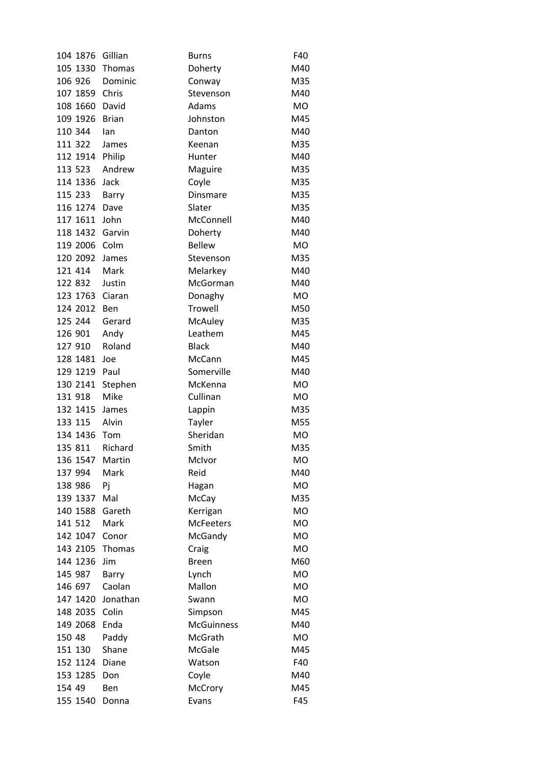| | | | | |
|---|---|---|---|---|
| 104 | 1876 | Gillian | Burns | F40 |
| 105 | 1330 | Thomas | Doherty | M40 |
| 106 | 926 | Dominic | Conway | M35 |
| 107 | 1859 | Chris | Stevenson | M40 |
| 108 | 1660 | David | Adams | MO |
| 109 | 1926 | Brian | Johnston | M45 |
| 110 | 344 | Ian | Danton | M40 |
| 111 | 322 | James | Keenan | M35 |
| 112 | 1914 | Philip | Hunter | M40 |
| 113 | 523 | Andrew | Maguire | M35 |
| 114 | 1336 | Jack | Coyle | M35 |
| 115 | 233 | Barry | Dinsmare | M35 |
| 116 | 1274 | Dave | Slater | M35 |
| 117 | 1611 | John | McConnell | M40 |
| 118 | 1432 | Garvin | Doherty | M40 |
| 119 | 2006 | Colm | Bellew | MO |
| 120 | 2092 | James | Stevenson | M35 |
| 121 | 414 | Mark | Melarkey | M40 |
| 122 | 832 | Justin | McGorman | M40 |
| 123 | 1763 | Ciaran | Donaghy | MO |
| 124 | 2012 | Ben | Trowell | M50 |
| 125 | 244 | Gerard | McAuley | M35 |
| 126 | 901 | Andy | Leathem | M45 |
| 127 | 910 | Roland | Black | M40 |
| 128 | 1481 | Joe | McCann | M45 |
| 129 | 1219 | Paul | Somerville | M40 |
| 130 | 2141 | Stephen | McKenna | MO |
| 131 | 918 | Mike | Cullinan | MO |
| 132 | 1415 | James | Lappin | M35 |
| 133 | 115 | Alvin | Tayler | M55 |
| 134 | 1436 | Tom | Sheridan | MO |
| 135 | 811 | Richard | Smith | M35 |
| 136 | 1547 | Martin | McIvor | MO |
| 137 | 994 | Mark | Reid | M40 |
| 138 | 986 | Pj | Hagan | MO |
| 139 | 1337 | Mal | McCay | M35 |
| 140 | 1588 | Gareth | Kerrigan | MO |
| 141 | 512 | Mark | McFeeters | MO |
| 142 | 1047 | Conor | McGandy | MO |
| 143 | 2105 | Thomas | Craig | MO |
| 144 | 1236 | Jim | Breen | M60 |
| 145 | 987 | Barry | Lynch | MO |
| 146 | 697 | Caolan | Mallon | MO |
| 147 | 1420 | Jonathan | Swann | MO |
| 148 | 2035 | Colin | Simpson | M45 |
| 149 | 2068 | Enda | McGuinness | M40 |
| 150 | 48 | Paddy | McGrath | MO |
| 151 | 130 | Shane | McGale | M45 |
| 152 | 1124 | Diane | Watson | F40 |
| 153 | 1285 | Don | Coyle | M40 |
| 154 | 49 | Ben | McCrory | M45 |
| 155 | 1540 | Donna | Evans | F45 |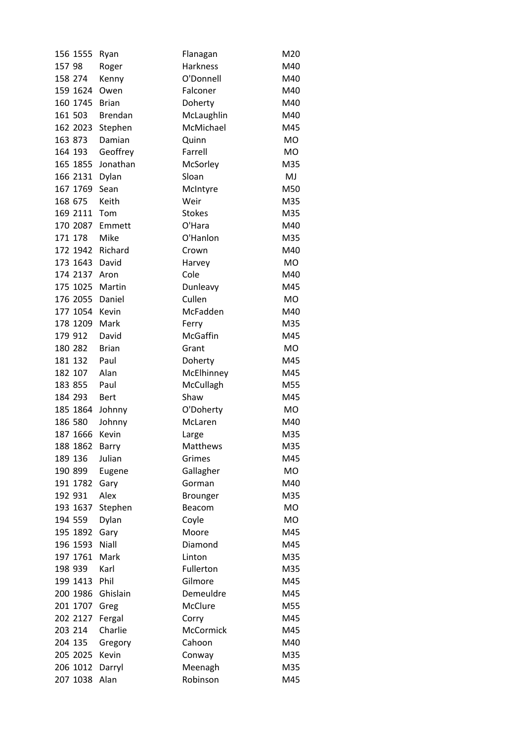| | | | | |
|---|---|---|---|---|
| 156 | 1555 | Ryan | Flanagan | M20 |
| 157 | 98 | Roger | Harkness | M40 |
| 158 | 274 | Kenny | O'Donnell | M40 |
| 159 | 1624 | Owen | Falconer | M40 |
| 160 | 1745 | Brian | Doherty | M40 |
| 161 | 503 | Brendan | McLaughlin | M40 |
| 162 | 2023 | Stephen | McMichael | M45 |
| 163 | 873 | Damian | Quinn | MO |
| 164 | 193 | Geoffrey | Farrell | MO |
| 165 | 1855 | Jonathan | McSorley | M35 |
| 166 | 2131 | Dylan | Sloan | MJ |
| 167 | 1769 | Sean | McIntyre | M50 |
| 168 | 675 | Keith | Weir | M35 |
| 169 | 2111 | Tom | Stokes | M35 |
| 170 | 2087 | Emmett | O'Hara | M40 |
| 171 | 178 | Mike | O'Hanlon | M35 |
| 172 | 1942 | Richard | Crown | M40 |
| 173 | 1643 | David | Harvey | MO |
| 174 | 2137 | Aron | Cole | M40 |
| 175 | 1025 | Martin | Dunleavy | M45 |
| 176 | 2055 | Daniel | Cullen | MO |
| 177 | 1054 | Kevin | McFadden | M40 |
| 178 | 1209 | Mark | Ferry | M35 |
| 179 | 912 | David | McGaffin | M45 |
| 180 | 282 | Brian | Grant | MO |
| 181 | 132 | Paul | Doherty | M45 |
| 182 | 107 | Alan | McElhinney | M45 |
| 183 | 855 | Paul | McCullagh | M55 |
| 184 | 293 | Bert | Shaw | M45 |
| 185 | 1864 | Johnny | O'Doherty | MO |
| 186 | 580 | Johnny | McLaren | M40 |
| 187 | 1666 | Kevin | Large | M35 |
| 188 | 1862 | Barry | Matthews | M35 |
| 189 | 136 | Julian | Grimes | M45 |
| 190 | 899 | Eugene | Gallagher | MO |
| 191 | 1782 | Gary | Gorman | M40 |
| 192 | 931 | Alex | Brounger | M35 |
| 193 | 1637 | Stephen | Beacom | MO |
| 194 | 559 | Dylan | Coyle | MO |
| 195 | 1892 | Gary | Moore | M45 |
| 196 | 1593 | Niall | Diamond | M45 |
| 197 | 1761 | Mark | Linton | M35 |
| 198 | 939 | Karl | Fullerton | M35 |
| 199 | 1413 | Phil | Gilmore | M45 |
| 200 | 1986 | Ghislain | Demeuldre | M45 |
| 201 | 1707 | Greg | McClure | M55 |
| 202 | 2127 | Fergal | Corry | M45 |
| 203 | 214 | Charlie | McCormick | M45 |
| 204 | 135 | Gregory | Cahoon | M40 |
| 205 | 2025 | Kevin | Conway | M35 |
| 206 | 1012 | Darryl | Meenagh | M35 |
| 207 | 1038 | Alan | Robinson | M45 |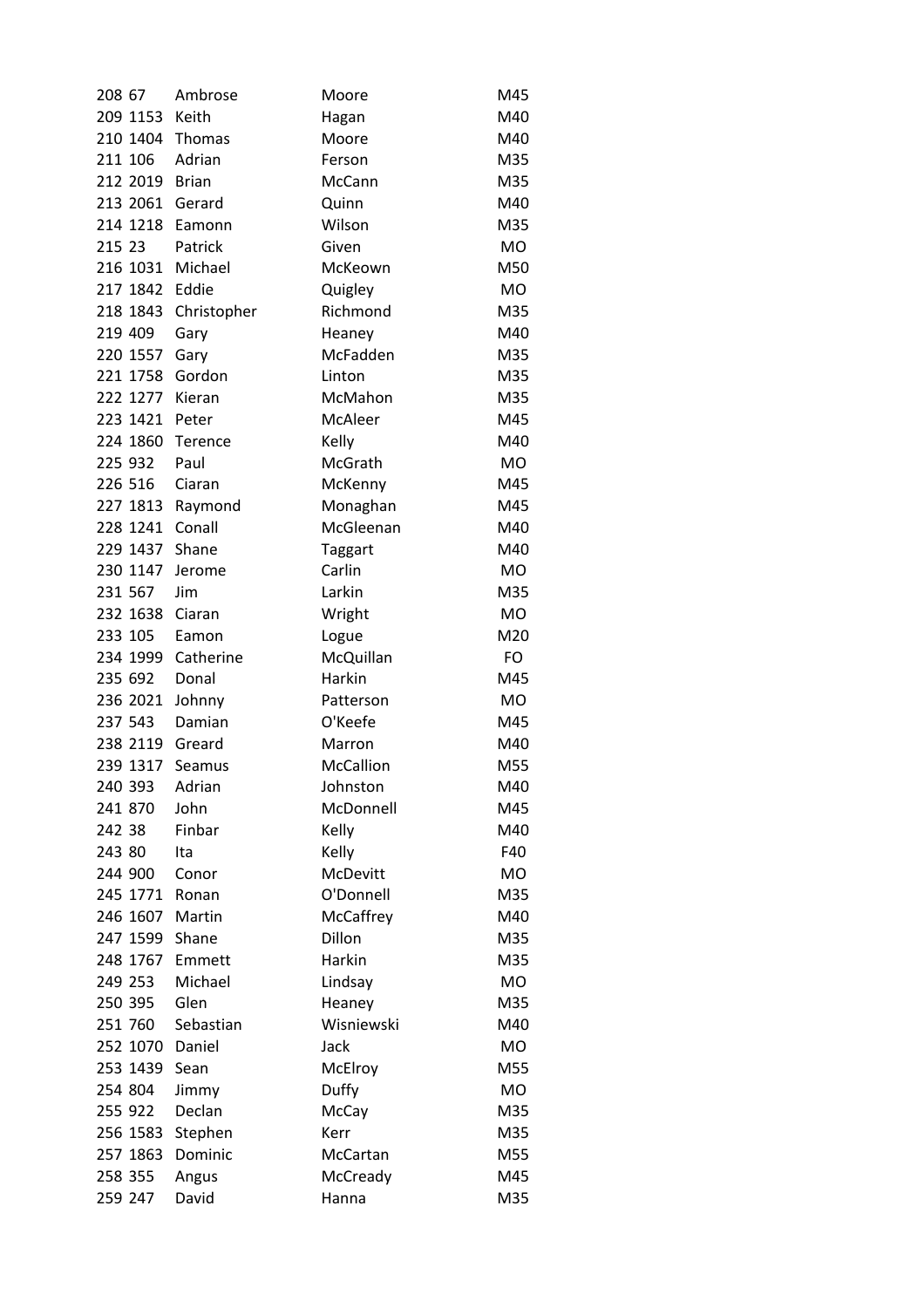| | | | | |
|---|---|---|---|---|
| 208 | 67 | Ambrose | Moore | M45 |
| 209 | 1153 | Keith | Hagan | M40 |
| 210 | 1404 | Thomas | Moore | M40 |
| 211 | 106 | Adrian | Ferson | M35 |
| 212 | 2019 | Brian | McCann | M35 |
| 213 | 2061 | Gerard | Quinn | M40 |
| 214 | 1218 | Eamonn | Wilson | M35 |
| 215 | 23 | Patrick | Given | MO |
| 216 | 1031 | Michael | McKeown | M50 |
| 217 | 1842 | Eddie | Quigley | MO |
| 218 | 1843 | Christopher | Richmond | M35 |
| 219 | 409 | Gary | Heaney | M40 |
| 220 | 1557 | Gary | McFadden | M35 |
| 221 | 1758 | Gordon | Linton | M35 |
| 222 | 1277 | Kieran | McMahon | M35 |
| 223 | 1421 | Peter | McAleer | M45 |
| 224 | 1860 | Terence | Kelly | M40 |
| 225 | 932 | Paul | McGrath | MO |
| 226 | 516 | Ciaran | McKenny | M45 |
| 227 | 1813 | Raymond | Monaghan | M45 |
| 228 | 1241 | Conall | McGleenan | M40 |
| 229 | 1437 | Shane | Taggart | M40 |
| 230 | 1147 | Jerome | Carlin | MO |
| 231 | 567 | Jim | Larkin | M35 |
| 232 | 1638 | Ciaran | Wright | MO |
| 233 | 105 | Eamon | Logue | M20 |
| 234 | 1999 | Catherine | McQuillan | FO |
| 235 | 692 | Donal | Harkin | M45 |
| 236 | 2021 | Johnny | Patterson | MO |
| 237 | 543 | Damian | O'Keefe | M45 |
| 238 | 2119 | Greard | Marron | M40 |
| 239 | 1317 | Seamus | McCallion | M55 |
| 240 | 393 | Adrian | Johnston | M40 |
| 241 | 870 | John | McDonnell | M45 |
| 242 | 38 | Finbar | Kelly | M40 |
| 243 | 80 | Ita | Kelly | F40 |
| 244 | 900 | Conor | McDevitt | MO |
| 245 | 1771 | Ronan | O'Donnell | M35 |
| 246 | 1607 | Martin | McCaffrey | M40 |
| 247 | 1599 | Shane | Dillon | M35 |
| 248 | 1767 | Emmett | Harkin | M35 |
| 249 | 253 | Michael | Lindsay | MO |
| 250 | 395 | Glen | Heaney | M35 |
| 251 | 760 | Sebastian | Wisniewski | M40 |
| 252 | 1070 | Daniel | Jack | MO |
| 253 | 1439 | Sean | McElroy | M55 |
| 254 | 804 | Jimmy | Duffy | MO |
| 255 | 922 | Declan | McCay | M35 |
| 256 | 1583 | Stephen | Kerr | M35 |
| 257 | 1863 | Dominic | McCartan | M55 |
| 258 | 355 | Angus | McCready | M45 |
| 259 | 247 | David | Hanna | M35 |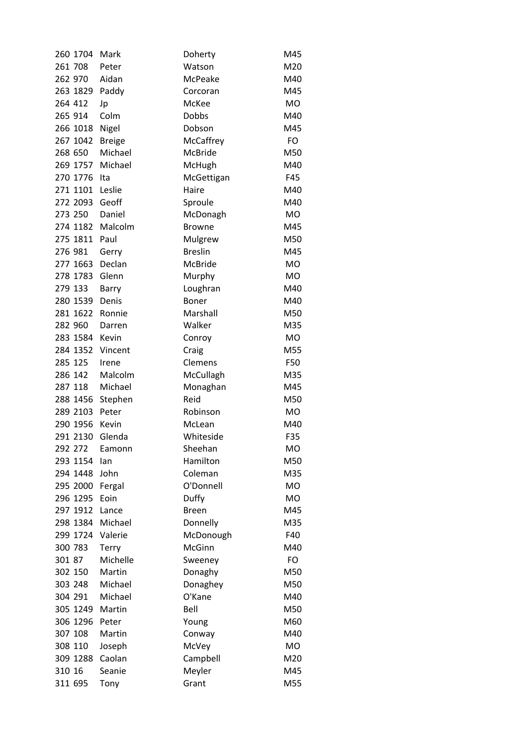| | | | | |
|---|---|---|---|---|
| 260 | 1704 | Mark | Doherty | M45 |
| 261 | 708 | Peter | Watson | M20 |
| 262 | 970 | Aidan | McPeake | M40 |
| 263 | 1829 | Paddy | Corcoran | M45 |
| 264 | 412 | Jp | McKee | MO |
| 265 | 914 | Colm | Dobbs | M40 |
| 266 | 1018 | Nigel | Dobson | M45 |
| 267 | 1042 | Breige | McCaffrey | FO |
| 268 | 650 | Michael | McBride | M50 |
| 269 | 1757 | Michael | McHugh | M40 |
| 270 | 1776 | Ita | McGettigan | F45 |
| 271 | 1101 | Leslie | Haire | M40 |
| 272 | 2093 | Geoff | Sproule | M40 |
| 273 | 250 | Daniel | McDonagh | MO |
| 274 | 1182 | Malcolm | Browne | M45 |
| 275 | 1811 | Paul | Mulgrew | M50 |
| 276 | 981 | Gerry | Breslin | M45 |
| 277 | 1663 | Declan | McBride | MO |
| 278 | 1783 | Glenn | Murphy | MO |
| 279 | 133 | Barry | Loughran | M40 |
| 280 | 1539 | Denis | Boner | M40 |
| 281 | 1622 | Ronnie | Marshall | M50 |
| 282 | 960 | Darren | Walker | M35 |
| 283 | 1584 | Kevin | Conroy | MO |
| 284 | 1352 | Vincent | Craig | M55 |
| 285 | 125 | Irene | Clemens | F50 |
| 286 | 142 | Malcolm | McCullagh | M35 |
| 287 | 118 | Michael | Monaghan | M45 |
| 288 | 1456 | Stephen | Reid | M50 |
| 289 | 2103 | Peter | Robinson | MO |
| 290 | 1956 | Kevin | McLean | M40 |
| 291 | 2130 | Glenda | Whiteside | F35 |
| 292 | 272 | Eamonn | Sheehan | MO |
| 293 | 1154 | Ian | Hamilton | M50 |
| 294 | 1448 | John | Coleman | M35 |
| 295 | 2000 | Fergal | O'Donnell | MO |
| 296 | 1295 | Eoin | Duffy | MO |
| 297 | 1912 | Lance | Breen | M45 |
| 298 | 1384 | Michael | Donnelly | M35 |
| 299 | 1724 | Valerie | McDonough | F40 |
| 300 | 783 | Terry | McGinn | M40 |
| 301 | 87 | Michelle | Sweeney | FO |
| 302 | 150 | Martin | Donaghy | M50 |
| 303 | 248 | Michael | Donaghey | M50 |
| 304 | 291 | Michael | O'Kane | M40 |
| 305 | 1249 | Martin | Bell | M50 |
| 306 | 1296 | Peter | Young | M60 |
| 307 | 108 | Martin | Conway | M40 |
| 308 | 110 | Joseph | McVey | MO |
| 309 | 1288 | Caolan | Campbell | M20 |
| 310 | 16 | Seanie | Meyler | M45 |
| 311 | 695 | Tony | Grant | M55 |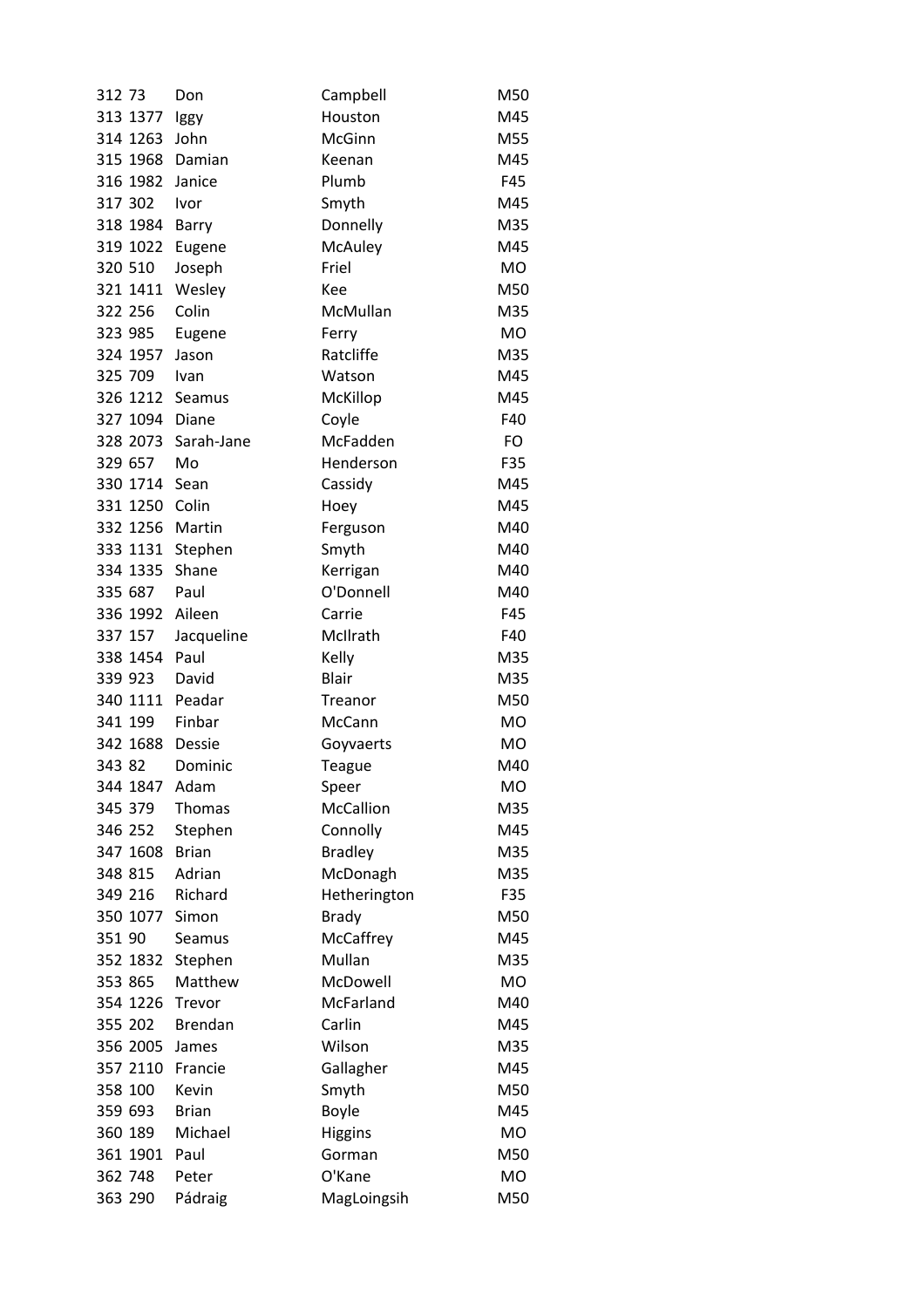| | | | | |
|---|---|---|---|---|
| 312 | 73 | Don | Campbell | M50 |
| 313 | 1377 | Iggy | Houston | M45 |
| 314 | 1263 | John | McGinn | M55 |
| 315 | 1968 | Damian | Keenan | M45 |
| 316 | 1982 | Janice | Plumb | F45 |
| 317 | 302 | Ivor | Smyth | M45 |
| 318 | 1984 | Barry | Donnelly | M35 |
| 319 | 1022 | Eugene | McAuley | M45 |
| 320 | 510 | Joseph | Friel | MO |
| 321 | 1411 | Wesley | Kee | M50 |
| 322 | 256 | Colin | McMullan | M35 |
| 323 | 985 | Eugene | Ferry | MO |
| 324 | 1957 | Jason | Ratcliffe | M35 |
| 325 | 709 | Ivan | Watson | M45 |
| 326 | 1212 | Seamus | McKillop | M45 |
| 327 | 1094 | Diane | Coyle | F40 |
| 328 | 2073 | Sarah-Jane | McFadden | FO |
| 329 | 657 | Mo | Henderson | F35 |
| 330 | 1714 | Sean | Cassidy | M45 |
| 331 | 1250 | Colin | Hoey | M45 |
| 332 | 1256 | Martin | Ferguson | M40 |
| 333 | 1131 | Stephen | Smyth | M40 |
| 334 | 1335 | Shane | Kerrigan | M40 |
| 335 | 687 | Paul | O'Donnell | M40 |
| 336 | 1992 | Aileen | Carrie | F45 |
| 337 | 157 | Jacqueline | McIlrath | F40 |
| 338 | 1454 | Paul | Kelly | M35 |
| 339 | 923 | David | Blair | M35 |
| 340 | 1111 | Peadar | Treanor | M50 |
| 341 | 199 | Finbar | McCann | MO |
| 342 | 1688 | Dessie | Goyvaerts | MO |
| 343 | 82 | Dominic | Teague | M40 |
| 344 | 1847 | Adam | Speer | MO |
| 345 | 379 | Thomas | McCallion | M35 |
| 346 | 252 | Stephen | Connolly | M45 |
| 347 | 1608 | Brian | Bradley | M35 |
| 348 | 815 | Adrian | McDonagh | M35 |
| 349 | 216 | Richard | Hetherington | F35 |
| 350 | 1077 | Simon | Brady | M50 |
| 351 | 90 | Seamus | McCaffrey | M45 |
| 352 | 1832 | Stephen | Mullan | M35 |
| 353 | 865 | Matthew | McDowell | MO |
| 354 | 1226 | Trevor | McFarland | M40 |
| 355 | 202 | Brendan | Carlin | M45 |
| 356 | 2005 | James | Wilson | M35 |
| 357 | 2110 | Francie | Gallagher | M45 |
| 358 | 100 | Kevin | Smyth | M50 |
| 359 | 693 | Brian | Boyle | M45 |
| 360 | 189 | Michael | Higgins | MO |
| 361 | 1901 | Paul | Gorman | M50 |
| 362 | 748 | Peter | O'Kane | MO |
| 363 | 290 | Pádraig | MagLoingsih | M50 |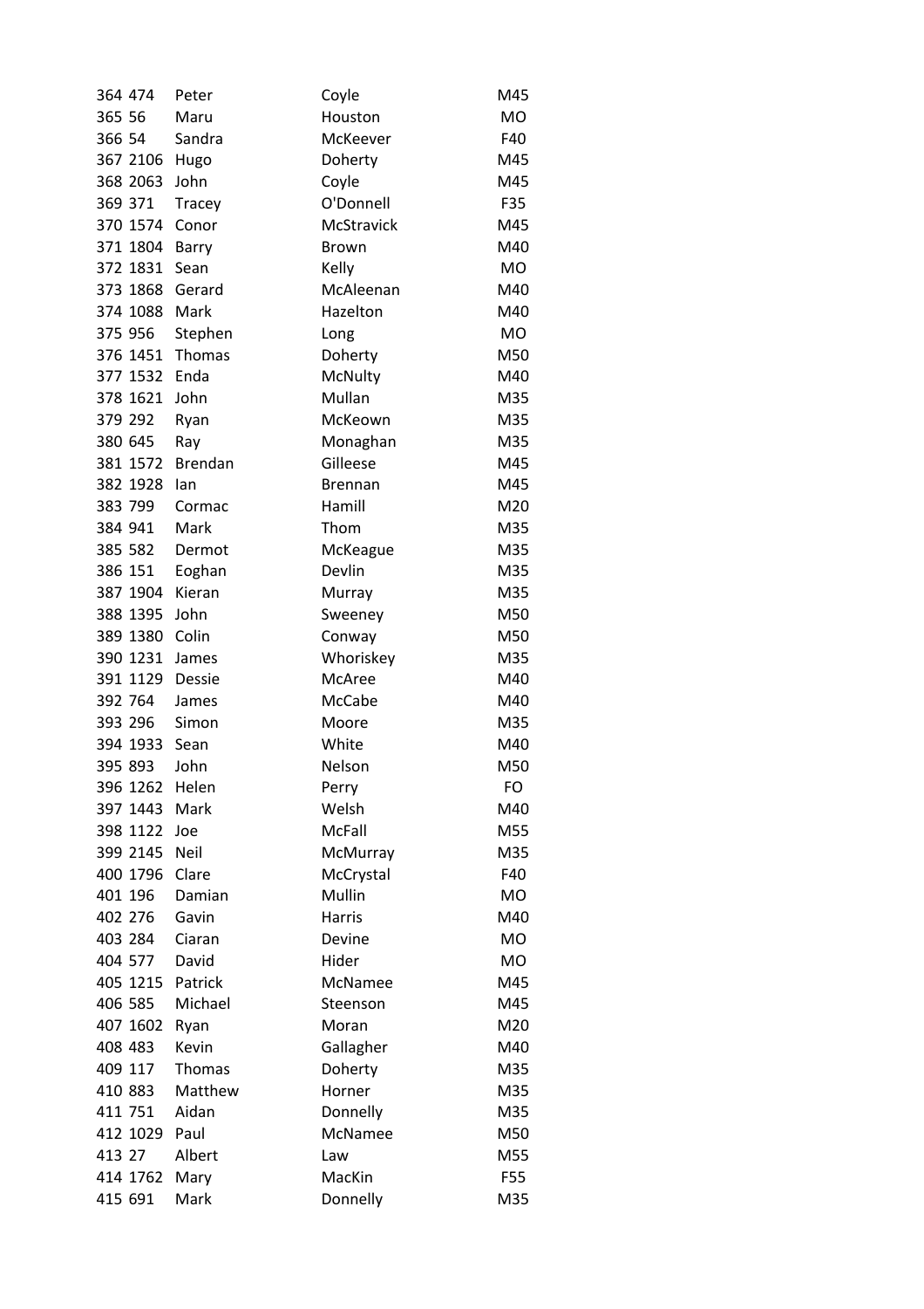| | | | | |
|---|---|---|---|---|
| 364 | 474 | Peter | Coyle | M45 |
| 365 | 56 | Maru | Houston | MO |
| 366 | 54 | Sandra | McKeever | F40 |
| 367 | 2106 | Hugo | Doherty | M45 |
| 368 | 2063 | John | Coyle | M45 |
| 369 | 371 | Tracey | O'Donnell | F35 |
| 370 | 1574 | Conor | McStravick | M45 |
| 371 | 1804 | Barry | Brown | M40 |
| 372 | 1831 | Sean | Kelly | MO |
| 373 | 1868 | Gerard | McAleenan | M40 |
| 374 | 1088 | Mark | Hazelton | M40 |
| 375 | 956 | Stephen | Long | MO |
| 376 | 1451 | Thomas | Doherty | M50 |
| 377 | 1532 | Enda | McNulty | M40 |
| 378 | 1621 | John | Mullan | M35 |
| 379 | 292 | Ryan | McKeown | M35 |
| 380 | 645 | Ray | Monaghan | M35 |
| 381 | 1572 | Brendan | Gilleese | M45 |
| 382 | 1928 | Ian | Brennan | M45 |
| 383 | 799 | Cormac | Hamill | M20 |
| 384 | 941 | Mark | Thom | M35 |
| 385 | 582 | Dermot | McKeague | M35 |
| 386 | 151 | Eoghan | Devlin | M35 |
| 387 | 1904 | Kieran | Murray | M35 |
| 388 | 1395 | John | Sweeney | M50 |
| 389 | 1380 | Colin | Conway | M50 |
| 390 | 1231 | James | Whoriskey | M35 |
| 391 | 1129 | Dessie | McAree | M40 |
| 392 | 764 | James | McCabe | M40 |
| 393 | 296 | Simon | Moore | M35 |
| 394 | 1933 | Sean | White | M40 |
| 395 | 893 | John | Nelson | M50 |
| 396 | 1262 | Helen | Perry | FO |
| 397 | 1443 | Mark | Welsh | M40 |
| 398 | 1122 | Joe | McFall | M55 |
| 399 | 2145 | Neil | McMurray | M35 |
| 400 | 1796 | Clare | McCrystal | F40 |
| 401 | 196 | Damian | Mullin | MO |
| 402 | 276 | Gavin | Harris | M40 |
| 403 | 284 | Ciaran | Devine | MO |
| 404 | 577 | David | Hider | MO |
| 405 | 1215 | Patrick | McNamee | M45 |
| 406 | 585 | Michael | Steenson | M45 |
| 407 | 1602 | Ryan | Moran | M20 |
| 408 | 483 | Kevin | Gallagher | M40 |
| 409 | 117 | Thomas | Doherty | M35 |
| 410 | 883 | Matthew | Horner | M35 |
| 411 | 751 | Aidan | Donnelly | M35 |
| 412 | 1029 | Paul | McNamee | M50 |
| 413 | 27 | Albert | Law | M55 |
| 414 | 1762 | Mary | MacKin | F55 |
| 415 | 691 | Mark | Donnelly | M35 |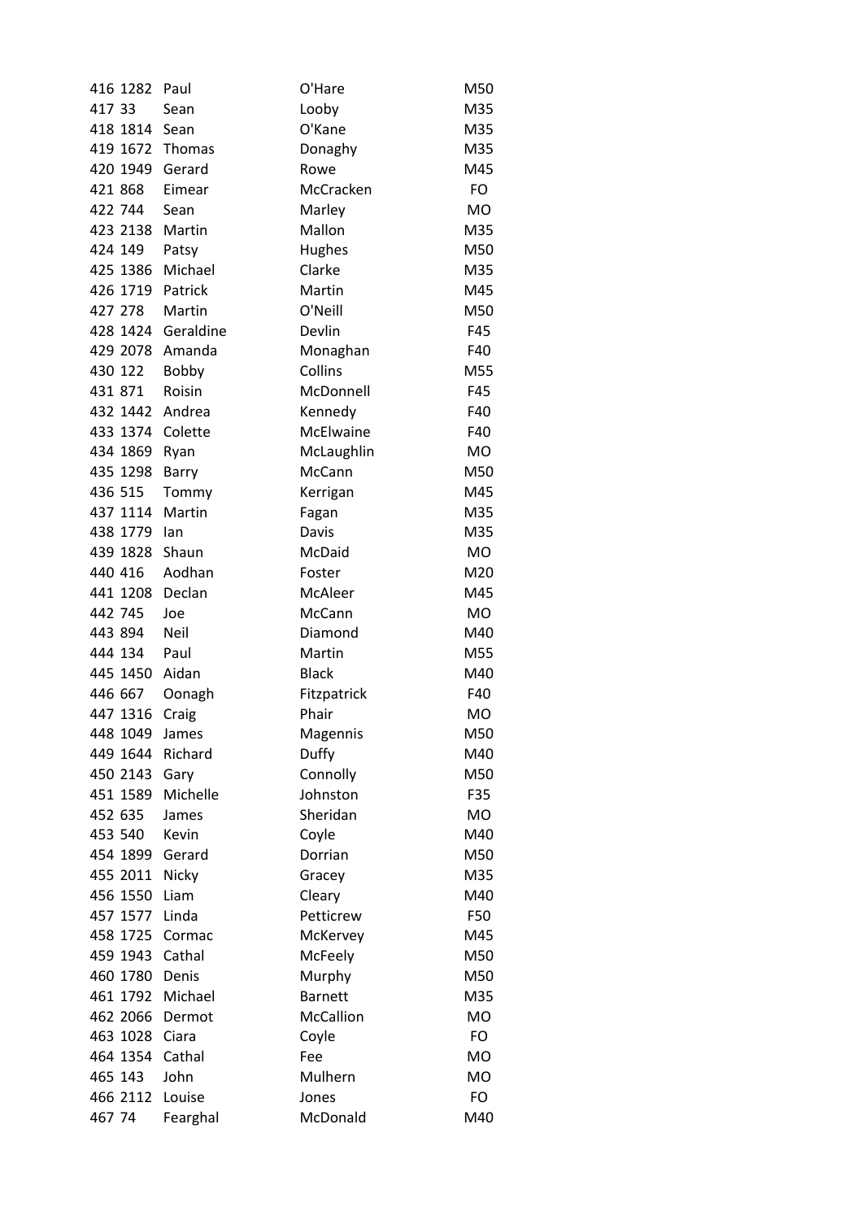| | | | | |
|---|---|---|---|---|
| 416 | 1282 | Paul | O'Hare | M50 |
| 417 | 33 | Sean | Looby | M35 |
| 418 | 1814 | Sean | O'Kane | M35 |
| 419 | 1672 | Thomas | Donaghy | M35 |
| 420 | 1949 | Gerard | Rowe | M45 |
| 421 | 868 | Eimear | McCracken | FO |
| 422 | 744 | Sean | Marley | MO |
| 423 | 2138 | Martin | Mallon | M35 |
| 424 | 149 | Patsy | Hughes | M50 |
| 425 | 1386 | Michael | Clarke | M35 |
| 426 | 1719 | Patrick | Martin | M45 |
| 427 | 278 | Martin | O'Neill | M50 |
| 428 | 1424 | Geraldine | Devlin | F45 |
| 429 | 2078 | Amanda | Monaghan | F40 |
| 430 | 122 | Bobby | Collins | M55 |
| 431 | 871 | Roisin | McDonnell | F45 |
| 432 | 1442 | Andrea | Kennedy | F40 |
| 433 | 1374 | Colette | McElwaine | F40 |
| 434 | 1869 | Ryan | McLaughlin | MO |
| 435 | 1298 | Barry | McCann | M50 |
| 436 | 515 | Tommy | Kerrigan | M45 |
| 437 | 1114 | Martin | Fagan | M35 |
| 438 | 1779 | Ian | Davis | M35 |
| 439 | 1828 | Shaun | McDaid | MO |
| 440 | 416 | Aodhan | Foster | M20 |
| 441 | 1208 | Declan | McAleer | M45 |
| 442 | 745 | Joe | McCann | MO |
| 443 | 894 | Neil | Diamond | M40 |
| 444 | 134 | Paul | Martin | M55 |
| 445 | 1450 | Aidan | Black | M40 |
| 446 | 667 | Oonagh | Fitzpatrick | F40 |
| 447 | 1316 | Craig | Phair | MO |
| 448 | 1049 | James | Magennis | M50 |
| 449 | 1644 | Richard | Duffy | M40 |
| 450 | 2143 | Gary | Connolly | M50 |
| 451 | 1589 | Michelle | Johnston | F35 |
| 452 | 635 | James | Sheridan | MO |
| 453 | 540 | Kevin | Coyle | M40 |
| 454 | 1899 | Gerard | Dorrian | M50 |
| 455 | 2011 | Nicky | Gracey | M35 |
| 456 | 1550 | Liam | Cleary | M40 |
| 457 | 1577 | Linda | Petticrew | F50 |
| 458 | 1725 | Cormac | McKervey | M45 |
| 459 | 1943 | Cathal | McFeely | M50 |
| 460 | 1780 | Denis | Murphy | M50 |
| 461 | 1792 | Michael | Barnett | M35 |
| 462 | 2066 | Dermot | McCallion | MO |
| 463 | 1028 | Ciara | Coyle | FO |
| 464 | 1354 | Cathal | Fee | MO |
| 465 | 143 | John | Mulhern | MO |
| 466 | 2112 | Louise | Jones | FO |
| 467 | 74 | Fearghal | McDonald | M40 |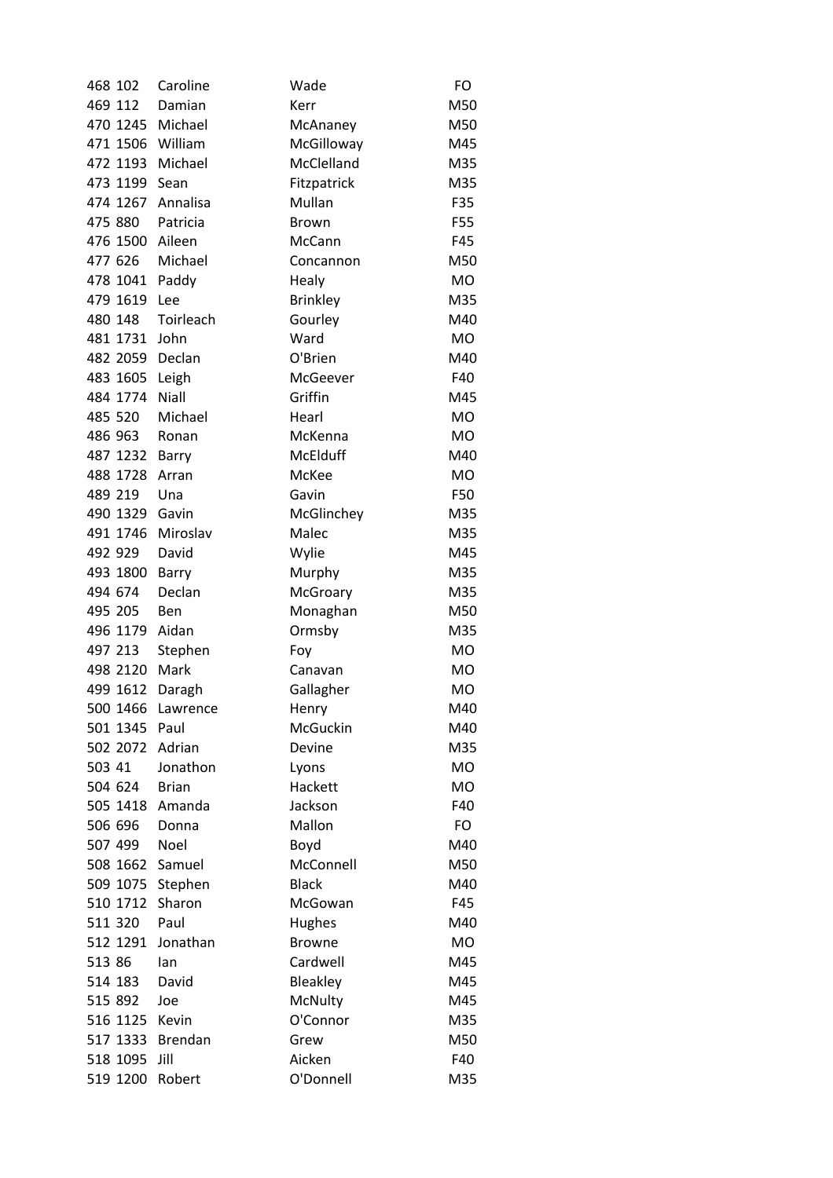| | | | | |
|---|---|---|---|---|
| 468 | 102 | Caroline | Wade | FO |
| 469 | 112 | Damian | Kerr | M50 |
| 470 | 1245 | Michael | McAnaney | M50 |
| 471 | 1506 | William | McGilloway | M45 |
| 472 | 1193 | Michael | McClelland | M35 |
| 473 | 1199 | Sean | Fitzpatrick | M35 |
| 474 | 1267 | Annalisa | Mullan | F35 |
| 475 | 880 | Patricia | Brown | F55 |
| 476 | 1500 | Aileen | McCann | F45 |
| 477 | 626 | Michael | Concannon | M50 |
| 478 | 1041 | Paddy | Healy | MO |
| 479 | 1619 | Lee | Brinkley | M35 |
| 480 | 148 | Toirleach | Gourley | M40 |
| 481 | 1731 | John | Ward | MO |
| 482 | 2059 | Declan | O'Brien | M40 |
| 483 | 1605 | Leigh | McGeever | F40 |
| 484 | 1774 | Niall | Griffin | M45 |
| 485 | 520 | Michael | Hearl | MO |
| 486 | 963 | Ronan | McKenna | MO |
| 487 | 1232 | Barry | McElduff | M40 |
| 488 | 1728 | Arran | McKee | MO |
| 489 | 219 | Una | Gavin | F50 |
| 490 | 1329 | Gavin | McGlinchey | M35 |
| 491 | 1746 | Miroslav | Malec | M35 |
| 492 | 929 | David | Wylie | M45 |
| 493 | 1800 | Barry | Murphy | M35 |
| 494 | 674 | Declan | McGroary | M35 |
| 495 | 205 | Ben | Monaghan | M50 |
| 496 | 1179 | Aidan | Ormsby | M35 |
| 497 | 213 | Stephen | Foy | MO |
| 498 | 2120 | Mark | Canavan | MO |
| 499 | 1612 | Daragh | Gallagher | MO |
| 500 | 1466 | Lawrence | Henry | M40 |
| 501 | 1345 | Paul | McGuckin | M40 |
| 502 | 2072 | Adrian | Devine | M35 |
| 503 | 41 | Jonathon | Lyons | MO |
| 504 | 624 | Brian | Hackett | MO |
| 505 | 1418 | Amanda | Jackson | F40 |
| 506 | 696 | Donna | Mallon | FO |
| 507 | 499 | Noel | Boyd | M40 |
| 508 | 1662 | Samuel | McConnell | M50 |
| 509 | 1075 | Stephen | Black | M40 |
| 510 | 1712 | Sharon | McGowan | F45 |
| 511 | 320 | Paul | Hughes | M40 |
| 512 | 1291 | Jonathan | Browne | MO |
| 513 | 86 | Ian | Cardwell | M45 |
| 514 | 183 | David | Bleakley | M45 |
| 515 | 892 | Joe | McNulty | M45 |
| 516 | 1125 | Kevin | O'Connor | M35 |
| 517 | 1333 | Brendan | Grew | M50 |
| 518 | 1095 | Jill | Aicken | F40 |
| 519 | 1200 | Robert | O'Donnell | M35 |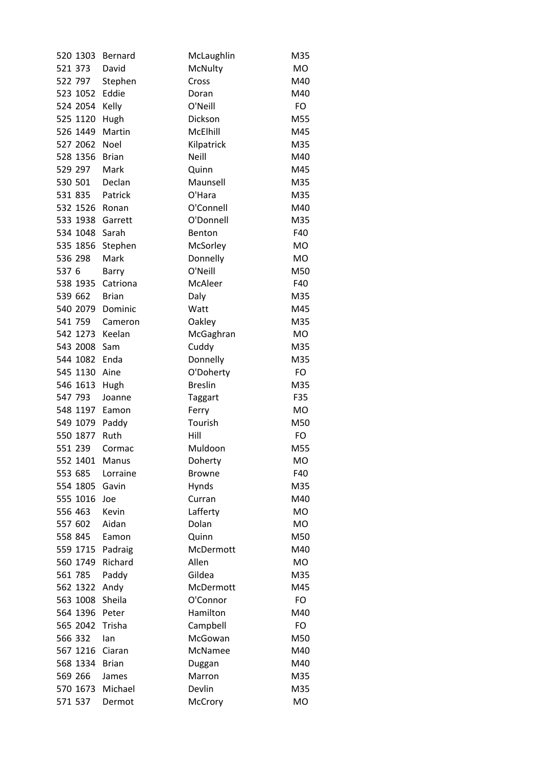| | | | | |
|---|---|---|---|---|
| 520 | 1303 | Bernard | McLaughlin | M35 |
| 521 | 373 | David | McNulty | MO |
| 522 | 797 | Stephen | Cross | M40 |
| 523 | 1052 | Eddie | Doran | M40 |
| 524 | 2054 | Kelly | O'Neill | FO |
| 525 | 1120 | Hugh | Dickson | M55 |
| 526 | 1449 | Martin | McElhill | M45 |
| 527 | 2062 | Noel | Kilpatrick | M35 |
| 528 | 1356 | Brian | Neill | M40 |
| 529 | 297 | Mark | Quinn | M45 |
| 530 | 501 | Declan | Maunsell | M35 |
| 531 | 835 | Patrick | O'Hara | M35 |
| 532 | 1526 | Ronan | O'Connell | M40 |
| 533 | 1938 | Garrett | O'Donnell | M35 |
| 534 | 1048 | Sarah | Benton | F40 |
| 535 | 1856 | Stephen | McSorley | MO |
| 536 | 298 | Mark | Donnelly | MO |
| 537 | 6 | Barry | O'Neill | M50 |
| 538 | 1935 | Catriona | McAleer | F40 |
| 539 | 662 | Brian | Daly | M35 |
| 540 | 2079 | Dominic | Watt | M45 |
| 541 | 759 | Cameron | Oakley | M35 |
| 542 | 1273 | Keelan | McGaghran | MO |
| 543 | 2008 | Sam | Cuddy | M35 |
| 544 | 1082 | Enda | Donnelly | M35 |
| 545 | 1130 | Aine | O'Doherty | FO |
| 546 | 1613 | Hugh | Breslin | M35 |
| 547 | 793 | Joanne | Taggart | F35 |
| 548 | 1197 | Eamon | Ferry | MO |
| 549 | 1079 | Paddy | Tourish | M50 |
| 550 | 1877 | Ruth | Hill | FO |
| 551 | 239 | Cormac | Muldoon | M55 |
| 552 | 1401 | Manus | Doherty | MO |
| 553 | 685 | Lorraine | Browne | F40 |
| 554 | 1805 | Gavin | Hynds | M35 |
| 555 | 1016 | Joe | Curran | M40 |
| 556 | 463 | Kevin | Lafferty | MO |
| 557 | 602 | Aidan | Dolan | MO |
| 558 | 845 | Eamon | Quinn | M50 |
| 559 | 1715 | Padraig | McDermott | M40 |
| 560 | 1749 | Richard | Allen | MO |
| 561 | 785 | Paddy | Gildea | M35 |
| 562 | 1322 | Andy | McDermott | M45 |
| 563 | 1008 | Sheila | O'Connor | FO |
| 564 | 1396 | Peter | Hamilton | M40 |
| 565 | 2042 | Trisha | Campbell | FO |
| 566 | 332 | Ian | McGowan | M50 |
| 567 | 1216 | Ciaran | McNamee | M40 |
| 568 | 1334 | Brian | Duggan | M40 |
| 569 | 266 | James | Marron | M35 |
| 570 | 1673 | Michael | Devlin | M35 |
| 571 | 537 | Dermot | McCrory | MO |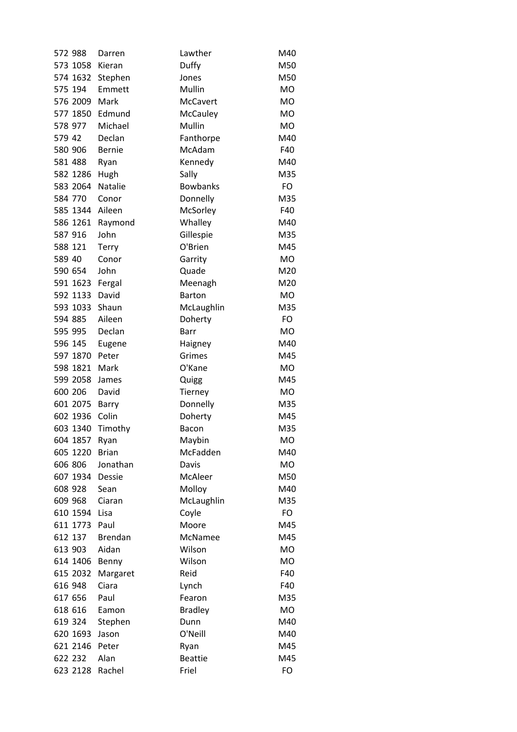| | | | | |
|---|---|---|---|---|
| 572 | 988 | Darren | Lawther | M40 |
| 573 | 1058 | Kieran | Duffy | M50 |
| 574 | 1632 | Stephen | Jones | M50 |
| 575 | 194 | Emmett | Mullin | MO |
| 576 | 2009 | Mark | McCavert | MO |
| 577 | 1850 | Edmund | McCauley | MO |
| 578 | 977 | Michael | Mullin | MO |
| 579 | 42 | Declan | Fanthorpe | M40 |
| 580 | 906 | Bernie | McAdam | F40 |
| 581 | 488 | Ryan | Kennedy | M40 |
| 582 | 1286 | Hugh | Sally | M35 |
| 583 | 2064 | Natalie | Bowbanks | FO |
| 584 | 770 | Conor | Donnelly | M35 |
| 585 | 1344 | Aileen | McSorley | F40 |
| 586 | 1261 | Raymond | Whalley | M40 |
| 587 | 916 | John | Gillespie | M35 |
| 588 | 121 | Terry | O'Brien | M45 |
| 589 | 40 | Conor | Garrity | MO |
| 590 | 654 | John | Quade | M20 |
| 591 | 1623 | Fergal | Meenagh | M20 |
| 592 | 1133 | David | Barton | MO |
| 593 | 1033 | Shaun | McLaughlin | M35 |
| 594 | 885 | Aileen | Doherty | FO |
| 595 | 995 | Declan | Barr | MO |
| 596 | 145 | Eugene | Haigney | M40 |
| 597 | 1870 | Peter | Grimes | M45 |
| 598 | 1821 | Mark | O'Kane | MO |
| 599 | 2058 | James | Quigg | M45 |
| 600 | 206 | David | Tierney | MO |
| 601 | 2075 | Barry | Donnelly | M35 |
| 602 | 1936 | Colin | Doherty | M45 |
| 603 | 1340 | Timothy | Bacon | M35 |
| 604 | 1857 | Ryan | Maybin | MO |
| 605 | 1220 | Brian | McFadden | M40 |
| 606 | 806 | Jonathan | Davis | MO |
| 607 | 1934 | Dessie | McAleer | M50 |
| 608 | 928 | Sean | Molloy | M40 |
| 609 | 968 | Ciaran | McLaughlin | M35 |
| 610 | 1594 | Lisa | Coyle | FO |
| 611 | 1773 | Paul | Moore | M45 |
| 612 | 137 | Brendan | McNamee | M45 |
| 613 | 903 | Aidan | Wilson | MO |
| 614 | 1406 | Benny | Wilson | MO |
| 615 | 2032 | Margaret | Reid | F40 |
| 616 | 948 | Ciara | Lynch | F40 |
| 617 | 656 | Paul | Fearon | M35 |
| 618 | 616 | Eamon | Bradley | MO |
| 619 | 324 | Stephen | Dunn | M40 |
| 620 | 1693 | Jason | O'Neill | M40 |
| 621 | 2146 | Peter | Ryan | M45 |
| 622 | 232 | Alan | Beattie | M45 |
| 623 | 2128 | Rachel | Friel | FO |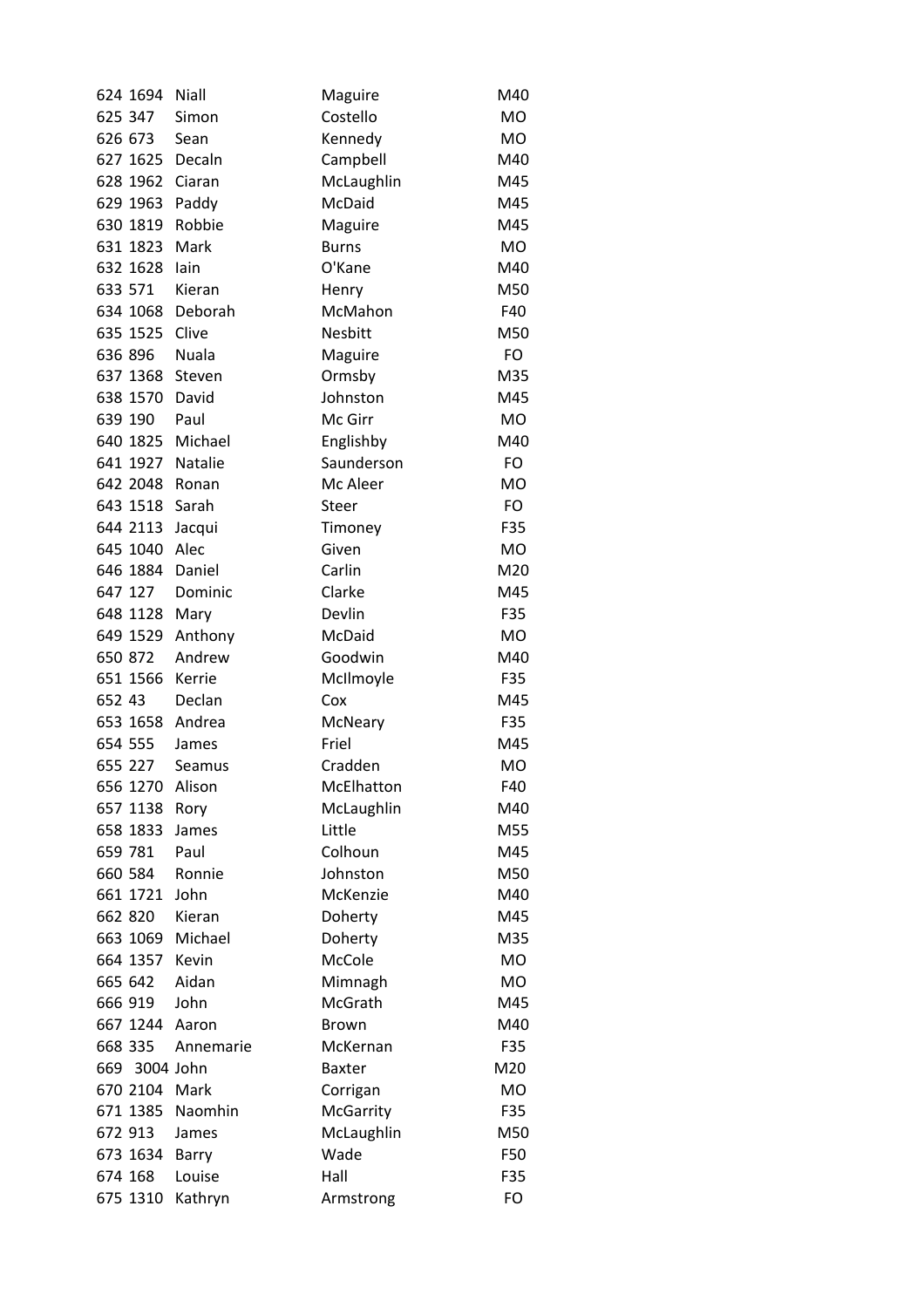| | | | | |
|---|---|---|---|---|
| 624 | 1694 | Niall | Maguire | M40 |
| 625 | 347 | Simon | Costello | MO |
| 626 | 673 | Sean | Kennedy | MO |
| 627 | 1625 | Decaln | Campbell | M40 |
| 628 | 1962 | Ciaran | McLaughlin | M45 |
| 629 | 1963 | Paddy | McDaid | M45 |
| 630 | 1819 | Robbie | Maguire | M45 |
| 631 | 1823 | Mark | Burns | MO |
| 632 | 1628 | Iain | O'Kane | M40 |
| 633 | 571 | Kieran | Henry | M50 |
| 634 | 1068 | Deborah | McMahon | F40 |
| 635 | 1525 | Clive | Nesbitt | M50 |
| 636 | 896 | Nuala | Maguire | FO |
| 637 | 1368 | Steven | Ormsby | M35 |
| 638 | 1570 | David | Johnston | M45 |
| 639 | 190 | Paul | Mc Girr | MO |
| 640 | 1825 | Michael | Englishby | M40 |
| 641 | 1927 | Natalie | Saunderson | FO |
| 642 | 2048 | Ronan | Mc Aleer | MO |
| 643 | 1518 | Sarah | Steer | FO |
| 644 | 2113 | Jacqui | Timoney | F35 |
| 645 | 1040 | Alec | Given | MO |
| 646 | 1884 | Daniel | Carlin | M20 |
| 647 | 127 | Dominic | Clarke | M45 |
| 648 | 1128 | Mary | Devlin | F35 |
| 649 | 1529 | Anthony | McDaid | MO |
| 650 | 872 | Andrew | Goodwin | M40 |
| 651 | 1566 | Kerrie | McIlmoyle | F35 |
| 652 | 43 | Declan | Cox | M45 |
| 653 | 1658 | Andrea | McNeary | F35 |
| 654 | 555 | James | Friel | M45 |
| 655 | 227 | Seamus | Cradden | MO |
| 656 | 1270 | Alison | McElhatton | F40 |
| 657 | 1138 | Rory | McLaughlin | M40 |
| 658 | 1833 | James | Little | M55 |
| 659 | 781 | Paul | Colhoun | M45 |
| 660 | 584 | Ronnie | Johnston | M50 |
| 661 | 1721 | John | McKenzie | M40 |
| 662 | 820 | Kieran | Doherty | M45 |
| 663 | 1069 | Michael | Doherty | M35 |
| 664 | 1357 | Kevin | McCole | MO |
| 665 | 642 | Aidan | Mimnagh | MO |
| 666 | 919 | John | McGrath | M45 |
| 667 | 1244 | Aaron | Brown | M40 |
| 668 | 335 | Annemarie | McKernan | F35 |
| 669 | 3004 | John | Baxter | M20 |
| 670 | 2104 | Mark | Corrigan | MO |
| 671 | 1385 | Naomhin | McGarrity | F35 |
| 672 | 913 | James | McLaughlin | M50 |
| 673 | 1634 | Barry | Wade | F50 |
| 674 | 168 | Louise | Hall | F35 |
| 675 | 1310 | Kathryn | Armstrong | FO |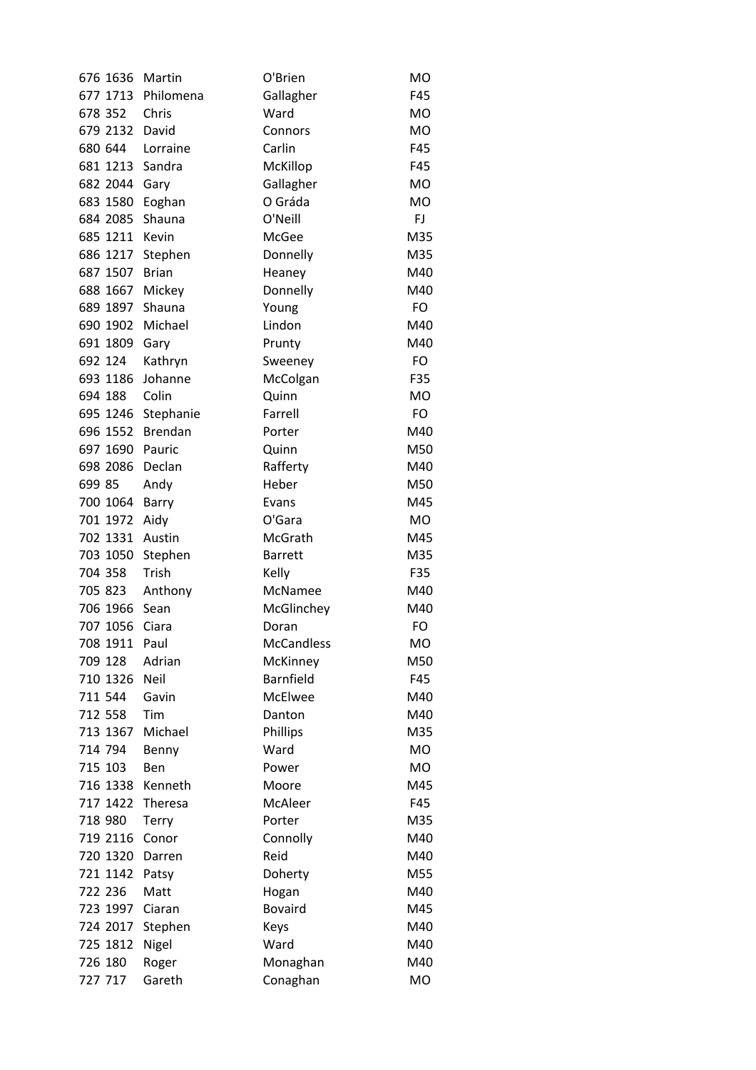| | | | | |
|---|---|---|---|---|
| 676 | 1636 | Martin | O'Brien | MO |
| 677 | 1713 | Philomena | Gallagher | F45 |
| 678 | 352 | Chris | Ward | MO |
| 679 | 2132 | David | Connors | MO |
| 680 | 644 | Lorraine | Carlin | F45 |
| 681 | 1213 | Sandra | McKillop | F45 |
| 682 | 2044 | Gary | Gallagher | MO |
| 683 | 1580 | Eoghan | O Gráda | MO |
| 684 | 2085 | Shauna | O'Neill | FJ |
| 685 | 1211 | Kevin | McGee | M35 |
| 686 | 1217 | Stephen | Donnelly | M35 |
| 687 | 1507 | Brian | Heaney | M40 |
| 688 | 1667 | Mickey | Donnelly | M40 |
| 689 | 1897 | Shauna | Young | FO |
| 690 | 1902 | Michael | Lindon | M40 |
| 691 | 1809 | Gary | Prunty | M40 |
| 692 | 124 | Kathryn | Sweeney | FO |
| 693 | 1186 | Johanne | McColgan | F35 |
| 694 | 188 | Colin | Quinn | MO |
| 695 | 1246 | Stephanie | Farrell | FO |
| 696 | 1552 | Brendan | Porter | M40 |
| 697 | 1690 | Pauric | Quinn | M50 |
| 698 | 2086 | Declan | Rafferty | M40 |
| 699 | 85 | Andy | Heber | M50 |
| 700 | 1064 | Barry | Evans | M45 |
| 701 | 1972 | Aidy | O'Gara | MO |
| 702 | 1331 | Austin | McGrath | M45 |
| 703 | 1050 | Stephen | Barrett | M35 |
| 704 | 358 | Trish | Kelly | F35 |
| 705 | 823 | Anthony | McNamee | M40 |
| 706 | 1966 | Sean | McGlinchey | M40 |
| 707 | 1056 | Ciara | Doran | FO |
| 708 | 1911 | Paul | McCandless | MO |
| 709 | 128 | Adrian | McKinney | M50 |
| 710 | 1326 | Neil | Barnfield | F45 |
| 711 | 544 | Gavin | McElwee | M40 |
| 712 | 558 | Tim | Danton | M40 |
| 713 | 1367 | Michael | Phillips | M35 |
| 714 | 794 | Benny | Ward | MO |
| 715 | 103 | Ben | Power | MO |
| 716 | 1338 | Kenneth | Moore | M45 |
| 717 | 1422 | Theresa | McAleer | F45 |
| 718 | 980 | Terry | Porter | M35 |
| 719 | 2116 | Conor | Connolly | M40 |
| 720 | 1320 | Darren | Reid | M40 |
| 721 | 1142 | Patsy | Doherty | M55 |
| 722 | 236 | Matt | Hogan | M40 |
| 723 | 1997 | Ciaran | Bovaird | M45 |
| 724 | 2017 | Stephen | Keys | M40 |
| 725 | 1812 | Nigel | Ward | M40 |
| 726 | 180 | Roger | Monaghan | M40 |
| 727 | 717 | Gareth | Conaghan | MO |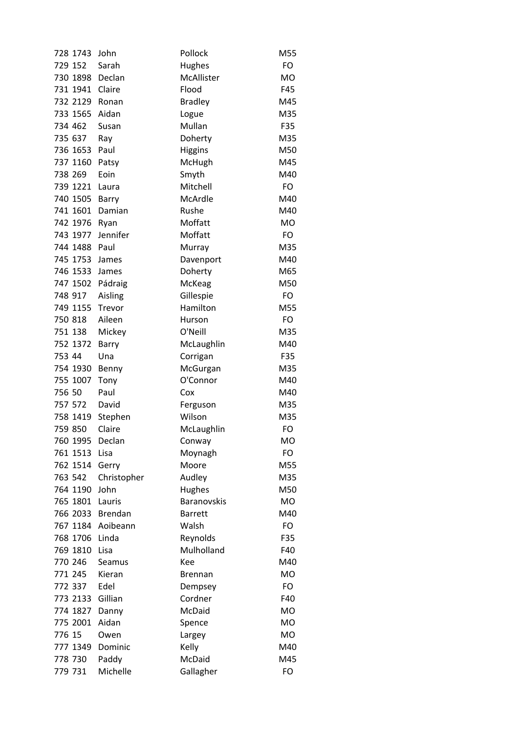| | | | | |
|---|---|---|---|---|
| 728 | 1743 | John | Pollock | M55 |
| 729 | 152 | Sarah | Hughes | FO |
| 730 | 1898 | Declan | McAllister | MO |
| 731 | 1941 | Claire | Flood | F45 |
| 732 | 2129 | Ronan | Bradley | M45 |
| 733 | 1565 | Aidan | Logue | M35 |
| 734 | 462 | Susan | Mullan | F35 |
| 735 | 637 | Ray | Doherty | M35 |
| 736 | 1653 | Paul | Higgins | M50 |
| 737 | 1160 | Patsy | McHugh | M45 |
| 738 | 269 | Eoin | Smyth | M40 |
| 739 | 1221 | Laura | Mitchell | FO |
| 740 | 1505 | Barry | McArdle | M40 |
| 741 | 1601 | Damian | Rushe | M40 |
| 742 | 1976 | Ryan | Moffatt | MO |
| 743 | 1977 | Jennifer | Moffatt | FO |
| 744 | 1488 | Paul | Murray | M35 |
| 745 | 1753 | James | Davenport | M40 |
| 746 | 1533 | James | Doherty | M65 |
| 747 | 1502 | Pádraig | McKeag | M50 |
| 748 | 917 | Aisling | Gillespie | FO |
| 749 | 1155 | Trevor | Hamilton | M55 |
| 750 | 818 | Aileen | Hurson | FO |
| 751 | 138 | Mickey | O'Neill | M35 |
| 752 | 1372 | Barry | McLaughlin | M40 |
| 753 | 44 | Una | Corrigan | F35 |
| 754 | 1930 | Benny | McGurgan | M35 |
| 755 | 1007 | Tony | O'Connor | M40 |
| 756 | 50 | Paul | Cox | M40 |
| 757 | 572 | David | Ferguson | M35 |
| 758 | 1419 | Stephen | Wilson | M35 |
| 759 | 850 | Claire | McLaughlin | FO |
| 760 | 1995 | Declan | Conway | MO |
| 761 | 1513 | Lisa | Moynagh | FO |
| 762 | 1514 | Gerry | Moore | M55 |
| 763 | 542 | Christopher | Audley | M35 |
| 764 | 1190 | John | Hughes | M50 |
| 765 | 1801 | Lauris | Baranovskis | MO |
| 766 | 2033 | Brendan | Barrett | M40 |
| 767 | 1184 | Aoibeann | Walsh | FO |
| 768 | 1706 | Linda | Reynolds | F35 |
| 769 | 1810 | Lisa | Mulholland | F40 |
| 770 | 246 | Seamus | Kee | M40 |
| 771 | 245 | Kieran | Brennan | MO |
| 772 | 337 | Edel | Dempsey | FO |
| 773 | 2133 | Gillian | Cordner | F40 |
| 774 | 1827 | Danny | McDaid | MO |
| 775 | 2001 | Aidan | Spence | MO |
| 776 | 15 | Owen | Largey | MO |
| 777 | 1349 | Dominic | Kelly | M40 |
| 778 | 730 | Paddy | McDaid | M45 |
| 779 | 731 | Michelle | Gallagher | FO |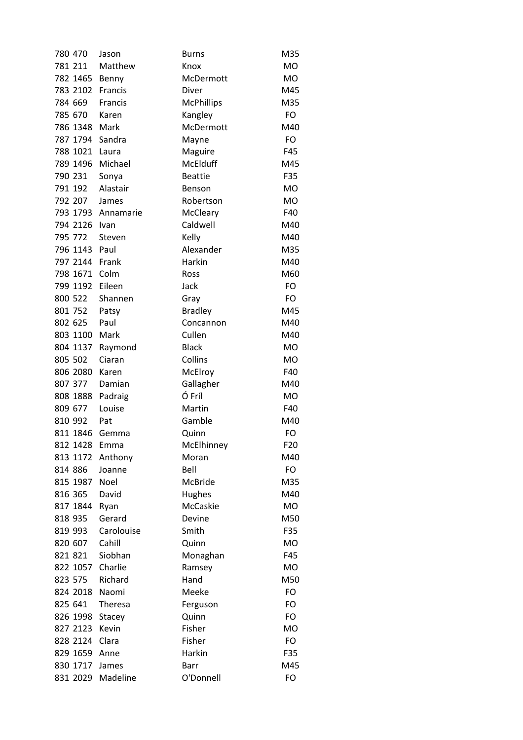| | | | | |
|---|---|---|---|---|
| 780 | 470 | Jason | Burns | M35 |
| 781 | 211 | Matthew | Knox | MO |
| 782 | 1465 | Benny | McDermott | MO |
| 783 | 2102 | Francis | Diver | M45 |
| 784 | 669 | Francis | McPhillips | M35 |
| 785 | 670 | Karen | Kangley | FO |
| 786 | 1348 | Mark | McDermott | M40 |
| 787 | 1794 | Sandra | Mayne | FO |
| 788 | 1021 | Laura | Maguire | F45 |
| 789 | 1496 | Michael | McElduff | M45 |
| 790 | 231 | Sonya | Beattie | F35 |
| 791 | 192 | Alastair | Benson | MO |
| 792 | 207 | James | Robertson | MO |
| 793 | 1793 | Annamarie | McCleary | F40 |
| 794 | 2126 | Ivan | Caldwell | M40 |
| 795 | 772 | Steven | Kelly | M40 |
| 796 | 1143 | Paul | Alexander | M35 |
| 797 | 2144 | Frank | Harkin | M40 |
| 798 | 1671 | Colm | Ross | M60 |
| 799 | 1192 | Eileen | Jack | FO |
| 800 | 522 | Shannen | Gray | FO |
| 801 | 752 | Patsy | Bradley | M45 |
| 802 | 625 | Paul | Concannon | M40 |
| 803 | 1100 | Mark | Cullen | M40 |
| 804 | 1137 | Raymond | Black | MO |
| 805 | 502 | Ciaran | Collins | MO |
| 806 | 2080 | Karen | McElroy | F40 |
| 807 | 377 | Damian | Gallagher | M40 |
| 808 | 1888 | Padraig | Ó Fríl | MO |
| 809 | 677 | Louise | Martin | F40 |
| 810 | 992 | Pat | Gamble | M40 |
| 811 | 1846 | Gemma | Quinn | FO |
| 812 | 1428 | Emma | McElhinney | F20 |
| 813 | 1172 | Anthony | Moran | M40 |
| 814 | 886 | Joanne | Bell | FO |
| 815 | 1987 | Noel | McBride | M35 |
| 816 | 365 | David | Hughes | M40 |
| 817 | 1844 | Ryan | McCaskie | MO |
| 818 | 935 | Gerard | Devine | M50 |
| 819 | 993 | Carolouise | Smith | F35 |
| 820 | 607 | Cahill | Quinn | MO |
| 821 | 821 | Siobhan | Monaghan | F45 |
| 822 | 1057 | Charlie | Ramsey | MO |
| 823 | 575 | Richard | Hand | M50 |
| 824 | 2018 | Naomi | Meeke | FO |
| 825 | 641 | Theresa | Ferguson | FO |
| 826 | 1998 | Stacey | Quinn | FO |
| 827 | 2123 | Kevin | Fisher | MO |
| 828 | 2124 | Clara | Fisher | FO |
| 829 | 1659 | Anne | Harkin | F35 |
| 830 | 1717 | James | Barr | M45 |
| 831 | 2029 | Madeline | O'Donnell | FO |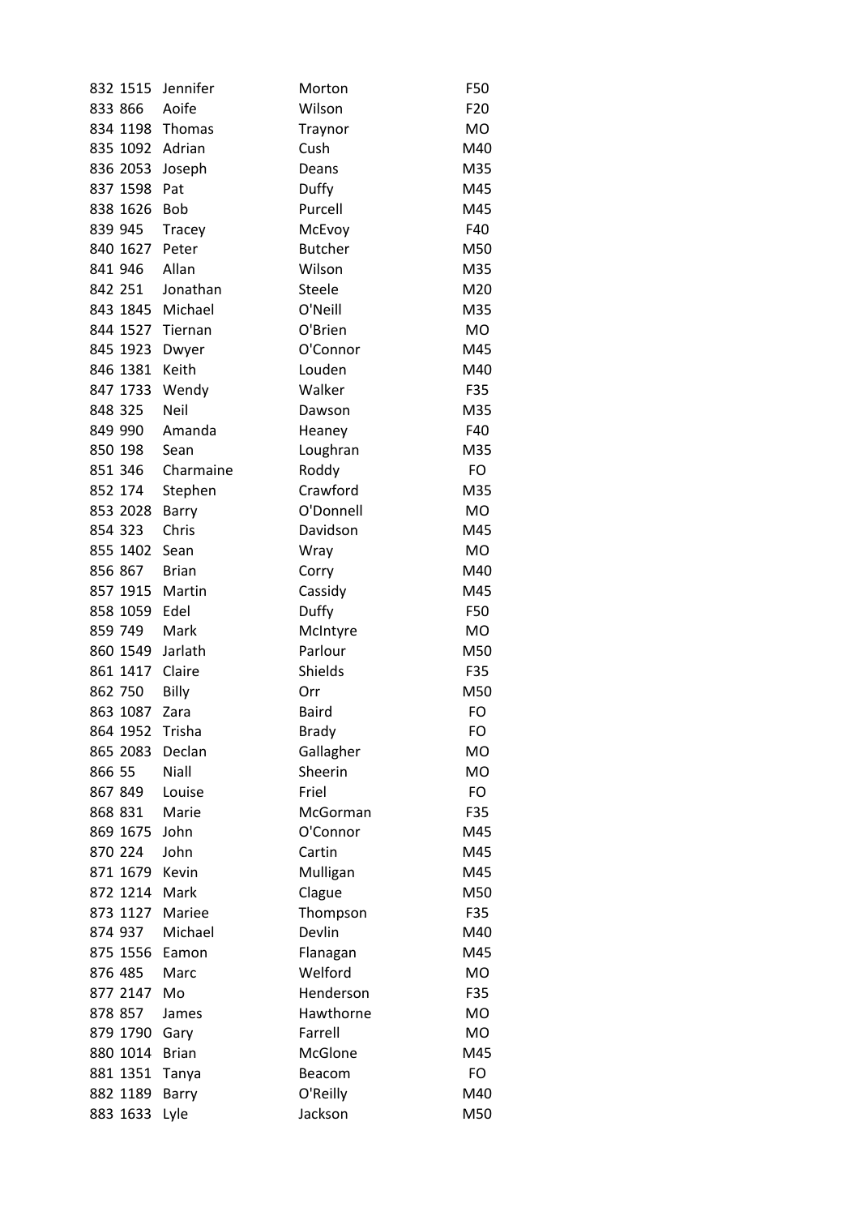| | | | | |
|---|---|---|---|---|
| 832 | 1515 | Jennifer | Morton | F50 |
| 833 | 866 | Aoife | Wilson | F20 |
| 834 | 1198 | Thomas | Traynor | MO |
| 835 | 1092 | Adrian | Cush | M40 |
| 836 | 2053 | Joseph | Deans | M35 |
| 837 | 1598 | Pat | Duffy | M45 |
| 838 | 1626 | Bob | Purcell | M45 |
| 839 | 945 | Tracey | McEvoy | F40 |
| 840 | 1627 | Peter | Butcher | M50 |
| 841 | 946 | Allan | Wilson | M35 |
| 842 | 251 | Jonathan | Steele | M20 |
| 843 | 1845 | Michael | O'Neill | M35 |
| 844 | 1527 | Tiernan | O'Brien | MO |
| 845 | 1923 | Dwyer | O'Connor | M45 |
| 846 | 1381 | Keith | Louden | M40 |
| 847 | 1733 | Wendy | Walker | F35 |
| 848 | 325 | Neil | Dawson | M35 |
| 849 | 990 | Amanda | Heaney | F40 |
| 850 | 198 | Sean | Loughran | M35 |
| 851 | 346 | Charmaine | Roddy | FO |
| 852 | 174 | Stephen | Crawford | M35 |
| 853 | 2028 | Barry | O'Donnell | MO |
| 854 | 323 | Chris | Davidson | M45 |
| 855 | 1402 | Sean | Wray | MO |
| 856 | 867 | Brian | Corry | M40 |
| 857 | 1915 | Martin | Cassidy | M45 |
| 858 | 1059 | Edel | Duffy | F50 |
| 859 | 749 | Mark | McIntyre | MO |
| 860 | 1549 | Jarlath | Parlour | M50 |
| 861 | 1417 | Claire | Shields | F35 |
| 862 | 750 | Billy | Orr | M50 |
| 863 | 1087 | Zara | Baird | FO |
| 864 | 1952 | Trisha | Brady | FO |
| 865 | 2083 | Declan | Gallagher | MO |
| 866 | 55 | Niall | Sheerin | MO |
| 867 | 849 | Louise | Friel | FO |
| 868 | 831 | Marie | McGorman | F35 |
| 869 | 1675 | John | O'Connor | M45 |
| 870 | 224 | John | Cartin | M45 |
| 871 | 1679 | Kevin | Mulligan | M45 |
| 872 | 1214 | Mark | Clague | M50 |
| 873 | 1127 | Mariee | Thompson | F35 |
| 874 | 937 | Michael | Devlin | M40 |
| 875 | 1556 | Eamon | Flanagan | M45 |
| 876 | 485 | Marc | Welford | MO |
| 877 | 2147 | Mo | Henderson | F35 |
| 878 | 857 | James | Hawthorne | MO |
| 879 | 1790 | Gary | Farrell | MO |
| 880 | 1014 | Brian | McGlone | M45 |
| 881 | 1351 | Tanya | Beacom | FO |
| 882 | 1189 | Barry | O'Reilly | M40 |
| 883 | 1633 | Lyle | Jackson | M50 |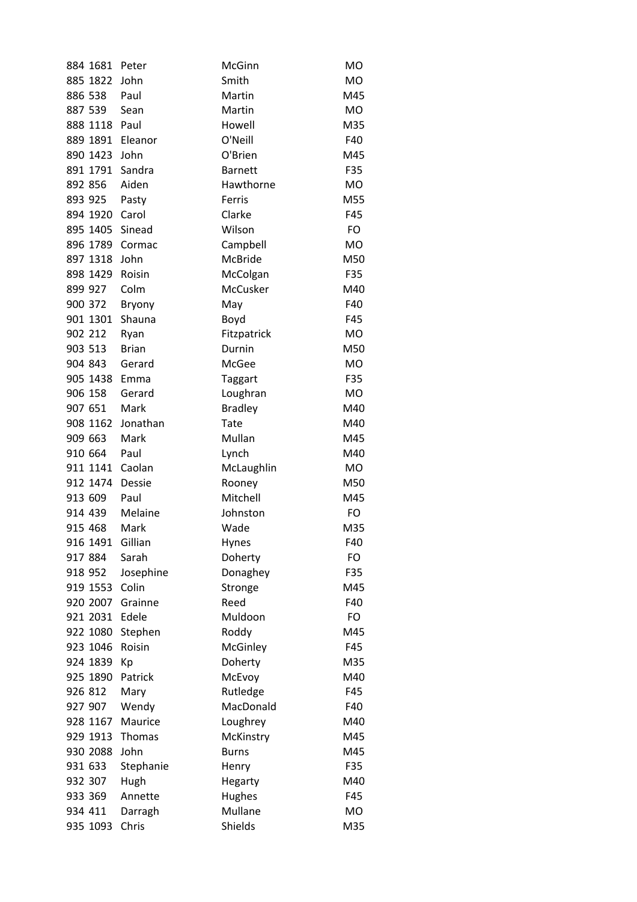| | | | | |
|---|---|---|---|---|
| 884 | 1681 | Peter | McGinn | MO |
| 885 | 1822 | John | Smith | MO |
| 886 | 538 | Paul | Martin | M45 |
| 887 | 539 | Sean | Martin | MO |
| 888 | 1118 | Paul | Howell | M35 |
| 889 | 1891 | Eleanor | O'Neill | F40 |
| 890 | 1423 | John | O'Brien | M45 |
| 891 | 1791 | Sandra | Barnett | F35 |
| 892 | 856 | Aiden | Hawthorne | MO |
| 893 | 925 | Pasty | Ferris | M55 |
| 894 | 1920 | Carol | Clarke | F45 |
| 895 | 1405 | Sinead | Wilson | FO |
| 896 | 1789 | Cormac | Campbell | MO |
| 897 | 1318 | John | McBride | M50 |
| 898 | 1429 | Roisin | McColgan | F35 |
| 899 | 927 | Colm | McCusker | M40 |
| 900 | 372 | Bryony | May | F40 |
| 901 | 1301 | Shauna | Boyd | F45 |
| 902 | 212 | Ryan | Fitzpatrick | MO |
| 903 | 513 | Brian | Durnin | M50 |
| 904 | 843 | Gerard | McGee | MO |
| 905 | 1438 | Emma | Taggart | F35 |
| 906 | 158 | Gerard | Loughran | MO |
| 907 | 651 | Mark | Bradley | M40 |
| 908 | 1162 | Jonathan | Tate | M40 |
| 909 | 663 | Mark | Mullan | M45 |
| 910 | 664 | Paul | Lynch | M40 |
| 911 | 1141 | Caolan | McLaughlin | MO |
| 912 | 1474 | Dessie | Rooney | M50 |
| 913 | 609 | Paul | Mitchell | M45 |
| 914 | 439 | Melaine | Johnston | FO |
| 915 | 468 | Mark | Wade | M35 |
| 916 | 1491 | Gillian | Hynes | F40 |
| 917 | 884 | Sarah | Doherty | FO |
| 918 | 952 | Josephine | Donaghey | F35 |
| 919 | 1553 | Colin | Stronge | M45 |
| 920 | 2007 | Grainne | Reed | F40 |
| 921 | 2031 | Edele | Muldoon | FO |
| 922 | 1080 | Stephen | Roddy | M45 |
| 923 | 1046 | Roisin | McGinley | F45 |
| 924 | 1839 | Kp | Doherty | M35 |
| 925 | 1890 | Patrick | McEvoy | M40 |
| 926 | 812 | Mary | Rutledge | F45 |
| 927 | 907 | Wendy | MacDonald | F40 |
| 928 | 1167 | Maurice | Loughrey | M40 |
| 929 | 1913 | Thomas | McKinstry | M45 |
| 930 | 2088 | John | Burns | M45 |
| 931 | 633 | Stephanie | Henry | F35 |
| 932 | 307 | Hugh | Hegarty | M40 |
| 933 | 369 | Annette | Hughes | F45 |
| 934 | 411 | Darragh | Mullane | MO |
| 935 | 1093 | Chris | Shields | M35 |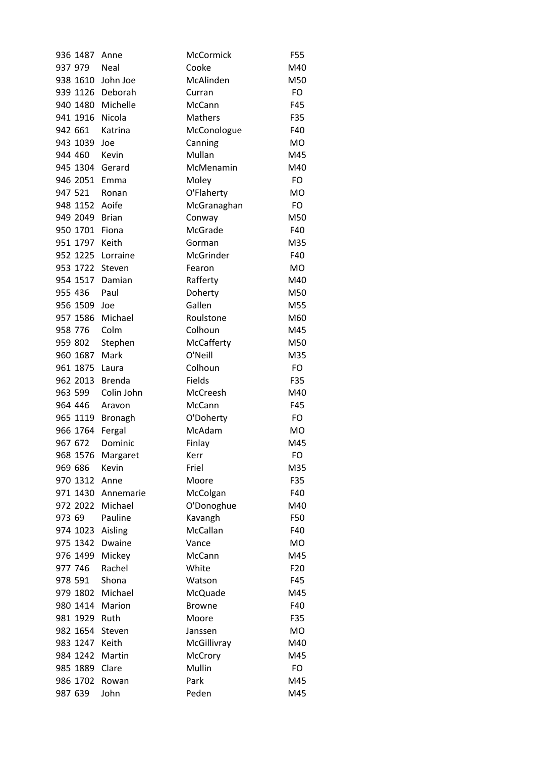| | | | | |
|---|---|---|---|---|
| 936 | 1487 | Anne | McCormick | F55 |
| 937 | 979 | Neal | Cooke | M40 |
| 938 | 1610 | John Joe | McAlinden | M50 |
| 939 | 1126 | Deborah | Curran | FO |
| 940 | 1480 | Michelle | McCann | F45 |
| 941 | 1916 | Nicola | Mathers | F35 |
| 942 | 661 | Katrina | McConologue | F40 |
| 943 | 1039 | Joe | Canning | MO |
| 944 | 460 | Kevin | Mullan | M45 |
| 945 | 1304 | Gerard | McMenamin | M40 |
| 946 | 2051 | Emma | Moley | FO |
| 947 | 521 | Ronan | O'Flaherty | MO |
| 948 | 1152 | Aoife | McGranaghan | FO |
| 949 | 2049 | Brian | Conway | M50 |
| 950 | 1701 | Fiona | McGrade | F40 |
| 951 | 1797 | Keith | Gorman | M35 |
| 952 | 1225 | Lorraine | McGrinder | F40 |
| 953 | 1722 | Steven | Fearon | MO |
| 954 | 1517 | Damian | Rafferty | M40 |
| 955 | 436 | Paul | Doherty | M50 |
| 956 | 1509 | Joe | Gallen | M55 |
| 957 | 1586 | Michael | Roulstone | M60 |
| 958 | 776 | Colm | Colhoun | M45 |
| 959 | 802 | Stephen | McCafferty | M50 |
| 960 | 1687 | Mark | O'Neill | M35 |
| 961 | 1875 | Laura | Colhoun | FO |
| 962 | 2013 | Brenda | Fields | F35 |
| 963 | 599 | Colin John | McCreesh | M40 |
| 964 | 446 | Aravon | McCann | F45 |
| 965 | 1119 | Bronagh | O'Doherty | FO |
| 966 | 1764 | Fergal | McAdam | MO |
| 967 | 672 | Dominic | Finlay | M45 |
| 968 | 1576 | Margaret | Kerr | FO |
| 969 | 686 | Kevin | Friel | M35 |
| 970 | 1312 | Anne | Moore | F35 |
| 971 | 1430 | Annemarie | McColgan | F40 |
| 972 | 2022 | Michael | O'Donoghue | M40 |
| 973 | 69 | Pauline | Kavangh | F50 |
| 974 | 1023 | Aisling | McCallan | F40 |
| 975 | 1342 | Dwaine | Vance | MO |
| 976 | 1499 | Mickey | McCann | M45 |
| 977 | 746 | Rachel | White | F20 |
| 978 | 591 | Shona | Watson | F45 |
| 979 | 1802 | Michael | McQuade | M45 |
| 980 | 1414 | Marion | Browne | F40 |
| 981 | 1929 | Ruth | Moore | F35 |
| 982 | 1654 | Steven | Janssen | MO |
| 983 | 1247 | Keith | McGillivray | M40 |
| 984 | 1242 | Martin | McCrory | M45 |
| 985 | 1889 | Clare | Mullin | FO |
| 986 | 1702 | Rowan | Park | M45 |
| 987 | 639 | John | Peden | M45 |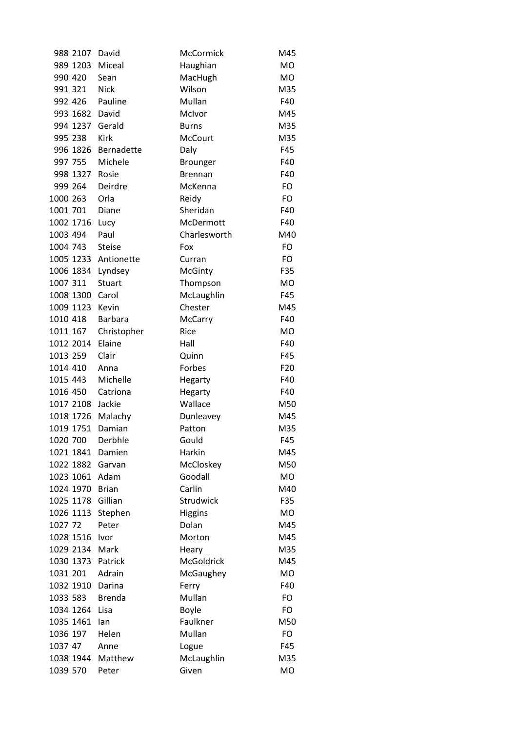| | | | | |
|---|---|---|---|---|
| 988 | 2107 | David | McCormick | M45 |
| 989 | 1203 | Miceal | Haughian | MO |
| 990 | 420 | Sean | MacHugh | MO |
| 991 | 321 | Nick | Wilson | M35 |
| 992 | 426 | Pauline | Mullan | F40 |
| 993 | 1682 | David | McIvor | M45 |
| 994 | 1237 | Gerald | Burns | M35 |
| 995 | 238 | Kirk | McCourt | M35 |
| 996 | 1826 | Bernadette | Daly | F45 |
| 997 | 755 | Michele | Brounger | F40 |
| 998 | 1327 | Rosie | Brennan | F40 |
| 999 | 264 | Deirdre | McKenna | FO |
| 1000 | 263 | Orla | Reidy | FO |
| 1001 | 701 | Diane | Sheridan | F40 |
| 1002 | 1716 | Lucy | McDermott | F40 |
| 1003 | 494 | Paul | Charlesworth | M40 |
| 1004 | 743 | Steise | Fox | FO |
| 1005 | 1233 | Antionette | Curran | FO |
| 1006 | 1834 | Lyndsey | McGinty | F35 |
| 1007 | 311 | Stuart | Thompson | MO |
| 1008 | 1300 | Carol | McLaughlin | F45 |
| 1009 | 1123 | Kevin | Chester | M45 |
| 1010 | 418 | Barbara | McCarry | F40 |
| 1011 | 167 | Christopher | Rice | MO |
| 1012 | 2014 | Elaine | Hall | F40 |
| 1013 | 259 | Clair | Quinn | F45 |
| 1014 | 410 | Anna | Forbes | F20 |
| 1015 | 443 | Michelle | Hegarty | F40 |
| 1016 | 450 | Catriona | Hegarty | F40 |
| 1017 | 2108 | Jackie | Wallace | M50 |
| 1018 | 1726 | Malachy | Dunleavey | M45 |
| 1019 | 1751 | Damian | Patton | M35 |
| 1020 | 700 | Derbhle | Gould | F45 |
| 1021 | 1841 | Damien | Harkin | M45 |
| 1022 | 1882 | Garvan | McCloskey | M50 |
| 1023 | 1061 | Adam | Goodall | MO |
| 1024 | 1970 | Brian | Carlin | M40 |
| 1025 | 1178 | Gillian | Strudwick | F35 |
| 1026 | 1113 | Stephen | Higgins | MO |
| 1027 | 72 | Peter | Dolan | M45 |
| 1028 | 1516 | Ivor | Morton | M45 |
| 1029 | 2134 | Mark | Heary | M35 |
| 1030 | 1373 | Patrick | McGoldrick | M45 |
| 1031 | 201 | Adrain | McGaughey | MO |
| 1032 | 1910 | Darina | Ferry | F40 |
| 1033 | 583 | Brenda | Mullan | FO |
| 1034 | 1264 | Lisa | Boyle | FO |
| 1035 | 1461 | Ian | Faulkner | M50 |
| 1036 | 197 | Helen | Mullan | FO |
| 1037 | 47 | Anne | Logue | F45 |
| 1038 | 1944 | Matthew | McLaughlin | M35 |
| 1039 | 570 | Peter | Given | MO |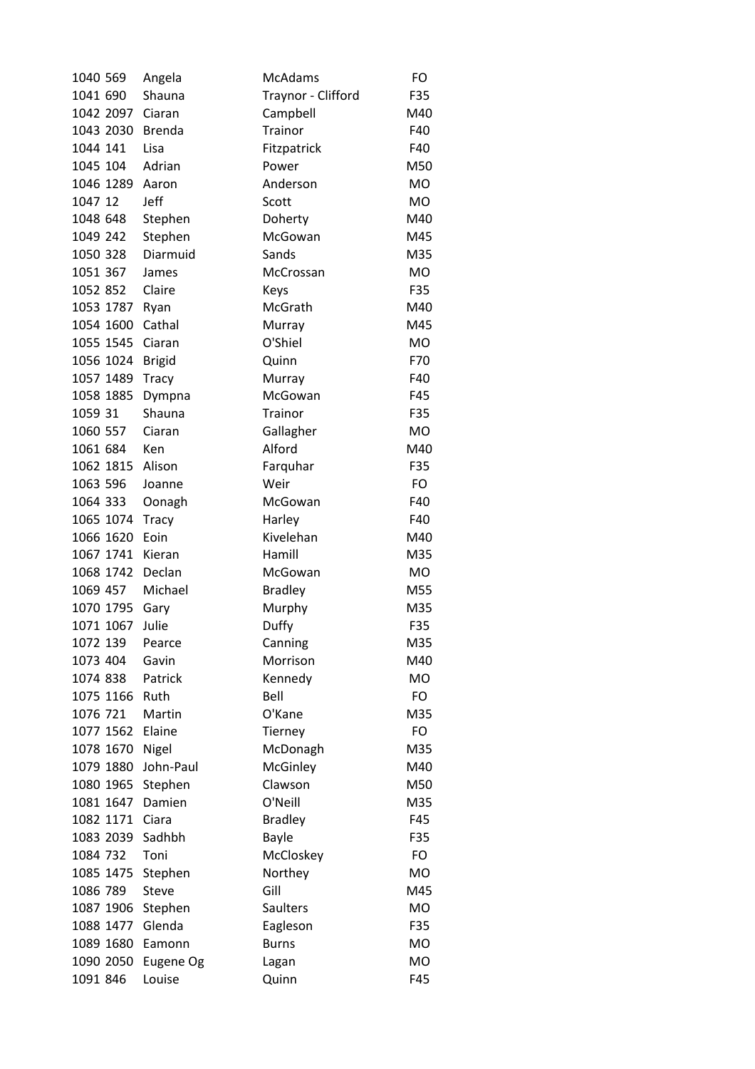| | | | | |
|---|---|---|---|---|
| 1040 | 569 | Angela | McAdams | FO |
| 1041 | 690 | Shauna | Traynor - Clifford | F35 |
| 1042 | 2097 | Ciaran | Campbell | M40 |
| 1043 | 2030 | Brenda | Trainor | F40 |
| 1044 | 141 | Lisa | Fitzpatrick | F40 |
| 1045 | 104 | Adrian | Power | M50 |
| 1046 | 1289 | Aaron | Anderson | MO |
| 1047 | 12 | Jeff | Scott | MO |
| 1048 | 648 | Stephen | Doherty | M40 |
| 1049 | 242 | Stephen | McGowan | M45 |
| 1050 | 328 | Diarmuid | Sands | M35 |
| 1051 | 367 | James | McCrossan | MO |
| 1052 | 852 | Claire | Keys | F35 |
| 1053 | 1787 | Ryan | McGrath | M40 |
| 1054 | 1600 | Cathal | Murray | M45 |
| 1055 | 1545 | Ciaran | O'Shiel | MO |
| 1056 | 1024 | Brigid | Quinn | F70 |
| 1057 | 1489 | Tracy | Murray | F40 |
| 1058 | 1885 | Dympna | McGowan | F45 |
| 1059 | 31 | Shauna | Trainor | F35 |
| 1060 | 557 | Ciaran | Gallagher | MO |
| 1061 | 684 | Ken | Alford | M40 |
| 1062 | 1815 | Alison | Farquhar | F35 |
| 1063 | 596 | Joanne | Weir | FO |
| 1064 | 333 | Oonagh | McGowan | F40 |
| 1065 | 1074 | Tracy | Harley | F40 |
| 1066 | 1620 | Eoin | Kivelehan | M40 |
| 1067 | 1741 | Kieran | Hamill | M35 |
| 1068 | 1742 | Declan | McGowan | MO |
| 1069 | 457 | Michael | Bradley | M55 |
| 1070 | 1795 | Gary | Murphy | M35 |
| 1071 | 1067 | Julie | Duffy | F35 |
| 1072 | 139 | Pearce | Canning | M35 |
| 1073 | 404 | Gavin | Morrison | M40 |
| 1074 | 838 | Patrick | Kennedy | MO |
| 1075 | 1166 | Ruth | Bell | FO |
| 1076 | 721 | Martin | O'Kane | M35 |
| 1077 | 1562 | Elaine | Tierney | FO |
| 1078 | 1670 | Nigel | McDonagh | M35 |
| 1079 | 1880 | John-Paul | McGinley | M40 |
| 1080 | 1965 | Stephen | Clawson | M50 |
| 1081 | 1647 | Damien | O'Neill | M35 |
| 1082 | 1171 | Ciara | Bradley | F45 |
| 1083 | 2039 | Sadhbh | Bayle | F35 |
| 1084 | 732 | Toni | McCloskey | FO |
| 1085 | 1475 | Stephen | Northey | MO |
| 1086 | 789 | Steve | Gill | M45 |
| 1087 | 1906 | Stephen | Saulters | MO |
| 1088 | 1477 | Glenda | Eagleson | F35 |
| 1089 | 1680 | Eamonn | Burns | MO |
| 1090 | 2050 | Eugene Og | Lagan | MO |
| 1091 | 846 | Louise | Quinn | F45 |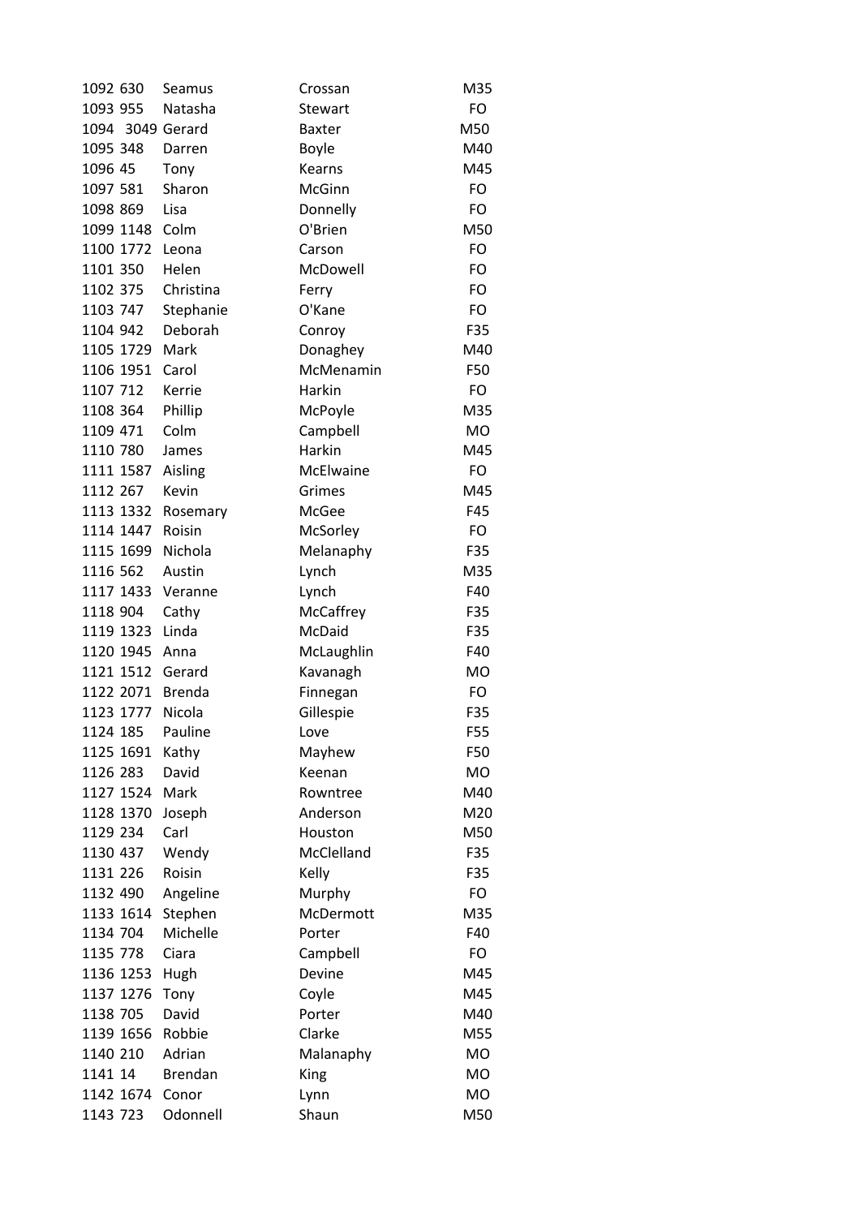| | | | | |
|---|---|---|---|---|
| 1092 | 630 | Seamus | Crossan | M35 |
| 1093 | 955 | Natasha | Stewart | FO |
| 1094 | 3049 | Gerard | Baxter | M50 |
| 1095 | 348 | Darren | Boyle | M40 |
| 1096 | 45 | Tony | Kearns | M45 |
| 1097 | 581 | Sharon | McGinn | FO |
| 1098 | 869 | Lisa | Donnelly | FO |
| 1099 | 1148 | Colm | O'Brien | M50 |
| 1100 | 1772 | Leona | Carson | FO |
| 1101 | 350 | Helen | McDowell | FO |
| 1102 | 375 | Christina | Ferry | FO |
| 1103 | 747 | Stephanie | O'Kane | FO |
| 1104 | 942 | Deborah | Conroy | F35 |
| 1105 | 1729 | Mark | Donaghey | M40 |
| 1106 | 1951 | Carol | McMenamin | F50 |
| 1107 | 712 | Kerrie | Harkin | FO |
| 1108 | 364 | Phillip | McPoyle | M35 |
| 1109 | 471 | Colm | Campbell | MO |
| 1110 | 780 | James | Harkin | M45 |
| 1111 | 1587 | Aisling | McElwaine | FO |
| 1112 | 267 | Kevin | Grimes | M45 |
| 1113 | 1332 | Rosemary | McGee | F45 |
| 1114 | 1447 | Roisin | McSorley | FO |
| 1115 | 1699 | Nichola | Melanaphy | F35 |
| 1116 | 562 | Austin | Lynch | M35 |
| 1117 | 1433 | Veranne | Lynch | F40 |
| 1118 | 904 | Cathy | McCaffrey | F35 |
| 1119 | 1323 | Linda | McDaid | F35 |
| 1120 | 1945 | Anna | McLaughlin | F40 |
| 1121 | 1512 | Gerard | Kavanagh | MO |
| 1122 | 2071 | Brenda | Finnegan | FO |
| 1123 | 1777 | Nicola | Gillespie | F35 |
| 1124 | 185 | Pauline | Love | F55 |
| 1125 | 1691 | Kathy | Mayhew | F50 |
| 1126 | 283 | David | Keenan | MO |
| 1127 | 1524 | Mark | Rowntree | M40 |
| 1128 | 1370 | Joseph | Anderson | M20 |
| 1129 | 234 | Carl | Houston | M50 |
| 1130 | 437 | Wendy | McClelland | F35 |
| 1131 | 226 | Roisin | Kelly | F35 |
| 1132 | 490 | Angeline | Murphy | FO |
| 1133 | 1614 | Stephen | McDermott | M35 |
| 1134 | 704 | Michelle | Porter | F40 |
| 1135 | 778 | Ciara | Campbell | FO |
| 1136 | 1253 | Hugh | Devine | M45 |
| 1137 | 1276 | Tony | Coyle | M45 |
| 1138 | 705 | David | Porter | M40 |
| 1139 | 1656 | Robbie | Clarke | M55 |
| 1140 | 210 | Adrian | Malanaphy | MO |
| 1141 | 14 | Brendan | King | MO |
| 1142 | 1674 | Conor | Lynn | MO |
| 1143 | 723 | Odonnell | Shaun | M50 |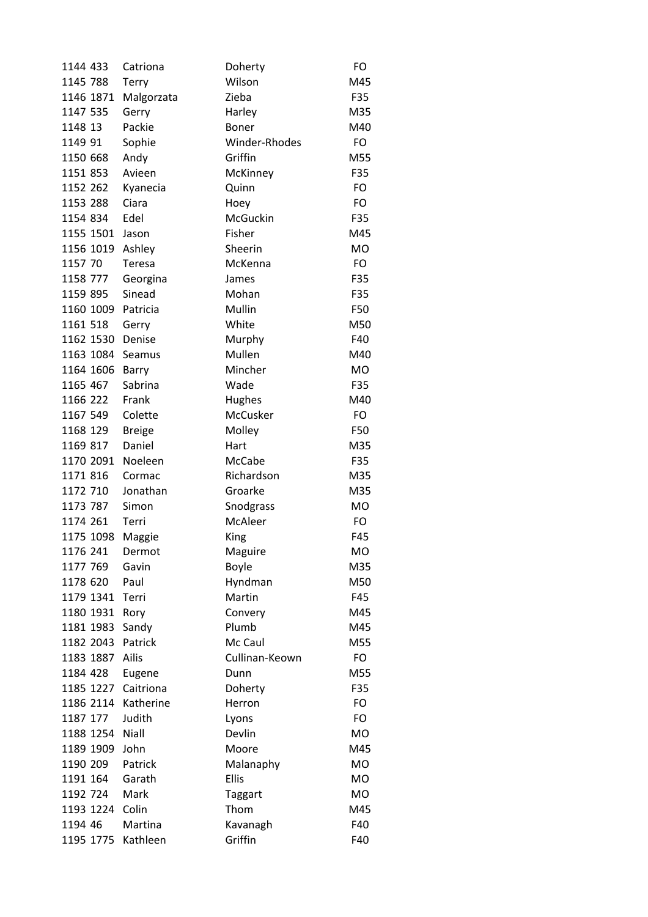| | | | | |
|---|---|---|---|---|
| 1144 | 433 | Catriona | Doherty | FO |
| 1145 | 788 | Terry | Wilson | M45 |
| 1146 | 1871 | Malgorzata | Zieba | F35 |
| 1147 | 535 | Gerry | Harley | M35 |
| 1148 | 13 | Packie | Boner | M40 |
| 1149 | 91 | Sophie | Winder-Rhodes | FO |
| 1150 | 668 | Andy | Griffin | M55 |
| 1151 | 853 | Avieen | McKinney | F35 |
| 1152 | 262 | Kyanecia | Quinn | FO |
| 1153 | 288 | Ciara | Hoey | FO |
| 1154 | 834 | Edel | McGuckin | F35 |
| 1155 | 1501 | Jason | Fisher | M45 |
| 1156 | 1019 | Ashley | Sheerin | MO |
| 1157 | 70 | Teresa | McKenna | FO |
| 1158 | 777 | Georgina | James | F35 |
| 1159 | 895 | Sinead | Mohan | F35 |
| 1160 | 1009 | Patricia | Mullin | F50 |
| 1161 | 518 | Gerry | White | M50 |
| 1162 | 1530 | Denise | Murphy | F40 |
| 1163 | 1084 | Seamus | Mullen | M40 |
| 1164 | 1606 | Barry | Mincher | MO |
| 1165 | 467 | Sabrina | Wade | F35 |
| 1166 | 222 | Frank | Hughes | M40 |
| 1167 | 549 | Colette | McCusker | FO |
| 1168 | 129 | Breige | Molley | F50 |
| 1169 | 817 | Daniel | Hart | M35 |
| 1170 | 2091 | Noeleen | McCabe | F35 |
| 1171 | 816 | Cormac | Richardson | M35 |
| 1172 | 710 | Jonathan | Groarke | M35 |
| 1173 | 787 | Simon | Snodgrass | MO |
| 1174 | 261 | Terri | McAleer | FO |
| 1175 | 1098 | Maggie | King | F45 |
| 1176 | 241 | Dermot | Maguire | MO |
| 1177 | 769 | Gavin | Boyle | M35 |
| 1178 | 620 | Paul | Hyndman | M50 |
| 1179 | 1341 | Terri | Martin | F45 |
| 1180 | 1931 | Rory | Convery | M45 |
| 1181 | 1983 | Sandy | Plumb | M45 |
| 1182 | 2043 | Patrick | Mc Caul | M55 |
| 1183 | 1887 | Ailis | Cullinan-Keown | FO |
| 1184 | 428 | Eugene | Dunn | M55 |
| 1185 | 1227 | Caitriona | Doherty | F35 |
| 1186 | 2114 | Katherine | Herron | FO |
| 1187 | 177 | Judith | Lyons | FO |
| 1188 | 1254 | Niall | Devlin | MO |
| 1189 | 1909 | John | Moore | M45 |
| 1190 | 209 | Patrick | Malanaphy | MO |
| 1191 | 164 | Garath | Ellis | MO |
| 1192 | 724 | Mark | Taggart | MO |
| 1193 | 1224 | Colin | Thom | M45 |
| 1194 | 46 | Martina | Kavanagh | F40 |
| 1195 | 1775 | Kathleen | Griffin | F40 |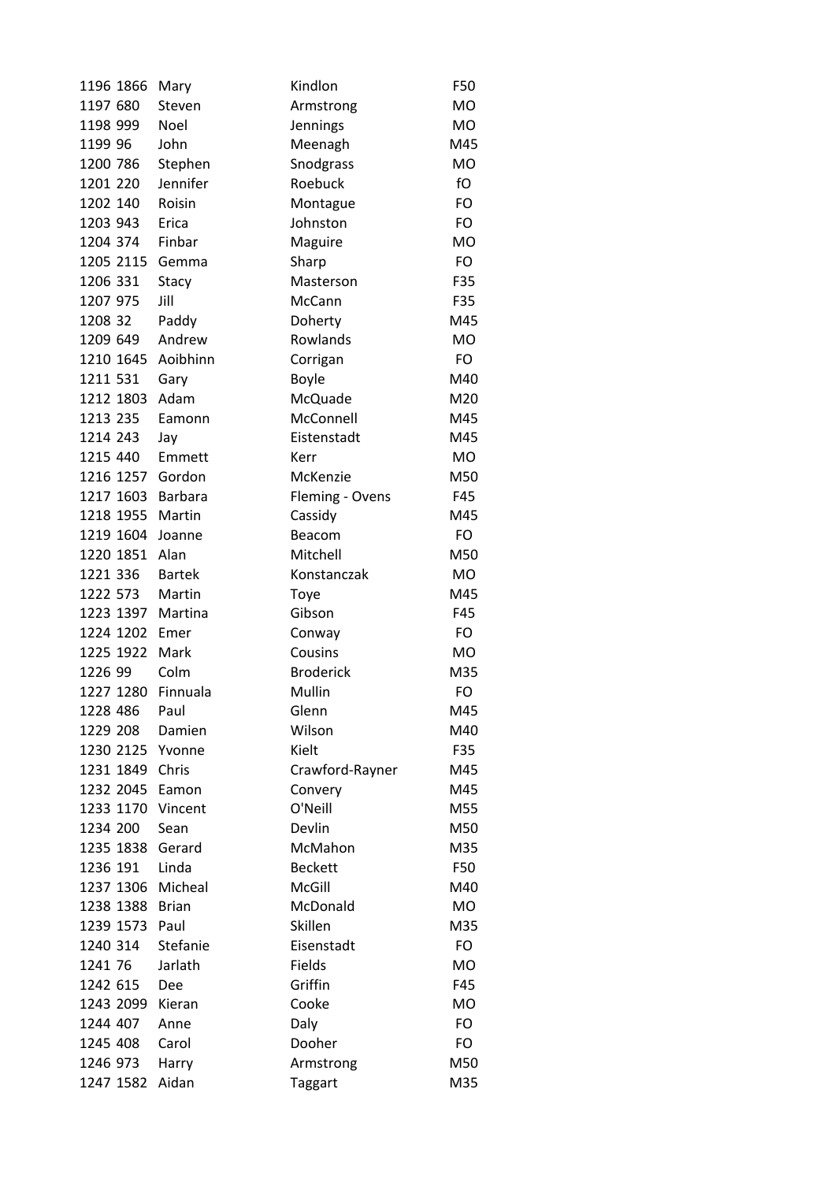| | | | | |
|---|---|---|---|---|
| 1196 | 1866 | Mary | Kindlon | F50 |
| 1197 | 680 | Steven | Armstrong | MO |
| 1198 | 999 | Noel | Jennings | MO |
| 1199 | 96 | John | Meenagh | M45 |
| 1200 | 786 | Stephen | Snodgrass | MO |
| 1201 | 220 | Jennifer | Roebuck | fO |
| 1202 | 140 | Roisin | Montague | FO |
| 1203 | 943 | Erica | Johnston | FO |
| 1204 | 374 | Finbar | Maguire | MO |
| 1205 | 2115 | Gemma | Sharp | FO |
| 1206 | 331 | Stacy | Masterson | F35 |
| 1207 | 975 | Jill | McCann | F35 |
| 1208 | 32 | Paddy | Doherty | M45 |
| 1209 | 649 | Andrew | Rowlands | MO |
| 1210 | 1645 | Aoibhinn | Corrigan | FO |
| 1211 | 531 | Gary | Boyle | M40 |
| 1212 | 1803 | Adam | McQuade | M20 |
| 1213 | 235 | Eamonn | McConnell | M45 |
| 1214 | 243 | Jay | Eistenstadt | M45 |
| 1215 | 440 | Emmett | Kerr | MO |
| 1216 | 1257 | Gordon | McKenzie | M50 |
| 1217 | 1603 | Barbara | Fleming - Ovens | F45 |
| 1218 | 1955 | Martin | Cassidy | M45 |
| 1219 | 1604 | Joanne | Beacom | FO |
| 1220 | 1851 | Alan | Mitchell | M50 |
| 1221 | 336 | Bartek | Konstanczak | MO |
| 1222 | 573 | Martin | Toye | M45 |
| 1223 | 1397 | Martina | Gibson | F45 |
| 1224 | 1202 | Emer | Conway | FO |
| 1225 | 1922 | Mark | Cousins | MO |
| 1226 | 99 | Colm | Broderick | M35 |
| 1227 | 1280 | Finnuala | Mullin | FO |
| 1228 | 486 | Paul | Glenn | M45 |
| 1229 | 208 | Damien | Wilson | M40 |
| 1230 | 2125 | Yvonne | Kielt | F35 |
| 1231 | 1849 | Chris | Crawford-Rayner | M45 |
| 1232 | 2045 | Eamon | Convery | M45 |
| 1233 | 1170 | Vincent | O'Neill | M55 |
| 1234 | 200 | Sean | Devlin | M50 |
| 1235 | 1838 | Gerard | McMahon | M35 |
| 1236 | 191 | Linda | Beckett | F50 |
| 1237 | 1306 | Micheal | McGill | M40 |
| 1238 | 1388 | Brian | McDonald | MO |
| 1239 | 1573 | Paul | Skillen | M35 |
| 1240 | 314 | Stefanie | Eisenstadt | FO |
| 1241 | 76 | Jarlath | Fields | MO |
| 1242 | 615 | Dee | Griffin | F45 |
| 1243 | 2099 | Kieran | Cooke | MO |
| 1244 | 407 | Anne | Daly | FO |
| 1245 | 408 | Carol | Dooher | FO |
| 1246 | 973 | Harry | Armstrong | M50 |
| 1247 | 1582 | Aidan | Taggart | M35 |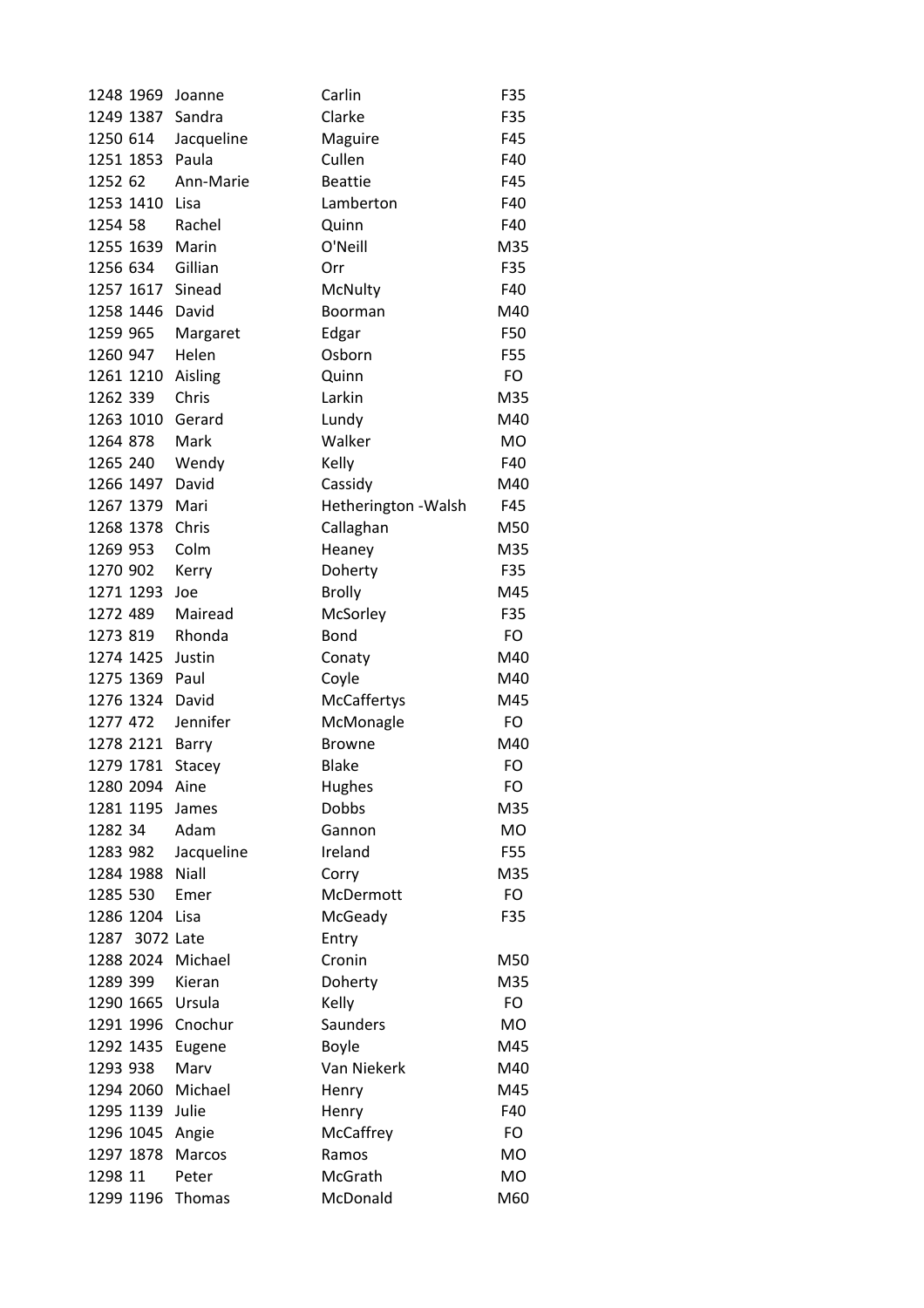| | | | | |
|---|---|---|---|---|
| 1248 | 1969 | Joanne | Carlin | F35 |
| 1249 | 1387 | Sandra | Clarke | F35 |
| 1250 | 614 | Jacqueline | Maguire | F45 |
| 1251 | 1853 | Paula | Cullen | F40 |
| 1252 | 62 | Ann-Marie | Beattie | F45 |
| 1253 | 1410 | Lisa | Lamberton | F40 |
| 1254 | 58 | Rachel | Quinn | F40 |
| 1255 | 1639 | Marin | O'Neill | M35 |
| 1256 | 634 | Gillian | Orr | F35 |
| 1257 | 1617 | Sinead | McNulty | F40 |
| 1258 | 1446 | David | Boorman | M40 |
| 1259 | 965 | Margaret | Edgar | F50 |
| 1260 | 947 | Helen | Osborn | F55 |
| 1261 | 1210 | Aisling | Quinn | FO |
| 1262 | 339 | Chris | Larkin | M35 |
| 1263 | 1010 | Gerard | Lundy | M40 |
| 1264 | 878 | Mark | Walker | MO |
| 1265 | 240 | Wendy | Kelly | F40 |
| 1266 | 1497 | David | Cassidy | M40 |
| 1267 | 1379 | Mari | Hetherington -Walsh | F45 |
| 1268 | 1378 | Chris | Callaghan | M50 |
| 1269 | 953 | Colm | Heaney | M35 |
| 1270 | 902 | Kerry | Doherty | F35 |
| 1271 | 1293 | Joe | Brolly | M45 |
| 1272 | 489 | Mairead | McSorley | F35 |
| 1273 | 819 | Rhonda | Bond | FO |
| 1274 | 1425 | Justin | Conaty | M40 |
| 1275 | 1369 | Paul | Coyle | M40 |
| 1276 | 1324 | David | McCaffertys | M45 |
| 1277 | 472 | Jennifer | McMonagle | FO |
| 1278 | 2121 | Barry | Browne | M40 |
| 1279 | 1781 | Stacey | Blake | FO |
| 1280 | 2094 | Aine | Hughes | FO |
| 1281 | 1195 | James | Dobbs | M35 |
| 1282 | 34 | Adam | Gannon | MO |
| 1283 | 982 | Jacqueline | Ireland | F55 |
| 1284 | 1988 | Niall | Corry | M35 |
| 1285 | 530 | Emer | McDermott | FO |
| 1286 | 1204 | Lisa | McGeady | F35 |
| 1287 | 3072 | Late | Entry | |
| 1288 | 2024 | Michael | Cronin | M50 |
| 1289 | 399 | Kieran | Doherty | M35 |
| 1290 | 1665 | Ursula | Kelly | FO |
| 1291 | 1996 | Cnochur | Saunders | MO |
| 1292 | 1435 | Eugene | Boyle | M45 |
| 1293 | 938 | Marv | Van Niekerk | M40 |
| 1294 | 2060 | Michael | Henry | M45 |
| 1295 | 1139 | Julie | Henry | F40 |
| 1296 | 1045 | Angie | McCaffrey | FO |
| 1297 | 1878 | Marcos | Ramos | MO |
| 1298 | 11 | Peter | McGrath | MO |
| 1299 | 1196 | Thomas | McDonald | M60 |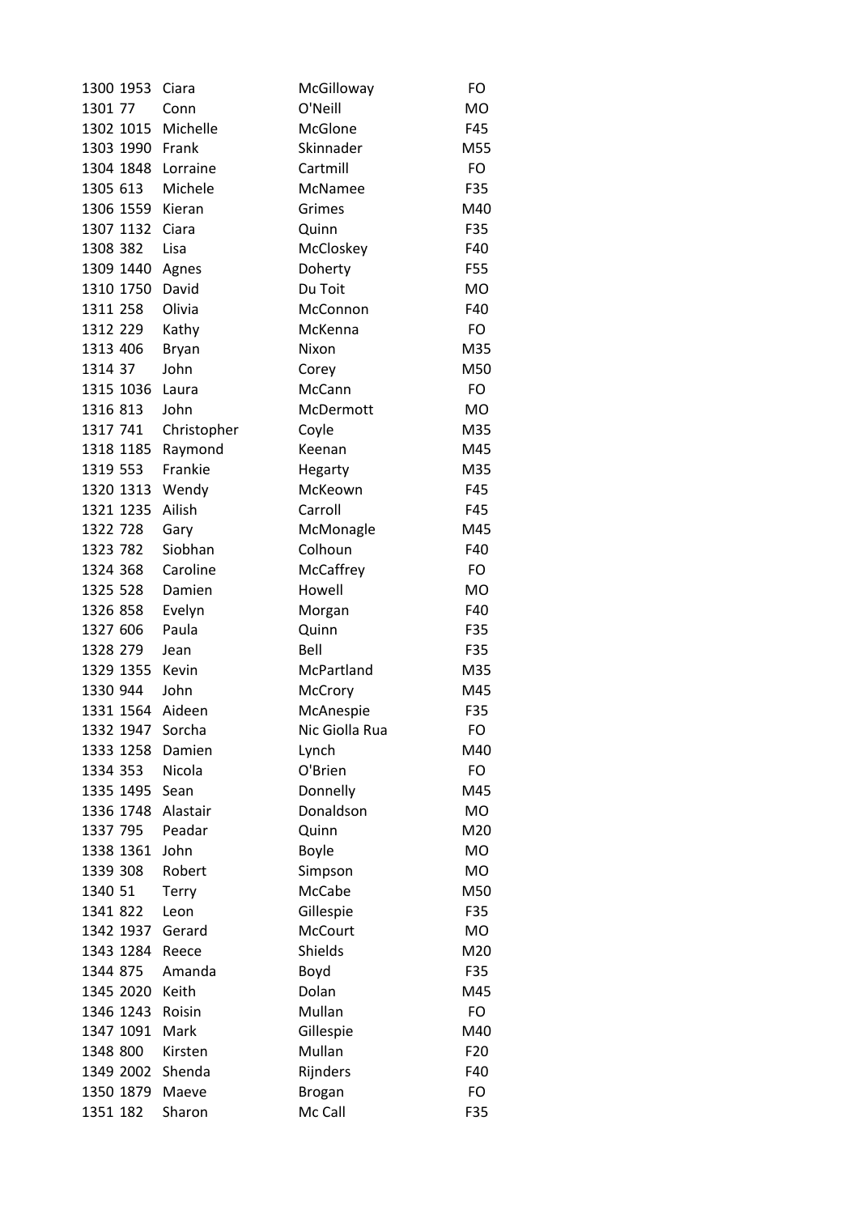| | | | | |
|---|---|---|---|---|
| 1300 | 1953 | Ciara | McGilloway | FO |
| 1301 | 77 | Conn | O'Neill | MO |
| 1302 | 1015 | Michelle | McGlone | F45 |
| 1303 | 1990 | Frank | Skinnader | M55 |
| 1304 | 1848 | Lorraine | Cartmill | FO |
| 1305 | 613 | Michele | McNamee | F35 |
| 1306 | 1559 | Kieran | Grimes | M40 |
| 1307 | 1132 | Ciara | Quinn | F35 |
| 1308 | 382 | Lisa | McCloskey | F40 |
| 1309 | 1440 | Agnes | Doherty | F55 |
| 1310 | 1750 | David | Du Toit | MO |
| 1311 | 258 | Olivia | McConnon | F40 |
| 1312 | 229 | Kathy | McKenna | FO |
| 1313 | 406 | Bryan | Nixon | M35 |
| 1314 | 37 | John | Corey | M50 |
| 1315 | 1036 | Laura | McCann | FO |
| 1316 | 813 | John | McDermott | MO |
| 1317 | 741 | Christopher | Coyle | M35 |
| 1318 | 1185 | Raymond | Keenan | M45 |
| 1319 | 553 | Frankie | Hegarty | M35 |
| 1320 | 1313 | Wendy | McKeown | F45 |
| 1321 | 1235 | Ailish | Carroll | F45 |
| 1322 | 728 | Gary | McMonagle | M45 |
| 1323 | 782 | Siobhan | Colhoun | F40 |
| 1324 | 368 | Caroline | McCaffrey | FO |
| 1325 | 528 | Damien | Howell | MO |
| 1326 | 858 | Evelyn | Morgan | F40 |
| 1327 | 606 | Paula | Quinn | F35 |
| 1328 | 279 | Jean | Bell | F35 |
| 1329 | 1355 | Kevin | McPartland | M35 |
| 1330 | 944 | John | McCrory | M45 |
| 1331 | 1564 | Aideen | McAnespie | F35 |
| 1332 | 1947 | Sorcha | Nic Giolla Rua | FO |
| 1333 | 1258 | Damien | Lynch | M40 |
| 1334 | 353 | Nicola | O'Brien | FO |
| 1335 | 1495 | Sean | Donnelly | M45 |
| 1336 | 1748 | Alastair | Donaldson | MO |
| 1337 | 795 | Peadar | Quinn | M20 |
| 1338 | 1361 | John | Boyle | MO |
| 1339 | 308 | Robert | Simpson | MO |
| 1340 | 51 | Terry | McCabe | M50 |
| 1341 | 822 | Leon | Gillespie | F35 |
| 1342 | 1937 | Gerard | McCourt | MO |
| 1343 | 1284 | Reece | Shields | M20 |
| 1344 | 875 | Amanda | Boyd | F35 |
| 1345 | 2020 | Keith | Dolan | M45 |
| 1346 | 1243 | Roisin | Mullan | FO |
| 1347 | 1091 | Mark | Gillespie | M40 |
| 1348 | 800 | Kirsten | Mullan | F20 |
| 1349 | 2002 | Shenda | Rijnders | F40 |
| 1350 | 1879 | Maeve | Brogan | FO |
| 1351 | 182 | Sharon | Mc Call | F35 |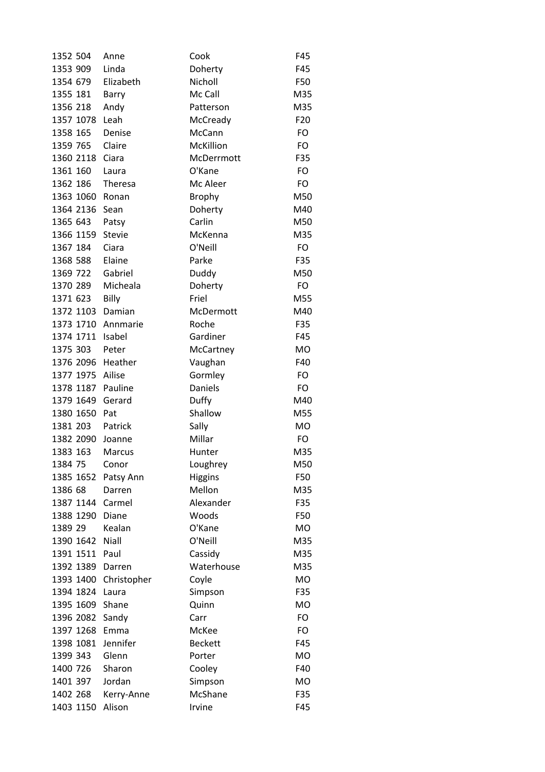| | | | | |
|---|---|---|---|---|
| 1352 | 504 | Anne | Cook | F45 |
| 1353 | 909 | Linda | Doherty | F45 |
| 1354 | 679 | Elizabeth | Nicholl | F50 |
| 1355 | 181 | Barry | Mc Call | M35 |
| 1356 | 218 | Andy | Patterson | M35 |
| 1357 | 1078 | Leah | McCready | F20 |
| 1358 | 165 | Denise | McCann | FO |
| 1359 | 765 | Claire | McKillion | FO |
| 1360 | 2118 | Ciara | McDerrmott | F35 |
| 1361 | 160 | Laura | O'Kane | FO |
| 1362 | 186 | Theresa | Mc Aleer | FO |
| 1363 | 1060 | Ronan | Brophy | M50 |
| 1364 | 2136 | Sean | Doherty | M40 |
| 1365 | 643 | Patsy | Carlin | M50 |
| 1366 | 1159 | Stevie | McKenna | M35 |
| 1367 | 184 | Ciara | O'Neill | FO |
| 1368 | 588 | Elaine | Parke | F35 |
| 1369 | 722 | Gabriel | Duddy | M50 |
| 1370 | 289 | Micheala | Doherty | FO |
| 1371 | 623 | Billy | Friel | M55 |
| 1372 | 1103 | Damian | McDermott | M40 |
| 1373 | 1710 | Annmarie | Roche | F35 |
| 1374 | 1711 | Isabel | Gardiner | F45 |
| 1375 | 303 | Peter | McCartney | MO |
| 1376 | 2096 | Heather | Vaughan | F40 |
| 1377 | 1975 | Ailise | Gormley | FO |
| 1378 | 1187 | Pauline | Daniels | FO |
| 1379 | 1649 | Gerard | Duffy | M40 |
| 1380 | 1650 | Pat | Shallow | M55 |
| 1381 | 203 | Patrick | Sally | MO |
| 1382 | 2090 | Joanne | Millar | FO |
| 1383 | 163 | Marcus | Hunter | M35 |
| 1384 | 75 | Conor | Loughrey | M50 |
| 1385 | 1652 | Patsy Ann | Higgins | F50 |
| 1386 | 68 | Darren | Mellon | M35 |
| 1387 | 1144 | Carmel | Alexander | F35 |
| 1388 | 1290 | Diane | Woods | F50 |
| 1389 | 29 | Kealan | O'Kane | MO |
| 1390 | 1642 | Niall | O'Neill | M35 |
| 1391 | 1511 | Paul | Cassidy | M35 |
| 1392 | 1389 | Darren | Waterhouse | M35 |
| 1393 | 1400 | Christopher | Coyle | MO |
| 1394 | 1824 | Laura | Simpson | F35 |
| 1395 | 1609 | Shane | Quinn | MO |
| 1396 | 2082 | Sandy | Carr | FO |
| 1397 | 1268 | Emma | McKee | FO |
| 1398 | 1081 | Jennifer | Beckett | F45 |
| 1399 | 343 | Glenn | Porter | MO |
| 1400 | 726 | Sharon | Cooley | F40 |
| 1401 | 397 | Jordan | Simpson | MO |
| 1402 | 268 | Kerry-Anne | McShane | F35 |
| 1403 | 1150 | Alison | Irvine | F45 |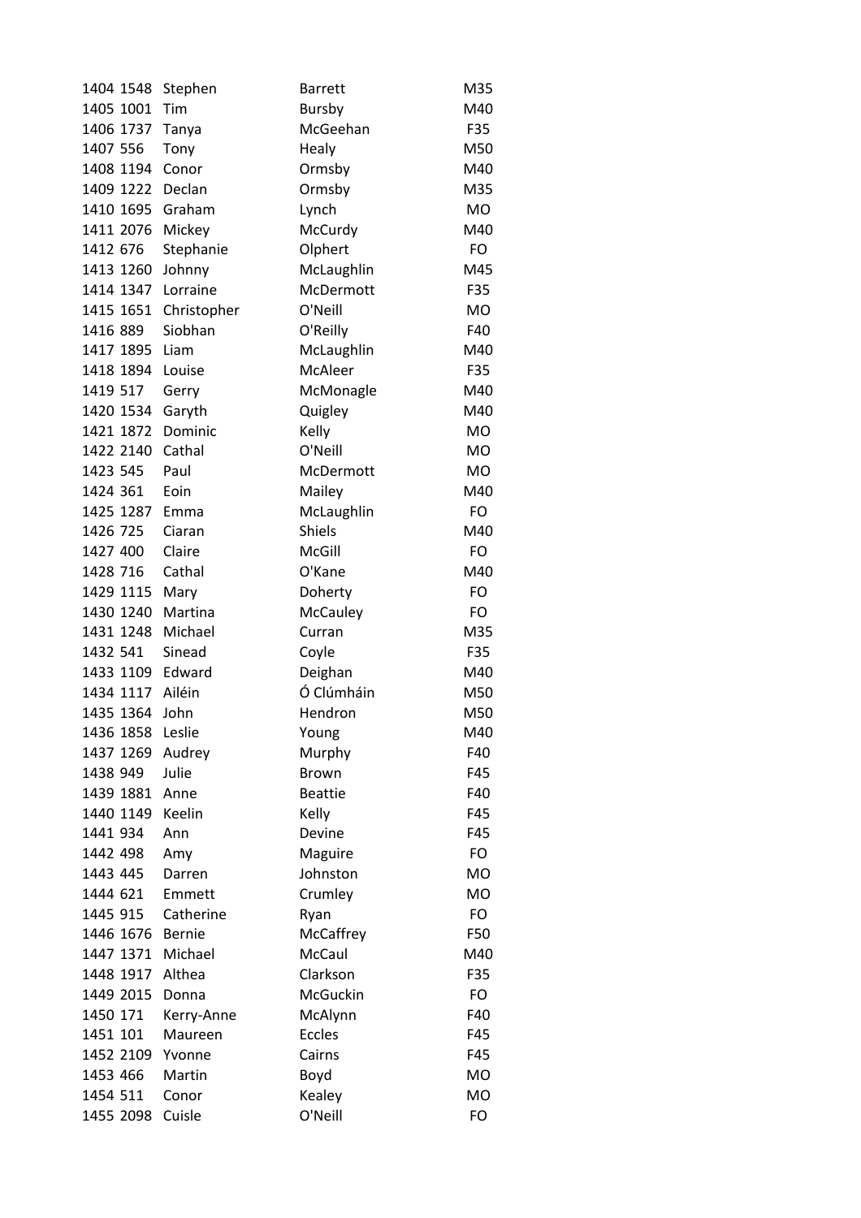| | | | | |
|---|---|---|---|---|
| 1404 | 1548 | Stephen | Barrett | M35 |
| 1405 | 1001 | Tim | Bursby | M40 |
| 1406 | 1737 | Tanya | McGeehan | F35 |
| 1407 | 556 | Tony | Healy | M50 |
| 1408 | 1194 | Conor | Ormsby | M40 |
| 1409 | 1222 | Declan | Ormsby | M35 |
| 1410 | 1695 | Graham | Lynch | MO |
| 1411 | 2076 | Mickey | McCurdy | M40 |
| 1412 | 676 | Stephanie | Olphert | FO |
| 1413 | 1260 | Johnny | McLaughlin | M45 |
| 1414 | 1347 | Lorraine | McDermott | F35 |
| 1415 | 1651 | Christopher | O'Neill | MO |
| 1416 | 889 | Siobhan | O'Reilly | F40 |
| 1417 | 1895 | Liam | McLaughlin | M40 |
| 1418 | 1894 | Louise | McAleer | F35 |
| 1419 | 517 | Gerry | McMonagle | M40 |
| 1420 | 1534 | Garyth | Quigley | M40 |
| 1421 | 1872 | Dominic | Kelly | MO |
| 1422 | 2140 | Cathal | O'Neill | MO |
| 1423 | 545 | Paul | McDermott | MO |
| 1424 | 361 | Eoin | Mailey | M40 |
| 1425 | 1287 | Emma | McLaughlin | FO |
| 1426 | 725 | Ciaran | Shiels | M40 |
| 1427 | 400 | Claire | McGill | FO |
| 1428 | 716 | Cathal | O'Kane | M40 |
| 1429 | 1115 | Mary | Doherty | FO |
| 1430 | 1240 | Martina | McCauley | FO |
| 1431 | 1248 | Michael | Curran | M35 |
| 1432 | 541 | Sinead | Coyle | F35 |
| 1433 | 1109 | Edward | Deighan | M40 |
| 1434 | 1117 | Ailéin | Ó Clúmháin | M50 |
| 1435 | 1364 | John | Hendron | M50 |
| 1436 | 1858 | Leslie | Young | M40 |
| 1437 | 1269 | Audrey | Murphy | F40 |
| 1438 | 949 | Julie | Brown | F45 |
| 1439 | 1881 | Anne | Beattie | F40 |
| 1440 | 1149 | Keelin | Kelly | F45 |
| 1441 | 934 | Ann | Devine | F45 |
| 1442 | 498 | Amy | Maguire | FO |
| 1443 | 445 | Darren | Johnston | MO |
| 1444 | 621 | Emmett | Crumley | MO |
| 1445 | 915 | Catherine | Ryan | FO |
| 1446 | 1676 | Bernie | McCaffrey | F50 |
| 1447 | 1371 | Michael | McCaul | M40 |
| 1448 | 1917 | Althea | Clarkson | F35 |
| 1449 | 2015 | Donna | McGuckin | FO |
| 1450 | 171 | Kerry-Anne | McAlynn | F40 |
| 1451 | 101 | Maureen | Eccles | F45 |
| 1452 | 2109 | Yvonne | Cairns | F45 |
| 1453 | 466 | Martin | Boyd | MO |
| 1454 | 511 | Conor | Kealey | MO |
| 1455 | 2098 | Cuisle | O'Neill | FO |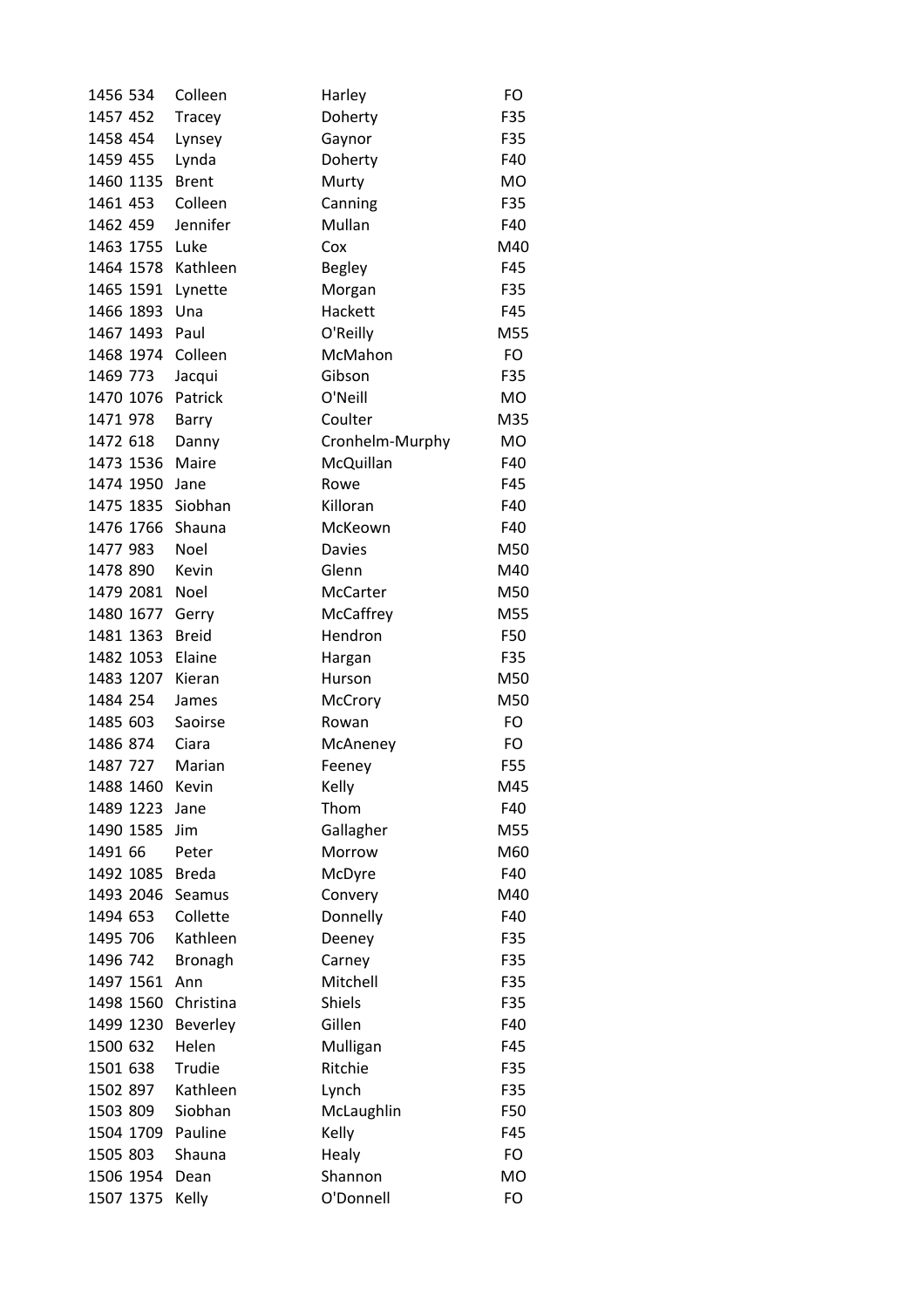| | | | | |
|---|---|---|---|---|
| 1456 | 534 | Colleen | Harley | FO |
| 1457 | 452 | Tracey | Doherty | F35 |
| 1458 | 454 | Lynsey | Gaynor | F35 |
| 1459 | 455 | Lynda | Doherty | F40 |
| 1460 | 1135 | Brent | Murty | MO |
| 1461 | 453 | Colleen | Canning | F35 |
| 1462 | 459 | Jennifer | Mullan | F40 |
| 1463 | 1755 | Luke | Cox | M40 |
| 1464 | 1578 | Kathleen | Begley | F45 |
| 1465 | 1591 | Lynette | Morgan | F35 |
| 1466 | 1893 | Una | Hackett | F45 |
| 1467 | 1493 | Paul | O'Reilly | M55 |
| 1468 | 1974 | Colleen | McMahon | FO |
| 1469 | 773 | Jacqui | Gibson | F35 |
| 1470 | 1076 | Patrick | O'Neill | MO |
| 1471 | 978 | Barry | Coulter | M35 |
| 1472 | 618 | Danny | Cronhelm-Murphy | MO |
| 1473 | 1536 | Maire | McQuillan | F40 |
| 1474 | 1950 | Jane | Rowe | F45 |
| 1475 | 1835 | Siobhan | Killoran | F40 |
| 1476 | 1766 | Shauna | McKeown | F40 |
| 1477 | 983 | Noel | Davies | M50 |
| 1478 | 890 | Kevin | Glenn | M40 |
| 1479 | 2081 | Noel | McCarter | M50 |
| 1480 | 1677 | Gerry | McCaffrey | M55 |
| 1481 | 1363 | Breid | Hendron | F50 |
| 1482 | 1053 | Elaine | Hargan | F35 |
| 1483 | 1207 | Kieran | Hurson | M50 |
| 1484 | 254 | James | McCrory | M50 |
| 1485 | 603 | Saoirse | Rowan | FO |
| 1486 | 874 | Ciara | McAneney | FO |
| 1487 | 727 | Marian | Feeney | F55 |
| 1488 | 1460 | Kevin | Kelly | M45 |
| 1489 | 1223 | Jane | Thom | F40 |
| 1490 | 1585 | Jim | Gallagher | M55 |
| 1491 | 66 | Peter | Morrow | M60 |
| 1492 | 1085 | Breda | McDyre | F40 |
| 1493 | 2046 | Seamus | Convery | M40 |
| 1494 | 653 | Collette | Donnelly | F40 |
| 1495 | 706 | Kathleen | Deeney | F35 |
| 1496 | 742 | Bronagh | Carney | F35 |
| 1497 | 1561 | Ann | Mitchell | F35 |
| 1498 | 1560 | Christina | Shiels | F35 |
| 1499 | 1230 | Beverley | Gillen | F40 |
| 1500 | 632 | Helen | Mulligan | F45 |
| 1501 | 638 | Trudie | Ritchie | F35 |
| 1502 | 897 | Kathleen | Lynch | F35 |
| 1503 | 809 | Siobhan | McLaughlin | F50 |
| 1504 | 1709 | Pauline | Kelly | F45 |
| 1505 | 803 | Shauna | Healy | FO |
| 1506 | 1954 | Dean | Shannon | MO |
| 1507 | 1375 | Kelly | O'Donnell | FO |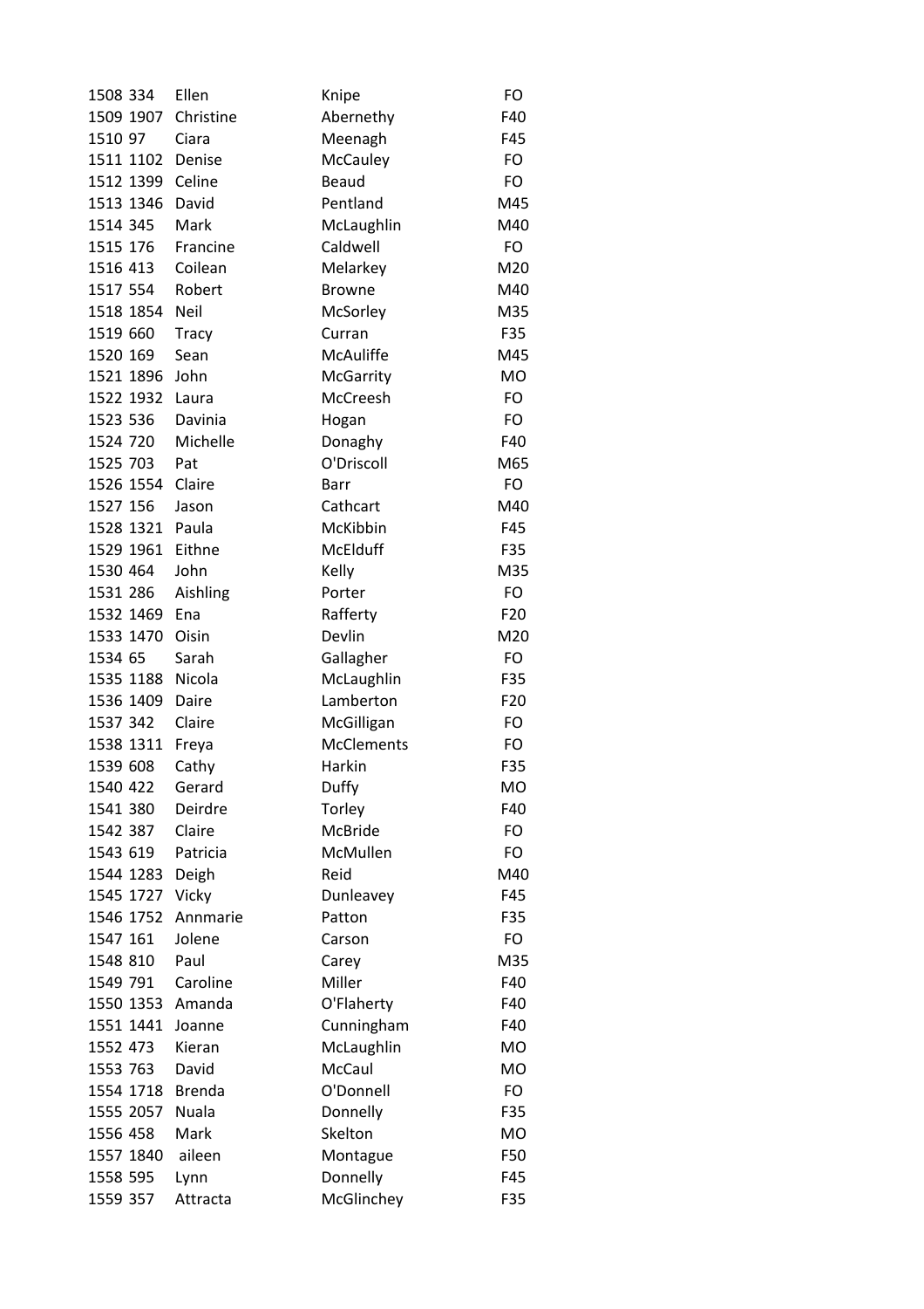| | | | | |
|---|---|---|---|---|
| 1508 | 334 | Ellen | Knipe | FO |
| 1509 | 1907 | Christine | Abernethy | F40 |
| 1510 | 97 | Ciara | Meenagh | F45 |
| 1511 | 1102 | Denise | McCauley | FO |
| 1512 | 1399 | Celine | Beaud | FO |
| 1513 | 1346 | David | Pentland | M45 |
| 1514 | 345 | Mark | McLaughlin | M40 |
| 1515 | 176 | Francine | Caldwell | FO |
| 1516 | 413 | Coilean | Melarkey | M20 |
| 1517 | 554 | Robert | Browne | M40 |
| 1518 | 1854 | Neil | McSorley | M35 |
| 1519 | 660 | Tracy | Curran | F35 |
| 1520 | 169 | Sean | McAuliffe | M45 |
| 1521 | 1896 | John | McGarrity | MO |
| 1522 | 1932 | Laura | McCreesh | FO |
| 1523 | 536 | Davinia | Hogan | FO |
| 1524 | 720 | Michelle | Donaghy | F40 |
| 1525 | 703 | Pat | O'Driscoll | M65 |
| 1526 | 1554 | Claire | Barr | FO |
| 1527 | 156 | Jason | Cathcart | M40 |
| 1528 | 1321 | Paula | McKibbin | F45 |
| 1529 | 1961 | Eithne | McElduff | F35 |
| 1530 | 464 | John | Kelly | M35 |
| 1531 | 286 | Aishling | Porter | FO |
| 1532 | 1469 | Ena | Rafferty | F20 |
| 1533 | 1470 | Oisin | Devlin | M20 |
| 1534 | 65 | Sarah | Gallagher | FO |
| 1535 | 1188 | Nicola | McLaughlin | F35 |
| 1536 | 1409 | Daire | Lamberton | F20 |
| 1537 | 342 | Claire | McGilligan | FO |
| 1538 | 1311 | Freya | McClements | FO |
| 1539 | 608 | Cathy | Harkin | F35 |
| 1540 | 422 | Gerard | Duffy | MO |
| 1541 | 380 | Deirdre | Torley | F40 |
| 1542 | 387 | Claire | McBride | FO |
| 1543 | 619 | Patricia | McMullen | FO |
| 1544 | 1283 | Deigh | Reid | M40 |
| 1545 | 1727 | Vicky | Dunleavey | F45 |
| 1546 | 1752 | Annmarie | Patton | F35 |
| 1547 | 161 | Jolene | Carson | FO |
| 1548 | 810 | Paul | Carey | M35 |
| 1549 | 791 | Caroline | Miller | F40 |
| 1550 | 1353 | Amanda | O'Flaherty | F40 |
| 1551 | 1441 | Joanne | Cunningham | F40 |
| 1552 | 473 | Kieran | McLaughlin | MO |
| 1553 | 763 | David | McCaul | MO |
| 1554 | 1718 | Brenda | O'Donnell | FO |
| 1555 | 2057 | Nuala | Donnelly | F35 |
| 1556 | 458 | Mark | Skelton | MO |
| 1557 | 1840 | aileen | Montague | F50 |
| 1558 | 595 | Lynn | Donnelly | F45 |
| 1559 | 357 | Attracta | McGlinchey | F35 |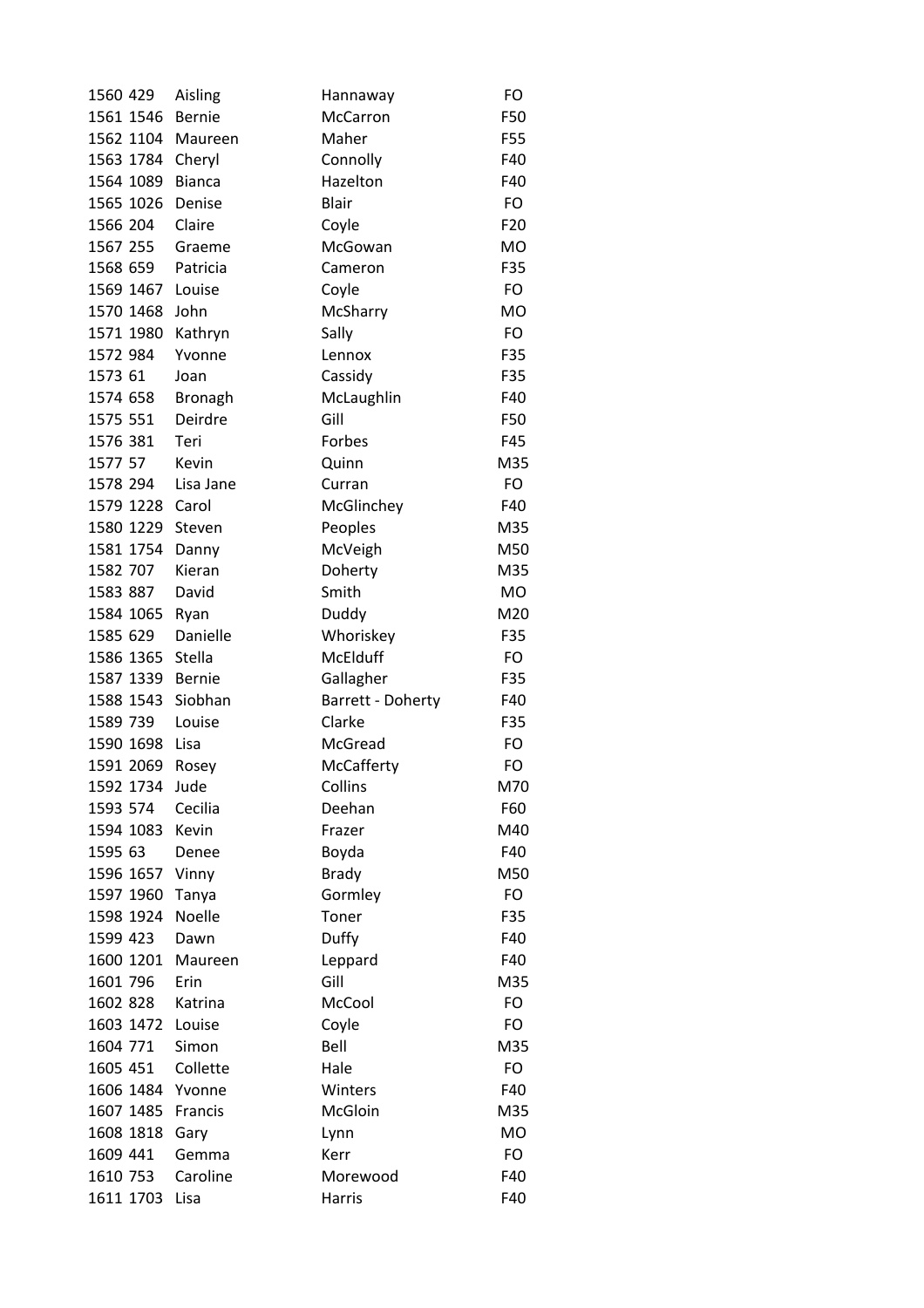| | | | | |
|---|---|---|---|---|
| 1560 | 429 | Aisling | Hannaway | FO |
| 1561 | 1546 | Bernie | McCarron | F50 |
| 1562 | 1104 | Maureen | Maher | F55 |
| 1563 | 1784 | Cheryl | Connolly | F40 |
| 1564 | 1089 | Bianca | Hazelton | F40 |
| 1565 | 1026 | Denise | Blair | FO |
| 1566 | 204 | Claire | Coyle | F20 |
| 1567 | 255 | Graeme | McGowan | MO |
| 1568 | 659 | Patricia | Cameron | F35 |
| 1569 | 1467 | Louise | Coyle | FO |
| 1570 | 1468 | John | McSharry | MO |
| 1571 | 1980 | Kathryn | Sally | FO |
| 1572 | 984 | Yvonne | Lennox | F35 |
| 1573 | 61 | Joan | Cassidy | F35 |
| 1574 | 658 | Bronagh | McLaughlin | F40 |
| 1575 | 551 | Deirdre | Gill | F50 |
| 1576 | 381 | Teri | Forbes | F45 |
| 1577 | 57 | Kevin | Quinn | M35 |
| 1578 | 294 | Lisa Jane | Curran | FO |
| 1579 | 1228 | Carol | McGlinchey | F40 |
| 1580 | 1229 | Steven | Peoples | M35 |
| 1581 | 1754 | Danny | McVeigh | M50 |
| 1582 | 707 | Kieran | Doherty | M35 |
| 1583 | 887 | David | Smith | MO |
| 1584 | 1065 | Ryan | Duddy | M20 |
| 1585 | 629 | Danielle | Whoriskey | F35 |
| 1586 | 1365 | Stella | McElduff | FO |
| 1587 | 1339 | Bernie | Gallagher | F35 |
| 1588 | 1543 | Siobhan | Barrett - Doherty | F40 |
| 1589 | 739 | Louise | Clarke | F35 |
| 1590 | 1698 | Lisa | McGread | FO |
| 1591 | 2069 | Rosey | McCafferty | FO |
| 1592 | 1734 | Jude | Collins | M70 |
| 1593 | 574 | Cecilia | Deehan | F60 |
| 1594 | 1083 | Kevin | Frazer | M40 |
| 1595 | 63 | Denee | Boyda | F40 |
| 1596 | 1657 | Vinny | Brady | M50 |
| 1597 | 1960 | Tanya | Gormley | FO |
| 1598 | 1924 | Noelle | Toner | F35 |
| 1599 | 423 | Dawn | Duffy | F40 |
| 1600 | 1201 | Maureen | Leppard | F40 |
| 1601 | 796 | Erin | Gill | M35 |
| 1602 | 828 | Katrina | McCool | FO |
| 1603 | 1472 | Louise | Coyle | FO |
| 1604 | 771 | Simon | Bell | M35 |
| 1605 | 451 | Collette | Hale | FO |
| 1606 | 1484 | Yvonne | Winters | F40 |
| 1607 | 1485 | Francis | McGloin | M35 |
| 1608 | 1818 | Gary | Lynn | MO |
| 1609 | 441 | Gemma | Kerr | FO |
| 1610 | 753 | Caroline | Morewood | F40 |
| 1611 | 1703 | Lisa | Harris | F40 |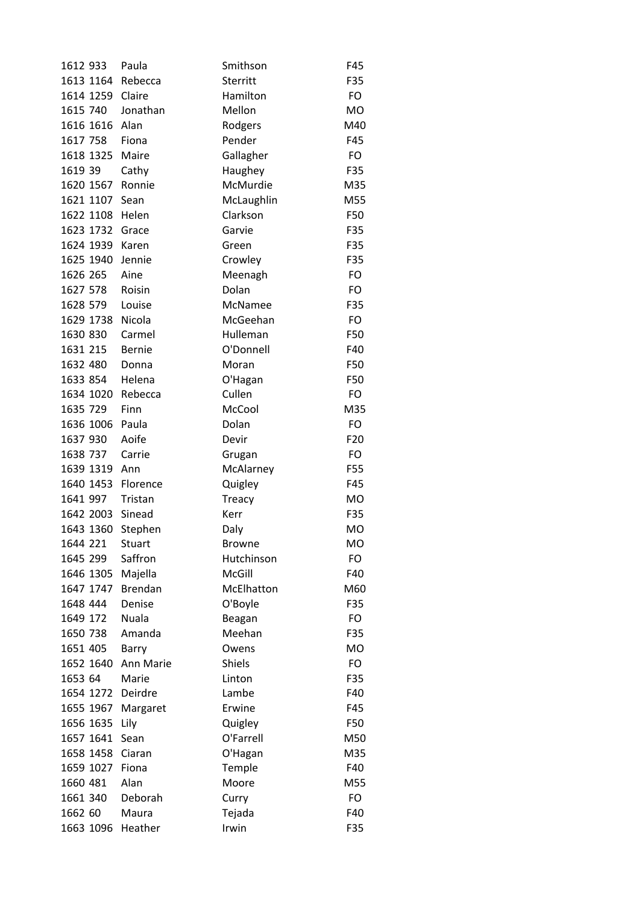| | | | | |
|---|---|---|---|---|
| 1612 | 933 | Paula | Smithson | F45 |
| 1613 | 1164 | Rebecca | Sterritt | F35 |
| 1614 | 1259 | Claire | Hamilton | FO |
| 1615 | 740 | Jonathan | Mellon | MO |
| 1616 | 1616 | Alan | Rodgers | M40 |
| 1617 | 758 | Fiona | Pender | F45 |
| 1618 | 1325 | Maire | Gallagher | FO |
| 1619 | 39 | Cathy | Haughey | F35 |
| 1620 | 1567 | Ronnie | McMurdie | M35 |
| 1621 | 1107 | Sean | McLaughlin | M55 |
| 1622 | 1108 | Helen | Clarkson | F50 |
| 1623 | 1732 | Grace | Garvie | F35 |
| 1624 | 1939 | Karen | Green | F35 |
| 1625 | 1940 | Jennie | Crowley | F35 |
| 1626 | 265 | Aine | Meenagh | FO |
| 1627 | 578 | Roisin | Dolan | FO |
| 1628 | 579 | Louise | McNamee | F35 |
| 1629 | 1738 | Nicola | McGeehan | FO |
| 1630 | 830 | Carmel | Hulleman | F50 |
| 1631 | 215 | Bernie | O'Donnell | F40 |
| 1632 | 480 | Donna | Moran | F50 |
| 1633 | 854 | Helena | O'Hagan | F50 |
| 1634 | 1020 | Rebecca | Cullen | FO |
| 1635 | 729 | Finn | McCool | M35 |
| 1636 | 1006 | Paula | Dolan | FO |
| 1637 | 930 | Aoife | Devir | F20 |
| 1638 | 737 | Carrie | Grugan | FO |
| 1639 | 1319 | Ann | McAlarney | F55 |
| 1640 | 1453 | Florence | Quigley | F45 |
| 1641 | 997 | Tristan | Treacy | MO |
| 1642 | 2003 | Sinead | Kerr | F35 |
| 1643 | 1360 | Stephen | Daly | MO |
| 1644 | 221 | Stuart | Browne | MO |
| 1645 | 299 | Saffron | Hutchinson | FO |
| 1646 | 1305 | Majella | McGill | F40 |
| 1647 | 1747 | Brendan | McElhatton | M60 |
| 1648 | 444 | Denise | O'Boyle | F35 |
| 1649 | 172 | Nuala | Beagan | FO |
| 1650 | 738 | Amanda | Meehan | F35 |
| 1651 | 405 | Barry | Owens | MO |
| 1652 | 1640 | Ann Marie | Shiels | FO |
| 1653 | 64 | Marie | Linton | F35 |
| 1654 | 1272 | Deirdre | Lambe | F40 |
| 1655 | 1967 | Margaret | Erwine | F45 |
| 1656 | 1635 | Lily | Quigley | F50 |
| 1657 | 1641 | Sean | O'Farrell | M50 |
| 1658 | 1458 | Ciaran | O'Hagan | M35 |
| 1659 | 1027 | Fiona | Temple | F40 |
| 1660 | 481 | Alan | Moore | M55 |
| 1661 | 340 | Deborah | Curry | FO |
| 1662 | 60 | Maura | Tejada | F40 |
| 1663 | 1096 | Heather | Irwin | F35 |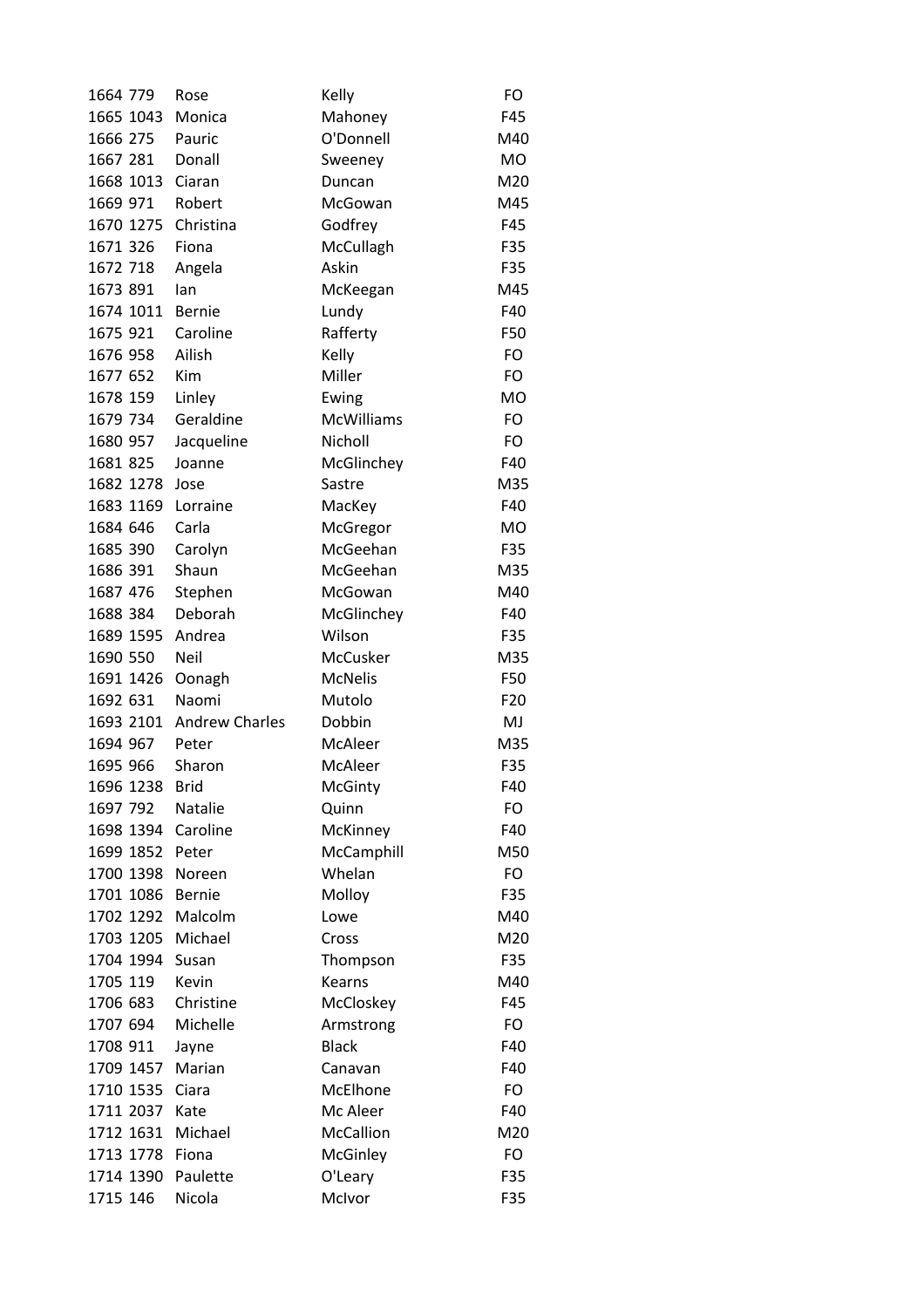| | | | | |
|---|---|---|---|---|
| 1664 | 779 | Rose | Kelly | FO |
| 1665 | 1043 | Monica | Mahoney | F45 |
| 1666 | 275 | Pauric | O'Donnell | M40 |
| 1667 | 281 | Donall | Sweeney | MO |
| 1668 | 1013 | Ciaran | Duncan | M20 |
| 1669 | 971 | Robert | McGowan | M45 |
| 1670 | 1275 | Christina | Godfrey | F45 |
| 1671 | 326 | Fiona | McCullagh | F35 |
| 1672 | 718 | Angela | Askin | F35 |
| 1673 | 891 | Ian | McKeegan | M45 |
| 1674 | 1011 | Bernie | Lundy | F40 |
| 1675 | 921 | Caroline | Rafferty | F50 |
| 1676 | 958 | Ailish | Kelly | FO |
| 1677 | 652 | Kim | Miller | FO |
| 1678 | 159 | Linley | Ewing | MO |
| 1679 | 734 | Geraldine | McWilliams | FO |
| 1680 | 957 | Jacqueline | Nicholl | FO |
| 1681 | 825 | Joanne | McGlinchey | F40 |
| 1682 | 1278 | Jose | Sastre | M35 |
| 1683 | 1169 | Lorraine | MacKey | F40 |
| 1684 | 646 | Carla | McGregor | MO |
| 1685 | 390 | Carolyn | McGeehan | F35 |
| 1686 | 391 | Shaun | McGeehan | M35 |
| 1687 | 476 | Stephen | McGowan | M40 |
| 1688 | 384 | Deborah | McGlinchey | F40 |
| 1689 | 1595 | Andrea | Wilson | F35 |
| 1690 | 550 | Neil | McCusker | M35 |
| 1691 | 1426 | Oonagh | McNelis | F50 |
| 1692 | 631 | Naomi | Mutolo | F20 |
| 1693 | 2101 | Andrew Charles | Dobbin | MJ |
| 1694 | 967 | Peter | McAleer | M35 |
| 1695 | 966 | Sharon | McAleer | F35 |
| 1696 | 1238 | Brid | McGinty | F40 |
| 1697 | 792 | Natalie | Quinn | FO |
| 1698 | 1394 | Caroline | McKinney | F40 |
| 1699 | 1852 | Peter | McCamphill | M50 |
| 1700 | 1398 | Noreen | Whelan | FO |
| 1701 | 1086 | Bernie | Molloy | F35 |
| 1702 | 1292 | Malcolm | Lowe | M40 |
| 1703 | 1205 | Michael | Cross | M20 |
| 1704 | 1994 | Susan | Thompson | F35 |
| 1705 | 119 | Kevin | Kearns | M40 |
| 1706 | 683 | Christine | McCloskey | F45 |
| 1707 | 694 | Michelle | Armstrong | FO |
| 1708 | 911 | Jayne | Black | F40 |
| 1709 | 1457 | Marian | Canavan | F40 |
| 1710 | 1535 | Ciara | McElhone | FO |
| 1711 | 2037 | Kate | Mc Aleer | F40 |
| 1712 | 1631 | Michael | McCallion | M20 |
| 1713 | 1778 | Fiona | McGinley | FO |
| 1714 | 1390 | Paulette | O'Leary | F35 |
| 1715 | 146 | Nicola | McIvor | F35 |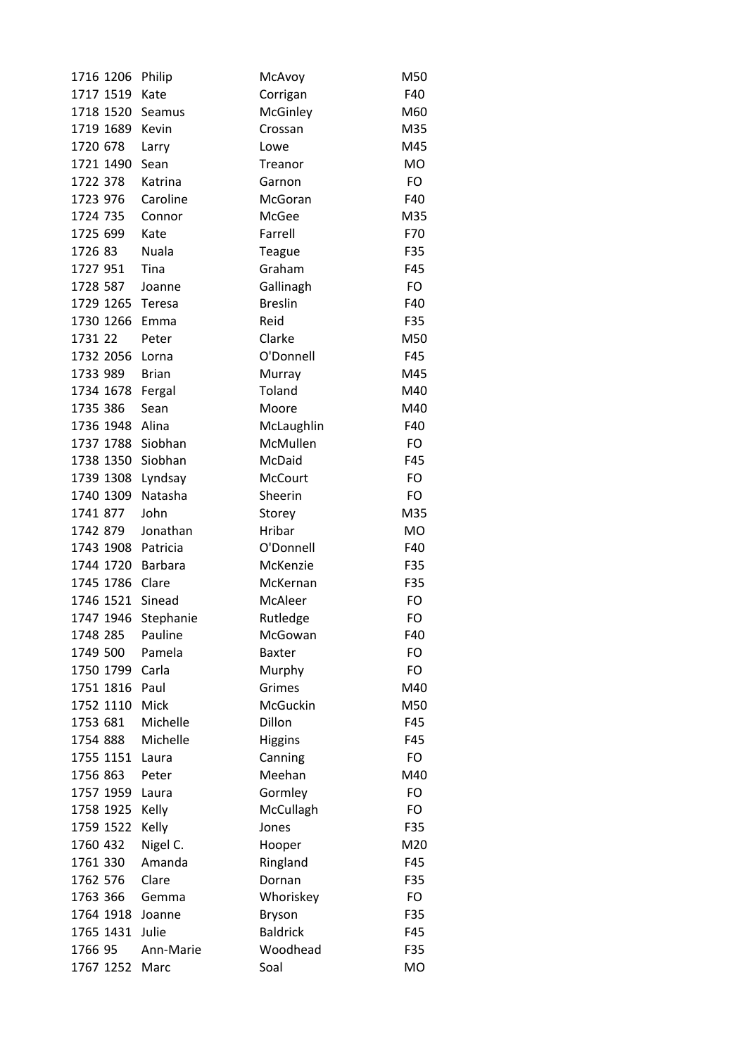| | | | | |
|---|---|---|---|---|
| 1716 | 1206 | Philip | McAvoy | M50 |
| 1717 | 1519 | Kate | Corrigan | F40 |
| 1718 | 1520 | Seamus | McGinley | M60 |
| 1719 | 1689 | Kevin | Crossan | M35 |
| 1720 | 678 | Larry | Lowe | M45 |
| 1721 | 1490 | Sean | Treanor | MO |
| 1722 | 378 | Katrina | Garnon | FO |
| 1723 | 976 | Caroline | McGoran | F40 |
| 1724 | 735 | Connor | McGee | M35 |
| 1725 | 699 | Kate | Farrell | F70 |
| 1726 | 83 | Nuala | Teague | F35 |
| 1727 | 951 | Tina | Graham | F45 |
| 1728 | 587 | Joanne | Gallinagh | FO |
| 1729 | 1265 | Teresa | Breslin | F40 |
| 1730 | 1266 | Emma | Reid | F35 |
| 1731 | 22 | Peter | Clarke | M50 |
| 1732 | 2056 | Lorna | O'Donnell | F45 |
| 1733 | 989 | Brian | Murray | M45 |
| 1734 | 1678 | Fergal | Toland | M40 |
| 1735 | 386 | Sean | Moore | M40 |
| 1736 | 1948 | Alina | McLaughlin | F40 |
| 1737 | 1788 | Siobhan | McMullen | FO |
| 1738 | 1350 | Siobhan | McDaid | F45 |
| 1739 | 1308 | Lyndsay | McCourt | FO |
| 1740 | 1309 | Natasha | Sheerin | FO |
| 1741 | 877 | John | Storey | M35 |
| 1742 | 879 | Jonathan | Hribar | MO |
| 1743 | 1908 | Patricia | O'Donnell | F40 |
| 1744 | 1720 | Barbara | McKenzie | F35 |
| 1745 | 1786 | Clare | McKernan | F35 |
| 1746 | 1521 | Sinead | McAleer | FO |
| 1747 | 1946 | Stephanie | Rutledge | FO |
| 1748 | 285 | Pauline | McGowan | F40 |
| 1749 | 500 | Pamela | Baxter | FO |
| 1750 | 1799 | Carla | Murphy | FO |
| 1751 | 1816 | Paul | Grimes | M40 |
| 1752 | 1110 | Mick | McGuckin | M50 |
| 1753 | 681 | Michelle | Dillon | F45 |
| 1754 | 888 | Michelle | Higgins | F45 |
| 1755 | 1151 | Laura | Canning | FO |
| 1756 | 863 | Peter | Meehan | M40 |
| 1757 | 1959 | Laura | Gormley | FO |
| 1758 | 1925 | Kelly | McCullagh | FO |
| 1759 | 1522 | Kelly | Jones | F35 |
| 1760 | 432 | Nigel C. | Hooper | M20 |
| 1761 | 330 | Amanda | Ringland | F45 |
| 1762 | 576 | Clare | Dornan | F35 |
| 1763 | 366 | Gemma | Whoriskey | FO |
| 1764 | 1918 | Joanne | Bryson | F35 |
| 1765 | 1431 | Julie | Baldrick | F45 |
| 1766 | 95 | Ann-Marie | Woodhead | F35 |
| 1767 | 1252 | Marc | Soal | MO |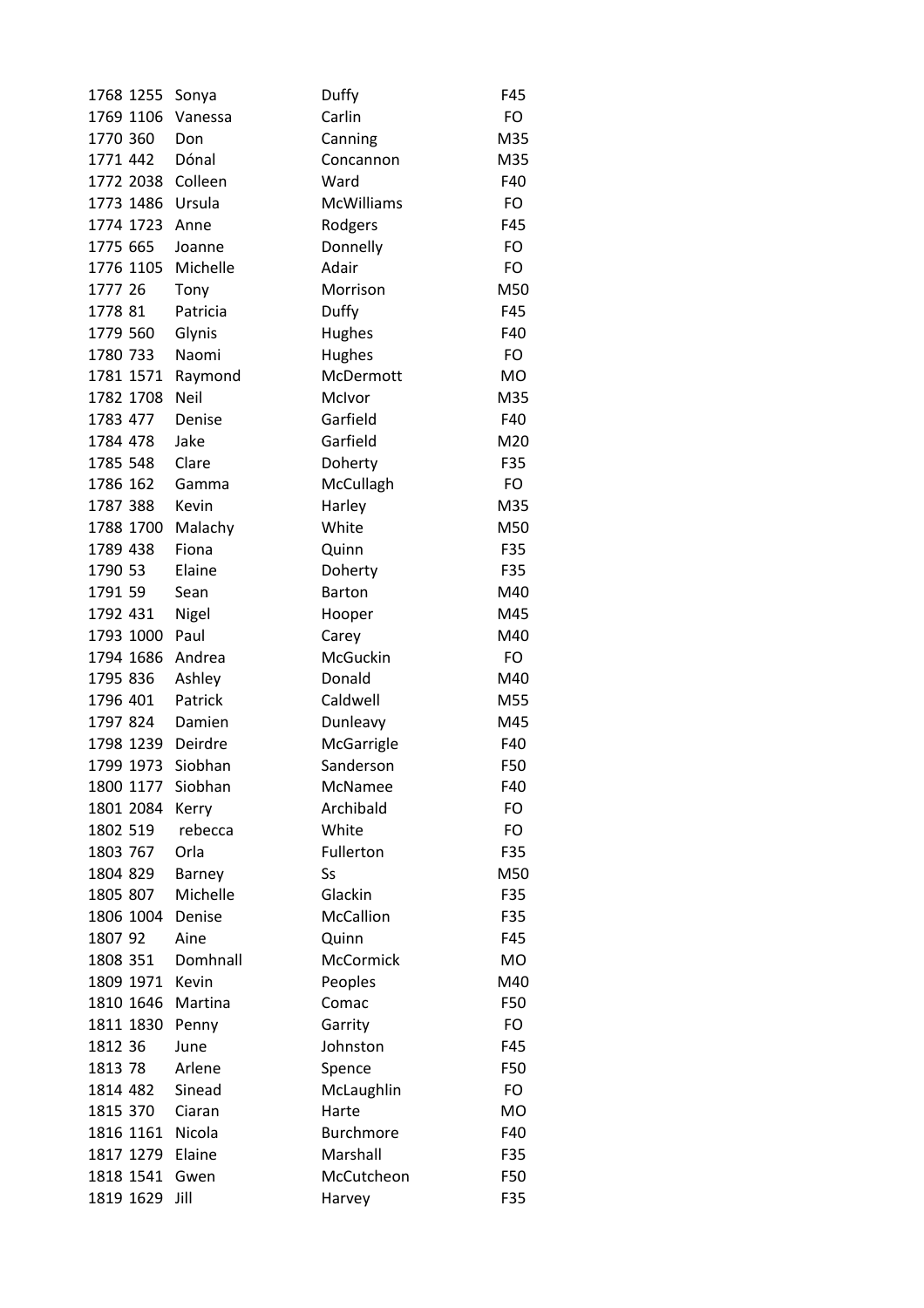| | | | | |
|---|---|---|---|---|
| 1768 | 1255 | Sonya | Duffy | F45 |
| 1769 | 1106 | Vanessa | Carlin | FO |
| 1770 | 360 | Don | Canning | M35 |
| 1771 | 442 | Dónal | Concannon | M35 |
| 1772 | 2038 | Colleen | Ward | F40 |
| 1773 | 1486 | Ursula | McWilliams | FO |
| 1774 | 1723 | Anne | Rodgers | F45 |
| 1775 | 665 | Joanne | Donnelly | FO |
| 1776 | 1105 | Michelle | Adair | FO |
| 1777 | 26 | Tony | Morrison | M50 |
| 1778 | 81 | Patricia | Duffy | F45 |
| 1779 | 560 | Glynis | Hughes | F40 |
| 1780 | 733 | Naomi | Hughes | FO |
| 1781 | 1571 | Raymond | McDermott | MO |
| 1782 | 1708 | Neil | McIvor | M35 |
| 1783 | 477 | Denise | Garfield | F40 |
| 1784 | 478 | Jake | Garfield | M20 |
| 1785 | 548 | Clare | Doherty | F35 |
| 1786 | 162 | Gamma | McCullagh | FO |
| 1787 | 388 | Kevin | Harley | M35 |
| 1788 | 1700 | Malachy | White | M50 |
| 1789 | 438 | Fiona | Quinn | F35 |
| 1790 | 53 | Elaine | Doherty | F35 |
| 1791 | 59 | Sean | Barton | M40 |
| 1792 | 431 | Nigel | Hooper | M45 |
| 1793 | 1000 | Paul | Carey | M40 |
| 1794 | 1686 | Andrea | McGuckin | FO |
| 1795 | 836 | Ashley | Donald | M40 |
| 1796 | 401 | Patrick | Caldwell | M55 |
| 1797 | 824 | Damien | Dunleavy | M45 |
| 1798 | 1239 | Deirdre | McGarrigle | F40 |
| 1799 | 1973 | Siobhan | Sanderson | F50 |
| 1800 | 1177 | Siobhan | McNamee | F40 |
| 1801 | 2084 | Kerry | Archibald | FO |
| 1802 | 519 | rebecca | White | FO |
| 1803 | 767 | Orla | Fullerton | F35 |
| 1804 | 829 | Barney | Ss | M50 |
| 1805 | 807 | Michelle | Glackin | F35 |
| 1806 | 1004 | Denise | McCallion | F35 |
| 1807 | 92 | Aine | Quinn | F45 |
| 1808 | 351 | Domhnall | McCormick | MO |
| 1809 | 1971 | Kevin | Peoples | M40 |
| 1810 | 1646 | Martina | Comac | F50 |
| 1811 | 1830 | Penny | Garrity | FO |
| 1812 | 36 | June | Johnston | F45 |
| 1813 | 78 | Arlene | Spence | F50 |
| 1814 | 482 | Sinead | McLaughlin | FO |
| 1815 | 370 | Ciaran | Harte | MO |
| 1816 | 1161 | Nicola | Burchmore | F40 |
| 1817 | 1279 | Elaine | Marshall | F35 |
| 1818 | 1541 | Gwen | McCutcheon | F50 |
| 1819 | 1629 | Jill | Harvey | F35 |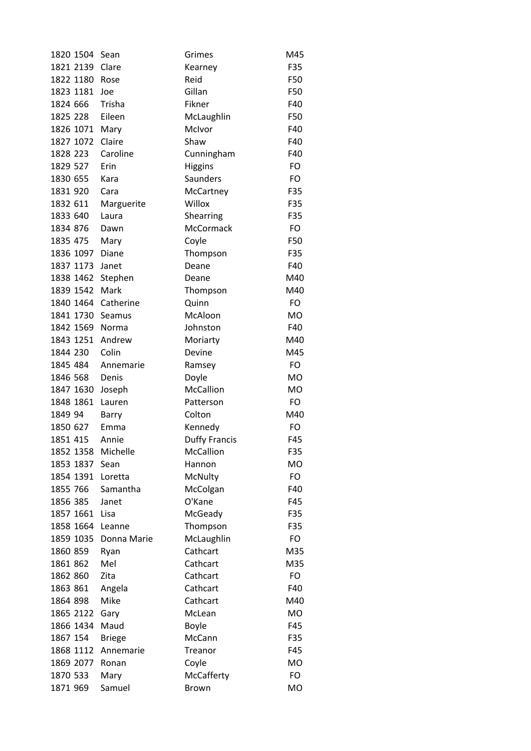| | | | | |
|---|---|---|---|---|
| 1820 | 1504 | Sean | Grimes | M45 |
| 1821 | 2139 | Clare | Kearney | F35 |
| 1822 | 1180 | Rose | Reid | F50 |
| 1823 | 1181 | Joe | Gillan | F50 |
| 1824 | 666 | Trisha | Fikner | F40 |
| 1825 | 228 | Eileen | McLaughlin | F50 |
| 1826 | 1071 | Mary | McIvor | F40 |
| 1827 | 1072 | Claire | Shaw | F40 |
| 1828 | 223 | Caroline | Cunningham | F40 |
| 1829 | 527 | Erin | Higgins | FO |
| 1830 | 655 | Kara | Saunders | FO |
| 1831 | 920 | Cara | McCartney | F35 |
| 1832 | 611 | Marguerite | Willox | F35 |
| 1833 | 640 | Laura | Shearring | F35 |
| 1834 | 876 | Dawn | McCormack | FO |
| 1835 | 475 | Mary | Coyle | F50 |
| 1836 | 1097 | Diane | Thompson | F35 |
| 1837 | 1173 | Janet | Deane | F40 |
| 1838 | 1462 | Stephen | Deane | M40 |
| 1839 | 1542 | Mark | Thompson | M40 |
| 1840 | 1464 | Catherine | Quinn | FO |
| 1841 | 1730 | Seamus | McAloon | MO |
| 1842 | 1569 | Norma | Johnston | F40 |
| 1843 | 1251 | Andrew | Moriarty | M40 |
| 1844 | 230 | Colin | Devine | M45 |
| 1845 | 484 | Annemarie | Ramsey | FO |
| 1846 | 568 | Denis | Doyle | MO |
| 1847 | 1630 | Joseph | McCallion | MO |
| 1848 | 1861 | Lauren | Patterson | FO |
| 1849 | 94 | Barry | Colton | M40 |
| 1850 | 627 | Emma | Kennedy | FO |
| 1851 | 415 | Annie | Duffy Francis | F45 |
| 1852 | 1358 | Michelle | McCallion | F35 |
| 1853 | 1837 | Sean | Hannon | MO |
| 1854 | 1391 | Loretta | McNulty | FO |
| 1855 | 766 | Samantha | McColgan | F40 |
| 1856 | 385 | Janet | O'Kane | F45 |
| 1857 | 1661 | Lisa | McGeady | F35 |
| 1858 | 1664 | Leanne | Thompson | F35 |
| 1859 | 1035 | Donna Marie | McLaughlin | FO |
| 1860 | 859 | Ryan | Cathcart | M35 |
| 1861 | 862 | Mel | Cathcart | M35 |
| 1862 | 860 | Zita | Cathcart | FO |
| 1863 | 861 | Angela | Cathcart | F40 |
| 1864 | 898 | Mike | Cathcart | M40 |
| 1865 | 2122 | Gary | McLean | MO |
| 1866 | 1434 | Maud | Boyle | F45 |
| 1867 | 154 | Briege | McCann | F35 |
| 1868 | 1112 | Annemarie | Treanor | F45 |
| 1869 | 2077 | Ronan | Coyle | MO |
| 1870 | 533 | Mary | McCafferty | FO |
| 1871 | 969 | Samuel | Brown | MO |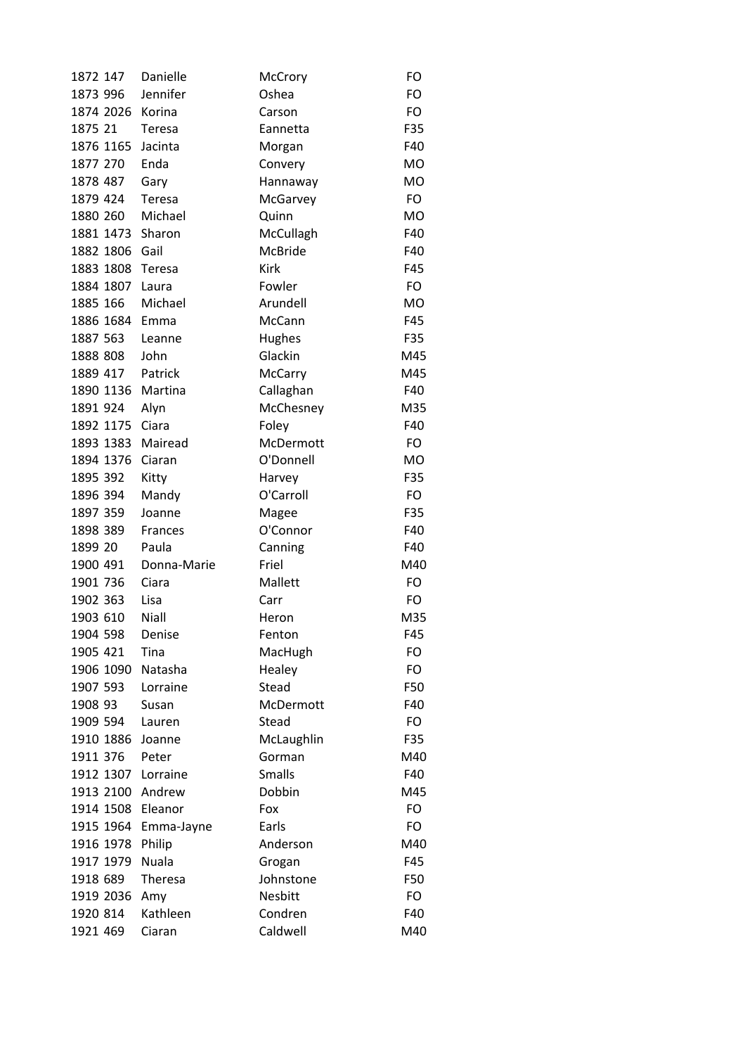| | | | | |
|---|---|---|---|---|
| 1872 | 147 | Danielle | McCrory | FO |
| 1873 | 996 | Jennifer | Oshea | FO |
| 1874 | 2026 | Korina | Carson | FO |
| 1875 | 21 | Teresa | Eannetta | F35 |
| 1876 | 1165 | Jacinta | Morgan | F40 |
| 1877 | 270 | Enda | Convery | MO |
| 1878 | 487 | Gary | Hannaway | MO |
| 1879 | 424 | Teresa | McGarvey | FO |
| 1880 | 260 | Michael | Quinn | MO |
| 1881 | 1473 | Sharon | McCullagh | F40 |
| 1882 | 1806 | Gail | McBride | F40 |
| 1883 | 1808 | Teresa | Kirk | F45 |
| 1884 | 1807 | Laura | Fowler | FO |
| 1885 | 166 | Michael | Arundell | MO |
| 1886 | 1684 | Emma | McCann | F45 |
| 1887 | 563 | Leanne | Hughes | F35 |
| 1888 | 808 | John | Glackin | M45 |
| 1889 | 417 | Patrick | McCarry | M45 |
| 1890 | 1136 | Martina | Callaghan | F40 |
| 1891 | 924 | Alyn | McChesney | M35 |
| 1892 | 1175 | Ciara | Foley | F40 |
| 1893 | 1383 | Mairead | McDermott | FO |
| 1894 | 1376 | Ciaran | O'Donnell | MO |
| 1895 | 392 | Kitty | Harvey | F35 |
| 1896 | 394 | Mandy | O'Carroll | FO |
| 1897 | 359 | Joanne | Magee | F35 |
| 1898 | 389 | Frances | O'Connor | F40 |
| 1899 | 20 | Paula | Canning | F40 |
| 1900 | 491 | Donna-Marie | Friel | M40 |
| 1901 | 736 | Ciara | Mallett | FO |
| 1902 | 363 | Lisa | Carr | FO |
| 1903 | 610 | Niall | Heron | M35 |
| 1904 | 598 | Denise | Fenton | F45 |
| 1905 | 421 | Tina | MacHugh | FO |
| 1906 | 1090 | Natasha | Healey | FO |
| 1907 | 593 | Lorraine | Stead | F50 |
| 1908 | 93 | Susan | McDermott | F40 |
| 1909 | 594 | Lauren | Stead | FO |
| 1910 | 1886 | Joanne | McLaughlin | F35 |
| 1911 | 376 | Peter | Gorman | M40 |
| 1912 | 1307 | Lorraine | Smalls | F40 |
| 1913 | 2100 | Andrew | Dobbin | M45 |
| 1914 | 1508 | Eleanor | Fox | FO |
| 1915 | 1964 | Emma-Jayne | Earls | FO |
| 1916 | 1978 | Philip | Anderson | M40 |
| 1917 | 1979 | Nuala | Grogan | F45 |
| 1918 | 689 | Theresa | Johnstone | F50 |
| 1919 | 2036 | Amy | Nesbitt | FO |
| 1920 | 814 | Kathleen | Condren | F40 |
| 1921 | 469 | Ciaran | Caldwell | M40 |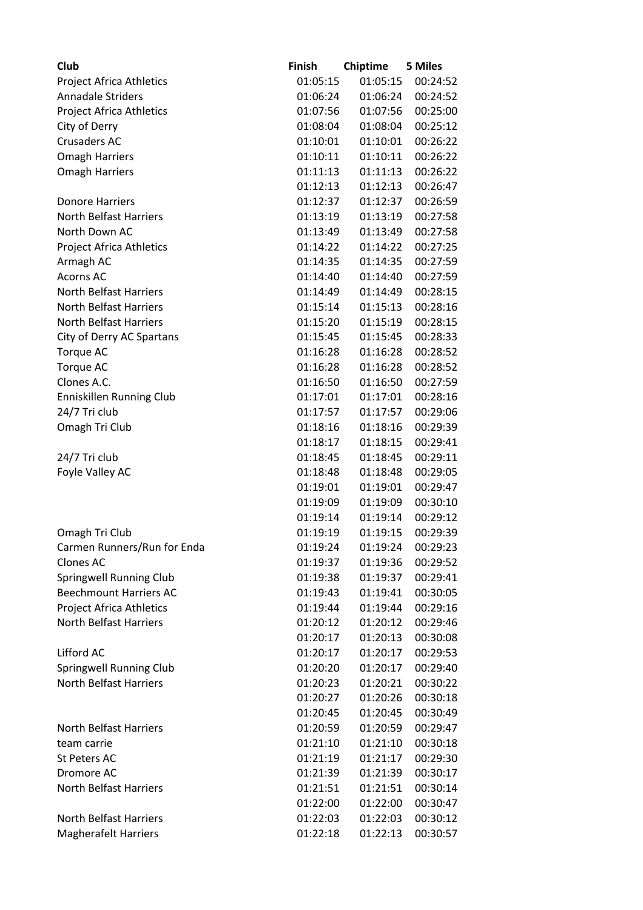| Club | Finish | Chiptime | 5 Miles |
|---|---|---|---|
| Project Africa Athletics | 01:05:15 | 01:05:15 | 00:24:52 |
| Annadale Striders | 01:06:24 | 01:06:24 | 00:24:52 |
| Project Africa Athletics | 01:07:56 | 01:07:56 | 00:25:00 |
| City of Derry | 01:08:04 | 01:08:04 | 00:25:12 |
| Crusaders AC | 01:10:01 | 01:10:01 | 00:26:22 |
| Omagh Harriers | 01:10:11 | 01:10:11 | 00:26:22 |
| Omagh Harriers | 01:11:13 | 01:11:13 | 00:26:22 |
| | 01:12:13 | 01:12:13 | 00:26:47 |
| Donore Harriers | 01:12:37 | 01:12:37 | 00:26:59 |
| North Belfast Harriers | 01:13:19 | 01:13:19 | 00:27:58 |
| North Down AC | 01:13:49 | 01:13:49 | 00:27:58 |
| Project Africa Athletics | 01:14:22 | 01:14:22 | 00:27:25 |
| Armagh AC | 01:14:35 | 01:14:35 | 00:27:59 |
| Acorns AC | 01:14:40 | 01:14:40 | 00:27:59 |
| North Belfast Harriers | 01:14:49 | 01:14:49 | 00:28:15 |
| North Belfast Harriers | 01:15:14 | 01:15:13 | 00:28:16 |
| North Belfast Harriers | 01:15:20 | 01:15:19 | 00:28:15 |
| City of Derry AC Spartans | 01:15:45 | 01:15:45 | 00:28:33 |
| Torque AC | 01:16:28 | 01:16:28 | 00:28:52 |
| Torque AC | 01:16:28 | 01:16:28 | 00:28:52 |
| Clones A.C. | 01:16:50 | 01:16:50 | 00:27:59 |
| Enniskillen Running Club | 01:17:01 | 01:17:01 | 00:28:16 |
| 24/7 Tri club | 01:17:57 | 01:17:57 | 00:29:06 |
| Omagh Tri Club | 01:18:16 | 01:18:16 | 00:29:39 |
| | 01:18:17 | 01:18:15 | 00:29:41 |
| 24/7 Tri club | 01:18:45 | 01:18:45 | 00:29:11 |
| Foyle Valley AC | 01:18:48 | 01:18:48 | 00:29:05 |
| | 01:19:01 | 01:19:01 | 00:29:47 |
| | 01:19:09 | 01:19:09 | 00:30:10 |
| | 01:19:14 | 01:19:14 | 00:29:12 |
| Omagh Tri Club | 01:19:19 | 01:19:15 | 00:29:39 |
| Carmen Runners/Run for Enda | 01:19:24 | 01:19:24 | 00:29:23 |
| Clones AC | 01:19:37 | 01:19:36 | 00:29:52 |
| Springwell Running Club | 01:19:38 | 01:19:37 | 00:29:41 |
| Beechmount Harriers AC | 01:19:43 | 01:19:41 | 00:30:05 |
| Project Africa Athletics | 01:19:44 | 01:19:44 | 00:29:16 |
| North Belfast Harriers | 01:20:12 | 01:20:12 | 00:29:46 |
| | 01:20:17 | 01:20:13 | 00:30:08 |
| Lifford AC | 01:20:17 | 01:20:17 | 00:29:53 |
| Springwell Running Club | 01:20:20 | 01:20:17 | 00:29:40 |
| North Belfast Harriers | 01:20:23 | 01:20:21 | 00:30:22 |
| | 01:20:27 | 01:20:26 | 00:30:18 |
| | 01:20:45 | 01:20:45 | 00:30:49 |
| North Belfast Harriers | 01:20:59 | 01:20:59 | 00:29:47 |
| team carrie | 01:21:10 | 01:21:10 | 00:30:18 |
| St Peters AC | 01:21:19 | 01:21:17 | 00:29:30 |
| Dromore AC | 01:21:39 | 01:21:39 | 00:30:17 |
| North Belfast Harriers | 01:21:51 | 01:21:51 | 00:30:14 |
| | 01:22:00 | 01:22:00 | 00:30:47 |
| North Belfast Harriers | 01:22:03 | 01:22:03 | 00:30:12 |
| Magherafelt Harriers | 01:22:18 | 01:22:13 | 00:30:57 |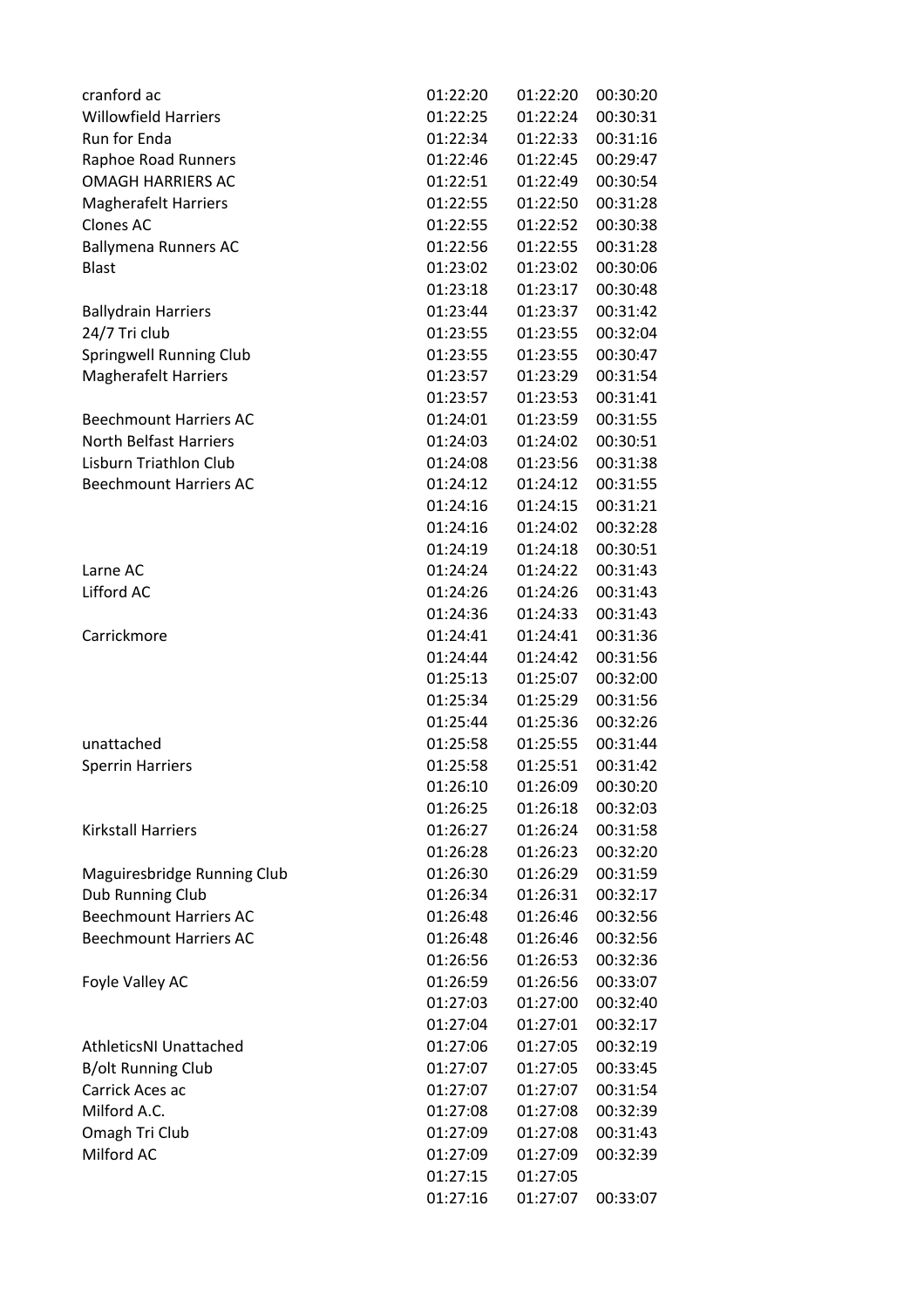| | | | |
|---|---|---|---|
| cranford ac | 01:22:20 | 01:22:20 | 00:30:20 |
| Willowfield Harriers | 01:22:25 | 01:22:24 | 00:30:31 |
| Run for Enda | 01:22:34 | 01:22:33 | 00:31:16 |
| Raphoe Road Runners | 01:22:46 | 01:22:45 | 00:29:47 |
| OMAGH HARRIERS AC | 01:22:51 | 01:22:49 | 00:30:54 |
| Magherafelt Harriers | 01:22:55 | 01:22:50 | 00:31:28 |
| Clones AC | 01:22:55 | 01:22:52 | 00:30:38 |
| Ballymena Runners AC | 01:22:56 | 01:22:55 | 00:31:28 |
| Blast | 01:23:02 | 01:23:02 | 00:30:06 |
| | 01:23:18 | 01:23:17 | 00:30:48 |
| Ballydrain Harriers | 01:23:44 | 01:23:37 | 00:31:42 |
| 24/7 Tri club | 01:23:55 | 01:23:55 | 00:32:04 |
| Springwell Running Club | 01:23:55 | 01:23:55 | 00:30:47 |
| Magherafelt Harriers | 01:23:57 | 01:23:29 | 00:31:54 |
| | 01:23:57 | 01:23:53 | 00:31:41 |
| Beechmount Harriers AC | 01:24:01 | 01:23:59 | 00:31:55 |
| North Belfast Harriers | 01:24:03 | 01:24:02 | 00:30:51 |
| Lisburn Triathlon Club | 01:24:08 | 01:23:56 | 00:31:38 |
| Beechmount Harriers AC | 01:24:12 | 01:24:12 | 00:31:55 |
| | 01:24:16 | 01:24:15 | 00:31:21 |
| | 01:24:16 | 01:24:02 | 00:32:28 |
| | 01:24:19 | 01:24:18 | 00:30:51 |
| Larne AC | 01:24:24 | 01:24:22 | 00:31:43 |
| Lifford AC | 01:24:26 | 01:24:26 | 00:31:43 |
| | 01:24:36 | 01:24:33 | 00:31:43 |
| Carrickmore | 01:24:41 | 01:24:41 | 00:31:36 |
| | 01:24:44 | 01:24:42 | 00:31:56 |
| | 01:25:13 | 01:25:07 | 00:32:00 |
| | 01:25:34 | 01:25:29 | 00:31:56 |
| | 01:25:44 | 01:25:36 | 00:32:26 |
| unattached | 01:25:58 | 01:25:55 | 00:31:44 |
| Sperrin Harriers | 01:25:58 | 01:25:51 | 00:31:42 |
| | 01:26:10 | 01:26:09 | 00:30:20 |
| | 01:26:25 | 01:26:18 | 00:32:03 |
| Kirkstall Harriers | 01:26:27 | 01:26:24 | 00:31:58 |
| | 01:26:28 | 01:26:23 | 00:32:20 |
| Maguiresbridge Running Club | 01:26:30 | 01:26:29 | 00:31:59 |
| Dub Running Club | 01:26:34 | 01:26:31 | 00:32:17 |
| Beechmount Harriers AC | 01:26:48 | 01:26:46 | 00:32:56 |
| Beechmount Harriers AC | 01:26:48 | 01:26:46 | 00:32:56 |
| | 01:26:56 | 01:26:53 | 00:32:36 |
| Foyle Valley AC | 01:26:59 | 01:26:56 | 00:33:07 |
| | 01:27:03 | 01:27:00 | 00:32:40 |
| | 01:27:04 | 01:27:01 | 00:32:17 |
| AthleticsNI Unattached | 01:27:06 | 01:27:05 | 00:32:19 |
| B/olt Running Club | 01:27:07 | 01:27:05 | 00:33:45 |
| Carrick Aces ac | 01:27:07 | 01:27:07 | 00:31:54 |
| Milford A.C. | 01:27:08 | 01:27:08 | 00:32:39 |
| Omagh Tri Club | 01:27:09 | 01:27:08 | 00:31:43 |
| Milford AC | 01:27:09 | 01:27:09 | 00:32:39 |
| | 01:27:15 | 01:27:05 | |
| | 01:27:16 | 01:27:07 | 00:33:07 |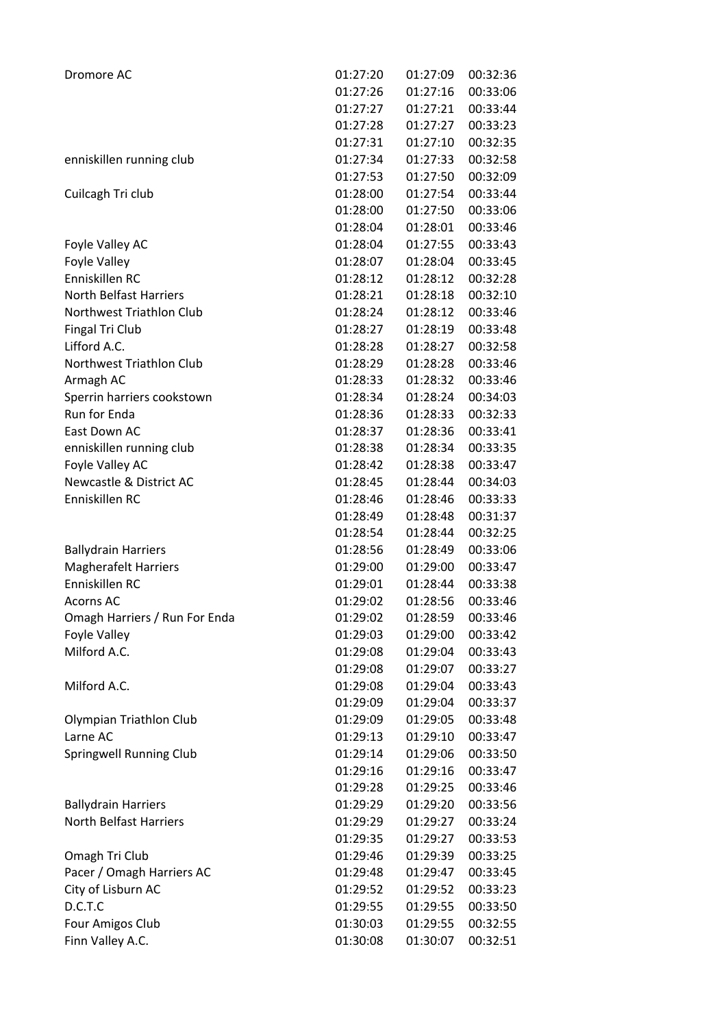| | | | |
|---|---|---|---|
| Dromore AC | 01:27:20 | 01:27:09 | 00:32:36 |
| | 01:27:26 | 01:27:16 | 00:33:06 |
| | 01:27:27 | 01:27:21 | 00:33:44 |
| | 01:27:28 | 01:27:27 | 00:33:23 |
| | 01:27:31 | 01:27:10 | 00:32:35 |
| enniskillen running club | 01:27:34 | 01:27:33 | 00:32:58 |
| | 01:27:53 | 01:27:50 | 00:32:09 |
| Cuilcagh Tri club | 01:28:00 | 01:27:54 | 00:33:44 |
| | 01:28:00 | 01:27:50 | 00:33:06 |
| | 01:28:04 | 01:28:01 | 00:33:46 |
| Foyle Valley AC | 01:28:04 | 01:27:55 | 00:33:43 |
| Foyle Valley | 01:28:07 | 01:28:04 | 00:33:45 |
| Enniskillen RC | 01:28:12 | 01:28:12 | 00:32:28 |
| North Belfast Harriers | 01:28:21 | 01:28:18 | 00:32:10 |
| Northwest Triathlon Club | 01:28:24 | 01:28:12 | 00:33:46 |
| Fingal Tri Club | 01:28:27 | 01:28:19 | 00:33:48 |
| Lifford A.C. | 01:28:28 | 01:28:27 | 00:32:58 |
| Northwest Triathlon Club | 01:28:29 | 01:28:28 | 00:33:46 |
| Armagh AC | 01:28:33 | 01:28:32 | 00:33:46 |
| Sperrin harriers cookstown | 01:28:34 | 01:28:24 | 00:34:03 |
| Run for Enda | 01:28:36 | 01:28:33 | 00:32:33 |
| East Down AC | 01:28:37 | 01:28:36 | 00:33:41 |
| enniskillen running club | 01:28:38 | 01:28:34 | 00:33:35 |
| Foyle Valley AC | 01:28:42 | 01:28:38 | 00:33:47 |
| Newcastle & District AC | 01:28:45 | 01:28:44 | 00:34:03 |
| Enniskillen RC | 01:28:46 | 01:28:46 | 00:33:33 |
| | 01:28:49 | 01:28:48 | 00:31:37 |
| | 01:28:54 | 01:28:44 | 00:32:25 |
| Ballydrain Harriers | 01:28:56 | 01:28:49 | 00:33:06 |
| Magherafelt Harriers | 01:29:00 | 01:29:00 | 00:33:47 |
| Enniskillen RC | 01:29:01 | 01:28:44 | 00:33:38 |
| Acorns AC | 01:29:02 | 01:28:56 | 00:33:46 |
| Omagh Harriers / Run For Enda | 01:29:02 | 01:28:59 | 00:33:46 |
| Foyle Valley | 01:29:03 | 01:29:00 | 00:33:42 |
| Milford A.C. | 01:29:08 | 01:29:04 | 00:33:43 |
| | 01:29:08 | 01:29:07 | 00:33:27 |
| Milford A.C. | 01:29:08 | 01:29:04 | 00:33:43 |
| | 01:29:09 | 01:29:04 | 00:33:37 |
| Olympian Triathlon Club | 01:29:09 | 01:29:05 | 00:33:48 |
| Larne AC | 01:29:13 | 01:29:10 | 00:33:47 |
| Springwell Running Club | 01:29:14 | 01:29:06 | 00:33:50 |
| | 01:29:16 | 01:29:16 | 00:33:47 |
| | 01:29:28 | 01:29:25 | 00:33:46 |
| Ballydrain Harriers | 01:29:29 | 01:29:20 | 00:33:56 |
| North Belfast Harriers | 01:29:29 | 01:29:27 | 00:33:24 |
| | 01:29:35 | 01:29:27 | 00:33:53 |
| Omagh Tri Club | 01:29:46 | 01:29:39 | 00:33:25 |
| Pacer / Omagh Harriers AC | 01:29:48 | 01:29:47 | 00:33:45 |
| City of Lisburn AC | 01:29:52 | 01:29:52 | 00:33:23 |
| D.C.T.C | 01:29:55 | 01:29:55 | 00:33:50 |
| Four Amigos Club | 01:30:03 | 01:29:55 | 00:32:55 |
| Finn Valley A.C. | 01:30:08 | 01:30:07 | 00:32:51 |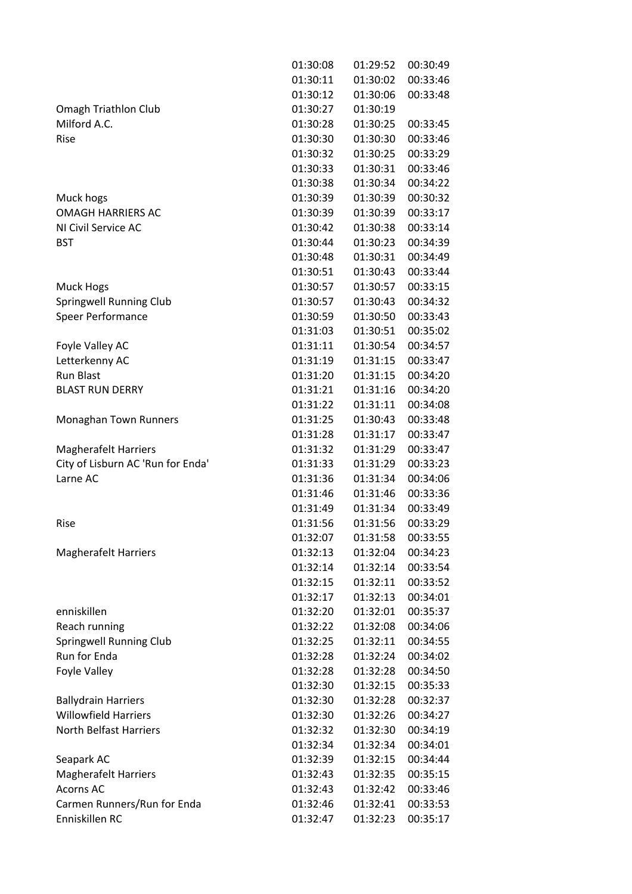| | | | |
|---|---|---|---|
| | 01:30:08 | 01:29:52 | 00:30:49 |
| | 01:30:11 | 01:30:02 | 00:33:46 |
| | 01:30:12 | 01:30:06 | 00:33:48 |
| Omagh Triathlon Club | 01:30:27 | 01:30:19 | |
| Milford A.C. | 01:30:28 | 01:30:25 | 00:33:45 |
| Rise | 01:30:30 | 01:30:30 | 00:33:46 |
| | 01:30:32 | 01:30:25 | 00:33:29 |
| | 01:30:33 | 01:30:31 | 00:33:46 |
| | 01:30:38 | 01:30:34 | 00:34:22 |
| Muck hogs | 01:30:39 | 01:30:39 | 00:30:32 |
| OMAGH HARRIERS AC | 01:30:39 | 01:30:39 | 00:33:17 |
| NI Civil Service AC | 01:30:42 | 01:30:38 | 00:33:14 |
| BST | 01:30:44 | 01:30:23 | 00:34:39 |
| | 01:30:48 | 01:30:31 | 00:34:49 |
| | 01:30:51 | 01:30:43 | 00:33:44 |
| Muck Hogs | 01:30:57 | 01:30:57 | 00:33:15 |
| Springwell Running Club | 01:30:57 | 01:30:43 | 00:34:32 |
| Speer Performance | 01:30:59 | 01:30:50 | 00:33:43 |
| | 01:31:03 | 01:30:51 | 00:35:02 |
| Foyle Valley AC | 01:31:11 | 01:30:54 | 00:34:57 |
| Letterkenny AC | 01:31:19 | 01:31:15 | 00:33:47 |
| Run Blast | 01:31:20 | 01:31:15 | 00:34:20 |
| BLAST RUN DERRY | 01:31:21 | 01:31:16 | 00:34:20 |
| | 01:31:22 | 01:31:11 | 00:34:08 |
| Monaghan Town Runners | 01:31:25 | 01:30:43 | 00:33:48 |
| | 01:31:28 | 01:31:17 | 00:33:47 |
| Magherafelt Harriers | 01:31:32 | 01:31:29 | 00:33:47 |
| City of Lisburn AC 'Run for Enda' | 01:31:33 | 01:31:29 | 00:33:23 |
| Larne AC | 01:31:36 | 01:31:34 | 00:34:06 |
| | 01:31:46 | 01:31:46 | 00:33:36 |
| | 01:31:49 | 01:31:34 | 00:33:49 |
| Rise | 01:31:56 | 01:31:56 | 00:33:29 |
| | 01:32:07 | 01:31:58 | 00:33:55 |
| Magherafelt Harriers | 01:32:13 | 01:32:04 | 00:34:23 |
| | 01:32:14 | 01:32:14 | 00:33:54 |
| | 01:32:15 | 01:32:11 | 00:33:52 |
| | 01:32:17 | 01:32:13 | 00:34:01 |
| enniskillen | 01:32:20 | 01:32:01 | 00:35:37 |
| Reach running | 01:32:22 | 01:32:08 | 00:34:06 |
| Springwell Running Club | 01:32:25 | 01:32:11 | 00:34:55 |
| Run for Enda | 01:32:28 | 01:32:24 | 00:34:02 |
| Foyle Valley | 01:32:28 | 01:32:28 | 00:34:50 |
| | 01:32:30 | 01:32:15 | 00:35:33 |
| Ballydrain Harriers | 01:32:30 | 01:32:28 | 00:32:37 |
| Willowfield Harriers | 01:32:30 | 01:32:26 | 00:34:27 |
| North Belfast Harriers | 01:32:32 | 01:32:30 | 00:34:19 |
| | 01:32:34 | 01:32:34 | 00:34:01 |
| Seapark AC | 01:32:39 | 01:32:15 | 00:34:44 |
| Magherafelt Harriers | 01:32:43 | 01:32:35 | 00:35:15 |
| Acorns AC | 01:32:43 | 01:32:42 | 00:33:46 |
| Carmen Runners/Run for Enda | 01:32:46 | 01:32:41 | 00:33:53 |
| Enniskillen RC | 01:32:47 | 01:32:23 | 00:35:17 |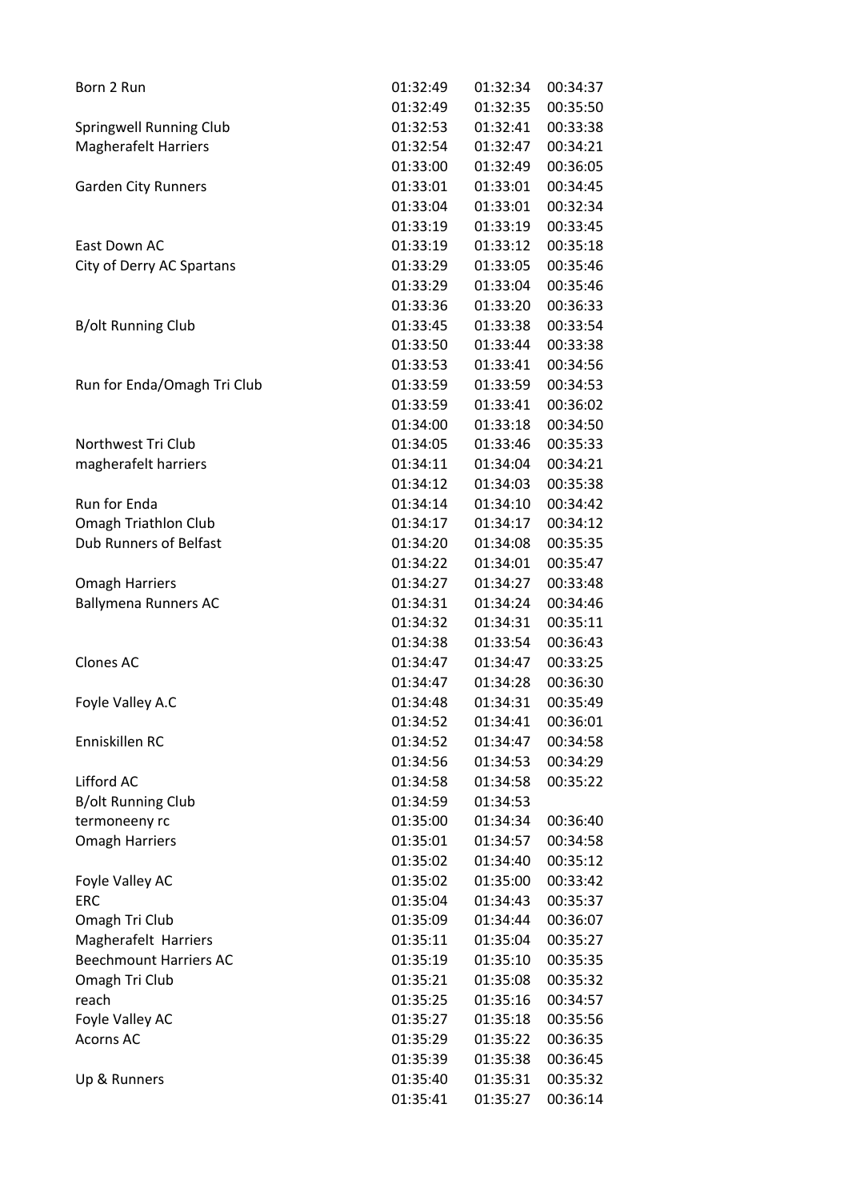| | | | |
|---|---|---|---|
| Born 2 Run | 01:32:49 | 01:32:34 | 00:34:37 |
| | 01:32:49 | 01:32:35 | 00:35:50 |
| Springwell Running Club | 01:32:53 | 01:32:41 | 00:33:38 |
| Magherafelt Harriers | 01:32:54 | 01:32:47 | 00:34:21 |
| | 01:33:00 | 01:32:49 | 00:36:05 |
| Garden City Runners | 01:33:01 | 01:33:01 | 00:34:45 |
| | 01:33:04 | 01:33:01 | 00:32:34 |
| | 01:33:19 | 01:33:19 | 00:33:45 |
| East Down AC | 01:33:19 | 01:33:12 | 00:35:18 |
| City of Derry AC Spartans | 01:33:29 | 01:33:05 | 00:35:46 |
| | 01:33:29 | 01:33:04 | 00:35:46 |
| | 01:33:36 | 01:33:20 | 00:36:33 |
| B/olt Running Club | 01:33:45 | 01:33:38 | 00:33:54 |
| | 01:33:50 | 01:33:44 | 00:33:38 |
| | 01:33:53 | 01:33:41 | 00:34:56 |
| Run for Enda/Omagh Tri Club | 01:33:59 | 01:33:59 | 00:34:53 |
| | 01:33:59 | 01:33:41 | 00:36:02 |
| | 01:34:00 | 01:33:18 | 00:34:50 |
| Northwest Tri Club | 01:34:05 | 01:33:46 | 00:35:33 |
| magherafelt harriers | 01:34:11 | 01:34:04 | 00:34:21 |
| | 01:34:12 | 01:34:03 | 00:35:38 |
| Run for Enda | 01:34:14 | 01:34:10 | 00:34:42 |
| Omagh Triathlon Club | 01:34:17 | 01:34:17 | 00:34:12 |
| Dub Runners of Belfast | 01:34:20 | 01:34:08 | 00:35:35 |
| | 01:34:22 | 01:34:01 | 00:35:47 |
| Omagh Harriers | 01:34:27 | 01:34:27 | 00:33:48 |
| Ballymena Runners AC | 01:34:31 | 01:34:24 | 00:34:46 |
| | 01:34:32 | 01:34:31 | 00:35:11 |
| | 01:34:38 | 01:33:54 | 00:36:43 |
| Clones AC | 01:34:47 | 01:34:47 | 00:33:25 |
| | 01:34:47 | 01:34:28 | 00:36:30 |
| Foyle Valley A.C | 01:34:48 | 01:34:31 | 00:35:49 |
| | 01:34:52 | 01:34:41 | 00:36:01 |
| Enniskillen RC | 01:34:52 | 01:34:47 | 00:34:58 |
| | 01:34:56 | 01:34:53 | 00:34:29 |
| Lifford AC | 01:34:58 | 01:34:58 | 00:35:22 |
| B/olt Running Club | 01:34:59 | 01:34:53 | |
| termoneeny rc | 01:35:00 | 01:34:34 | 00:36:40 |
| Omagh Harriers | 01:35:01 | 01:34:57 | 00:34:58 |
| | 01:35:02 | 01:34:40 | 00:35:12 |
| Foyle Valley AC | 01:35:02 | 01:35:00 | 00:33:42 |
| ERC | 01:35:04 | 01:34:43 | 00:35:37 |
| Omagh Tri Club | 01:35:09 | 01:34:44 | 00:36:07 |
| Magherafelt Harriers | 01:35:11 | 01:35:04 | 00:35:27 |
| Beechmount Harriers AC | 01:35:19 | 01:35:10 | 00:35:35 |
| Omagh Tri Club | 01:35:21 | 01:35:08 | 00:35:32 |
| reach | 01:35:25 | 01:35:16 | 00:34:57 |
| Foyle Valley AC | 01:35:27 | 01:35:18 | 00:35:56 |
| Acorns AC | 01:35:29 | 01:35:22 | 00:36:35 |
| | 01:35:39 | 01:35:38 | 00:36:45 |
| Up & Runners | 01:35:40 | 01:35:31 | 00:35:32 |
| | 01:35:41 | 01:35:27 | 00:36:14 |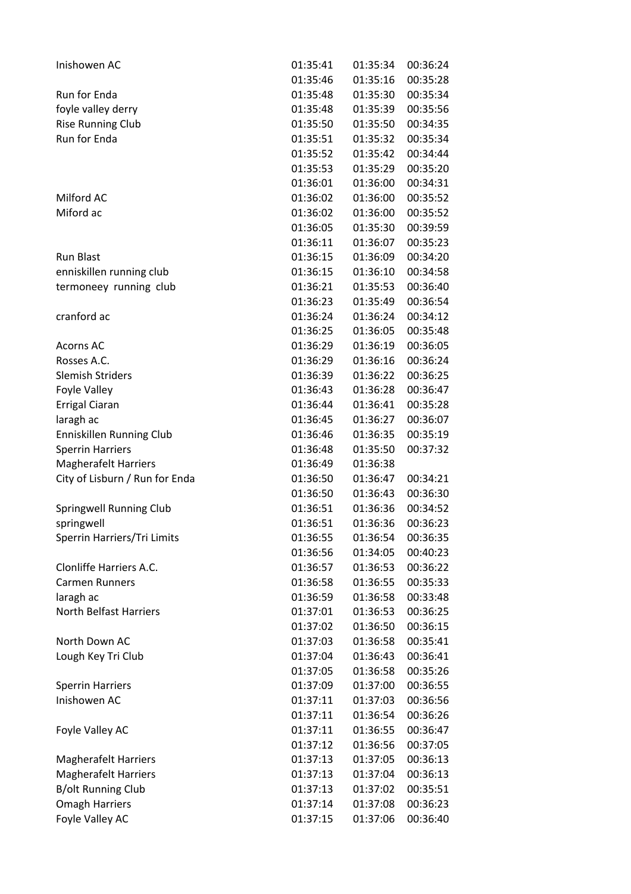| | | | |
|---|---|---|---|
| Inishowen AC | 01:35:41 | 01:35:34 | 00:36:24 |
| | 01:35:46 | 01:35:16 | 00:35:28 |
| Run for Enda | 01:35:48 | 01:35:30 | 00:35:34 |
| foyle valley derry | 01:35:48 | 01:35:39 | 00:35:56 |
| Rise Running Club | 01:35:50 | 01:35:50 | 00:34:35 |
| Run for Enda | 01:35:51 | 01:35:32 | 00:35:34 |
| | 01:35:52 | 01:35:42 | 00:34:44 |
| | 01:35:53 | 01:35:29 | 00:35:20 |
| | 01:36:01 | 01:36:00 | 00:34:31 |
| Milford AC | 01:36:02 | 01:36:00 | 00:35:52 |
| Miford ac | 01:36:02 | 01:36:00 | 00:35:52 |
| | 01:36:05 | 01:35:30 | 00:39:59 |
| | 01:36:11 | 01:36:07 | 00:35:23 |
| Run Blast | 01:36:15 | 01:36:09 | 00:34:20 |
| enniskillen running club | 01:36:15 | 01:36:10 | 00:34:58 |
| termoneey running club | 01:36:21 | 01:35:53 | 00:36:40 |
| | 01:36:23 | 01:35:49 | 00:36:54 |
| cranford ac | 01:36:24 | 01:36:24 | 00:34:12 |
| | 01:36:25 | 01:36:05 | 00:35:48 |
| Acorns AC | 01:36:29 | 01:36:19 | 00:36:05 |
| Rosses A.C. | 01:36:29 | 01:36:16 | 00:36:24 |
| Slemish Striders | 01:36:39 | 01:36:22 | 00:36:25 |
| Foyle Valley | 01:36:43 | 01:36:28 | 00:36:47 |
| Errigal Ciaran | 01:36:44 | 01:36:41 | 00:35:28 |
| laragh ac | 01:36:45 | 01:36:27 | 00:36:07 |
| Enniskillen Running Club | 01:36:46 | 01:36:35 | 00:35:19 |
| Sperrin Harriers | 01:36:48 | 01:35:50 | 00:37:32 |
| Magherafelt Harriers | 01:36:49 | 01:36:38 | |
| City of Lisburn / Run for Enda | 01:36:50 | 01:36:47 | 00:34:21 |
| | 01:36:50 | 01:36:43 | 00:36:30 |
| Springwell Running Club | 01:36:51 | 01:36:36 | 00:34:52 |
| springwell | 01:36:51 | 01:36:36 | 00:36:23 |
| Sperrin Harriers/Tri Limits | 01:36:55 | 01:36:54 | 00:36:35 |
| | 01:36:56 | 01:34:05 | 00:40:23 |
| Clonliffe Harriers A.C. | 01:36:57 | 01:36:53 | 00:36:22 |
| Carmen Runners | 01:36:58 | 01:36:55 | 00:35:33 |
| laragh ac | 01:36:59 | 01:36:58 | 00:33:48 |
| North Belfast Harriers | 01:37:01 | 01:36:53 | 00:36:25 |
| | 01:37:02 | 01:36:50 | 00:36:15 |
| North Down AC | 01:37:03 | 01:36:58 | 00:35:41 |
| Lough Key Tri Club | 01:37:04 | 01:36:43 | 00:36:41 |
| | 01:37:05 | 01:36:58 | 00:35:26 |
| Sperrin Harriers | 01:37:09 | 01:37:00 | 00:36:55 |
| Inishowen AC | 01:37:11 | 01:37:03 | 00:36:56 |
| | 01:37:11 | 01:36:54 | 00:36:26 |
| Foyle Valley AC | 01:37:11 | 01:36:55 | 00:36:47 |
| | 01:37:12 | 01:36:56 | 00:37:05 |
| Magherafelt Harriers | 01:37:13 | 01:37:05 | 00:36:13 |
| Magherafelt Harriers | 01:37:13 | 01:37:04 | 00:36:13 |
| B/olt Running Club | 01:37:13 | 01:37:02 | 00:35:51 |
| Omagh Harriers | 01:37:14 | 01:37:08 | 00:36:23 |
| Foyle Valley AC | 01:37:15 | 01:37:06 | 00:36:40 |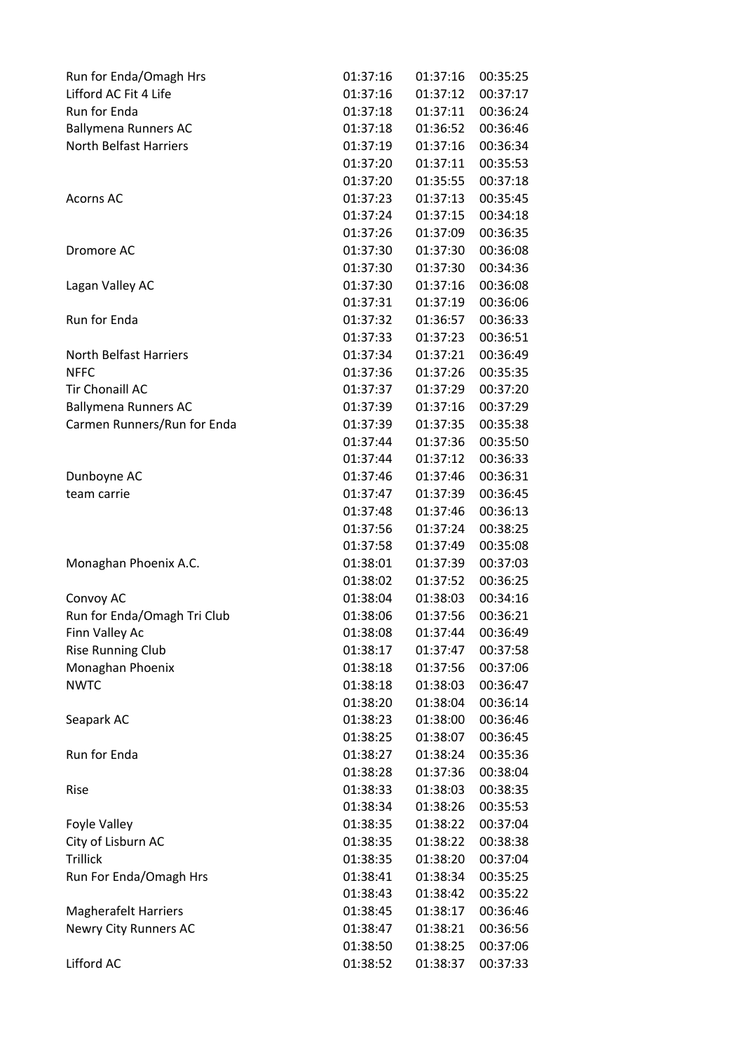| | | | |
|---|---|---|---|
| Run for Enda/Omagh Hrs | 01:37:16 | 01:37:16 | 00:35:25 |
| Lifford AC Fit 4 Life | 01:37:16 | 01:37:12 | 00:37:17 |
| Run for Enda | 01:37:18 | 01:37:11 | 00:36:24 |
| Ballymena Runners AC | 01:37:18 | 01:36:52 | 00:36:46 |
| North Belfast Harriers | 01:37:19 | 01:37:16 | 00:36:34 |
| | 01:37:20 | 01:37:11 | 00:35:53 |
| | 01:37:20 | 01:35:55 | 00:37:18 |
| Acorns AC | 01:37:23 | 01:37:13 | 00:35:45 |
| | 01:37:24 | 01:37:15 | 00:34:18 |
| | 01:37:26 | 01:37:09 | 00:36:35 |
| Dromore AC | 01:37:30 | 01:37:30 | 00:36:08 |
| | 01:37:30 | 01:37:30 | 00:34:36 |
| Lagan Valley AC | 01:37:30 | 01:37:16 | 00:36:08 |
| | 01:37:31 | 01:37:19 | 00:36:06 |
| Run for Enda | 01:37:32 | 01:36:57 | 00:36:33 |
| | 01:37:33 | 01:37:23 | 00:36:51 |
| North Belfast Harriers | 01:37:34 | 01:37:21 | 00:36:49 |
| NFFC | 01:37:36 | 01:37:26 | 00:35:35 |
| Tir Chonaill AC | 01:37:37 | 01:37:29 | 00:37:20 |
| Ballymena Runners AC | 01:37:39 | 01:37:16 | 00:37:29 |
| Carmen Runners/Run for Enda | 01:37:39 | 01:37:35 | 00:35:38 |
| | 01:37:44 | 01:37:36 | 00:35:50 |
| | 01:37:44 | 01:37:12 | 00:36:33 |
| Dunboyne AC | 01:37:46 | 01:37:46 | 00:36:31 |
| team carrie | 01:37:47 | 01:37:39 | 00:36:45 |
| | 01:37:48 | 01:37:46 | 00:36:13 |
| | 01:37:56 | 01:37:24 | 00:38:25 |
| | 01:37:58 | 01:37:49 | 00:35:08 |
| Monaghan Phoenix A.C. | 01:38:01 | 01:37:39 | 00:37:03 |
| | 01:38:02 | 01:37:52 | 00:36:25 |
| Convoy AC | 01:38:04 | 01:38:03 | 00:34:16 |
| Run for Enda/Omagh Tri Club | 01:38:06 | 01:37:56 | 00:36:21 |
| Finn Valley Ac | 01:38:08 | 01:37:44 | 00:36:49 |
| Rise Running Club | 01:38:17 | 01:37:47 | 00:37:58 |
| Monaghan Phoenix | 01:38:18 | 01:37:56 | 00:37:06 |
| NWTC | 01:38:18 | 01:38:03 | 00:36:47 |
| | 01:38:20 | 01:38:04 | 00:36:14 |
| Seapark AC | 01:38:23 | 01:38:00 | 00:36:46 |
| | 01:38:25 | 01:38:07 | 00:36:45 |
| Run for Enda | 01:38:27 | 01:38:24 | 00:35:36 |
| | 01:38:28 | 01:37:36 | 00:38:04 |
| Rise | 01:38:33 | 01:38:03 | 00:38:35 |
| | 01:38:34 | 01:38:26 | 00:35:53 |
| Foyle Valley | 01:38:35 | 01:38:22 | 00:37:04 |
| City of Lisburn AC | 01:38:35 | 01:38:22 | 00:38:38 |
| Trillick | 01:38:35 | 01:38:20 | 00:37:04 |
| Run For Enda/Omagh Hrs | 01:38:41 | 01:38:34 | 00:35:25 |
| | 01:38:43 | 01:38:42 | 00:35:22 |
| Magherafelt Harriers | 01:38:45 | 01:38:17 | 00:36:46 |
| Newry City Runners AC | 01:38:47 | 01:38:21 | 00:36:56 |
| | 01:38:50 | 01:38:25 | 00:37:06 |
| Lifford AC | 01:38:52 | 01:38:37 | 00:37:33 |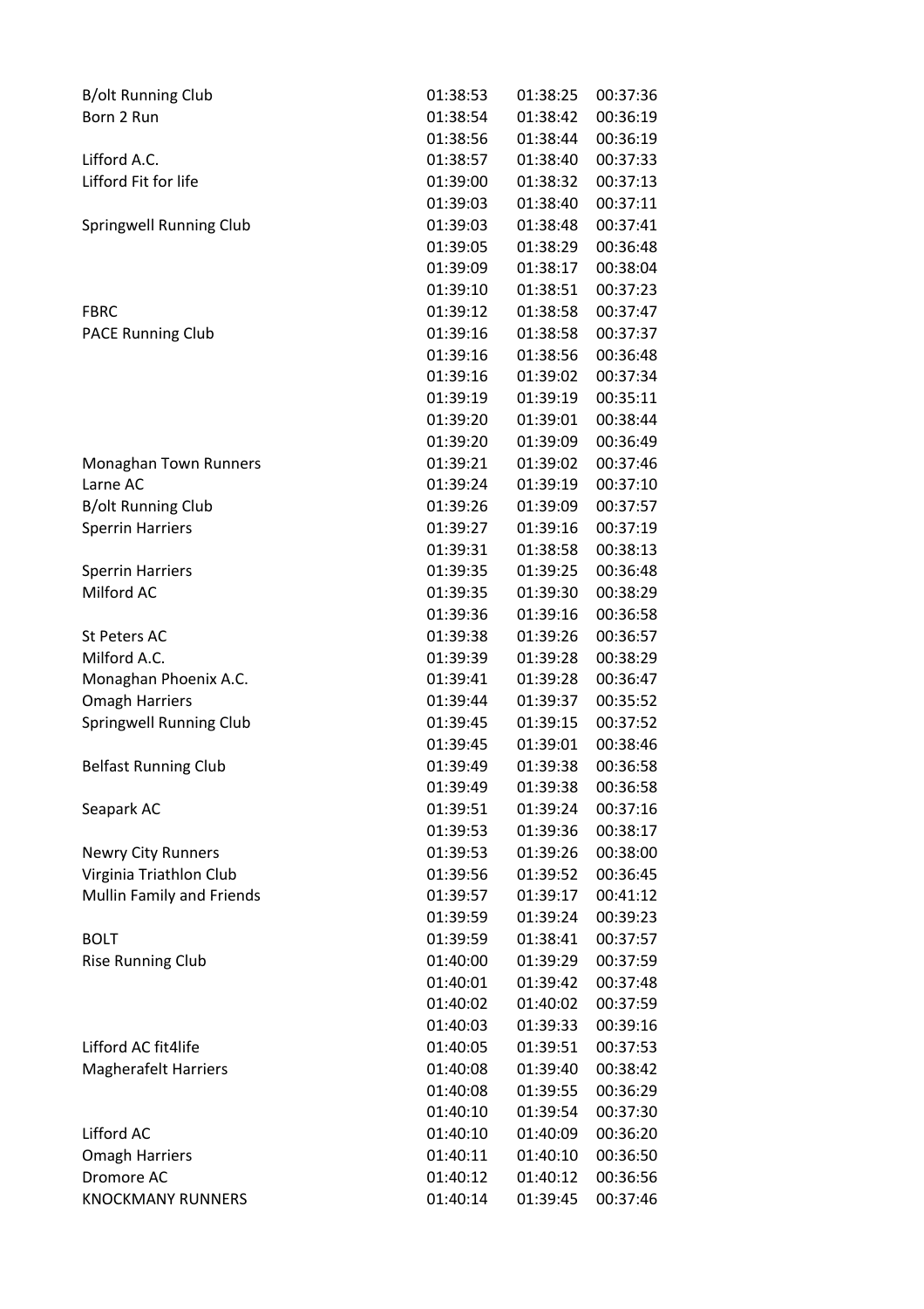| | | | |
|---|---|---|---|
| B/olt Running Club | 01:38:53 | 01:38:25 | 00:37:36 |
| Born 2 Run | 01:38:54 | 01:38:42 | 00:36:19 |
| | 01:38:56 | 01:38:44 | 00:36:19 |
| Lifford A.C. | 01:38:57 | 01:38:40 | 00:37:33 |
| Lifford Fit for life | 01:39:00 | 01:38:32 | 00:37:13 |
| | 01:39:03 | 01:38:40 | 00:37:11 |
| Springwell Running Club | 01:39:03 | 01:38:48 | 00:37:41 |
| | 01:39:05 | 01:38:29 | 00:36:48 |
| | 01:39:09 | 01:38:17 | 00:38:04 |
| | 01:39:10 | 01:38:51 | 00:37:23 |
| FBRC | 01:39:12 | 01:38:58 | 00:37:47 |
| PACE Running Club | 01:39:16 | 01:38:58 | 00:37:37 |
| | 01:39:16 | 01:38:56 | 00:36:48 |
| | 01:39:16 | 01:39:02 | 00:37:34 |
| | 01:39:19 | 01:39:19 | 00:35:11 |
| | 01:39:20 | 01:39:01 | 00:38:44 |
| | 01:39:20 | 01:39:09 | 00:36:49 |
| Monaghan Town Runners | 01:39:21 | 01:39:02 | 00:37:46 |
| Larne AC | 01:39:24 | 01:39:19 | 00:37:10 |
| B/olt Running Club | 01:39:26 | 01:39:09 | 00:37:57 |
| Sperrin Harriers | 01:39:27 | 01:39:16 | 00:37:19 |
| | 01:39:31 | 01:38:58 | 00:38:13 |
| Sperrin Harriers | 01:39:35 | 01:39:25 | 00:36:48 |
| Milford AC | 01:39:35 | 01:39:30 | 00:38:29 |
| | 01:39:36 | 01:39:16 | 00:36:58 |
| St Peters AC | 01:39:38 | 01:39:26 | 00:36:57 |
| Milford A.C. | 01:39:39 | 01:39:28 | 00:38:29 |
| Monaghan Phoenix A.C. | 01:39:41 | 01:39:28 | 00:36:47 |
| Omagh Harriers | 01:39:44 | 01:39:37 | 00:35:52 |
| Springwell Running Club | 01:39:45 | 01:39:15 | 00:37:52 |
| | 01:39:45 | 01:39:01 | 00:38:46 |
| Belfast Running Club | 01:39:49 | 01:39:38 | 00:36:58 |
| | 01:39:49 | 01:39:38 | 00:36:58 |
| Seapark AC | 01:39:51 | 01:39:24 | 00:37:16 |
| | 01:39:53 | 01:39:36 | 00:38:17 |
| Newry City Runners | 01:39:53 | 01:39:26 | 00:38:00 |
| Virginia Triathlon Club | 01:39:56 | 01:39:52 | 00:36:45 |
| Mullin Family and Friends | 01:39:57 | 01:39:17 | 00:41:12 |
| | 01:39:59 | 01:39:24 | 00:39:23 |
| BOLT | 01:39:59 | 01:38:41 | 00:37:57 |
| Rise Running Club | 01:40:00 | 01:39:29 | 00:37:59 |
| | 01:40:01 | 01:39:42 | 00:37:48 |
| | 01:40:02 | 01:40:02 | 00:37:59 |
| | 01:40:03 | 01:39:33 | 00:39:16 |
| Lifford AC fit4life | 01:40:05 | 01:39:51 | 00:37:53 |
| Magherafelt Harriers | 01:40:08 | 01:39:40 | 00:38:42 |
| | 01:40:08 | 01:39:55 | 00:36:29 |
| | 01:40:10 | 01:39:54 | 00:37:30 |
| Lifford AC | 01:40:10 | 01:40:09 | 00:36:20 |
| Omagh Harriers | 01:40:11 | 01:40:10 | 00:36:50 |
| Dromore AC | 01:40:12 | 01:40:12 | 00:36:56 |
| KNOCKMANY RUNNERS | 01:40:14 | 01:39:45 | 00:37:46 |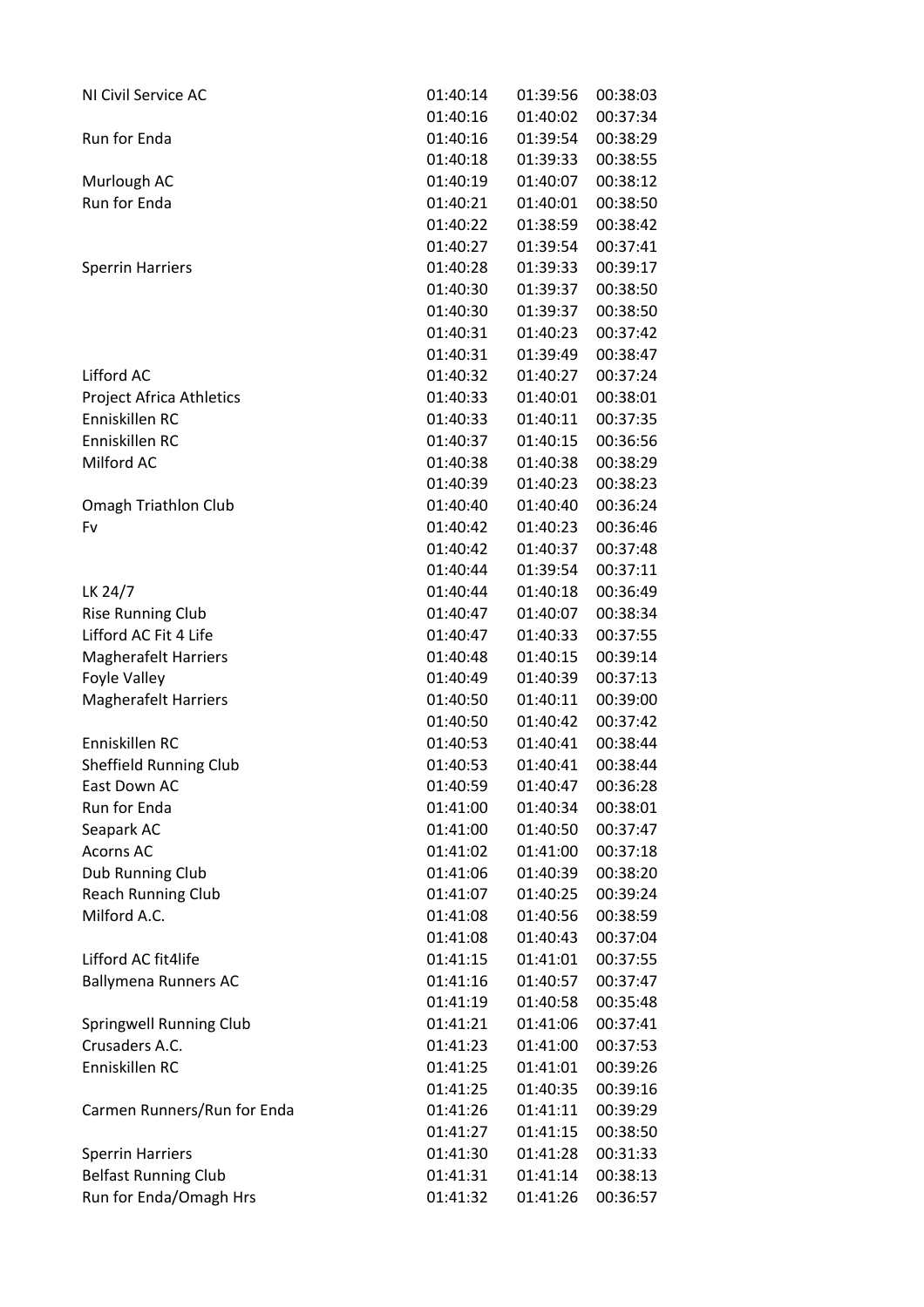| | | | |
|---|---|---|---|
| NI Civil Service AC | 01:40:14 | 01:39:56 | 00:38:03 |
| | 01:40:16 | 01:40:02 | 00:37:34 |
| Run for Enda | 01:40:16 | 01:39:54 | 00:38:29 |
| | 01:40:18 | 01:39:33 | 00:38:55 |
| Murlough AC | 01:40:19 | 01:40:07 | 00:38:12 |
| Run for Enda | 01:40:21 | 01:40:01 | 00:38:50 |
| | 01:40:22 | 01:38:59 | 00:38:42 |
| | 01:40:27 | 01:39:54 | 00:37:41 |
| Sperrin Harriers | 01:40:28 | 01:39:33 | 00:39:17 |
| | 01:40:30 | 01:39:37 | 00:38:50 |
| | 01:40:30 | 01:39:37 | 00:38:50 |
| | 01:40:31 | 01:40:23 | 00:37:42 |
| | 01:40:31 | 01:39:49 | 00:38:47 |
| Lifford AC | 01:40:32 | 01:40:27 | 00:37:24 |
| Project Africa Athletics | 01:40:33 | 01:40:01 | 00:38:01 |
| Enniskillen RC | 01:40:33 | 01:40:11 | 00:37:35 |
| Enniskillen RC | 01:40:37 | 01:40:15 | 00:36:56 |
| Milford AC | 01:40:38 | 01:40:38 | 00:38:29 |
| | 01:40:39 | 01:40:23 | 00:38:23 |
| Omagh Triathlon Club | 01:40:40 | 01:40:40 | 00:36:24 |
| Fv | 01:40:42 | 01:40:23 | 00:36:46 |
| | 01:40:42 | 01:40:37 | 00:37:48 |
| | 01:40:44 | 01:39:54 | 00:37:11 |
| LK 24/7 | 01:40:44 | 01:40:18 | 00:36:49 |
| Rise Running Club | 01:40:47 | 01:40:07 | 00:38:34 |
| Lifford AC Fit 4 Life | 01:40:47 | 01:40:33 | 00:37:55 |
| Magherafelt Harriers | 01:40:48 | 01:40:15 | 00:39:14 |
| Foyle Valley | 01:40:49 | 01:40:39 | 00:37:13 |
| Magherafelt Harriers | 01:40:50 | 01:40:11 | 00:39:00 |
| | 01:40:50 | 01:40:42 | 00:37:42 |
| Enniskillen RC | 01:40:53 | 01:40:41 | 00:38:44 |
| Sheffield Running Club | 01:40:53 | 01:40:41 | 00:38:44 |
| East Down AC | 01:40:59 | 01:40:47 | 00:36:28 |
| Run for Enda | 01:41:00 | 01:40:34 | 00:38:01 |
| Seapark AC | 01:41:00 | 01:40:50 | 00:37:47 |
| Acorns AC | 01:41:02 | 01:41:00 | 00:37:18 |
| Dub Running Club | 01:41:06 | 01:40:39 | 00:38:20 |
| Reach Running Club | 01:41:07 | 01:40:25 | 00:39:24 |
| Milford A.C. | 01:41:08 | 01:40:56 | 00:38:59 |
| | 01:41:08 | 01:40:43 | 00:37:04 |
| Lifford AC fit4life | 01:41:15 | 01:41:01 | 00:37:55 |
| Ballymena Runners AC | 01:41:16 | 01:40:57 | 00:37:47 |
| | 01:41:19 | 01:40:58 | 00:35:48 |
| Springwell Running Club | 01:41:21 | 01:41:06 | 00:37:41 |
| Crusaders A.C. | 01:41:23 | 01:41:00 | 00:37:53 |
| Enniskillen RC | 01:41:25 | 01:41:01 | 00:39:26 |
| | 01:41:25 | 01:40:35 | 00:39:16 |
| Carmen Runners/Run for Enda | 01:41:26 | 01:41:11 | 00:39:29 |
| | 01:41:27 | 01:41:15 | 00:38:50 |
| Sperrin Harriers | 01:41:30 | 01:41:28 | 00:31:33 |
| Belfast Running Club | 01:41:31 | 01:41:14 | 00:38:13 |
| Run for Enda/Omagh Hrs | 01:41:32 | 01:41:26 | 00:36:57 |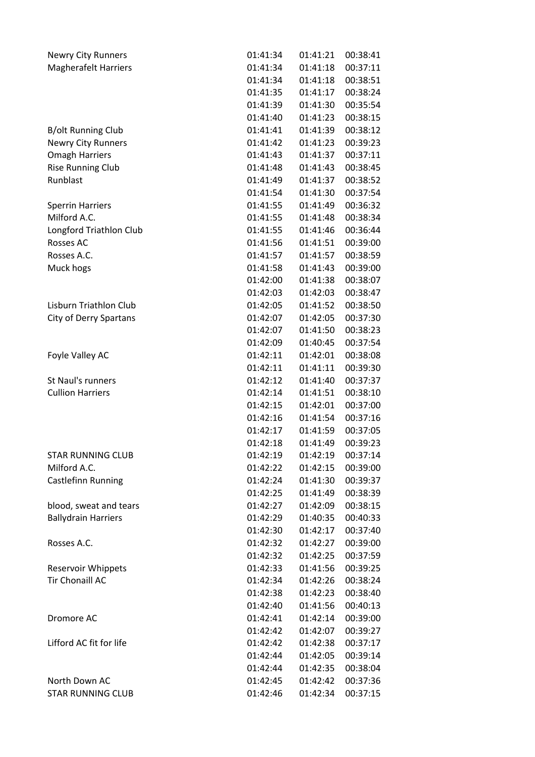| | | | |
|---|---|---|---|
| Newry City Runners | 01:41:34 | 01:41:21 | 00:38:41 |
| Magherafelt Harriers | 01:41:34 | 01:41:18 | 00:37:11 |
| | 01:41:34 | 01:41:18 | 00:38:51 |
| | 01:41:35 | 01:41:17 | 00:38:24 |
| | 01:41:39 | 01:41:30 | 00:35:54 |
| | 01:41:40 | 01:41:23 | 00:38:15 |
| B/olt Running Club | 01:41:41 | 01:41:39 | 00:38:12 |
| Newry City Runners | 01:41:42 | 01:41:23 | 00:39:23 |
| Omagh Harriers | 01:41:43 | 01:41:37 | 00:37:11 |
| Rise Running Club | 01:41:48 | 01:41:43 | 00:38:45 |
| Runblast | 01:41:49 | 01:41:37 | 00:38:52 |
| | 01:41:54 | 01:41:30 | 00:37:54 |
| Sperrin Harriers | 01:41:55 | 01:41:49 | 00:36:32 |
| Milford A.C. | 01:41:55 | 01:41:48 | 00:38:34 |
| Longford Triathlon Club | 01:41:55 | 01:41:46 | 00:36:44 |
| Rosses AC | 01:41:56 | 01:41:51 | 00:39:00 |
| Rosses A.C. | 01:41:57 | 01:41:57 | 00:38:59 |
| Muck hogs | 01:41:58 | 01:41:43 | 00:39:00 |
| | 01:42:00 | 01:41:38 | 00:38:07 |
| | 01:42:03 | 01:42:03 | 00:38:47 |
| Lisburn Triathlon Club | 01:42:05 | 01:41:52 | 00:38:50 |
| City of Derry Spartans | 01:42:07 | 01:42:05 | 00:37:30 |
| | 01:42:07 | 01:41:50 | 00:38:23 |
| | 01:42:09 | 01:40:45 | 00:37:54 |
| Foyle Valley AC | 01:42:11 | 01:42:01 | 00:38:08 |
| | 01:42:11 | 01:41:11 | 00:39:30 |
| St Naul's runners | 01:42:12 | 01:41:40 | 00:37:37 |
| Cullion Harriers | 01:42:14 | 01:41:51 | 00:38:10 |
| | 01:42:15 | 01:42:01 | 00:37:00 |
| | 01:42:16 | 01:41:54 | 00:37:16 |
| | 01:42:17 | 01:41:59 | 00:37:05 |
| | 01:42:18 | 01:41:49 | 00:39:23 |
| STAR RUNNING CLUB | 01:42:19 | 01:42:19 | 00:37:14 |
| Milford A.C. | 01:42:22 | 01:42:15 | 00:39:00 |
| Castlefinn Running | 01:42:24 | 01:41:30 | 00:39:37 |
| | 01:42:25 | 01:41:49 | 00:38:39 |
| blood, sweat and tears | 01:42:27 | 01:42:09 | 00:38:15 |
| Ballydrain Harriers | 01:42:29 | 01:40:35 | 00:40:33 |
| | 01:42:30 | 01:42:17 | 00:37:40 |
| Rosses A.C. | 01:42:32 | 01:42:27 | 00:39:00 |
| | 01:42:32 | 01:42:25 | 00:37:59 |
| Reservoir Whippets | 01:42:33 | 01:41:56 | 00:39:25 |
| Tir Chonaill AC | 01:42:34 | 01:42:26 | 00:38:24 |
| | 01:42:38 | 01:42:23 | 00:38:40 |
| | 01:42:40 | 01:41:56 | 00:40:13 |
| Dromore AC | 01:42:41 | 01:42:14 | 00:39:00 |
| | 01:42:42 | 01:42:07 | 00:39:27 |
| Lifford AC fit for life | 01:42:42 | 01:42:38 | 00:37:17 |
| | 01:42:44 | 01:42:05 | 00:39:14 |
| | 01:42:44 | 01:42:35 | 00:38:04 |
| North Down AC | 01:42:45 | 01:42:42 | 00:37:36 |
| STAR RUNNING CLUB | 01:42:46 | 01:42:34 | 00:37:15 |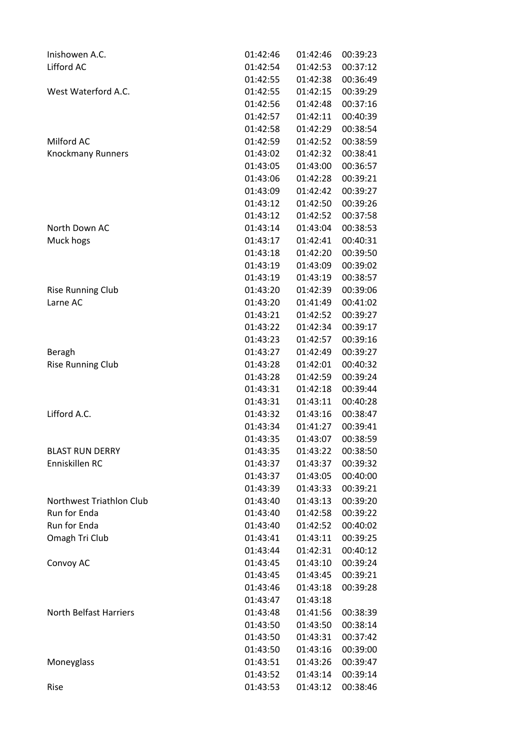| | | | |
|---|---|---|---|
| Inishowen A.C. | 01:42:46 | 01:42:46 | 00:39:23 |
| Lifford AC | 01:42:54 | 01:42:53 | 00:37:12 |
| | 01:42:55 | 01:42:38 | 00:36:49 |
| West Waterford A.C. | 01:42:55 | 01:42:15 | 00:39:29 |
| | 01:42:56 | 01:42:48 | 00:37:16 |
| | 01:42:57 | 01:42:11 | 00:40:39 |
| | 01:42:58 | 01:42:29 | 00:38:54 |
| Milford AC | 01:42:59 | 01:42:52 | 00:38:59 |
| Knockmany Runners | 01:43:02 | 01:42:32 | 00:38:41 |
| | 01:43:05 | 01:43:00 | 00:36:57 |
| | 01:43:06 | 01:42:28 | 00:39:21 |
| | 01:43:09 | 01:42:42 | 00:39:27 |
| | 01:43:12 | 01:42:50 | 00:39:26 |
| | 01:43:12 | 01:42:52 | 00:37:58 |
| North Down AC | 01:43:14 | 01:43:04 | 00:38:53 |
| Muck hogs | 01:43:17 | 01:42:41 | 00:40:31 |
| | 01:43:18 | 01:42:20 | 00:39:50 |
| | 01:43:19 | 01:43:09 | 00:39:02 |
| | 01:43:19 | 01:43:19 | 00:38:57 |
| Rise Running Club | 01:43:20 | 01:42:39 | 00:39:06 |
| Larne AC | 01:43:20 | 01:41:49 | 00:41:02 |
| | 01:43:21 | 01:42:52 | 00:39:27 |
| | 01:43:22 | 01:42:34 | 00:39:17 |
| | 01:43:23 | 01:42:57 | 00:39:16 |
| Beragh | 01:43:27 | 01:42:49 | 00:39:27 |
| Rise Running Club | 01:43:28 | 01:42:01 | 00:40:32 |
| | 01:43:28 | 01:42:59 | 00:39:24 |
| | 01:43:31 | 01:42:18 | 00:39:44 |
| | 01:43:31 | 01:43:11 | 00:40:28 |
| Lifford A.C. | 01:43:32 | 01:43:16 | 00:38:47 |
| | 01:43:34 | 01:41:27 | 00:39:41 |
| | 01:43:35 | 01:43:07 | 00:38:59 |
| BLAST RUN DERRY | 01:43:35 | 01:43:22 | 00:38:50 |
| Enniskillen RC | 01:43:37 | 01:43:37 | 00:39:32 |
| | 01:43:37 | 01:43:05 | 00:40:00 |
| | 01:43:39 | 01:43:33 | 00:39:21 |
| Northwest Triathlon Club | 01:43:40 | 01:43:13 | 00:39:20 |
| Run for Enda | 01:43:40 | 01:42:58 | 00:39:22 |
| Run for Enda | 01:43:40 | 01:42:52 | 00:40:02 |
| Omagh Tri Club | 01:43:41 | 01:43:11 | 00:39:25 |
| | 01:43:44 | 01:42:31 | 00:40:12 |
| Convoy AC | 01:43:45 | 01:43:10 | 00:39:24 |
| | 01:43:45 | 01:43:45 | 00:39:21 |
| | 01:43:46 | 01:43:18 | 00:39:28 |
| | 01:43:47 | 01:43:18 | |
| North Belfast Harriers | 01:43:48 | 01:41:56 | 00:38:39 |
| | 01:43:50 | 01:43:50 | 00:38:14 |
| | 01:43:50 | 01:43:31 | 00:37:42 |
| | 01:43:50 | 01:43:16 | 00:39:00 |
| Moneyglass | 01:43:51 | 01:43:26 | 00:39:47 |
| | 01:43:52 | 01:43:14 | 00:39:14 |
| Rise | 01:43:53 | 01:43:12 | 00:38:46 |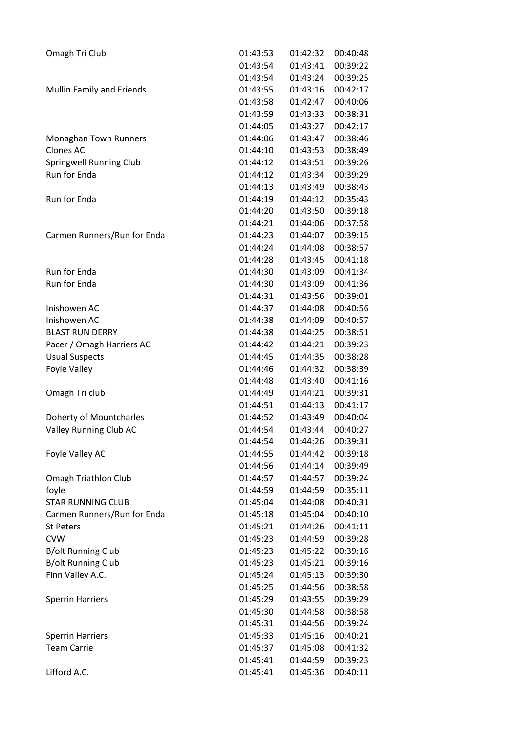| | | | |
|---|---|---|---|
| Omagh Tri Club | 01:43:53 | 01:42:32 | 00:40:48 |
| | 01:43:54 | 01:43:41 | 00:39:22 |
| | 01:43:54 | 01:43:24 | 00:39:25 |
| Mullin Family and Friends | 01:43:55 | 01:43:16 | 00:42:17 |
| | 01:43:58 | 01:42:47 | 00:40:06 |
| | 01:43:59 | 01:43:33 | 00:38:31 |
| | 01:44:05 | 01:43:27 | 00:42:17 |
| Monaghan Town Runners | 01:44:06 | 01:43:47 | 00:38:46 |
| Clones AC | 01:44:10 | 01:43:53 | 00:38:49 |
| Springwell Running Club | 01:44:12 | 01:43:51 | 00:39:26 |
| Run for Enda | 01:44:12 | 01:43:34 | 00:39:29 |
| | 01:44:13 | 01:43:49 | 00:38:43 |
| Run for Enda | 01:44:19 | 01:44:12 | 00:35:43 |
| | 01:44:20 | 01:43:50 | 00:39:18 |
| | 01:44:21 | 01:44:06 | 00:37:58 |
| Carmen Runners/Run for Enda | 01:44:23 | 01:44:07 | 00:39:15 |
| | 01:44:24 | 01:44:08 | 00:38:57 |
| | 01:44:28 | 01:43:45 | 00:41:18 |
| Run for Enda | 01:44:30 | 01:43:09 | 00:41:34 |
| Run for Enda | 01:44:30 | 01:43:09 | 00:41:36 |
| | 01:44:31 | 01:43:56 | 00:39:01 |
| Inishowen AC | 01:44:37 | 01:44:08 | 00:40:56 |
| Inishowen AC | 01:44:38 | 01:44:09 | 00:40:57 |
| BLAST RUN DERRY | 01:44:38 | 01:44:25 | 00:38:51 |
| Pacer / Omagh Harriers AC | 01:44:42 | 01:44:21 | 00:39:23 |
| Usual Suspects | 01:44:45 | 01:44:35 | 00:38:28 |
| Foyle Valley | 01:44:46 | 01:44:32 | 00:38:39 |
| | 01:44:48 | 01:43:40 | 00:41:16 |
| Omagh Tri club | 01:44:49 | 01:44:21 | 00:39:31 |
| | 01:44:51 | 01:44:13 | 00:41:17 |
| Doherty of Mountcharles | 01:44:52 | 01:43:49 | 00:40:04 |
| Valley Running Club AC | 01:44:54 | 01:43:44 | 00:40:27 |
| | 01:44:54 | 01:44:26 | 00:39:31 |
| Foyle Valley AC | 01:44:55 | 01:44:42 | 00:39:18 |
| | 01:44:56 | 01:44:14 | 00:39:49 |
| Omagh Triathlon Club | 01:44:57 | 01:44:57 | 00:39:24 |
| foyle | 01:44:59 | 01:44:59 | 00:35:11 |
| STAR RUNNING CLUB | 01:45:04 | 01:44:08 | 00:40:31 |
| Carmen Runners/Run for Enda | 01:45:18 | 01:45:04 | 00:40:10 |
| St Peters | 01:45:21 | 01:44:26 | 00:41:11 |
| CVW | 01:45:23 | 01:44:59 | 00:39:28 |
| B/olt Running Club | 01:45:23 | 01:45:22 | 00:39:16 |
| B/olt Running Club | 01:45:23 | 01:45:21 | 00:39:16 |
| Finn Valley A.C. | 01:45:24 | 01:45:13 | 00:39:30 |
| | 01:45:25 | 01:44:56 | 00:38:58 |
| Sperrin Harriers | 01:45:29 | 01:43:55 | 00:39:29 |
| | 01:45:30 | 01:44:58 | 00:38:58 |
| | 01:45:31 | 01:44:56 | 00:39:24 |
| Sperrin Harriers | 01:45:33 | 01:45:16 | 00:40:21 |
| Team Carrie | 01:45:37 | 01:45:08 | 00:41:32 |
| | 01:45:41 | 01:44:59 | 00:39:23 |
| Lifford A.C. | 01:45:41 | 01:45:36 | 00:40:11 |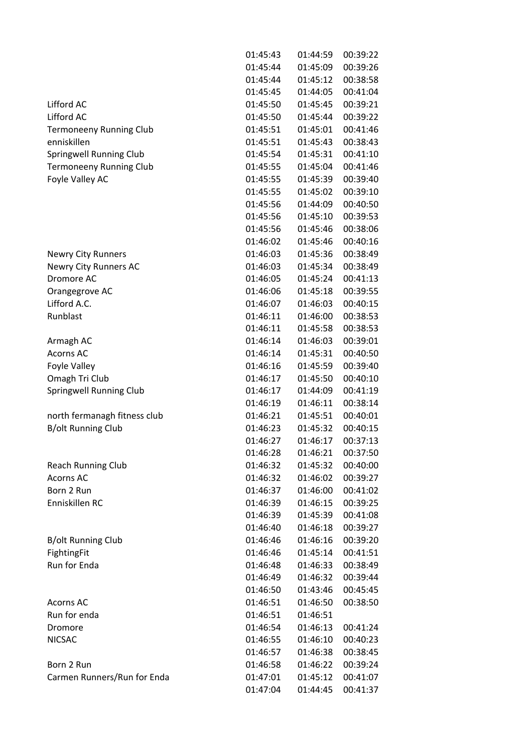|  |  |  |  |
|---|---|---|---|
|  | 01:45:43 | 01:44:59 | 00:39:22 |
|  | 01:45:44 | 01:45:09 | 00:39:26 |
|  | 01:45:44 | 01:45:12 | 00:38:58 |
|  | 01:45:45 | 01:44:05 | 00:41:04 |
| Lifford AC | 01:45:50 | 01:45:45 | 00:39:21 |
| Lifford AC | 01:45:50 | 01:45:44 | 00:39:22 |
| Termoneeny Running Club | 01:45:51 | 01:45:01 | 00:41:46 |
| enniskillen | 01:45:51 | 01:45:43 | 00:38:43 |
| Springwell Running Club | 01:45:54 | 01:45:31 | 00:41:10 |
| Termoneeny Running Club | 01:45:55 | 01:45:04 | 00:41:46 |
| Foyle Valley AC | 01:45:55 | 01:45:39 | 00:39:40 |
|  | 01:45:55 | 01:45:02 | 00:39:10 |
|  | 01:45:56 | 01:44:09 | 00:40:50 |
|  | 01:45:56 | 01:45:10 | 00:39:53 |
|  | 01:45:56 | 01:45:46 | 00:38:06 |
|  | 01:46:02 | 01:45:46 | 00:40:16 |
| Newry City Runners | 01:46:03 | 01:45:36 | 00:38:49 |
| Newry City Runners AC | 01:46:03 | 01:45:34 | 00:38:49 |
| Dromore AC | 01:46:05 | 01:45:24 | 00:41:13 |
| Orangegrove AC | 01:46:06 | 01:45:18 | 00:39:55 |
| Lifford A.C. | 01:46:07 | 01:46:03 | 00:40:15 |
| Runblast | 01:46:11 | 01:46:00 | 00:38:53 |
|  | 01:46:11 | 01:45:58 | 00:38:53 |
| Armagh AC | 01:46:14 | 01:46:03 | 00:39:01 |
| Acorns AC | 01:46:14 | 01:45:31 | 00:40:50 |
| Foyle Valley | 01:46:16 | 01:45:59 | 00:39:40 |
| Omagh Tri Club | 01:46:17 | 01:45:50 | 00:40:10 |
| Springwell Running Club | 01:46:17 | 01:44:09 | 00:41:19 |
|  | 01:46:19 | 01:46:11 | 00:38:14 |
| north fermanagh fitness club | 01:46:21 | 01:45:51 | 00:40:01 |
| B/olt Running Club | 01:46:23 | 01:45:32 | 00:40:15 |
|  | 01:46:27 | 01:46:17 | 00:37:13 |
|  | 01:46:28 | 01:46:21 | 00:37:50 |
| Reach Running Club | 01:46:32 | 01:45:32 | 00:40:00 |
| Acorns AC | 01:46:32 | 01:46:02 | 00:39:27 |
| Born 2 Run | 01:46:37 | 01:46:00 | 00:41:02 |
| Enniskillen RC | 01:46:39 | 01:46:15 | 00:39:25 |
|  | 01:46:39 | 01:45:39 | 00:41:08 |
|  | 01:46:40 | 01:46:18 | 00:39:27 |
| B/olt Running Club | 01:46:46 | 01:46:16 | 00:39:20 |
| FightingFit | 01:46:46 | 01:45:14 | 00:41:51 |
| Run for Enda | 01:46:48 | 01:46:33 | 00:38:49 |
|  | 01:46:49 | 01:46:32 | 00:39:44 |
|  | 01:46:50 | 01:43:46 | 00:45:45 |
| Acorns AC | 01:46:51 | 01:46:50 | 00:38:50 |
| Run for enda | 01:46:51 | 01:46:51 |  |
| Dromore | 01:46:54 | 01:46:13 | 00:41:24 |
| NICSAC | 01:46:55 | 01:46:10 | 00:40:23 |
|  | 01:46:57 | 01:46:38 | 00:38:45 |
| Born 2 Run | 01:46:58 | 01:46:22 | 00:39:24 |
| Carmen Runners/Run for Enda | 01:47:01 | 01:45:12 | 00:41:07 |
|  | 01:47:04 | 01:44:45 | 00:41:37 |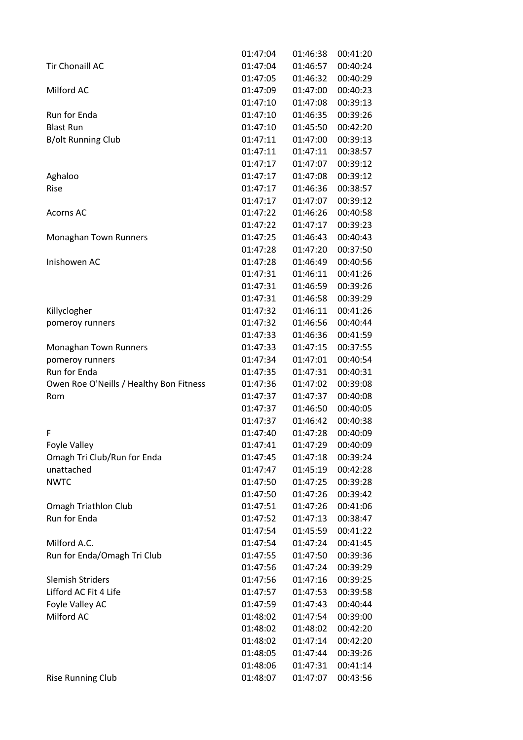| | | | |
|---|---|---|---|
| | 01:47:04 | 01:46:38 | 00:41:20 |
| Tir Chonaill AC | 01:47:04 | 01:46:57 | 00:40:24 |
| | 01:47:05 | 01:46:32 | 00:40:29 |
| Milford AC | 01:47:09 | 01:47:00 | 00:40:23 |
| | 01:47:10 | 01:47:08 | 00:39:13 |
| Run for Enda | 01:47:10 | 01:46:35 | 00:39:26 |
| Blast Run | 01:47:10 | 01:45:50 | 00:42:20 |
| B/olt Running Club | 01:47:11 | 01:47:00 | 00:39:13 |
| | 01:47:11 | 01:47:11 | 00:38:57 |
| | 01:47:17 | 01:47:07 | 00:39:12 |
| Aghaloo | 01:47:17 | 01:47:08 | 00:39:12 |
| Rise | 01:47:17 | 01:46:36 | 00:38:57 |
| | 01:47:17 | 01:47:07 | 00:39:12 |
| Acorns AC | 01:47:22 | 01:46:26 | 00:40:58 |
| | 01:47:22 | 01:47:17 | 00:39:23 |
| Monaghan Town Runners | 01:47:25 | 01:46:43 | 00:40:43 |
| | 01:47:28 | 01:47:20 | 00:37:50 |
| Inishowen AC | 01:47:28 | 01:46:49 | 00:40:56 |
| | 01:47:31 | 01:46:11 | 00:41:26 |
| | 01:47:31 | 01:46:59 | 00:39:26 |
| | 01:47:31 | 01:46:58 | 00:39:29 |
| Killyclogher | 01:47:32 | 01:46:11 | 00:41:26 |
| pomeroy runners | 01:47:32 | 01:46:56 | 00:40:44 |
| | 01:47:33 | 01:46:36 | 00:41:59 |
| Monaghan Town Runners | 01:47:33 | 01:47:15 | 00:37:55 |
| pomeroy runners | 01:47:34 | 01:47:01 | 00:40:54 |
| Run for Enda | 01:47:35 | 01:47:31 | 00:40:31 |
| Owen Roe O'Neills / Healthy Bon Fitness | 01:47:36 | 01:47:02 | 00:39:08 |
| Rom | 01:47:37 | 01:47:37 | 00:40:08 |
| | 01:47:37 | 01:46:50 | 00:40:05 |
| | 01:47:37 | 01:46:42 | 00:40:38 |
| F | 01:47:40 | 01:47:28 | 00:40:09 |
| Foyle Valley | 01:47:41 | 01:47:29 | 00:40:09 |
| Omagh Tri Club/Run for Enda | 01:47:45 | 01:47:18 | 00:39:24 |
| unattached | 01:47:47 | 01:45:19 | 00:42:28 |
| NWTC | 01:47:50 | 01:47:25 | 00:39:28 |
| | 01:47:50 | 01:47:26 | 00:39:42 |
| Omagh Triathlon Club | 01:47:51 | 01:47:26 | 00:41:06 |
| Run for Enda | 01:47:52 | 01:47:13 | 00:38:47 |
| | 01:47:54 | 01:45:59 | 00:41:22 |
| Milford A.C. | 01:47:54 | 01:47:24 | 00:41:45 |
| Run for Enda/Omagh Tri Club | 01:47:55 | 01:47:50 | 00:39:36 |
| | 01:47:56 | 01:47:24 | 00:39:29 |
| Slemish Striders | 01:47:56 | 01:47:16 | 00:39:25 |
| Lifford AC Fit 4 Life | 01:47:57 | 01:47:53 | 00:39:58 |
| Foyle Valley AC | 01:47:59 | 01:47:43 | 00:40:44 |
| Milford AC | 01:48:02 | 01:47:54 | 00:39:00 |
| | 01:48:02 | 01:48:02 | 00:42:20 |
| | 01:48:02 | 01:47:14 | 00:42:20 |
| | 01:48:05 | 01:47:44 | 00:39:26 |
| | 01:48:06 | 01:47:31 | 00:41:14 |
| Rise Running Club | 01:48:07 | 01:47:07 | 00:43:56 |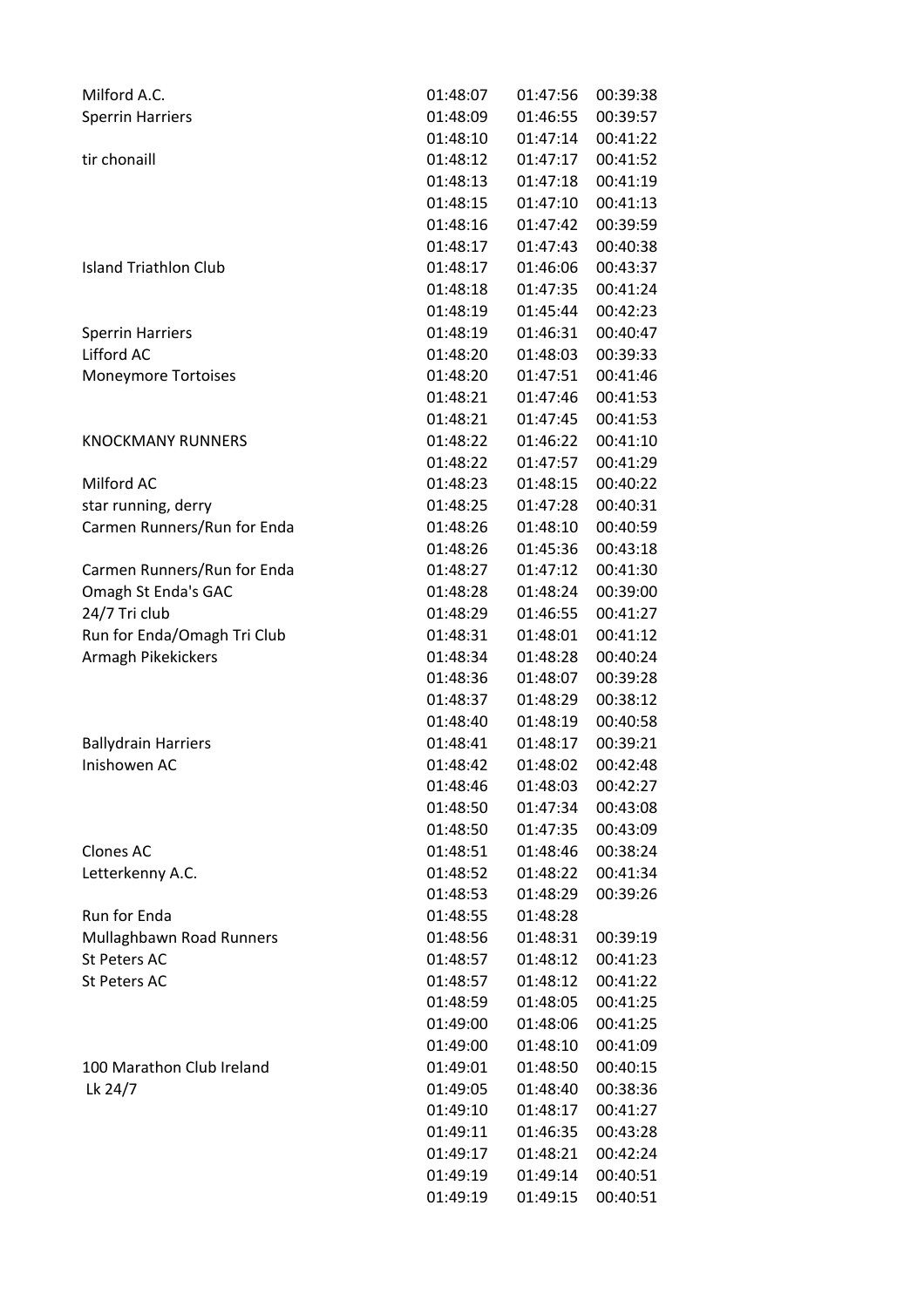| | | | |
|---|---|---|---|
| Milford A.C. | 01:48:07 | 01:47:56 | 00:39:38 |
| Sperrin Harriers | 01:48:09 | 01:46:55 | 00:39:57 |
| | 01:48:10 | 01:47:14 | 00:41:22 |
| tir chonaill | 01:48:12 | 01:47:17 | 00:41:52 |
| | 01:48:13 | 01:47:18 | 00:41:19 |
| | 01:48:15 | 01:47:10 | 00:41:13 |
| | 01:48:16 | 01:47:42 | 00:39:59 |
| | 01:48:17 | 01:47:43 | 00:40:38 |
| Island Triathlon Club | 01:48:17 | 01:46:06 | 00:43:37 |
| | 01:48:18 | 01:47:35 | 00:41:24 |
| | 01:48:19 | 01:45:44 | 00:42:23 |
| Sperrin Harriers | 01:48:19 | 01:46:31 | 00:40:47 |
| Lifford AC | 01:48:20 | 01:48:03 | 00:39:33 |
| Moneymore Tortoises | 01:48:20 | 01:47:51 | 00:41:46 |
| | 01:48:21 | 01:47:46 | 00:41:53 |
| | 01:48:21 | 01:47:45 | 00:41:53 |
| KNOCKMANY RUNNERS | 01:48:22 | 01:46:22 | 00:41:10 |
| | 01:48:22 | 01:47:57 | 00:41:29 |
| Milford AC | 01:48:23 | 01:48:15 | 00:40:22 |
| star running, derry | 01:48:25 | 01:47:28 | 00:40:31 |
| Carmen Runners/Run for Enda | 01:48:26 | 01:48:10 | 00:40:59 |
| | 01:48:26 | 01:45:36 | 00:43:18 |
| Carmen Runners/Run for Enda | 01:48:27 | 01:47:12 | 00:41:30 |
| Omagh St Enda's GAC | 01:48:28 | 01:48:24 | 00:39:00 |
| 24/7 Tri club | 01:48:29 | 01:46:55 | 00:41:27 |
| Run for Enda/Omagh Tri Club | 01:48:31 | 01:48:01 | 00:41:12 |
| Armagh Pikekickers | 01:48:34 | 01:48:28 | 00:40:24 |
| | 01:48:36 | 01:48:07 | 00:39:28 |
| | 01:48:37 | 01:48:29 | 00:38:12 |
| | 01:48:40 | 01:48:19 | 00:40:58 |
| Ballydrain Harriers | 01:48:41 | 01:48:17 | 00:39:21 |
| Inishowen AC | 01:48:42 | 01:48:02 | 00:42:48 |
| | 01:48:46 | 01:48:03 | 00:42:27 |
| | 01:48:50 | 01:47:34 | 00:43:08 |
| | 01:48:50 | 01:47:35 | 00:43:09 |
| Clones AC | 01:48:51 | 01:48:46 | 00:38:24 |
| Letterkenny A.C. | 01:48:52 | 01:48:22 | 00:41:34 |
| | 01:48:53 | 01:48:29 | 00:39:26 |
| Run for Enda | 01:48:55 | 01:48:28 | |
| Mullaghbawn Road Runners | 01:48:56 | 01:48:31 | 00:39:19 |
| St Peters AC | 01:48:57 | 01:48:12 | 00:41:23 |
| St Peters AC | 01:48:57 | 01:48:12 | 00:41:22 |
| | 01:48:59 | 01:48:05 | 00:41:25 |
| | 01:49:00 | 01:48:06 | 00:41:25 |
| | 01:49:00 | 01:48:10 | 00:41:09 |
| 100 Marathon Club Ireland | 01:49:01 | 01:48:50 | 00:40:15 |
| Lk 24/7 | 01:49:05 | 01:48:40 | 00:38:36 |
| | 01:49:10 | 01:48:17 | 00:41:27 |
| | 01:49:11 | 01:46:35 | 00:43:28 |
| | 01:49:17 | 01:48:21 | 00:42:24 |
| | 01:49:19 | 01:49:14 | 00:40:51 |
| | 01:49:19 | 01:49:15 | 00:40:51 |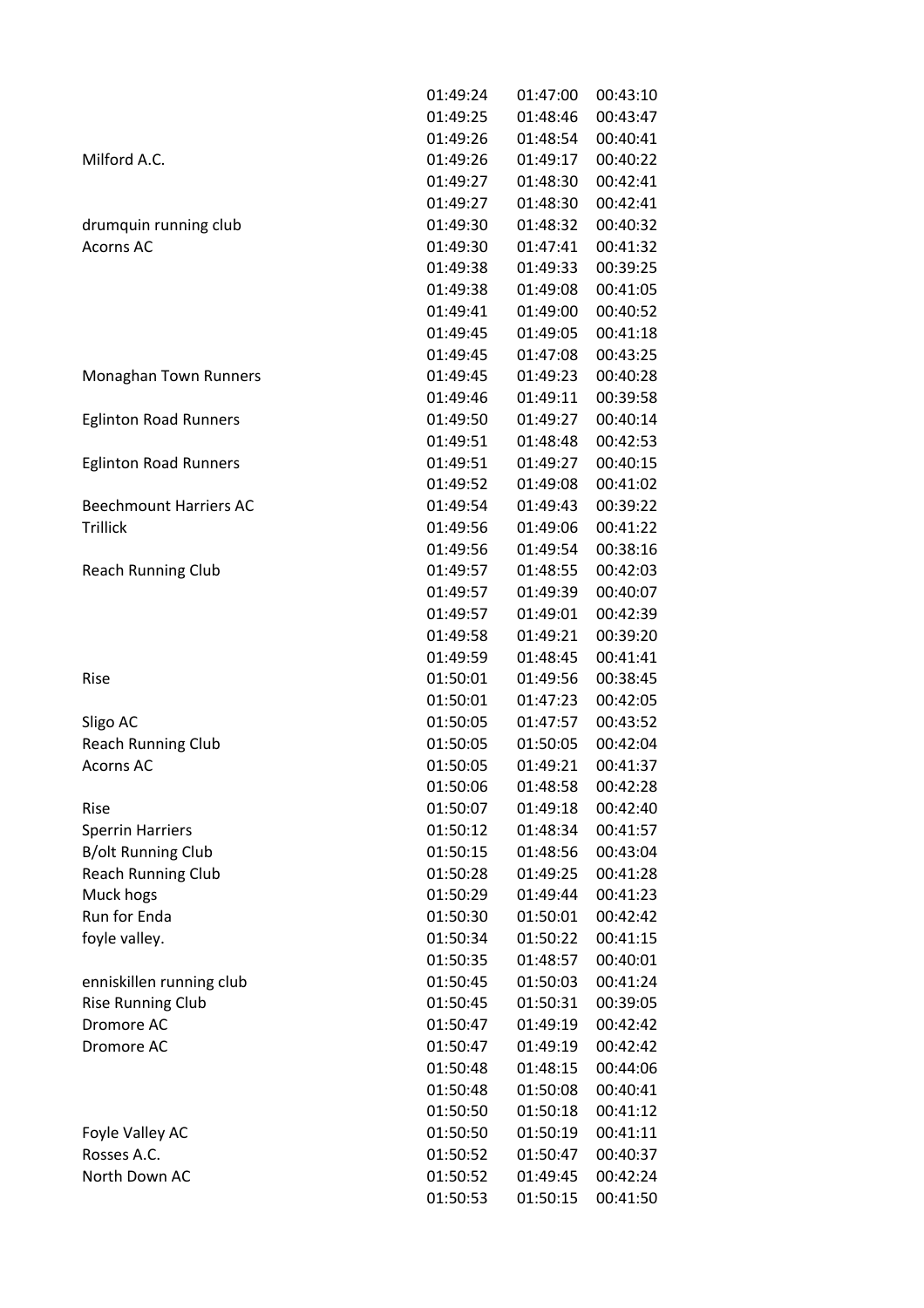| | | | |
|---|---|---|---|
| | 01:49:24 | 01:47:00 | 00:43:10 |
| | 01:49:25 | 01:48:46 | 00:43:47 |
| | 01:49:26 | 01:48:54 | 00:40:41 |
| Milford A.C. | 01:49:26 | 01:49:17 | 00:40:22 |
| | 01:49:27 | 01:48:30 | 00:42:41 |
| | 01:49:27 | 01:48:30 | 00:42:41 |
| drumquin running club | 01:49:30 | 01:48:32 | 00:40:32 |
| Acorns AC | 01:49:30 | 01:47:41 | 00:41:32 |
| | 01:49:38 | 01:49:33 | 00:39:25 |
| | 01:49:38 | 01:49:08 | 00:41:05 |
| | 01:49:41 | 01:49:00 | 00:40:52 |
| | 01:49:45 | 01:49:05 | 00:41:18 |
| | 01:49:45 | 01:47:08 | 00:43:25 |
| Monaghan Town Runners | 01:49:45 | 01:49:23 | 00:40:28 |
| | 01:49:46 | 01:49:11 | 00:39:58 |
| Eglinton Road Runners | 01:49:50 | 01:49:27 | 00:40:14 |
| | 01:49:51 | 01:48:48 | 00:42:53 |
| Eglinton Road Runners | 01:49:51 | 01:49:27 | 00:40:15 |
| | 01:49:52 | 01:49:08 | 00:41:02 |
| Beechmount Harriers AC | 01:49:54 | 01:49:43 | 00:39:22 |
| Trillick | 01:49:56 | 01:49:06 | 00:41:22 |
| | 01:49:56 | 01:49:54 | 00:38:16 |
| Reach Running Club | 01:49:57 | 01:48:55 | 00:42:03 |
| | 01:49:57 | 01:49:39 | 00:40:07 |
| | 01:49:57 | 01:49:01 | 00:42:39 |
| | 01:49:58 | 01:49:21 | 00:39:20 |
| | 01:49:59 | 01:48:45 | 00:41:41 |
| Rise | 01:50:01 | 01:49:56 | 00:38:45 |
| | 01:50:01 | 01:47:23 | 00:42:05 |
| Sligo AC | 01:50:05 | 01:47:57 | 00:43:52 |
| Reach Running Club | 01:50:05 | 01:50:05 | 00:42:04 |
| Acorns AC | 01:50:05 | 01:49:21 | 00:41:37 |
| | 01:50:06 | 01:48:58 | 00:42:28 |
| Rise | 01:50:07 | 01:49:18 | 00:42:40 |
| Sperrin Harriers | 01:50:12 | 01:48:34 | 00:41:57 |
| B/olt Running Club | 01:50:15 | 01:48:56 | 00:43:04 |
| Reach Running Club | 01:50:28 | 01:49:25 | 00:41:28 |
| Muck hogs | 01:50:29 | 01:49:44 | 00:41:23 |
| Run for Enda | 01:50:30 | 01:50:01 | 00:42:42 |
| foyle valley. | 01:50:34 | 01:50:22 | 00:41:15 |
| | 01:50:35 | 01:48:57 | 00:40:01 |
| enniskillen running club | 01:50:45 | 01:50:03 | 00:41:24 |
| Rise Running Club | 01:50:45 | 01:50:31 | 00:39:05 |
| Dromore AC | 01:50:47 | 01:49:19 | 00:42:42 |
| Dromore AC | 01:50:47 | 01:49:19 | 00:42:42 |
| | 01:50:48 | 01:48:15 | 00:44:06 |
| | 01:50:48 | 01:50:08 | 00:40:41 |
| | 01:50:50 | 01:50:18 | 00:41:12 |
| Foyle Valley AC | 01:50:50 | 01:50:19 | 00:41:11 |
| Rosses A.C. | 01:50:52 | 01:50:47 | 00:40:37 |
| North Down AC | 01:50:52 | 01:49:45 | 00:42:24 |
| | 01:50:53 | 01:50:15 | 00:41:50 |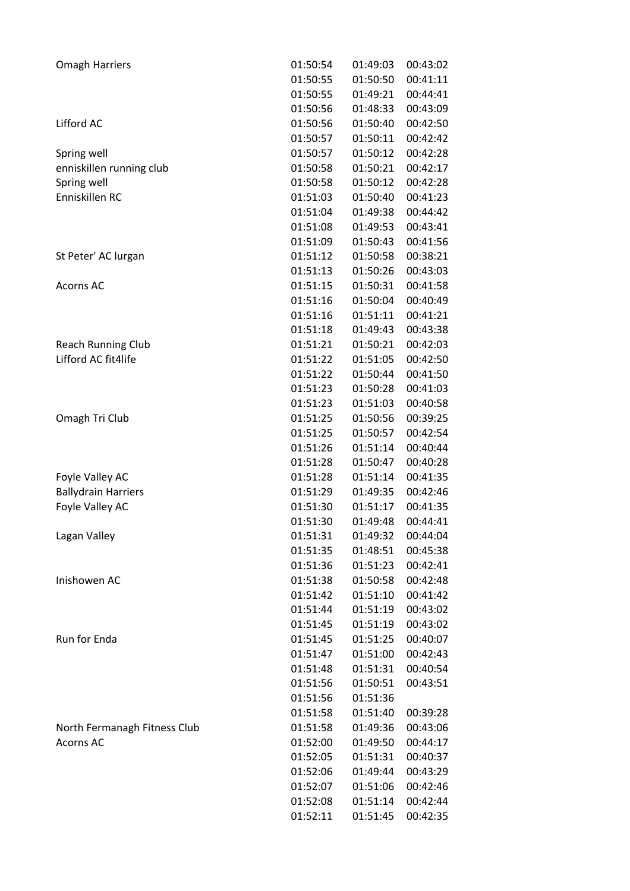| | | | |
|---|---|---|---|
| Omagh Harriers | 01:50:54 | 01:49:03 | 00:43:02 |
| | 01:50:55 | 01:50:50 | 00:41:11 |
| | 01:50:55 | 01:49:21 | 00:44:41 |
| | 01:50:56 | 01:48:33 | 00:43:09 |
| Lifford AC | 01:50:56 | 01:50:40 | 00:42:50 |
| | 01:50:57 | 01:50:11 | 00:42:42 |
| Spring well | 01:50:57 | 01:50:12 | 00:42:28 |
| enniskillen running club | 01:50:58 | 01:50:21 | 00:42:17 |
| Spring well | 01:50:58 | 01:50:12 | 00:42:28 |
| Enniskillen RC | 01:51:03 | 01:50:40 | 00:41:23 |
| | 01:51:04 | 01:49:38 | 00:44:42 |
| | 01:51:08 | 01:49:53 | 00:43:41 |
| | 01:51:09 | 01:50:43 | 00:41:56 |
| St Peter' AC lurgan | 01:51:12 | 01:50:58 | 00:38:21 |
| | 01:51:13 | 01:50:26 | 00:43:03 |
| Acorns AC | 01:51:15 | 01:50:31 | 00:41:58 |
| | 01:51:16 | 01:50:04 | 00:40:49 |
| | 01:51:16 | 01:51:11 | 00:41:21 |
| | 01:51:18 | 01:49:43 | 00:43:38 |
| Reach Running Club | 01:51:21 | 01:50:21 | 00:42:03 |
| Lifford AC fit4life | 01:51:22 | 01:51:05 | 00:42:50 |
| | 01:51:22 | 01:50:44 | 00:41:50 |
| | 01:51:23 | 01:50:28 | 00:41:03 |
| | 01:51:23 | 01:51:03 | 00:40:58 |
| Omagh Tri Club | 01:51:25 | 01:50:56 | 00:39:25 |
| | 01:51:25 | 01:50:57 | 00:42:54 |
| | 01:51:26 | 01:51:14 | 00:40:44 |
| | 01:51:28 | 01:50:47 | 00:40:28 |
| Foyle Valley AC | 01:51:28 | 01:51:14 | 00:41:35 |
| Ballydrain Harriers | 01:51:29 | 01:49:35 | 00:42:46 |
| Foyle Valley AC | 01:51:30 | 01:51:17 | 00:41:35 |
| | 01:51:30 | 01:49:48 | 00:44:41 |
| Lagan Valley | 01:51:31 | 01:49:32 | 00:44:04 |
| | 01:51:35 | 01:48:51 | 00:45:38 |
| | 01:51:36 | 01:51:23 | 00:42:41 |
| Inishowen AC | 01:51:38 | 01:50:58 | 00:42:48 |
| | 01:51:42 | 01:51:10 | 00:41:42 |
| | 01:51:44 | 01:51:19 | 00:43:02 |
| | 01:51:45 | 01:51:19 | 00:43:02 |
| Run for Enda | 01:51:45 | 01:51:25 | 00:40:07 |
| | 01:51:47 | 01:51:00 | 00:42:43 |
| | 01:51:48 | 01:51:31 | 00:40:54 |
| | 01:51:56 | 01:50:51 | 00:43:51 |
| | 01:51:56 | 01:51:36 | |
| | 01:51:58 | 01:51:40 | 00:39:28 |
| North Fermanagh Fitness Club | 01:51:58 | 01:49:36 | 00:43:06 |
| Acorns AC | 01:52:00 | 01:49:50 | 00:44:17 |
| | 01:52:05 | 01:51:31 | 00:40:37 |
| | 01:52:06 | 01:49:44 | 00:43:29 |
| | 01:52:07 | 01:51:06 | 00:42:46 |
| | 01:52:08 | 01:51:14 | 00:42:44 |
| | 01:52:11 | 01:51:45 | 00:42:35 |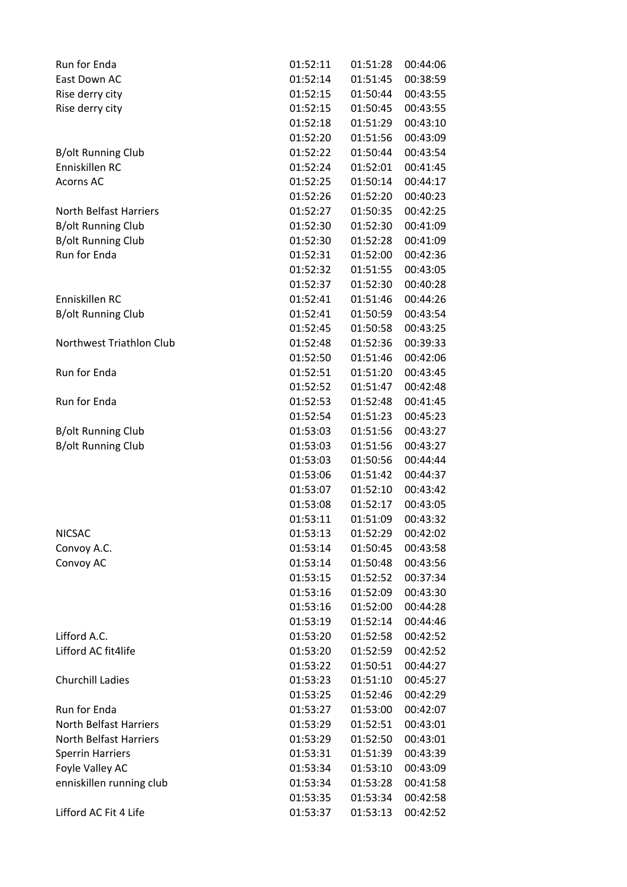| | | | |
|---|---|---|---|
| Run for Enda | 01:52:11 | 01:51:28 | 00:44:06 |
| East Down AC | 01:52:14 | 01:51:45 | 00:38:59 |
| Rise derry city | 01:52:15 | 01:50:44 | 00:43:55 |
| Rise derry city | 01:52:15 | 01:50:45 | 00:43:55 |
| | 01:52:18 | 01:51:29 | 00:43:10 |
| | 01:52:20 | 01:51:56 | 00:43:09 |
| B/olt Running Club | 01:52:22 | 01:50:44 | 00:43:54 |
| Enniskillen RC | 01:52:24 | 01:52:01 | 00:41:45 |
| Acorns AC | 01:52:25 | 01:50:14 | 00:44:17 |
| | 01:52:26 | 01:52:20 | 00:40:23 |
| North Belfast Harriers | 01:52:27 | 01:50:35 | 00:42:25 |
| B/olt Running Club | 01:52:30 | 01:52:30 | 00:41:09 |
| B/olt Running Club | 01:52:30 | 01:52:28 | 00:41:09 |
| Run for Enda | 01:52:31 | 01:52:00 | 00:42:36 |
| | 01:52:32 | 01:51:55 | 00:43:05 |
| | 01:52:37 | 01:52:30 | 00:40:28 |
| Enniskillen RC | 01:52:41 | 01:51:46 | 00:44:26 |
| B/olt Running Club | 01:52:41 | 01:50:59 | 00:43:54 |
| | 01:52:45 | 01:50:58 | 00:43:25 |
| Northwest Triathlon Club | 01:52:48 | 01:52:36 | 00:39:33 |
| | 01:52:50 | 01:51:46 | 00:42:06 |
| Run for Enda | 01:52:51 | 01:51:20 | 00:43:45 |
| | 01:52:52 | 01:51:47 | 00:42:48 |
| Run for Enda | 01:52:53 | 01:52:48 | 00:41:45 |
| | 01:52:54 | 01:51:23 | 00:45:23 |
| B/olt Running Club | 01:53:03 | 01:51:56 | 00:43:27 |
| B/olt Running Club | 01:53:03 | 01:51:56 | 00:43:27 |
| | 01:53:03 | 01:50:56 | 00:44:44 |
| | 01:53:06 | 01:51:42 | 00:44:37 |
| | 01:53:07 | 01:52:10 | 00:43:42 |
| | 01:53:08 | 01:52:17 | 00:43:05 |
| | 01:53:11 | 01:51:09 | 00:43:32 |
| NICSAC | 01:53:13 | 01:52:29 | 00:42:02 |
| Convoy A.C. | 01:53:14 | 01:50:45 | 00:43:58 |
| Convoy AC | 01:53:14 | 01:50:48 | 00:43:56 |
| | 01:53:15 | 01:52:52 | 00:37:34 |
| | 01:53:16 | 01:52:09 | 00:43:30 |
| | 01:53:16 | 01:52:00 | 00:44:28 |
| | 01:53:19 | 01:52:14 | 00:44:46 |
| Lifford A.C. | 01:53:20 | 01:52:58 | 00:42:52 |
| Lifford AC fit4life | 01:53:20 | 01:52:59 | 00:42:52 |
| | 01:53:22 | 01:50:51 | 00:44:27 |
| Churchill Ladies | 01:53:23 | 01:51:10 | 00:45:27 |
| | 01:53:25 | 01:52:46 | 00:42:29 |
| Run for Enda | 01:53:27 | 01:53:00 | 00:42:07 |
| North Belfast Harriers | 01:53:29 | 01:52:51 | 00:43:01 |
| North Belfast Harriers | 01:53:29 | 01:52:50 | 00:43:01 |
| Sperrin Harriers | 01:53:31 | 01:51:39 | 00:43:39 |
| Foyle Valley AC | 01:53:34 | 01:53:10 | 00:43:09 |
| enniskillen running club | 01:53:34 | 01:53:28 | 00:41:58 |
| | 01:53:35 | 01:53:34 | 00:42:58 |
| Lifford AC Fit 4 Life | 01:53:37 | 01:53:13 | 00:42:52 |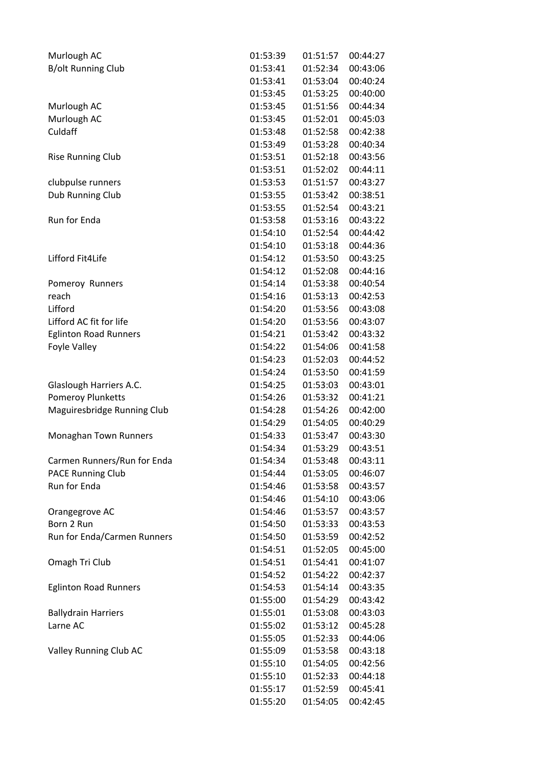| | | | |
|---|---|---|---|
| Murlough AC | 01:53:39 | 01:51:57 | 00:44:27 |
| B/olt Running Club | 01:53:41 | 01:52:34 | 00:43:06 |
| | 01:53:41 | 01:53:04 | 00:40:24 |
| | 01:53:45 | 01:53:25 | 00:40:00 |
| Murlough AC | 01:53:45 | 01:51:56 | 00:44:34 |
| Murlough AC | 01:53:45 | 01:52:01 | 00:45:03 |
| Culdaff | 01:53:48 | 01:52:58 | 00:42:38 |
| | 01:53:49 | 01:53:28 | 00:40:34 |
| Rise Running Club | 01:53:51 | 01:52:18 | 00:43:56 |
| | 01:53:51 | 01:52:02 | 00:44:11 |
| clubpulse runners | 01:53:53 | 01:51:57 | 00:43:27 |
| Dub Running Club | 01:53:55 | 01:53:42 | 00:38:51 |
| | 01:53:55 | 01:52:54 | 00:43:21 |
| Run for Enda | 01:53:58 | 01:53:16 | 00:43:22 |
| | 01:54:10 | 01:52:54 | 00:44:42 |
| | 01:54:10 | 01:53:18 | 00:44:36 |
| Lifford Fit4Life | 01:54:12 | 01:53:50 | 00:43:25 |
| | 01:54:12 | 01:52:08 | 00:44:16 |
| Pomeroy  Runners | 01:54:14 | 01:53:38 | 00:40:54 |
| reach | 01:54:16 | 01:53:13 | 00:42:53 |
| Lifford | 01:54:20 | 01:53:56 | 00:43:08 |
| Lifford AC fit for life | 01:54:20 | 01:53:56 | 00:43:07 |
| Eglinton Road Runners | 01:54:21 | 01:53:42 | 00:43:32 |
| Foyle Valley | 01:54:22 | 01:54:06 | 00:41:58 |
| | 01:54:23 | 01:52:03 | 00:44:52 |
| | 01:54:24 | 01:53:50 | 00:41:59 |
| Glaslough Harriers A.C. | 01:54:25 | 01:53:03 | 00:43:01 |
| Pomeroy Plunketts | 01:54:26 | 01:53:32 | 00:41:21 |
| Maguiresbridge Running Club | 01:54:28 | 01:54:26 | 00:42:00 |
| | 01:54:29 | 01:54:05 | 00:40:29 |
| Monaghan Town Runners | 01:54:33 | 01:53:47 | 00:43:30 |
| | 01:54:34 | 01:53:29 | 00:43:51 |
| Carmen Runners/Run for Enda | 01:54:34 | 01:53:48 | 00:43:11 |
| PACE Running Club | 01:54:44 | 01:53:05 | 00:46:07 |
| Run for Enda | 01:54:46 | 01:53:58 | 00:43:57 |
| | 01:54:46 | 01:54:10 | 00:43:06 |
| Orangegrove AC | 01:54:46 | 01:53:57 | 00:43:57 |
| Born 2 Run | 01:54:50 | 01:53:33 | 00:43:53 |
| Run for Enda/Carmen Runners | 01:54:50 | 01:53:59 | 00:42:52 |
| | 01:54:51 | 01:52:05 | 00:45:00 |
| Omagh Tri Club | 01:54:51 | 01:54:41 | 00:41:07 |
| | 01:54:52 | 01:54:22 | 00:42:37 |
| Eglinton Road Runners | 01:54:53 | 01:54:14 | 00:43:35 |
| | 01:55:00 | 01:54:29 | 00:43:42 |
| Ballydrain Harriers | 01:55:01 | 01:53:08 | 00:43:03 |
| Larne AC | 01:55:02 | 01:53:12 | 00:45:28 |
| | 01:55:05 | 01:52:33 | 00:44:06 |
| Valley Running Club AC | 01:55:09 | 01:53:58 | 00:43:18 |
| | 01:55:10 | 01:54:05 | 00:42:56 |
| | 01:55:10 | 01:52:33 | 00:44:18 |
| | 01:55:17 | 01:52:59 | 00:45:41 |
| | 01:55:20 | 01:54:05 | 00:42:45 |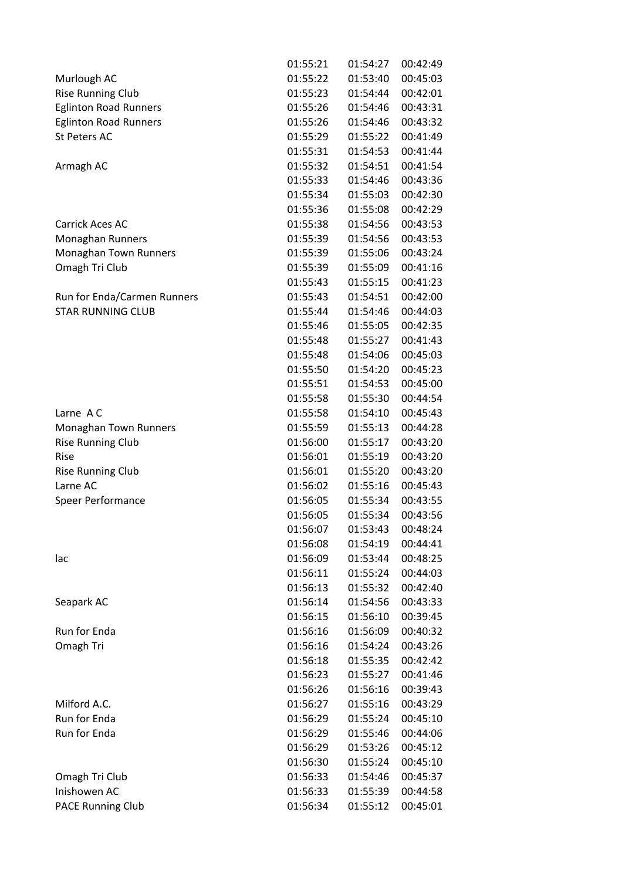| | | | |
|---|---|---|---|
| | 01:55:21 | 01:54:27 | 00:42:49 |
| Murlough AC | 01:55:22 | 01:53:40 | 00:45:03 |
| Rise Running Club | 01:55:23 | 01:54:44 | 00:42:01 |
| Eglinton Road Runners | 01:55:26 | 01:54:46 | 00:43:31 |
| Eglinton Road Runners | 01:55:26 | 01:54:46 | 00:43:32 |
| St Peters AC | 01:55:29 | 01:55:22 | 00:41:49 |
| | 01:55:31 | 01:54:53 | 00:41:44 |
| Armagh AC | 01:55:32 | 01:54:51 | 00:41:54 |
| | 01:55:33 | 01:54:46 | 00:43:36 |
| | 01:55:34 | 01:55:03 | 00:42:30 |
| | 01:55:36 | 01:55:08 | 00:42:29 |
| Carrick Aces AC | 01:55:38 | 01:54:56 | 00:43:53 |
| Monaghan Runners | 01:55:39 | 01:54:56 | 00:43:53 |
| Monaghan Town Runners | 01:55:39 | 01:55:06 | 00:43:24 |
| Omagh Tri Club | 01:55:39 | 01:55:09 | 00:41:16 |
| | 01:55:43 | 01:55:15 | 00:41:23 |
| Run for Enda/Carmen Runners | 01:55:43 | 01:54:51 | 00:42:00 |
| STAR RUNNING CLUB | 01:55:44 | 01:54:46 | 00:44:03 |
| | 01:55:46 | 01:55:05 | 00:42:35 |
| | 01:55:48 | 01:55:27 | 00:41:43 |
| | 01:55:48 | 01:54:06 | 00:45:03 |
| | 01:55:50 | 01:54:20 | 00:45:23 |
| | 01:55:51 | 01:54:53 | 00:45:00 |
| | 01:55:58 | 01:55:30 | 00:44:54 |
| Larne A C | 01:55:58 | 01:54:10 | 00:45:43 |
| Monaghan Town Runners | 01:55:59 | 01:55:13 | 00:44:28 |
| Rise Running Club | 01:56:00 | 01:55:17 | 00:43:20 |
| Rise | 01:56:01 | 01:55:19 | 00:43:20 |
| Rise Running Club | 01:56:01 | 01:55:20 | 00:43:20 |
| Larne AC | 01:56:02 | 01:55:16 | 00:45:43 |
| Speer Performance | 01:56:05 | 01:55:34 | 00:43:55 |
| | 01:56:05 | 01:55:34 | 00:43:56 |
| | 01:56:07 | 01:53:43 | 00:48:24 |
| | 01:56:08 | 01:54:19 | 00:44:41 |
| lac | 01:56:09 | 01:53:44 | 00:48:25 |
| | 01:56:11 | 01:55:24 | 00:44:03 |
| | 01:56:13 | 01:55:32 | 00:42:40 |
| Seapark AC | 01:56:14 | 01:54:56 | 00:43:33 |
| | 01:56:15 | 01:56:10 | 00:39:45 |
| Run for Enda | 01:56:16 | 01:56:09 | 00:40:32 |
| Omagh Tri | 01:56:16 | 01:54:24 | 00:43:26 |
| | 01:56:18 | 01:55:35 | 00:42:42 |
| | 01:56:23 | 01:55:27 | 00:41:46 |
| | 01:56:26 | 01:56:16 | 00:39:43 |
| Milford A.C. | 01:56:27 | 01:55:16 | 00:43:29 |
| Run for Enda | 01:56:29 | 01:55:24 | 00:45:10 |
| Run for Enda | 01:56:29 | 01:55:46 | 00:44:06 |
| | 01:56:29 | 01:53:26 | 00:45:12 |
| | 01:56:30 | 01:55:24 | 00:45:10 |
| Omagh Tri Club | 01:56:33 | 01:54:46 | 00:45:37 |
| Inishowen AC | 01:56:33 | 01:55:39 | 00:44:58 |
| PACE Running Club | 01:56:34 | 01:55:12 | 00:45:01 |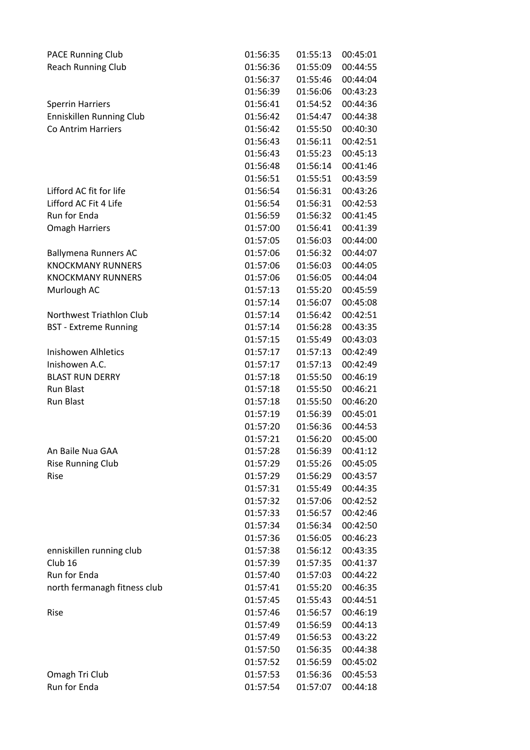| | | | |
|---|---|---|---|
| PACE Running Club | 01:56:35 | 01:55:13 | 00:45:01 |
| Reach Running Club | 01:56:36 | 01:55:09 | 00:44:55 |
| | 01:56:37 | 01:55:46 | 00:44:04 |
| | 01:56:39 | 01:56:06 | 00:43:23 |
| Sperrin Harriers | 01:56:41 | 01:54:52 | 00:44:36 |
| Enniskillen Running Club | 01:56:42 | 01:54:47 | 00:44:38 |
| Co Antrim Harriers | 01:56:42 | 01:55:50 | 00:40:30 |
| | 01:56:43 | 01:56:11 | 00:42:51 |
| | 01:56:43 | 01:55:23 | 00:45:13 |
| | 01:56:48 | 01:56:14 | 00:41:46 |
| | 01:56:51 | 01:55:51 | 00:43:59 |
| Lifford AC fit for life | 01:56:54 | 01:56:31 | 00:43:26 |
| Lifford AC Fit 4 Life | 01:56:54 | 01:56:31 | 00:42:53 |
| Run for Enda | 01:56:59 | 01:56:32 | 00:41:45 |
| Omagh Harriers | 01:57:00 | 01:56:41 | 00:41:39 |
| | 01:57:05 | 01:56:03 | 00:44:00 |
| Ballymena Runners AC | 01:57:06 | 01:56:32 | 00:44:07 |
| KNOCKMANY RUNNERS | 01:57:06 | 01:56:03 | 00:44:05 |
| KNOCKMANY RUNNERS | 01:57:06 | 01:56:05 | 00:44:04 |
| Murlough AC | 01:57:13 | 01:55:20 | 00:45:59 |
| | 01:57:14 | 01:56:07 | 00:45:08 |
| Northwest Triathlon Club | 01:57:14 | 01:56:42 | 00:42:51 |
| BST - Extreme Running | 01:57:14 | 01:56:28 | 00:43:35 |
| | 01:57:15 | 01:55:49 | 00:43:03 |
| Inishowen Alhletics | 01:57:17 | 01:57:13 | 00:42:49 |
| Inishowen A.C. | 01:57:17 | 01:57:13 | 00:42:49 |
| BLAST RUN DERRY | 01:57:18 | 01:55:50 | 00:46:19 |
| Run Blast | 01:57:18 | 01:55:50 | 00:46:21 |
| Run Blast | 01:57:18 | 01:55:50 | 00:46:20 |
| | 01:57:19 | 01:56:39 | 00:45:01 |
| | 01:57:20 | 01:56:36 | 00:44:53 |
| | 01:57:21 | 01:56:20 | 00:45:00 |
| An Baile Nua GAA | 01:57:28 | 01:56:39 | 00:41:12 |
| Rise Running Club | 01:57:29 | 01:55:26 | 00:45:05 |
| Rise | 01:57:29 | 01:56:29 | 00:43:57 |
| | 01:57:31 | 01:55:49 | 00:44:35 |
| | 01:57:32 | 01:57:06 | 00:42:52 |
| | 01:57:33 | 01:56:57 | 00:42:46 |
| | 01:57:34 | 01:56:34 | 00:42:50 |
| | 01:57:36 | 01:56:05 | 00:46:23 |
| enniskillen running club | 01:57:38 | 01:56:12 | 00:43:35 |
| Club 16 | 01:57:39 | 01:57:35 | 00:41:37 |
| Run for Enda | 01:57:40 | 01:57:03 | 00:44:22 |
| north fermanagh fitness club | 01:57:41 | 01:55:20 | 00:46:35 |
| | 01:57:45 | 01:55:43 | 00:44:51 |
| Rise | 01:57:46 | 01:56:57 | 00:46:19 |
| | 01:57:49 | 01:56:59 | 00:44:13 |
| | 01:57:49 | 01:56:53 | 00:43:22 |
| | 01:57:50 | 01:56:35 | 00:44:38 |
| | 01:57:52 | 01:56:59 | 00:45:02 |
| Omagh Tri Club | 01:57:53 | 01:56:36 | 00:45:53 |
| Run for Enda | 01:57:54 | 01:57:07 | 00:44:18 |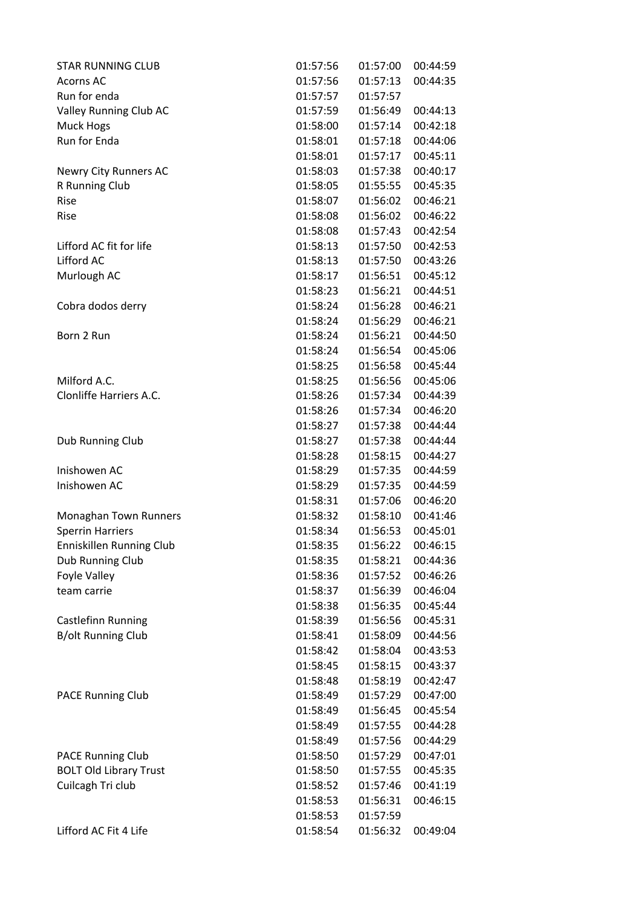| | | | |
|---|---|---|---|
| STAR RUNNING CLUB | 01:57:56 | 01:57:00 | 00:44:59 |
| Acorns AC | 01:57:56 | 01:57:13 | 00:44:35 |
| Run for enda | 01:57:57 | 01:57:57 | |
| Valley Running Club AC | 01:57:59 | 01:56:49 | 00:44:13 |
| Muck Hogs | 01:58:00 | 01:57:14 | 00:42:18 |
| Run for Enda | 01:58:01 | 01:57:18 | 00:44:06 |
| | 01:58:01 | 01:57:17 | 00:45:11 |
| Newry City Runners AC | 01:58:03 | 01:57:38 | 00:40:17 |
| R Running Club | 01:58:05 | 01:55:55 | 00:45:35 |
| Rise | 01:58:07 | 01:56:02 | 00:46:21 |
| Rise | 01:58:08 | 01:56:02 | 00:46:22 |
| | 01:58:08 | 01:57:43 | 00:42:54 |
| Lifford AC fit for life | 01:58:13 | 01:57:50 | 00:42:53 |
| Lifford AC | 01:58:13 | 01:57:50 | 00:43:26 |
| Murlough AC | 01:58:17 | 01:56:51 | 00:45:12 |
| | 01:58:23 | 01:56:21 | 00:44:51 |
| Cobra dodos derry | 01:58:24 | 01:56:28 | 00:46:21 |
| | 01:58:24 | 01:56:29 | 00:46:21 |
| Born 2 Run | 01:58:24 | 01:56:21 | 00:44:50 |
| | 01:58:24 | 01:56:54 | 00:45:06 |
| | 01:58:25 | 01:56:58 | 00:45:44 |
| Milford A.C. | 01:58:25 | 01:56:56 | 00:45:06 |
| Clonliffe Harriers A.C. | 01:58:26 | 01:57:34 | 00:44:39 |
| | 01:58:26 | 01:57:34 | 00:46:20 |
| | 01:58:27 | 01:57:38 | 00:44:44 |
| Dub Running Club | 01:58:27 | 01:57:38 | 00:44:44 |
| | 01:58:28 | 01:58:15 | 00:44:27 |
| Inishowen AC | 01:58:29 | 01:57:35 | 00:44:59 |
| Inishowen AC | 01:58:29 | 01:57:35 | 00:44:59 |
| | 01:58:31 | 01:57:06 | 00:46:20 |
| Monaghan Town Runners | 01:58:32 | 01:58:10 | 00:41:46 |
| Sperrin Harriers | 01:58:34 | 01:56:53 | 00:45:01 |
| Enniskillen Running Club | 01:58:35 | 01:56:22 | 00:46:15 |
| Dub Running Club | 01:58:35 | 01:58:21 | 00:44:36 |
| Foyle Valley | 01:58:36 | 01:57:52 | 00:46:26 |
| team carrie | 01:58:37 | 01:56:39 | 00:46:04 |
| | 01:58:38 | 01:56:35 | 00:45:44 |
| Castlefinn Running | 01:58:39 | 01:56:56 | 00:45:31 |
| B/olt Running Club | 01:58:41 | 01:58:09 | 00:44:56 |
| | 01:58:42 | 01:58:04 | 00:43:53 |
| | 01:58:45 | 01:58:15 | 00:43:37 |
| | 01:58:48 | 01:58:19 | 00:42:47 |
| PACE Running Club | 01:58:49 | 01:57:29 | 00:47:00 |
| | 01:58:49 | 01:56:45 | 00:45:54 |
| | 01:58:49 | 01:57:55 | 00:44:28 |
| | 01:58:49 | 01:57:56 | 00:44:29 |
| PACE Running Club | 01:58:50 | 01:57:29 | 00:47:01 |
| BOLT Old Library Trust | 01:58:50 | 01:57:55 | 00:45:35 |
| Cuilcagh Tri club | 01:58:52 | 01:57:46 | 00:41:19 |
| | 01:58:53 | 01:56:31 | 00:46:15 |
| | 01:58:53 | 01:57:59 | |
| Lifford AC Fit 4 Life | 01:58:54 | 01:56:32 | 00:49:04 |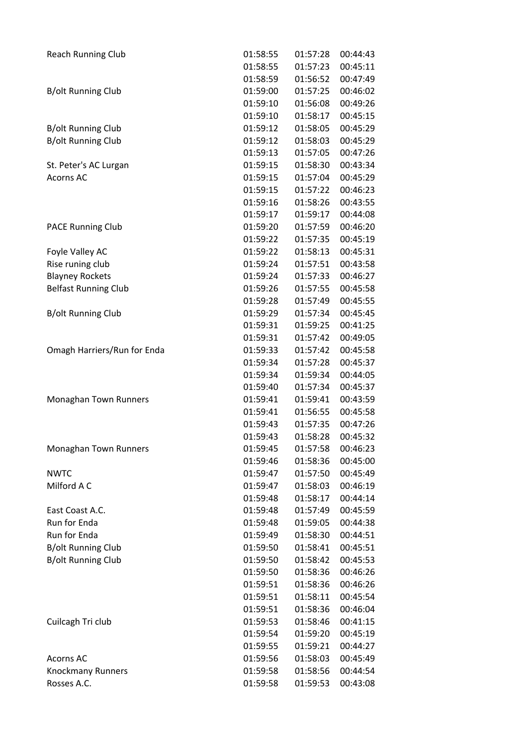| | | | |
|---|---|---|---|
| Reach Running Club | 01:58:55 | 01:57:28 | 00:44:43 |
| | 01:58:55 | 01:57:23 | 00:45:11 |
| | 01:58:59 | 01:56:52 | 00:47:49 |
| B/olt Running Club | 01:59:00 | 01:57:25 | 00:46:02 |
| | 01:59:10 | 01:56:08 | 00:49:26 |
| | 01:59:10 | 01:58:17 | 00:45:15 |
| B/olt Running Club | 01:59:12 | 01:58:05 | 00:45:29 |
| B/olt Running Club | 01:59:12 | 01:58:03 | 00:45:29 |
| | 01:59:13 | 01:57:05 | 00:47:26 |
| St. Peter's AC Lurgan | 01:59:15 | 01:58:30 | 00:43:34 |
| Acorns AC | 01:59:15 | 01:57:04 | 00:45:29 |
| | 01:59:15 | 01:57:22 | 00:46:23 |
| | 01:59:16 | 01:58:26 | 00:43:55 |
| | 01:59:17 | 01:59:17 | 00:44:08 |
| PACE Running Club | 01:59:20 | 01:57:59 | 00:46:20 |
| | 01:59:22 | 01:57:35 | 00:45:19 |
| Foyle Valley AC | 01:59:22 | 01:58:13 | 00:45:31 |
| Rise runing club | 01:59:24 | 01:57:51 | 00:43:58 |
| Blayney Rockets | 01:59:24 | 01:57:33 | 00:46:27 |
| Belfast Running Club | 01:59:26 | 01:57:55 | 00:45:58 |
| | 01:59:28 | 01:57:49 | 00:45:55 |
| B/olt Running Club | 01:59:29 | 01:57:34 | 00:45:45 |
| | 01:59:31 | 01:59:25 | 00:41:25 |
| | 01:59:31 | 01:57:42 | 00:49:05 |
| Omagh Harriers/Run for Enda | 01:59:33 | 01:57:42 | 00:45:58 |
| | 01:59:34 | 01:57:28 | 00:45:37 |
| | 01:59:34 | 01:59:34 | 00:44:05 |
| | 01:59:40 | 01:57:34 | 00:45:37 |
| Monaghan Town Runners | 01:59:41 | 01:59:41 | 00:43:59 |
| | 01:59:41 | 01:56:55 | 00:45:58 |
| | 01:59:43 | 01:57:35 | 00:47:26 |
| | 01:59:43 | 01:58:28 | 00:45:32 |
| Monaghan Town Runners | 01:59:45 | 01:57:58 | 00:46:23 |
| | 01:59:46 | 01:58:36 | 00:45:00 |
| NWTC | 01:59:47 | 01:57:50 | 00:45:49 |
| Milford A C | 01:59:47 | 01:58:03 | 00:46:19 |
| | 01:59:48 | 01:58:17 | 00:44:14 |
| East Coast A.C. | 01:59:48 | 01:57:49 | 00:45:59 |
| Run for Enda | 01:59:48 | 01:59:05 | 00:44:38 |
| Run for Enda | 01:59:49 | 01:58:30 | 00:44:51 |
| B/olt Running Club | 01:59:50 | 01:58:41 | 00:45:51 |
| B/olt Running Club | 01:59:50 | 01:58:42 | 00:45:53 |
| | 01:59:50 | 01:58:36 | 00:46:26 |
| | 01:59:51 | 01:58:36 | 00:46:26 |
| | 01:59:51 | 01:58:11 | 00:45:54 |
| | 01:59:51 | 01:58:36 | 00:46:04 |
| Cuilcagh Tri club | 01:59:53 | 01:58:46 | 00:41:15 |
| | 01:59:54 | 01:59:20 | 00:45:19 |
| | 01:59:55 | 01:59:21 | 00:44:27 |
| Acorns AC | 01:59:56 | 01:58:03 | 00:45:49 |
| Knockmany Runners | 01:59:58 | 01:58:56 | 00:44:54 |
| Rosses A.C. | 01:59:58 | 01:59:53 | 00:43:08 |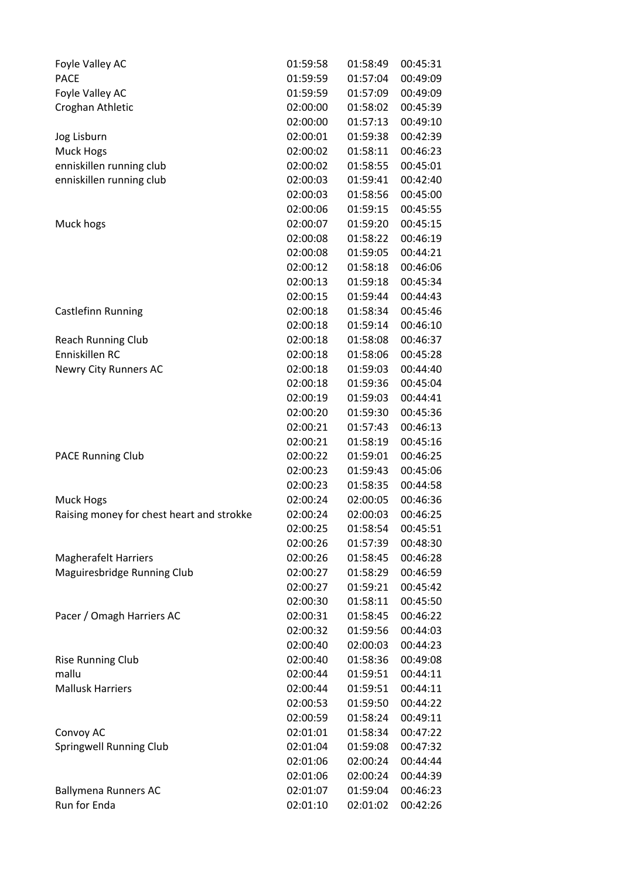| | | | |
|---|---|---|---|
| Foyle Valley AC | 01:59:58 | 01:58:49 | 00:45:31 |
| PACE | 01:59:59 | 01:57:04 | 00:49:09 |
| Foyle Valley AC | 01:59:59 | 01:57:09 | 00:49:09 |
| Croghan Athletic | 02:00:00 | 01:58:02 | 00:45:39 |
| | 02:00:00 | 01:57:13 | 00:49:10 |
| Jog Lisburn | 02:00:01 | 01:59:38 | 00:42:39 |
| Muck Hogs | 02:00:02 | 01:58:11 | 00:46:23 |
| enniskillen running club | 02:00:02 | 01:58:55 | 00:45:01 |
| enniskillen running club | 02:00:03 | 01:59:41 | 00:42:40 |
| | 02:00:03 | 01:58:56 | 00:45:00 |
| | 02:00:06 | 01:59:15 | 00:45:55 |
| Muck hogs | 02:00:07 | 01:59:20 | 00:45:15 |
| | 02:00:08 | 01:58:22 | 00:46:19 |
| | 02:00:08 | 01:59:05 | 00:44:21 |
| | 02:00:12 | 01:58:18 | 00:46:06 |
| | 02:00:13 | 01:59:18 | 00:45:34 |
| | 02:00:15 | 01:59:44 | 00:44:43 |
| Castlefinn Running | 02:00:18 | 01:58:34 | 00:45:46 |
| | 02:00:18 | 01:59:14 | 00:46:10 |
| Reach Running Club | 02:00:18 | 01:58:08 | 00:46:37 |
| Enniskillen RC | 02:00:18 | 01:58:06 | 00:45:28 |
| Newry City Runners AC | 02:00:18 | 01:59:03 | 00:44:40 |
| | 02:00:18 | 01:59:36 | 00:45:04 |
| | 02:00:19 | 01:59:03 | 00:44:41 |
| | 02:00:20 | 01:59:30 | 00:45:36 |
| | 02:00:21 | 01:57:43 | 00:46:13 |
| | 02:00:21 | 01:58:19 | 00:45:16 |
| PACE Running Club | 02:00:22 | 01:59:01 | 00:46:25 |
| | 02:00:23 | 01:59:43 | 00:45:06 |
| | 02:00:23 | 01:58:35 | 00:44:58 |
| Muck Hogs | 02:00:24 | 02:00:05 | 00:46:36 |
| Raising money for chest heart and strokke | 02:00:24 | 02:00:03 | 00:46:25 |
| | 02:00:25 | 01:58:54 | 00:45:51 |
| | 02:00:26 | 01:57:39 | 00:48:30 |
| Magherafelt Harriers | 02:00:26 | 01:58:45 | 00:46:28 |
| Maguiresbridge Running Club | 02:00:27 | 01:58:29 | 00:46:59 |
| | 02:00:27 | 01:59:21 | 00:45:42 |
| | 02:00:30 | 01:58:11 | 00:45:50 |
| Pacer / Omagh Harriers AC | 02:00:31 | 01:58:45 | 00:46:22 |
| | 02:00:32 | 01:59:56 | 00:44:03 |
| | 02:00:40 | 02:00:03 | 00:44:23 |
| Rise Running Club | 02:00:40 | 01:58:36 | 00:49:08 |
| mallu | 02:00:44 | 01:59:51 | 00:44:11 |
| Mallusk Harriers | 02:00:44 | 01:59:51 | 00:44:11 |
| | 02:00:53 | 01:59:50 | 00:44:22 |
| | 02:00:59 | 01:58:24 | 00:49:11 |
| Convoy AC | 02:01:01 | 01:58:34 | 00:47:22 |
| Springwell Running Club | 02:01:04 | 01:59:08 | 00:47:32 |
| | 02:01:06 | 02:00:24 | 00:44:44 |
| | 02:01:06 | 02:00:24 | 00:44:39 |
| Ballymena Runners AC | 02:01:07 | 01:59:04 | 00:46:23 |
| Run for Enda | 02:01:10 | 02:01:02 | 00:42:26 |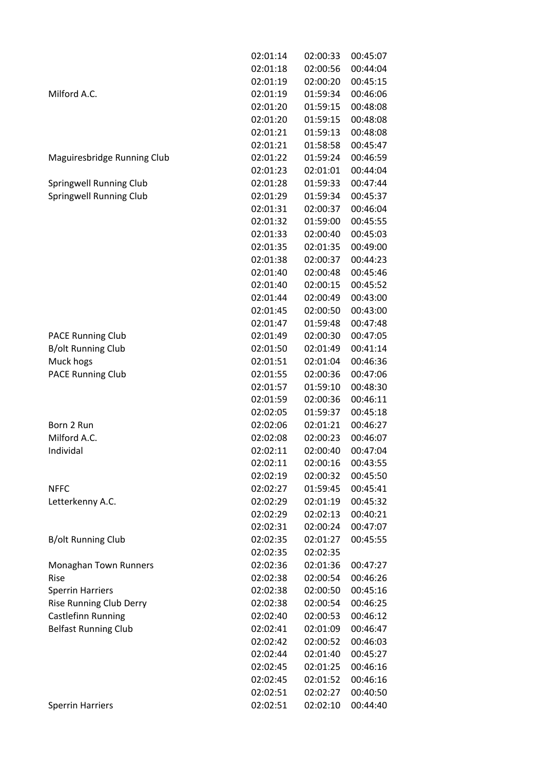| | | | |
|---|---|---|---|
| | 02:01:14 | 02:00:33 | 00:45:07 |
| | 02:01:18 | 02:00:56 | 00:44:04 |
| | 02:01:19 | 02:00:20 | 00:45:15 |
| Milford A.C. | 02:01:19 | 01:59:34 | 00:46:06 |
| | 02:01:20 | 01:59:15 | 00:48:08 |
| | 02:01:20 | 01:59:15 | 00:48:08 |
| | 02:01:21 | 01:59:13 | 00:48:08 |
| | 02:01:21 | 01:58:58 | 00:45:47 |
| Maguiresbridge Running Club | 02:01:22 | 01:59:24 | 00:46:59 |
| | 02:01:23 | 02:01:01 | 00:44:04 |
| Springwell Running Club | 02:01:28 | 01:59:33 | 00:47:44 |
| Springwell Running Club | 02:01:29 | 01:59:34 | 00:45:37 |
| | 02:01:31 | 02:00:37 | 00:46:04 |
| | 02:01:32 | 01:59:00 | 00:45:55 |
| | 02:01:33 | 02:00:40 | 00:45:03 |
| | 02:01:35 | 02:01:35 | 00:49:00 |
| | 02:01:38 | 02:00:37 | 00:44:23 |
| | 02:01:40 | 02:00:48 | 00:45:46 |
| | 02:01:40 | 02:00:15 | 00:45:52 |
| | 02:01:44 | 02:00:49 | 00:43:00 |
| | 02:01:45 | 02:00:50 | 00:43:00 |
| | 02:01:47 | 01:59:48 | 00:47:48 |
| PACE Running Club | 02:01:49 | 02:00:30 | 00:47:05 |
| B/olt Running Club | 02:01:50 | 02:01:49 | 00:41:14 |
| Muck hogs | 02:01:51 | 02:01:04 | 00:46:36 |
| PACE Running Club | 02:01:55 | 02:00:36 | 00:47:06 |
| | 02:01:57 | 01:59:10 | 00:48:30 |
| | 02:01:59 | 02:00:36 | 00:46:11 |
| | 02:02:05 | 01:59:37 | 00:45:18 |
| Born 2 Run | 02:02:06 | 02:01:21 | 00:46:27 |
| Milford A.C. | 02:02:08 | 02:00:23 | 00:46:07 |
| Individal | 02:02:11 | 02:00:40 | 00:47:04 |
| | 02:02:11 | 02:00:16 | 00:43:55 |
| | 02:02:19 | 02:00:32 | 00:45:50 |
| NFFC | 02:02:27 | 01:59:45 | 00:45:41 |
| Letterkenny A.C. | 02:02:29 | 02:01:19 | 00:45:32 |
| | 02:02:29 | 02:02:13 | 00:40:21 |
| | 02:02:31 | 02:00:24 | 00:47:07 |
| B/olt Running Club | 02:02:35 | 02:01:27 | 00:45:55 |
| | 02:02:35 | 02:02:35 | |
| Monaghan Town Runners | 02:02:36 | 02:01:36 | 00:47:27 |
| Rise | 02:02:38 | 02:00:54 | 00:46:26 |
| Sperrin Harriers | 02:02:38 | 02:00:50 | 00:45:16 |
| Rise Running Club Derry | 02:02:38 | 02:00:54 | 00:46:25 |
| Castlefinn Running | 02:02:40 | 02:00:53 | 00:46:12 |
| Belfast Running Club | 02:02:41 | 02:01:09 | 00:46:47 |
| | 02:02:42 | 02:00:52 | 00:46:03 |
| | 02:02:44 | 02:01:40 | 00:45:27 |
| | 02:02:45 | 02:01:25 | 00:46:16 |
| | 02:02:45 | 02:01:52 | 00:46:16 |
| | 02:02:51 | 02:02:27 | 00:40:50 |
| Sperrin Harriers | 02:02:51 | 02:02:10 | 00:44:40 |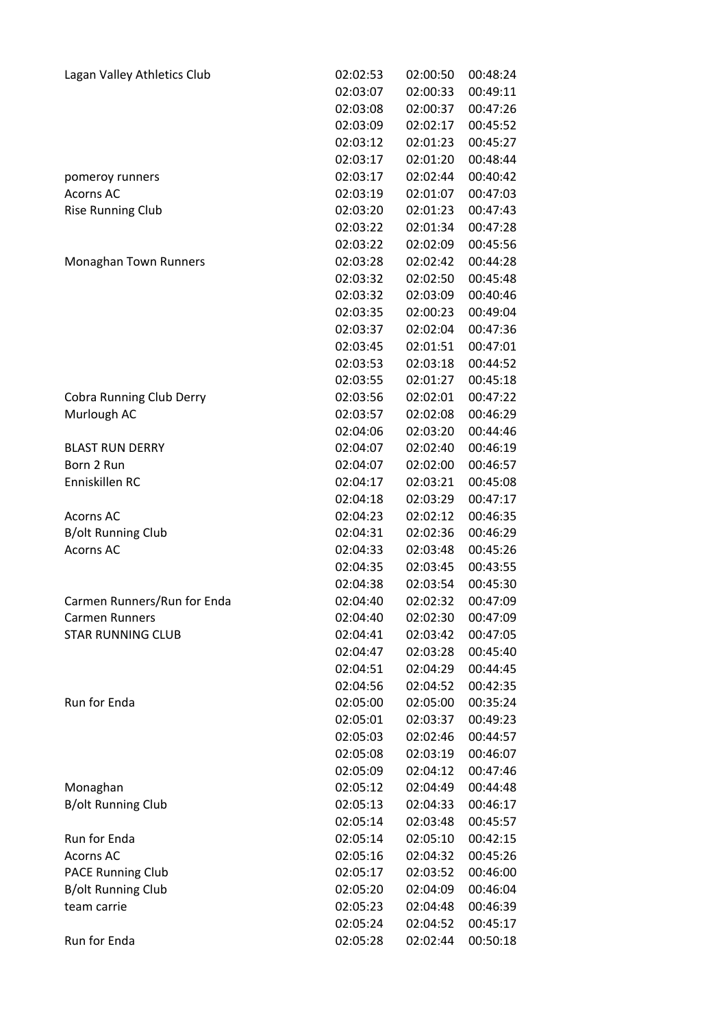| | | | |
|---|---|---|---|
| Lagan Valley Athletics Club | 02:02:53 | 02:00:50 | 00:48:24 |
| | 02:03:07 | 02:00:33 | 00:49:11 |
| | 02:03:08 | 02:00:37 | 00:47:26 |
| | 02:03:09 | 02:02:17 | 00:45:52 |
| | 02:03:12 | 02:01:23 | 00:45:27 |
| | 02:03:17 | 02:01:20 | 00:48:44 |
| pomeroy runners | 02:03:17 | 02:02:44 | 00:40:42 |
| Acorns AC | 02:03:19 | 02:01:07 | 00:47:03 |
| Rise Running Club | 02:03:20 | 02:01:23 | 00:47:43 |
| | 02:03:22 | 02:01:34 | 00:47:28 |
| | 02:03:22 | 02:02:09 | 00:45:56 |
| Monaghan Town Runners | 02:03:28 | 02:02:42 | 00:44:28 |
| | 02:03:32 | 02:02:50 | 00:45:48 |
| | 02:03:32 | 02:03:09 | 00:40:46 |
| | 02:03:35 | 02:00:23 | 00:49:04 |
| | 02:03:37 | 02:02:04 | 00:47:36 |
| | 02:03:45 | 02:01:51 | 00:47:01 |
| | 02:03:53 | 02:03:18 | 00:44:52 |
| | 02:03:55 | 02:01:27 | 00:45:18 |
| Cobra Running Club Derry | 02:03:56 | 02:02:01 | 00:47:22 |
| Murlough AC | 02:03:57 | 02:02:08 | 00:46:29 |
| | 02:04:06 | 02:03:20 | 00:44:46 |
| BLAST RUN DERRY | 02:04:07 | 02:02:40 | 00:46:19 |
| Born 2 Run | 02:04:07 | 02:02:00 | 00:46:57 |
| Enniskillen RC | 02:04:17 | 02:03:21 | 00:45:08 |
| | 02:04:18 | 02:03:29 | 00:47:17 |
| Acorns AC | 02:04:23 | 02:02:12 | 00:46:35 |
| B/olt Running Club | 02:04:31 | 02:02:36 | 00:46:29 |
| Acorns AC | 02:04:33 | 02:03:48 | 00:45:26 |
| | 02:04:35 | 02:03:45 | 00:43:55 |
| | 02:04:38 | 02:03:54 | 00:45:30 |
| Carmen Runners/Run for Enda | 02:04:40 | 02:02:32 | 00:47:09 |
| Carmen Runners | 02:04:40 | 02:02:30 | 00:47:09 |
| STAR RUNNING CLUB | 02:04:41 | 02:03:42 | 00:47:05 |
| | 02:04:47 | 02:03:28 | 00:45:40 |
| | 02:04:51 | 02:04:29 | 00:44:45 |
| | 02:04:56 | 02:04:52 | 00:42:35 |
| Run for Enda | 02:05:00 | 02:05:00 | 00:35:24 |
| | 02:05:01 | 02:03:37 | 00:49:23 |
| | 02:05:03 | 02:02:46 | 00:44:57 |
| | 02:05:08 | 02:03:19 | 00:46:07 |
| | 02:05:09 | 02:04:12 | 00:47:46 |
| Monaghan | 02:05:12 | 02:04:49 | 00:44:48 |
| B/olt Running Club | 02:05:13 | 02:04:33 | 00:46:17 |
| | 02:05:14 | 02:03:48 | 00:45:57 |
| Run for Enda | 02:05:14 | 02:05:10 | 00:42:15 |
| Acorns AC | 02:05:16 | 02:04:32 | 00:45:26 |
| PACE Running Club | 02:05:17 | 02:03:52 | 00:46:00 |
| B/olt Running Club | 02:05:20 | 02:04:09 | 00:46:04 |
| team carrie | 02:05:23 | 02:04:48 | 00:46:39 |
| | 02:05:24 | 02:04:52 | 00:45:17 |
| Run for Enda | 02:05:28 | 02:02:44 | 00:50:18 |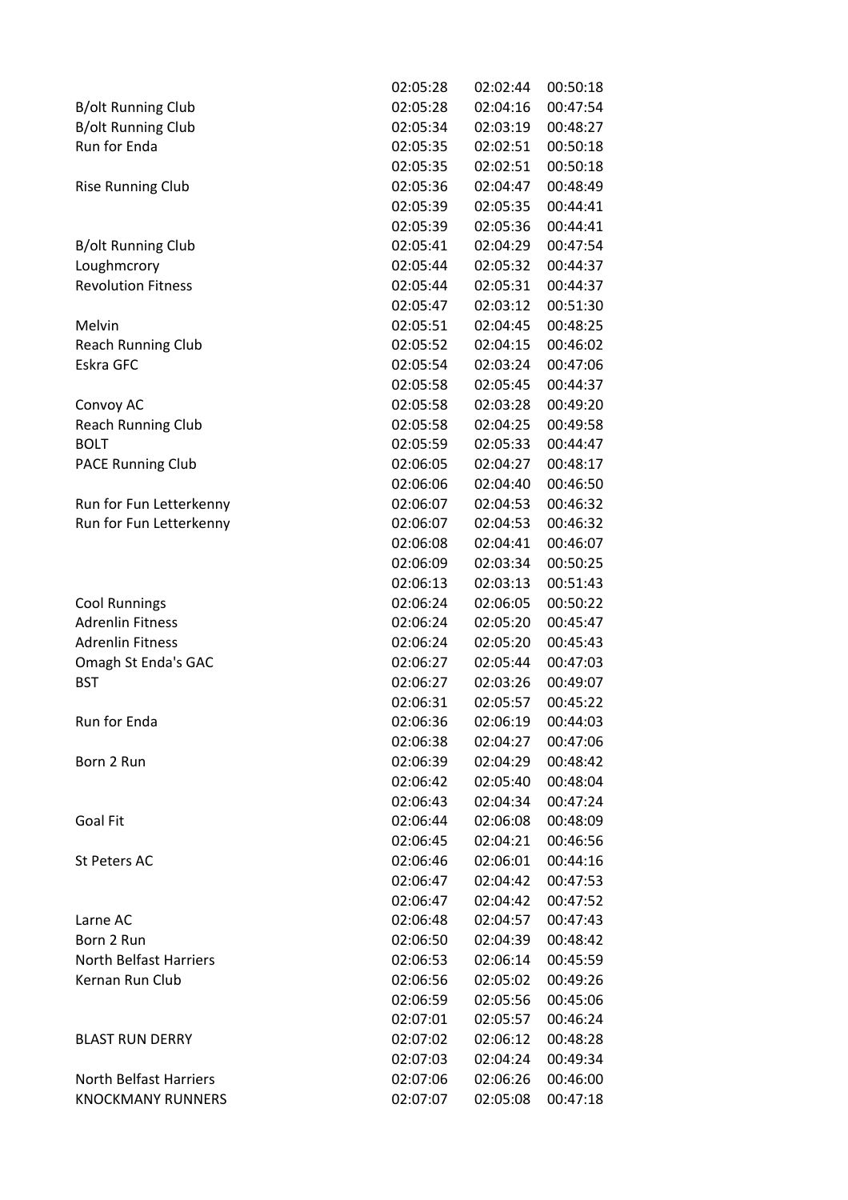| | | | |
|---|---|---|---|
| | 02:05:28 | 02:02:44 | 00:50:18 |
| B/olt Running Club | 02:05:28 | 02:04:16 | 00:47:54 |
| B/olt Running Club | 02:05:34 | 02:03:19 | 00:48:27 |
| Run for Enda | 02:05:35 | 02:02:51 | 00:50:18 |
| | 02:05:35 | 02:02:51 | 00:50:18 |
| Rise Running Club | 02:05:36 | 02:04:47 | 00:48:49 |
| | 02:05:39 | 02:05:35 | 00:44:41 |
| | 02:05:39 | 02:05:36 | 00:44:41 |
| B/olt Running Club | 02:05:41 | 02:04:29 | 00:47:54 |
| Loughmcrory | 02:05:44 | 02:05:32 | 00:44:37 |
| Revolution Fitness | 02:05:44 | 02:05:31 | 00:44:37 |
| | 02:05:47 | 02:03:12 | 00:51:30 |
| Melvin | 02:05:51 | 02:04:45 | 00:48:25 |
| Reach Running Club | 02:05:52 | 02:04:15 | 00:46:02 |
| Eskra GFC | 02:05:54 | 02:03:24 | 00:47:06 |
| | 02:05:58 | 02:05:45 | 00:44:37 |
| Convoy AC | 02:05:58 | 02:03:28 | 00:49:20 |
| Reach Running Club | 02:05:58 | 02:04:25 | 00:49:58 |
| BOLT | 02:05:59 | 02:05:33 | 00:44:47 |
| PACE Running Club | 02:06:05 | 02:04:27 | 00:48:17 |
| | 02:06:06 | 02:04:40 | 00:46:50 |
| Run for Fun Letterkenny | 02:06:07 | 02:04:53 | 00:46:32 |
| Run for Fun Letterkenny | 02:06:07 | 02:04:53 | 00:46:32 |
| | 02:06:08 | 02:04:41 | 00:46:07 |
| | 02:06:09 | 02:03:34 | 00:50:25 |
| | 02:06:13 | 02:03:13 | 00:51:43 |
| Cool Runnings | 02:06:24 | 02:06:05 | 00:50:22 |
| Adrenlin Fitness | 02:06:24 | 02:05:20 | 00:45:47 |
| Adrenlin Fitness | 02:06:24 | 02:05:20 | 00:45:43 |
| Omagh St Enda's GAC | 02:06:27 | 02:05:44 | 00:47:03 |
| BST | 02:06:27 | 02:03:26 | 00:49:07 |
| | 02:06:31 | 02:05:57 | 00:45:22 |
| Run for Enda | 02:06:36 | 02:06:19 | 00:44:03 |
| | 02:06:38 | 02:04:27 | 00:47:06 |
| Born 2 Run | 02:06:39 | 02:04:29 | 00:48:42 |
| | 02:06:42 | 02:05:40 | 00:48:04 |
| | 02:06:43 | 02:04:34 | 00:47:24 |
| Goal Fit | 02:06:44 | 02:06:08 | 00:48:09 |
| | 02:06:45 | 02:04:21 | 00:46:56 |
| St Peters AC | 02:06:46 | 02:06:01 | 00:44:16 |
| | 02:06:47 | 02:04:42 | 00:47:53 |
| | 02:06:47 | 02:04:42 | 00:47:52 |
| Larne AC | 02:06:48 | 02:04:57 | 00:47:43 |
| Born 2 Run | 02:06:50 | 02:04:39 | 00:48:42 |
| North Belfast Harriers | 02:06:53 | 02:06:14 | 00:45:59 |
| Kernan Run Club | 02:06:56 | 02:05:02 | 00:49:26 |
| | 02:06:59 | 02:05:56 | 00:45:06 |
| | 02:07:01 | 02:05:57 | 00:46:24 |
| BLAST RUN DERRY | 02:07:02 | 02:06:12 | 00:48:28 |
| | 02:07:03 | 02:04:24 | 00:49:34 |
| North Belfast Harriers | 02:07:06 | 02:06:26 | 00:46:00 |
| KNOCKMANY RUNNERS | 02:07:07 | 02:05:08 | 00:47:18 |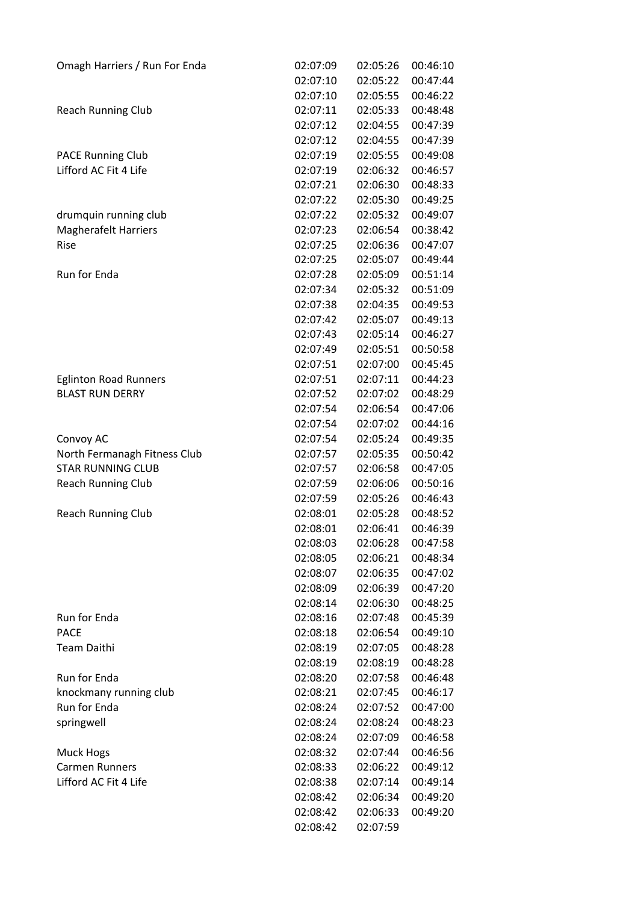| | | | |
|---|---|---|---|
| Omagh Harriers / Run For Enda | 02:07:09 | 02:05:26 | 00:46:10 |
| | 02:07:10 | 02:05:22 | 00:47:44 |
| | 02:07:10 | 02:05:55 | 00:46:22 |
| Reach Running Club | 02:07:11 | 02:05:33 | 00:48:48 |
| | 02:07:12 | 02:04:55 | 00:47:39 |
| | 02:07:12 | 02:04:55 | 00:47:39 |
| PACE Running Club | 02:07:19 | 02:05:55 | 00:49:08 |
| Lifford AC Fit 4 Life | 02:07:19 | 02:06:32 | 00:46:57 |
| | 02:07:21 | 02:06:30 | 00:48:33 |
| | 02:07:22 | 02:05:30 | 00:49:25 |
| drumquin running club | 02:07:22 | 02:05:32 | 00:49:07 |
| Magherafelt Harriers | 02:07:23 | 02:06:54 | 00:38:42 |
| Rise | 02:07:25 | 02:06:36 | 00:47:07 |
| | 02:07:25 | 02:05:07 | 00:49:44 |
| Run for Enda | 02:07:28 | 02:05:09 | 00:51:14 |
| | 02:07:34 | 02:05:32 | 00:51:09 |
| | 02:07:38 | 02:04:35 | 00:49:53 |
| | 02:07:42 | 02:05:07 | 00:49:13 |
| | 02:07:43 | 02:05:14 | 00:46:27 |
| | 02:07:49 | 02:05:51 | 00:50:58 |
| | 02:07:51 | 02:07:00 | 00:45:45 |
| Eglinton Road Runners | 02:07:51 | 02:07:11 | 00:44:23 |
| BLAST RUN DERRY | 02:07:52 | 02:07:02 | 00:48:29 |
| | 02:07:54 | 02:06:54 | 00:47:06 |
| | 02:07:54 | 02:07:02 | 00:44:16 |
| Convoy AC | 02:07:54 | 02:05:24 | 00:49:35 |
| North Fermanagh Fitness Club | 02:07:57 | 02:05:35 | 00:50:42 |
| STAR RUNNING CLUB | 02:07:57 | 02:06:58 | 00:47:05 |
| Reach Running Club | 02:07:59 | 02:06:06 | 00:50:16 |
| | 02:07:59 | 02:05:26 | 00:46:43 |
| Reach Running Club | 02:08:01 | 02:05:28 | 00:48:52 |
| | 02:08:01 | 02:06:41 | 00:46:39 |
| | 02:08:03 | 02:06:28 | 00:47:58 |
| | 02:08:05 | 02:06:21 | 00:48:34 |
| | 02:08:07 | 02:06:35 | 00:47:02 |
| | 02:08:09 | 02:06:39 | 00:47:20 |
| | 02:08:14 | 02:06:30 | 00:48:25 |
| Run for Enda | 02:08:16 | 02:07:48 | 00:45:39 |
| PACE | 02:08:18 | 02:06:54 | 00:49:10 |
| Team Daithi | 02:08:19 | 02:07:05 | 00:48:28 |
| | 02:08:19 | 02:08:19 | 00:48:28 |
| Run for Enda | 02:08:20 | 02:07:58 | 00:46:48 |
| knockmany running club | 02:08:21 | 02:07:45 | 00:46:17 |
| Run for Enda | 02:08:24 | 02:07:52 | 00:47:00 |
| springwell | 02:08:24 | 02:08:24 | 00:48:23 |
| | 02:08:24 | 02:07:09 | 00:46:58 |
| Muck Hogs | 02:08:32 | 02:07:44 | 00:46:56 |
| Carmen Runners | 02:08:33 | 02:06:22 | 00:49:12 |
| Lifford AC Fit 4 Life | 02:08:38 | 02:07:14 | 00:49:14 |
| | 02:08:42 | 02:06:34 | 00:49:20 |
| | 02:08:42 | 02:06:33 | 00:49:20 |
| | 02:08:42 | 02:07:59 | |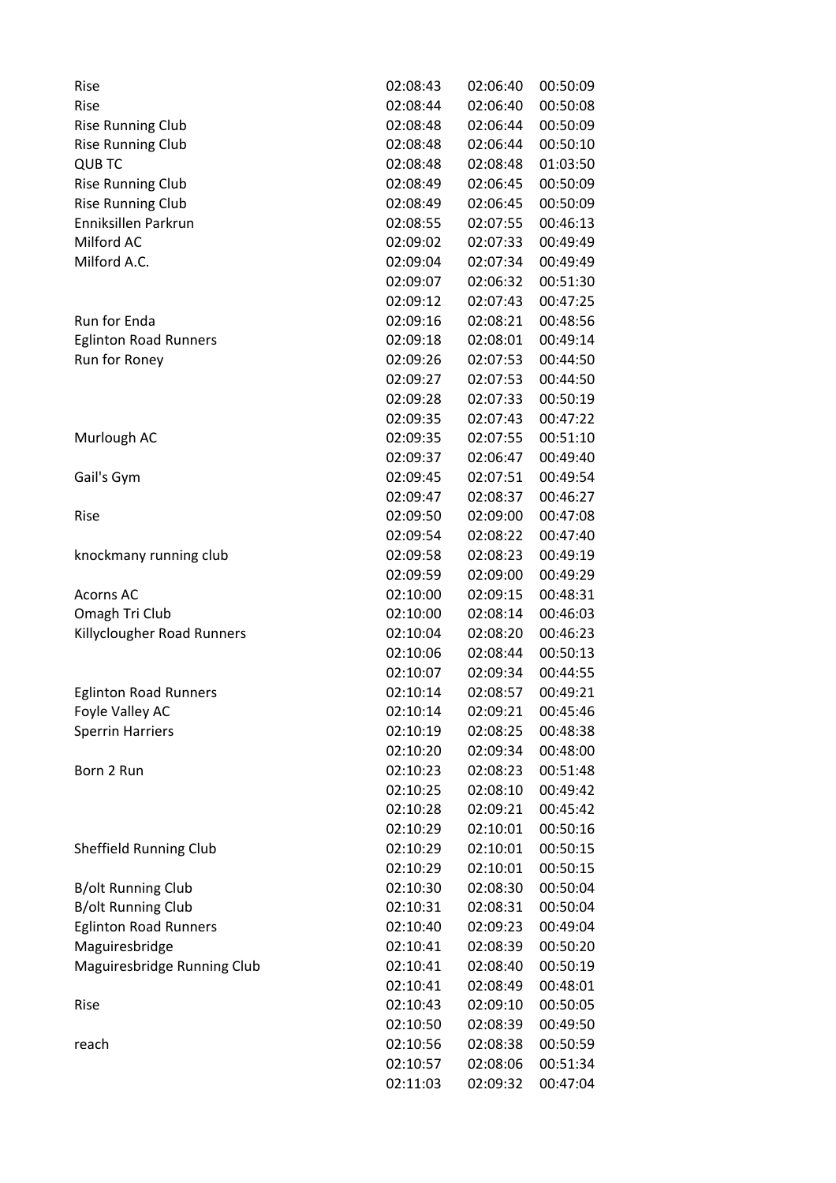| | | | |
|---|---|---|---|
| Rise | 02:08:43 | 02:06:40 | 00:50:09 |
| Rise | 02:08:44 | 02:06:40 | 00:50:08 |
| Rise Running Club | 02:08:48 | 02:06:44 | 00:50:09 |
| Rise Running Club | 02:08:48 | 02:06:44 | 00:50:10 |
| QUB TC | 02:08:48 | 02:08:48 | 01:03:50 |
| Rise Running Club | 02:08:49 | 02:06:45 | 00:50:09 |
| Rise Running Club | 02:08:49 | 02:06:45 | 00:50:09 |
| Enniksillen Parkrun | 02:08:55 | 02:07:55 | 00:46:13 |
| Milford AC | 02:09:02 | 02:07:33 | 00:49:49 |
| Milford A.C. | 02:09:04 | 02:07:34 | 00:49:49 |
| | 02:09:07 | 02:06:32 | 00:51:30 |
| | 02:09:12 | 02:07:43 | 00:47:25 |
| Run for Enda | 02:09:16 | 02:08:21 | 00:48:56 |
| Eglinton Road Runners | 02:09:18 | 02:08:01 | 00:49:14 |
| Run for Roney | 02:09:26 | 02:07:53 | 00:44:50 |
| | 02:09:27 | 02:07:53 | 00:44:50 |
| | 02:09:28 | 02:07:33 | 00:50:19 |
| | 02:09:35 | 02:07:43 | 00:47:22 |
| Murlough AC | 02:09:35 | 02:07:55 | 00:51:10 |
| | 02:09:37 | 02:06:47 | 00:49:40 |
| Gail's Gym | 02:09:45 | 02:07:51 | 00:49:54 |
| | 02:09:47 | 02:08:37 | 00:46:27 |
| Rise | 02:09:50 | 02:09:00 | 00:47:08 |
| | 02:09:54 | 02:08:22 | 00:47:40 |
| knockmany running club | 02:09:58 | 02:08:23 | 00:49:19 |
| | 02:09:59 | 02:09:00 | 00:49:29 |
| Acorns AC | 02:10:00 | 02:09:15 | 00:48:31 |
| Omagh Tri Club | 02:10:00 | 02:08:14 | 00:46:03 |
| Killyclougher Road Runners | 02:10:04 | 02:08:20 | 00:46:23 |
| | 02:10:06 | 02:08:44 | 00:50:13 |
| | 02:10:07 | 02:09:34 | 00:44:55 |
| Eglinton Road Runners | 02:10:14 | 02:08:57 | 00:49:21 |
| Foyle Valley AC | 02:10:14 | 02:09:21 | 00:45:46 |
| Sperrin Harriers | 02:10:19 | 02:08:25 | 00:48:38 |
| | 02:10:20 | 02:09:34 | 00:48:00 |
| Born 2 Run | 02:10:23 | 02:08:23 | 00:51:48 |
| | 02:10:25 | 02:08:10 | 00:49:42 |
| | 02:10:28 | 02:09:21 | 00:45:42 |
| | 02:10:29 | 02:10:01 | 00:50:16 |
| Sheffield Running Club | 02:10:29 | 02:10:01 | 00:50:15 |
| | 02:10:29 | 02:10:01 | 00:50:15 |
| B/olt Running Club | 02:10:30 | 02:08:30 | 00:50:04 |
| B/olt Running Club | 02:10:31 | 02:08:31 | 00:50:04 |
| Eglinton Road Runners | 02:10:40 | 02:09:23 | 00:49:04 |
| Maguiresbridge | 02:10:41 | 02:08:39 | 00:50:20 |
| Maguiresbridge Running Club | 02:10:41 | 02:08:40 | 00:50:19 |
| | 02:10:41 | 02:08:49 | 00:48:01 |
| Rise | 02:10:43 | 02:09:10 | 00:50:05 |
| | 02:10:50 | 02:08:39 | 00:49:50 |
| reach | 02:10:56 | 02:08:38 | 00:50:59 |
| | 02:10:57 | 02:08:06 | 00:51:34 |
| | 02:11:03 | 02:09:32 | 00:47:04 |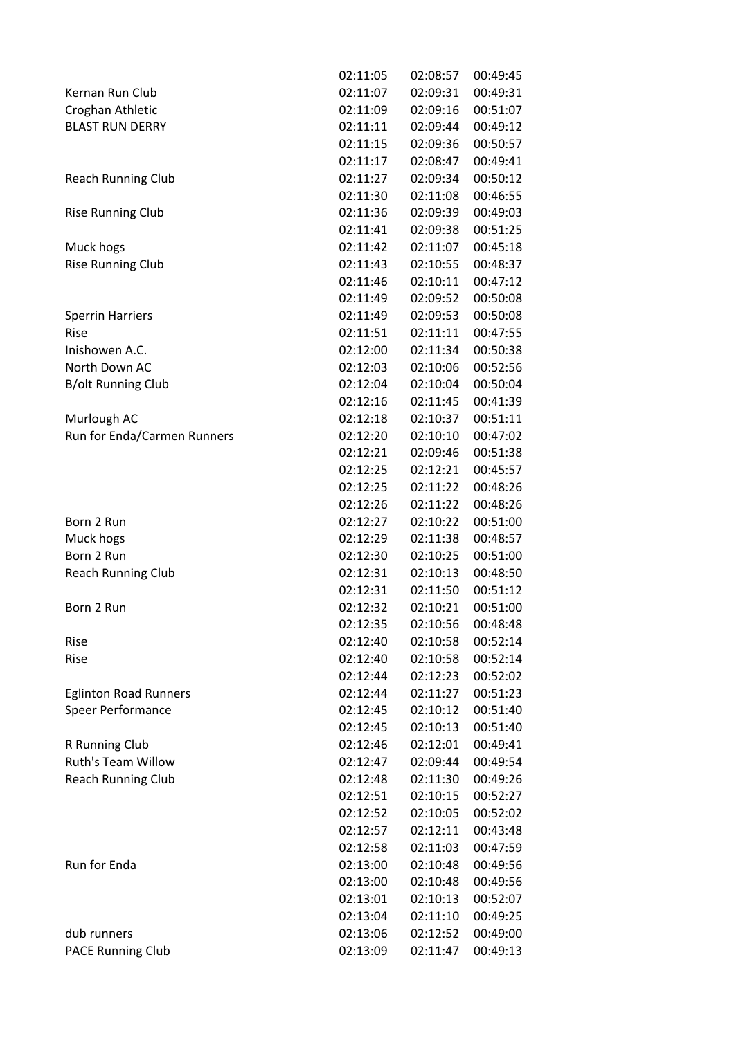| | | | |
|---|---|---|---|
| | 02:11:05 | 02:08:57 | 00:49:45 |
| Kernan Run Club | 02:11:07 | 02:09:31 | 00:49:31 |
| Croghan Athletic | 02:11:09 | 02:09:16 | 00:51:07 |
| BLAST RUN DERRY | 02:11:11 | 02:09:44 | 00:49:12 |
| | 02:11:15 | 02:09:36 | 00:50:57 |
| | 02:11:17 | 02:08:47 | 00:49:41 |
| Reach Running Club | 02:11:27 | 02:09:34 | 00:50:12 |
| | 02:11:30 | 02:11:08 | 00:46:55 |
| Rise Running Club | 02:11:36 | 02:09:39 | 00:49:03 |
| | 02:11:41 | 02:09:38 | 00:51:25 |
| Muck hogs | 02:11:42 | 02:11:07 | 00:45:18 |
| Rise Running Club | 02:11:43 | 02:10:55 | 00:48:37 |
| | 02:11:46 | 02:10:11 | 00:47:12 |
| | 02:11:49 | 02:09:52 | 00:50:08 |
| Sperrin Harriers | 02:11:49 | 02:09:53 | 00:50:08 |
| Rise | 02:11:51 | 02:11:11 | 00:47:55 |
| Inishowen A.C. | 02:12:00 | 02:11:34 | 00:50:38 |
| North Down AC | 02:12:03 | 02:10:06 | 00:52:56 |
| B/olt Running Club | 02:12:04 | 02:10:04 | 00:50:04 |
| | 02:12:16 | 02:11:45 | 00:41:39 |
| Murlough AC | 02:12:18 | 02:10:37 | 00:51:11 |
| Run for Enda/Carmen Runners | 02:12:20 | 02:10:10 | 00:47:02 |
| | 02:12:21 | 02:09:46 | 00:51:38 |
| | 02:12:25 | 02:12:21 | 00:45:57 |
| | 02:12:25 | 02:11:22 | 00:48:26 |
| | 02:12:26 | 02:11:22 | 00:48:26 |
| Born 2 Run | 02:12:27 | 02:10:22 | 00:51:00 |
| Muck hogs | 02:12:29 | 02:11:38 | 00:48:57 |
| Born 2 Run | 02:12:30 | 02:10:25 | 00:51:00 |
| Reach Running Club | 02:12:31 | 02:10:13 | 00:48:50 |
| | 02:12:31 | 02:11:50 | 00:51:12 |
| Born 2 Run | 02:12:32 | 02:10:21 | 00:51:00 |
| | 02:12:35 | 02:10:56 | 00:48:48 |
| Rise | 02:12:40 | 02:10:58 | 00:52:14 |
| Rise | 02:12:40 | 02:10:58 | 00:52:14 |
| | 02:12:44 | 02:12:23 | 00:52:02 |
| Eglinton Road Runners | 02:12:44 | 02:11:27 | 00:51:23 |
| Speer Performance | 02:12:45 | 02:10:12 | 00:51:40 |
| | 02:12:45 | 02:10:13 | 00:51:40 |
| R Running Club | 02:12:46 | 02:12:01 | 00:49:41 |
| Ruth's Team Willow | 02:12:47 | 02:09:44 | 00:49:54 |
| Reach Running Club | 02:12:48 | 02:11:30 | 00:49:26 |
| | 02:12:51 | 02:10:15 | 00:52:27 |
| | 02:12:52 | 02:10:05 | 00:52:02 |
| | 02:12:57 | 02:12:11 | 00:43:48 |
| | 02:12:58 | 02:11:03 | 00:47:59 |
| Run for Enda | 02:13:00 | 02:10:48 | 00:49:56 |
| | 02:13:00 | 02:10:48 | 00:49:56 |
| | 02:13:01 | 02:10:13 | 00:52:07 |
| | 02:13:04 | 02:11:10 | 00:49:25 |
| dub runners | 02:13:06 | 02:12:52 | 00:49:00 |
| PACE Running Club | 02:13:09 | 02:11:47 | 00:49:13 |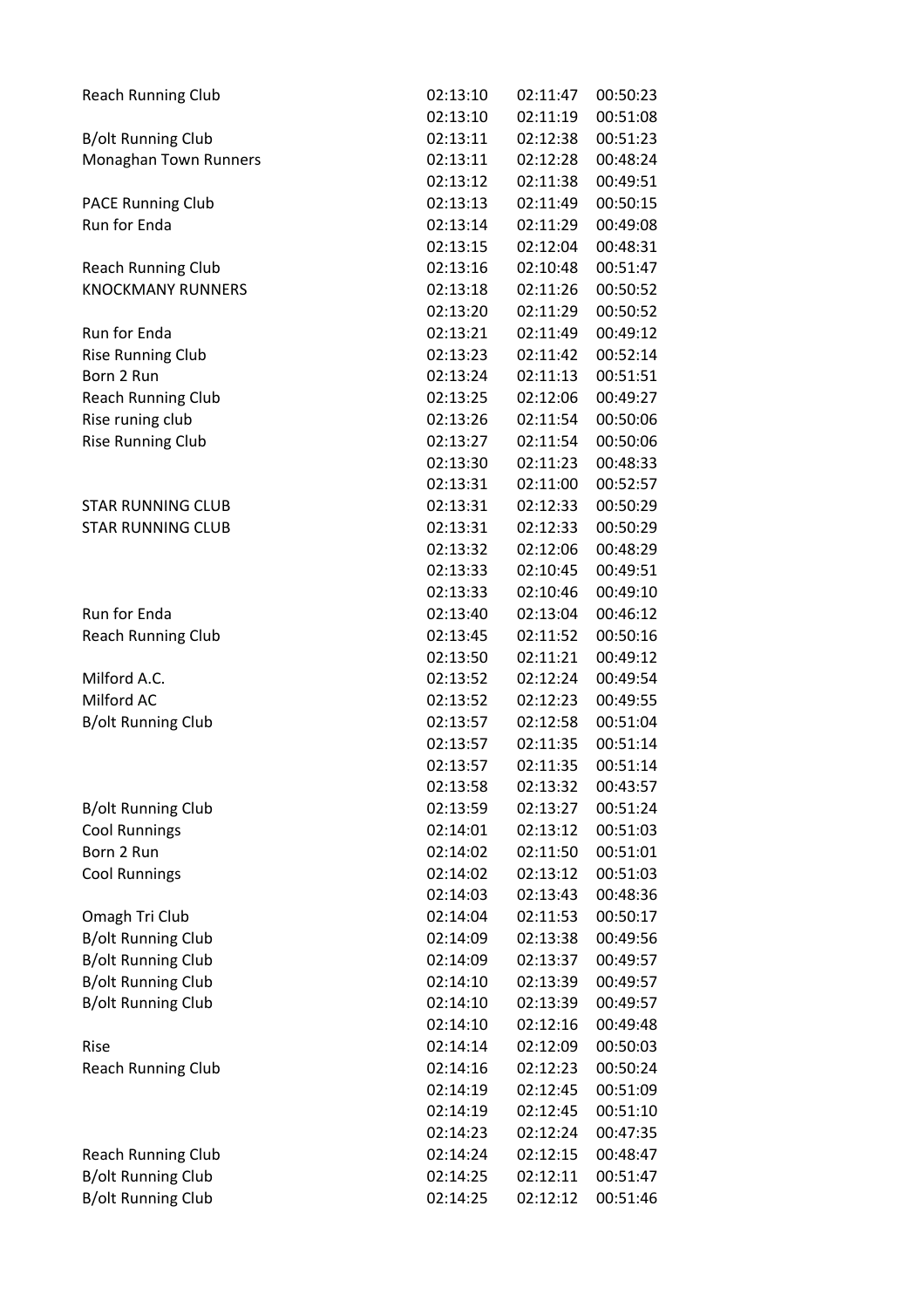| | | | |
|---|---|---|---|
| Reach Running Club | 02:13:10 | 02:11:47 | 00:50:23 |
| | 02:13:10 | 02:11:19 | 00:51:08 |
| B/olt Running Club | 02:13:11 | 02:12:38 | 00:51:23 |
| Monaghan Town Runners | 02:13:11 | 02:12:28 | 00:48:24 |
| | 02:13:12 | 02:11:38 | 00:49:51 |
| PACE Running Club | 02:13:13 | 02:11:49 | 00:50:15 |
| Run for Enda | 02:13:14 | 02:11:29 | 00:49:08 |
| | 02:13:15 | 02:12:04 | 00:48:31 |
| Reach Running Club | 02:13:16 | 02:10:48 | 00:51:47 |
| KNOCKMANY RUNNERS | 02:13:18 | 02:11:26 | 00:50:52 |
| | 02:13:20 | 02:11:29 | 00:50:52 |
| Run for Enda | 02:13:21 | 02:11:49 | 00:49:12 |
| Rise Running Club | 02:13:23 | 02:11:42 | 00:52:14 |
| Born 2 Run | 02:13:24 | 02:11:13 | 00:51:51 |
| Reach Running Club | 02:13:25 | 02:12:06 | 00:49:27 |
| Rise runing club | 02:13:26 | 02:11:54 | 00:50:06 |
| Rise Running Club | 02:13:27 | 02:11:54 | 00:50:06 |
| | 02:13:30 | 02:11:23 | 00:48:33 |
| | 02:13:31 | 02:11:00 | 00:52:57 |
| STAR RUNNING CLUB | 02:13:31 | 02:12:33 | 00:50:29 |
| STAR RUNNING CLUB | 02:13:31 | 02:12:33 | 00:50:29 |
| | 02:13:32 | 02:12:06 | 00:48:29 |
| | 02:13:33 | 02:10:45 | 00:49:51 |
| | 02:13:33 | 02:10:46 | 00:49:10 |
| Run for Enda | 02:13:40 | 02:13:04 | 00:46:12 |
| Reach Running Club | 02:13:45 | 02:11:52 | 00:50:16 |
| | 02:13:50 | 02:11:21 | 00:49:12 |
| Milford A.C. | 02:13:52 | 02:12:24 | 00:49:54 |
| Milford AC | 02:13:52 | 02:12:23 | 00:49:55 |
| B/olt Running Club | 02:13:57 | 02:12:58 | 00:51:04 |
| | 02:13:57 | 02:11:35 | 00:51:14 |
| | 02:13:57 | 02:11:35 | 00:51:14 |
| | 02:13:58 | 02:13:32 | 00:43:57 |
| B/olt Running Club | 02:13:59 | 02:13:27 | 00:51:24 |
| Cool Runnings | 02:14:01 | 02:13:12 | 00:51:03 |
| Born 2 Run | 02:14:02 | 02:11:50 | 00:51:01 |
| Cool Runnings | 02:14:02 | 02:13:12 | 00:51:03 |
| | 02:14:03 | 02:13:43 | 00:48:36 |
| Omagh Tri Club | 02:14:04 | 02:11:53 | 00:50:17 |
| B/olt Running Club | 02:14:09 | 02:13:38 | 00:49:56 |
| B/olt Running Club | 02:14:09 | 02:13:37 | 00:49:57 |
| B/olt Running Club | 02:14:10 | 02:13:39 | 00:49:57 |
| B/olt Running Club | 02:14:10 | 02:13:39 | 00:49:57 |
| | 02:14:10 | 02:12:16 | 00:49:48 |
| Rise | 02:14:14 | 02:12:09 | 00:50:03 |
| Reach Running Club | 02:14:16 | 02:12:23 | 00:50:24 |
| | 02:14:19 | 02:12:45 | 00:51:09 |
| | 02:14:19 | 02:12:45 | 00:51:10 |
| | 02:14:23 | 02:12:24 | 00:47:35 |
| Reach Running Club | 02:14:24 | 02:12:15 | 00:48:47 |
| B/olt Running Club | 02:14:25 | 02:12:11 | 00:51:47 |
| B/olt Running Club | 02:14:25 | 02:12:12 | 00:51:46 |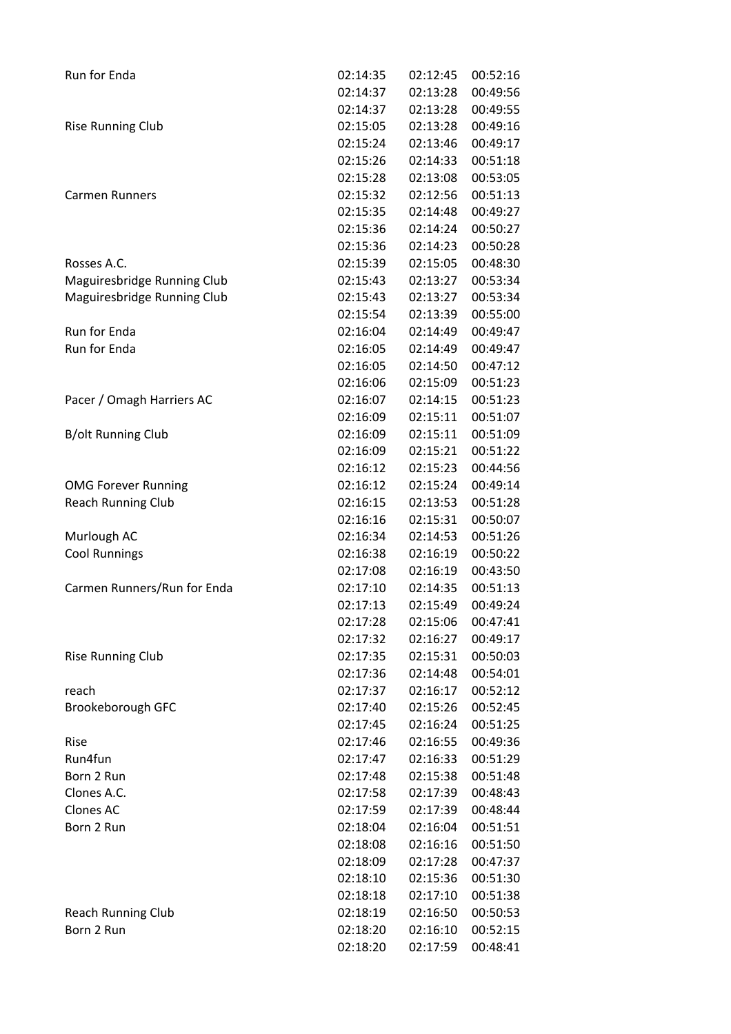| | | | |
|---|---|---|---|
| Run for Enda | 02:14:35 | 02:12:45 | 00:52:16 |
| | 02:14:37 | 02:13:28 | 00:49:56 |
| | 02:14:37 | 02:13:28 | 00:49:55 |
| Rise Running Club | 02:15:05 | 02:13:28 | 00:49:16 |
| | 02:15:24 | 02:13:46 | 00:49:17 |
| | 02:15:26 | 02:14:33 | 00:51:18 |
| | 02:15:28 | 02:13:08 | 00:53:05 |
| Carmen Runners | 02:15:32 | 02:12:56 | 00:51:13 |
| | 02:15:35 | 02:14:48 | 00:49:27 |
| | 02:15:36 | 02:14:24 | 00:50:27 |
| | 02:15:36 | 02:14:23 | 00:50:28 |
| Rosses A.C. | 02:15:39 | 02:15:05 | 00:48:30 |
| Maguiresbridge Running Club | 02:15:43 | 02:13:27 | 00:53:34 |
| Maguiresbridge Running Club | 02:15:43 | 02:13:27 | 00:53:34 |
| | 02:15:54 | 02:13:39 | 00:55:00 |
| Run for Enda | 02:16:04 | 02:14:49 | 00:49:47 |
| Run for Enda | 02:16:05 | 02:14:49 | 00:49:47 |
| | 02:16:05 | 02:14:50 | 00:47:12 |
| | 02:16:06 | 02:15:09 | 00:51:23 |
| Pacer / Omagh Harriers AC | 02:16:07 | 02:14:15 | 00:51:23 |
| | 02:16:09 | 02:15:11 | 00:51:07 |
| B/olt Running Club | 02:16:09 | 02:15:11 | 00:51:09 |
| | 02:16:09 | 02:15:21 | 00:51:22 |
| | 02:16:12 | 02:15:23 | 00:44:56 |
| OMG Forever Running | 02:16:12 | 02:15:24 | 00:49:14 |
| Reach Running Club | 02:16:15 | 02:13:53 | 00:51:28 |
| | 02:16:16 | 02:15:31 | 00:50:07 |
| Murlough AC | 02:16:34 | 02:14:53 | 00:51:26 |
| Cool Runnings | 02:16:38 | 02:16:19 | 00:50:22 |
| | 02:17:08 | 02:16:19 | 00:43:50 |
| Carmen Runners/Run for Enda | 02:17:10 | 02:14:35 | 00:51:13 |
| | 02:17:13 | 02:15:49 | 00:49:24 |
| | 02:17:28 | 02:15:06 | 00:47:41 |
| | 02:17:32 | 02:16:27 | 00:49:17 |
| Rise Running Club | 02:17:35 | 02:15:31 | 00:50:03 |
| | 02:17:36 | 02:14:48 | 00:54:01 |
| reach | 02:17:37 | 02:16:17 | 00:52:12 |
| Brookeborough GFC | 02:17:40 | 02:15:26 | 00:52:45 |
| | 02:17:45 | 02:16:24 | 00:51:25 |
| Rise | 02:17:46 | 02:16:55 | 00:49:36 |
| Run4fun | 02:17:47 | 02:16:33 | 00:51:29 |
| Born 2 Run | 02:17:48 | 02:15:38 | 00:51:48 |
| Clones A.C. | 02:17:58 | 02:17:39 | 00:48:43 |
| Clones AC | 02:17:59 | 02:17:39 | 00:48:44 |
| Born 2 Run | 02:18:04 | 02:16:04 | 00:51:51 |
| | 02:18:08 | 02:16:16 | 00:51:50 |
| | 02:18:09 | 02:17:28 | 00:47:37 |
| | 02:18:10 | 02:15:36 | 00:51:30 |
| | 02:18:18 | 02:17:10 | 00:51:38 |
| Reach Running Club | 02:18:19 | 02:16:50 | 00:50:53 |
| Born 2 Run | 02:18:20 | 02:16:10 | 00:52:15 |
| | 02:18:20 | 02:17:59 | 00:48:41 |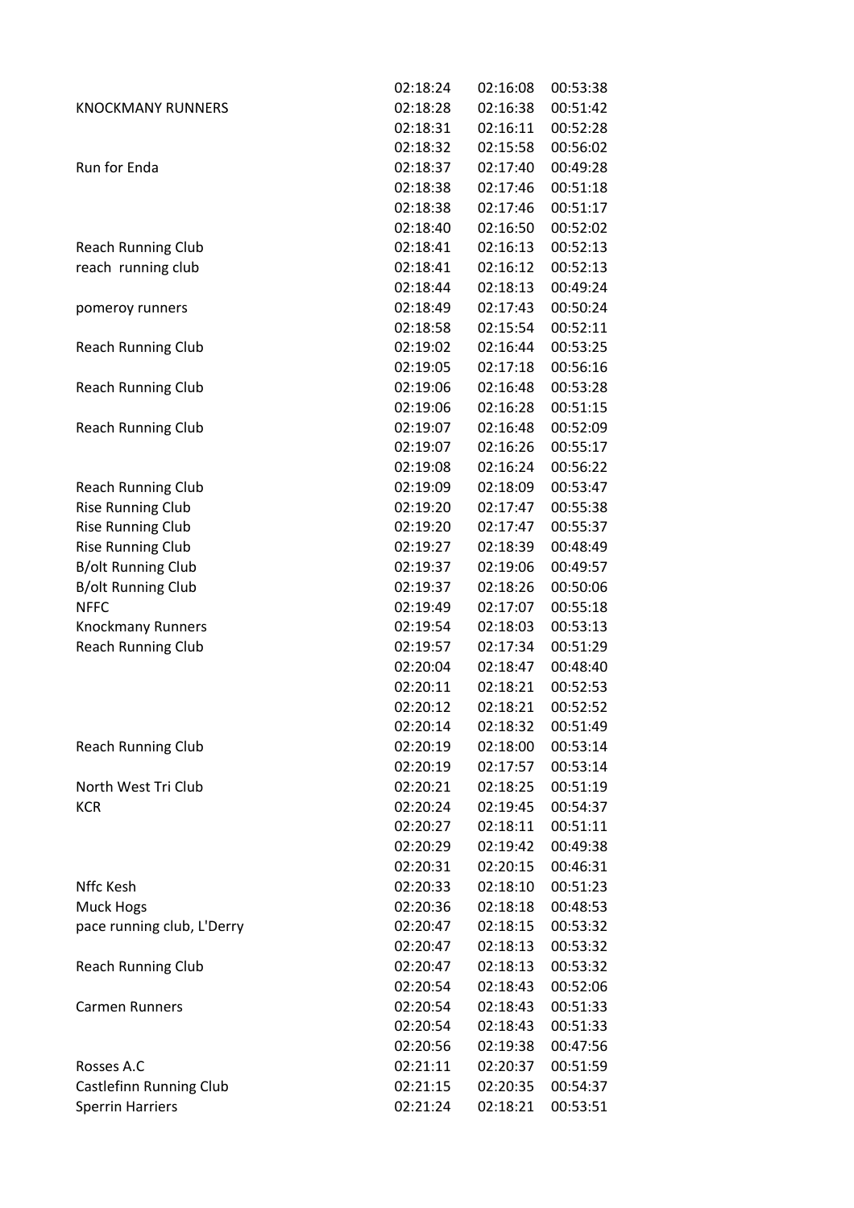| | | | |
|---|---|---|---|
| | 02:18:24 | 02:16:08 | 00:53:38 |
| KNOCKMANY RUNNERS | 02:18:28 | 02:16:38 | 00:51:42 |
| | 02:18:31 | 02:16:11 | 00:52:28 |
| | 02:18:32 | 02:15:58 | 00:56:02 |
| Run for Enda | 02:18:37 | 02:17:40 | 00:49:28 |
| | 02:18:38 | 02:17:46 | 00:51:18 |
| | 02:18:38 | 02:17:46 | 00:51:17 |
| | 02:18:40 | 02:16:50 | 00:52:02 |
| Reach Running Club | 02:18:41 | 02:16:13 | 00:52:13 |
| reach running club | 02:18:41 | 02:16:12 | 00:52:13 |
| | 02:18:44 | 02:18:13 | 00:49:24 |
| pomeroy runners | 02:18:49 | 02:17:43 | 00:50:24 |
| | 02:18:58 | 02:15:54 | 00:52:11 |
| Reach Running Club | 02:19:02 | 02:16:44 | 00:53:25 |
| | 02:19:05 | 02:17:18 | 00:56:16 |
| Reach Running Club | 02:19:06 | 02:16:48 | 00:53:28 |
| | 02:19:06 | 02:16:28 | 00:51:15 |
| Reach Running Club | 02:19:07 | 02:16:48 | 00:52:09 |
| | 02:19:07 | 02:16:26 | 00:55:17 |
| | 02:19:08 | 02:16:24 | 00:56:22 |
| Reach Running Club | 02:19:09 | 02:18:09 | 00:53:47 |
| Rise Running Club | 02:19:20 | 02:17:47 | 00:55:38 |
| Rise Running Club | 02:19:20 | 02:17:47 | 00:55:37 |
| Rise Running Club | 02:19:27 | 02:18:39 | 00:48:49 |
| B/olt Running Club | 02:19:37 | 02:19:06 | 00:49:57 |
| B/olt Running Club | 02:19:37 | 02:18:26 | 00:50:06 |
| NFFC | 02:19:49 | 02:17:07 | 00:55:18 |
| Knockmany Runners | 02:19:54 | 02:18:03 | 00:53:13 |
| Reach Running Club | 02:19:57 | 02:17:34 | 00:51:29 |
| | 02:20:04 | 02:18:47 | 00:48:40 |
| | 02:20:11 | 02:18:21 | 00:52:53 |
| | 02:20:12 | 02:18:21 | 00:52:52 |
| | 02:20:14 | 02:18:32 | 00:51:49 |
| Reach Running Club | 02:20:19 | 02:18:00 | 00:53:14 |
| | 02:20:19 | 02:17:57 | 00:53:14 |
| North West Tri Club | 02:20:21 | 02:18:25 | 00:51:19 |
| KCR | 02:20:24 | 02:19:45 | 00:54:37 |
| | 02:20:27 | 02:18:11 | 00:51:11 |
| | 02:20:29 | 02:19:42 | 00:49:38 |
| | 02:20:31 | 02:20:15 | 00:46:31 |
| Nffc Kesh | 02:20:33 | 02:18:10 | 00:51:23 |
| Muck Hogs | 02:20:36 | 02:18:18 | 00:48:53 |
| pace running club, L'Derry | 02:20:47 | 02:18:15 | 00:53:32 |
| | 02:20:47 | 02:18:13 | 00:53:32 |
| Reach Running Club | 02:20:47 | 02:18:13 | 00:53:32 |
| | 02:20:54 | 02:18:43 | 00:52:06 |
| Carmen Runners | 02:20:54 | 02:18:43 | 00:51:33 |
| | 02:20:54 | 02:18:43 | 00:51:33 |
| | 02:20:56 | 02:19:38 | 00:47:56 |
| Rosses A.C | 02:21:11 | 02:20:37 | 00:51:59 |
| Castlefinn Running Club | 02:21:15 | 02:20:35 | 00:54:37 |
| Sperrin Harriers | 02:21:24 | 02:18:21 | 00:53:51 |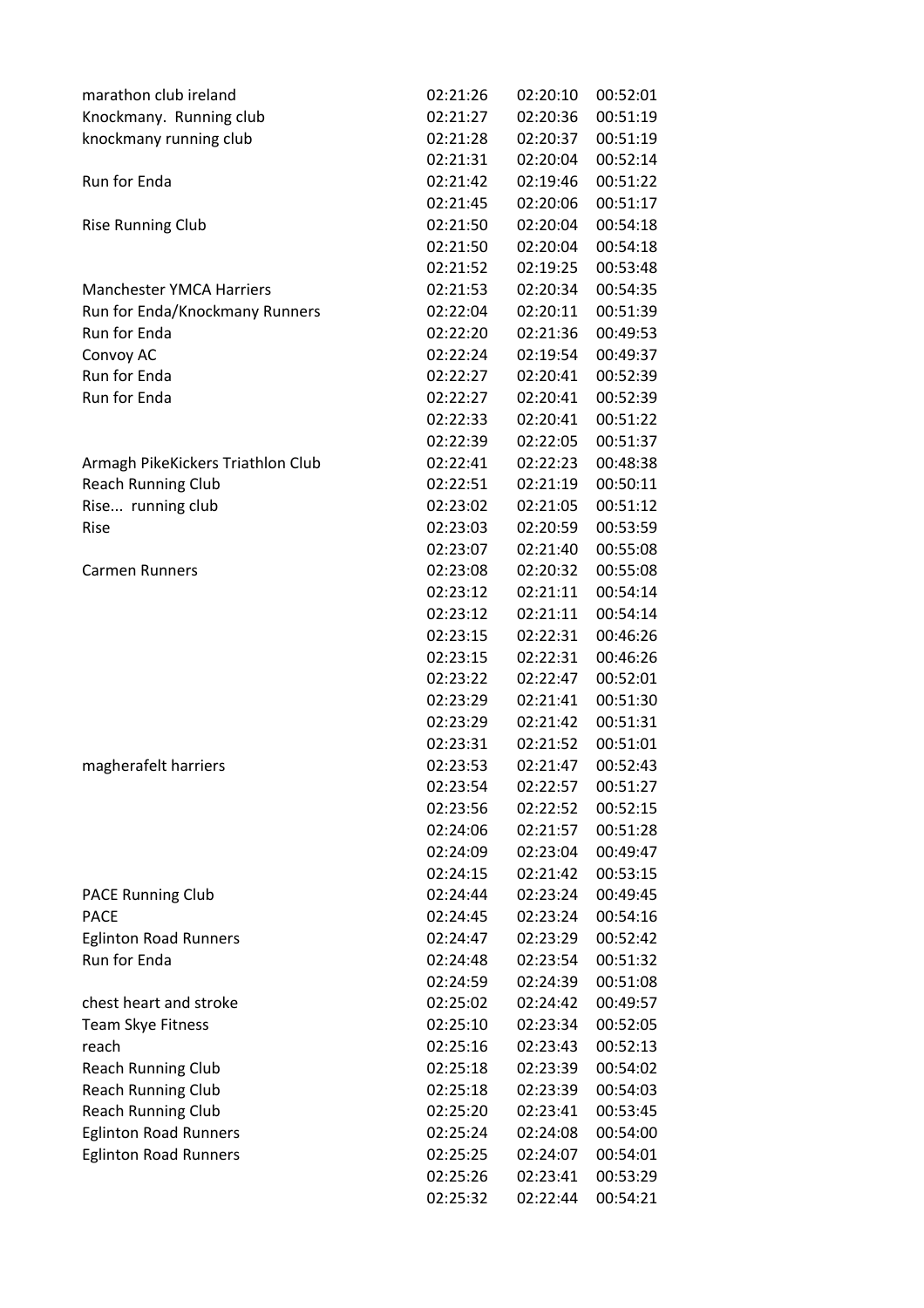| | | | |
|---|---|---|---|
| marathon club ireland | 02:21:26 | 02:20:10 | 00:52:01 |
| Knockmany. Running club | 02:21:27 | 02:20:36 | 00:51:19 |
| knockmany running club | 02:21:28 | 02:20:37 | 00:51:19 |
| | 02:21:31 | 02:20:04 | 00:52:14 |
| Run for Enda | 02:21:42 | 02:19:46 | 00:51:22 |
| | 02:21:45 | 02:20:06 | 00:51:17 |
| Rise Running Club | 02:21:50 | 02:20:04 | 00:54:18 |
| | 02:21:50 | 02:20:04 | 00:54:18 |
| | 02:21:52 | 02:19:25 | 00:53:48 |
| Manchester YMCA Harriers | 02:21:53 | 02:20:34 | 00:54:35 |
| Run for Enda/Knockmany Runners | 02:22:04 | 02:20:11 | 00:51:39 |
| Run for Enda | 02:22:20 | 02:21:36 | 00:49:53 |
| Convoy AC | 02:22:24 | 02:19:54 | 00:49:37 |
| Run for Enda | 02:22:27 | 02:20:41 | 00:52:39 |
| Run for Enda | 02:22:27 | 02:20:41 | 00:52:39 |
| | 02:22:33 | 02:20:41 | 00:51:22 |
| | 02:22:39 | 02:22:05 | 00:51:37 |
| Armagh PikeKickers Triathlon Club | 02:22:41 | 02:22:23 | 00:48:38 |
| Reach Running Club | 02:22:51 | 02:21:19 | 00:50:11 |
| Rise... running club | 02:23:02 | 02:21:05 | 00:51:12 |
| Rise | 02:23:03 | 02:20:59 | 00:53:59 |
| | 02:23:07 | 02:21:40 | 00:55:08 |
| Carmen Runners | 02:23:08 | 02:20:32 | 00:55:08 |
| | 02:23:12 | 02:21:11 | 00:54:14 |
| | 02:23:12 | 02:21:11 | 00:54:14 |
| | 02:23:15 | 02:22:31 | 00:46:26 |
| | 02:23:15 | 02:22:31 | 00:46:26 |
| | 02:23:22 | 02:22:47 | 00:52:01 |
| | 02:23:29 | 02:21:41 | 00:51:30 |
| | 02:23:29 | 02:21:42 | 00:51:31 |
| | 02:23:31 | 02:21:52 | 00:51:01 |
| magherafelt harriers | 02:23:53 | 02:21:47 | 00:52:43 |
| | 02:23:54 | 02:22:57 | 00:51:27 |
| | 02:23:56 | 02:22:52 | 00:52:15 |
| | 02:24:06 | 02:21:57 | 00:51:28 |
| | 02:24:09 | 02:23:04 | 00:49:47 |
| | 02:24:15 | 02:21:42 | 00:53:15 |
| PACE Running Club | 02:24:44 | 02:23:24 | 00:49:45 |
| PACE | 02:24:45 | 02:23:24 | 00:54:16 |
| Eglinton Road Runners | 02:24:47 | 02:23:29 | 00:52:42 |
| Run for Enda | 02:24:48 | 02:23:54 | 00:51:32 |
| | 02:24:59 | 02:24:39 | 00:51:08 |
| chest heart and stroke | 02:25:02 | 02:24:42 | 00:49:57 |
| Team Skye Fitness | 02:25:10 | 02:23:34 | 00:52:05 |
| reach | 02:25:16 | 02:23:43 | 00:52:13 |
| Reach Running Club | 02:25:18 | 02:23:39 | 00:54:02 |
| Reach Running Club | 02:25:18 | 02:23:39 | 00:54:03 |
| Reach Running Club | 02:25:20 | 02:23:41 | 00:53:45 |
| Eglinton Road Runners | 02:25:24 | 02:24:08 | 00:54:00 |
| Eglinton Road Runners | 02:25:25 | 02:24:07 | 00:54:01 |
| | 02:25:26 | 02:23:41 | 00:53:29 |
| | 02:25:32 | 02:22:44 | 00:54:21 |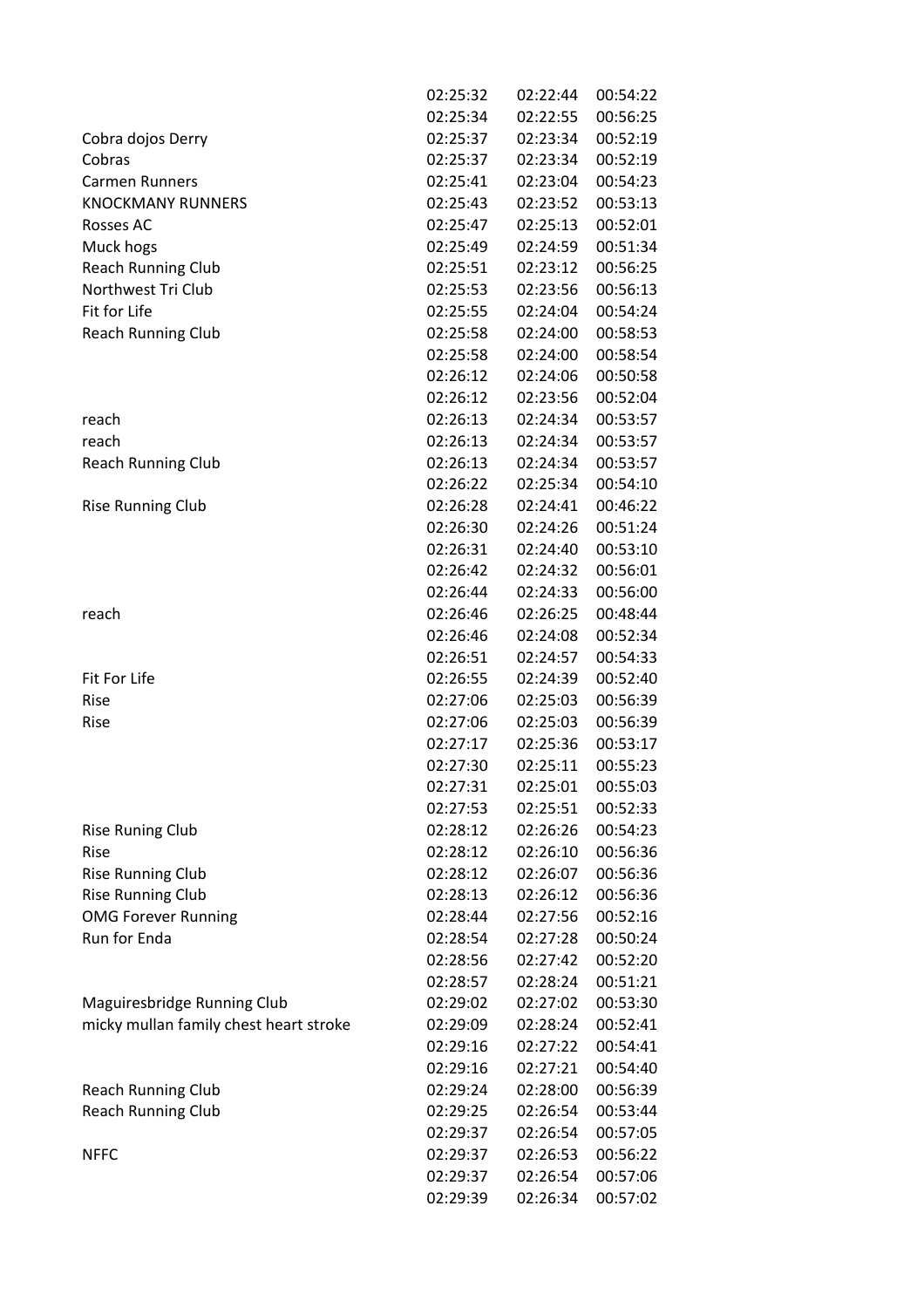| | | | |
|---|---|---|---|
| | 02:25:32 | 02:22:44 | 00:54:22 |
| | 02:25:34 | 02:22:55 | 00:56:25 |
| Cobra dojos Derry | 02:25:37 | 02:23:34 | 00:52:19 |
| Cobras | 02:25:37 | 02:23:34 | 00:52:19 |
| Carmen Runners | 02:25:41 | 02:23:04 | 00:54:23 |
| KNOCKMANY RUNNERS | 02:25:43 | 02:23:52 | 00:53:13 |
| Rosses AC | 02:25:47 | 02:25:13 | 00:52:01 |
| Muck hogs | 02:25:49 | 02:24:59 | 00:51:34 |
| Reach Running Club | 02:25:51 | 02:23:12 | 00:56:25 |
| Northwest Tri Club | 02:25:53 | 02:23:56 | 00:56:13 |
| Fit for Life | 02:25:55 | 02:24:04 | 00:54:24 |
| Reach Running Club | 02:25:58 | 02:24:00 | 00:58:53 |
| | 02:25:58 | 02:24:00 | 00:58:54 |
| | 02:26:12 | 02:24:06 | 00:50:58 |
| | 02:26:12 | 02:23:56 | 00:52:04 |
| reach | 02:26:13 | 02:24:34 | 00:53:57 |
| reach | 02:26:13 | 02:24:34 | 00:53:57 |
| Reach Running Club | 02:26:13 | 02:24:34 | 00:53:57 |
| | 02:26:22 | 02:25:34 | 00:54:10 |
| Rise Running Club | 02:26:28 | 02:24:41 | 00:46:22 |
| | 02:26:30 | 02:24:26 | 00:51:24 |
| | 02:26:31 | 02:24:40 | 00:53:10 |
| | 02:26:42 | 02:24:32 | 00:56:01 |
| | 02:26:44 | 02:24:33 | 00:56:00 |
| reach | 02:26:46 | 02:26:25 | 00:48:44 |
| | 02:26:46 | 02:24:08 | 00:52:34 |
| | 02:26:51 | 02:24:57 | 00:54:33 |
| Fit For Life | 02:26:55 | 02:24:39 | 00:52:40 |
| Rise | 02:27:06 | 02:25:03 | 00:56:39 |
| Rise | 02:27:06 | 02:25:03 | 00:56:39 |
| | 02:27:17 | 02:25:36 | 00:53:17 |
| | 02:27:30 | 02:25:11 | 00:55:23 |
| | 02:27:31 | 02:25:01 | 00:55:03 |
| | 02:27:53 | 02:25:51 | 00:52:33 |
| Rise Runing Club | 02:28:12 | 02:26:26 | 00:54:23 |
| Rise | 02:28:12 | 02:26:10 | 00:56:36 |
| Rise Running Club | 02:28:12 | 02:26:07 | 00:56:36 |
| Rise Running Club | 02:28:13 | 02:26:12 | 00:56:36 |
| OMG Forever Running | 02:28:44 | 02:27:56 | 00:52:16 |
| Run for Enda | 02:28:54 | 02:27:28 | 00:50:24 |
| | 02:28:56 | 02:27:42 | 00:52:20 |
| | 02:28:57 | 02:28:24 | 00:51:21 |
| Maguiresbridge Running Club | 02:29:02 | 02:27:02 | 00:53:30 |
| micky mullan family chest heart stroke | 02:29:09 | 02:28:24 | 00:52:41 |
| | 02:29:16 | 02:27:22 | 00:54:41 |
| | 02:29:16 | 02:27:21 | 00:54:40 |
| Reach Running Club | 02:29:24 | 02:28:00 | 00:56:39 |
| Reach Running Club | 02:29:25 | 02:26:54 | 00:53:44 |
| | 02:29:37 | 02:26:54 | 00:57:05 |
| NFFC | 02:29:37 | 02:26:53 | 00:56:22 |
| | 02:29:37 | 02:26:54 | 00:57:06 |
| | 02:29:39 | 02:26:34 | 00:57:02 |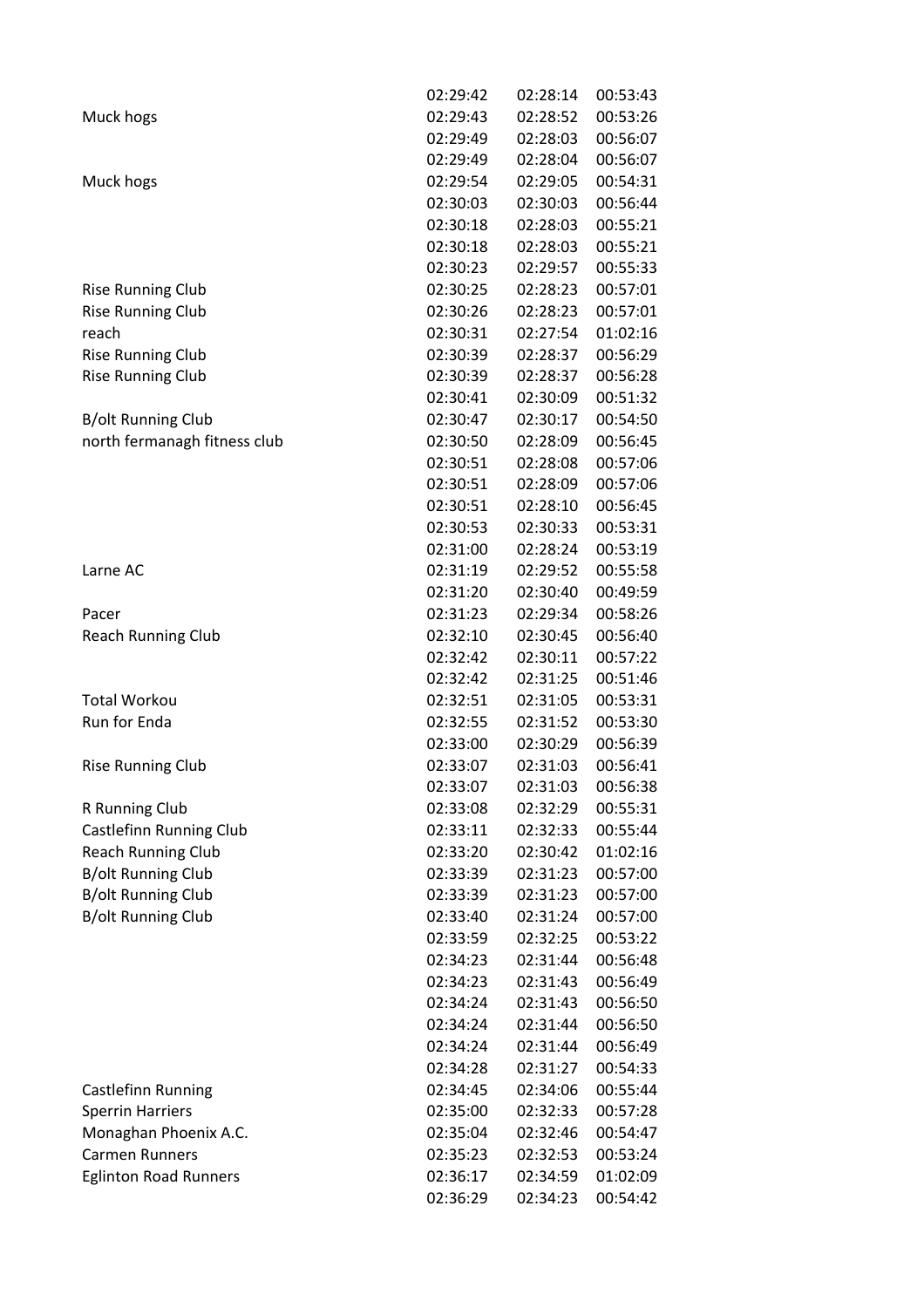| | | | |
|---|---|---|---|
| | 02:29:42 | 02:28:14 | 00:53:43 |
| Muck hogs | 02:29:43 | 02:28:52 | 00:53:26 |
| | 02:29:49 | 02:28:03 | 00:56:07 |
| | 02:29:49 | 02:28:04 | 00:56:07 |
| Muck hogs | 02:29:54 | 02:29:05 | 00:54:31 |
| | 02:30:03 | 02:30:03 | 00:56:44 |
| | 02:30:18 | 02:28:03 | 00:55:21 |
| | 02:30:18 | 02:28:03 | 00:55:21 |
| | 02:30:23 | 02:29:57 | 00:55:33 |
| Rise Running Club | 02:30:25 | 02:28:23 | 00:57:01 |
| Rise Running Club | 02:30:26 | 02:28:23 | 00:57:01 |
| reach | 02:30:31 | 02:27:54 | 01:02:16 |
| Rise Running Club | 02:30:39 | 02:28:37 | 00:56:29 |
| Rise Running Club | 02:30:39 | 02:28:37 | 00:56:28 |
| | 02:30:41 | 02:30:09 | 00:51:32 |
| B/olt Running Club | 02:30:47 | 02:30:17 | 00:54:50 |
| north fermanagh fitness club | 02:30:50 | 02:28:09 | 00:56:45 |
| | 02:30:51 | 02:28:08 | 00:57:06 |
| | 02:30:51 | 02:28:09 | 00:57:06 |
| | 02:30:51 | 02:28:10 | 00:56:45 |
| | 02:30:53 | 02:30:33 | 00:53:31 |
| | 02:31:00 | 02:28:24 | 00:53:19 |
| Larne AC | 02:31:19 | 02:29:52 | 00:55:58 |
| | 02:31:20 | 02:30:40 | 00:49:59 |
| Pacer | 02:31:23 | 02:29:34 | 00:58:26 |
| Reach Running Club | 02:32:10 | 02:30:45 | 00:56:40 |
| | 02:32:42 | 02:30:11 | 00:57:22 |
| | 02:32:42 | 02:31:25 | 00:51:46 |
| Total Workou | 02:32:51 | 02:31:05 | 00:53:31 |
| Run for Enda | 02:32:55 | 02:31:52 | 00:53:30 |
| | 02:33:00 | 02:30:29 | 00:56:39 |
| Rise Running Club | 02:33:07 | 02:31:03 | 00:56:41 |
| | 02:33:07 | 02:31:03 | 00:56:38 |
| R Running Club | 02:33:08 | 02:32:29 | 00:55:31 |
| Castlefinn Running Club | 02:33:11 | 02:32:33 | 00:55:44 |
| Reach Running Club | 02:33:20 | 02:30:42 | 01:02:16 |
| B/olt Running Club | 02:33:39 | 02:31:23 | 00:57:00 |
| B/olt Running Club | 02:33:39 | 02:31:23 | 00:57:00 |
| B/olt Running Club | 02:33:40 | 02:31:24 | 00:57:00 |
| | 02:33:59 | 02:32:25 | 00:53:22 |
| | 02:34:23 | 02:31:44 | 00:56:48 |
| | 02:34:23 | 02:31:43 | 00:56:49 |
| | 02:34:24 | 02:31:43 | 00:56:50 |
| | 02:34:24 | 02:31:44 | 00:56:50 |
| | 02:34:24 | 02:31:44 | 00:56:49 |
| | 02:34:28 | 02:31:27 | 00:54:33 |
| Castlefinn Running | 02:34:45 | 02:34:06 | 00:55:44 |
| Sperrin Harriers | 02:35:00 | 02:32:33 | 00:57:28 |
| Monaghan Phoenix A.C. | 02:35:04 | 02:32:46 | 00:54:47 |
| Carmen Runners | 02:35:23 | 02:32:53 | 00:53:24 |
| Eglinton Road Runners | 02:36:17 | 02:34:59 | 01:02:09 |
| | 02:36:29 | 02:34:23 | 00:54:42 |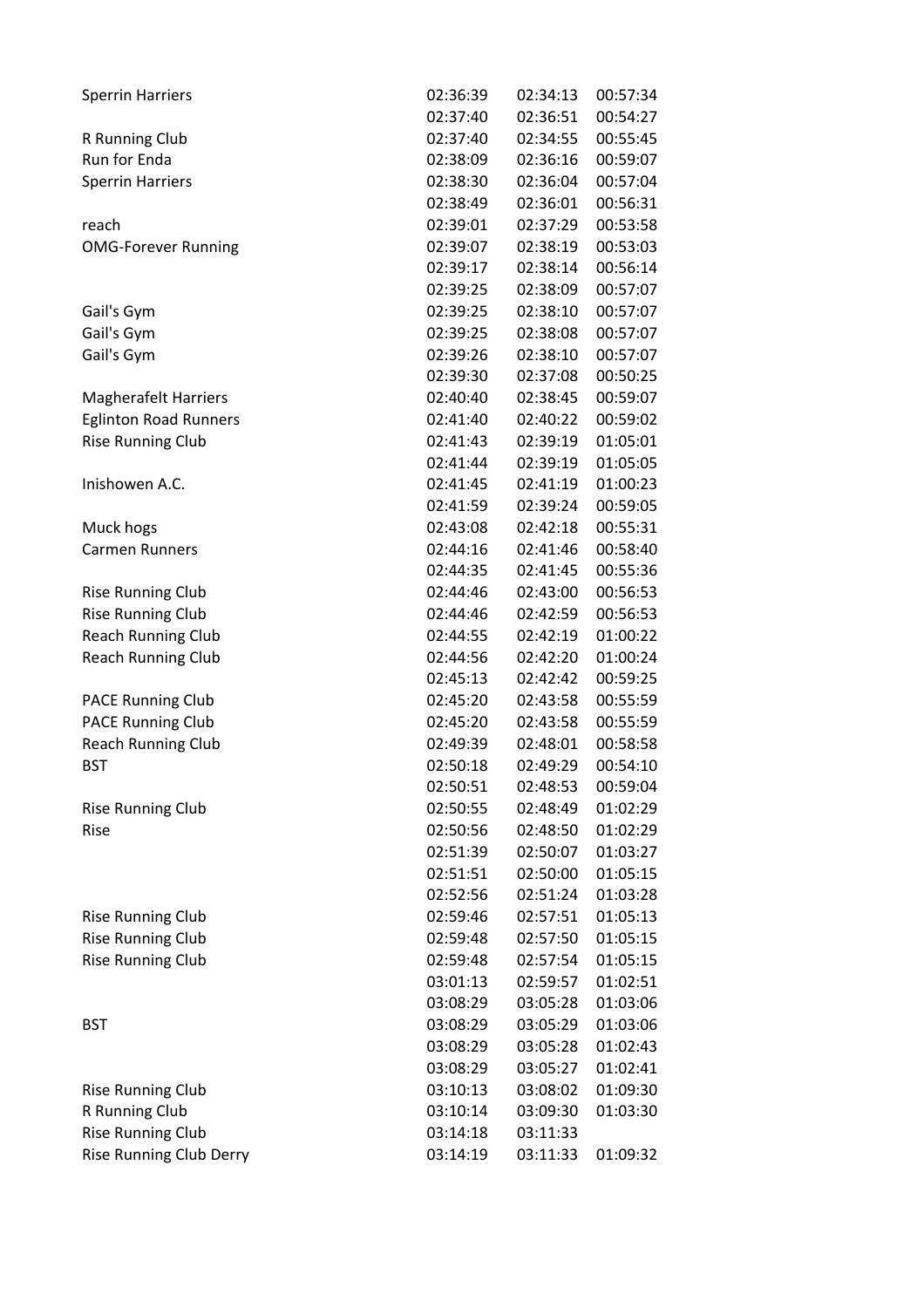| | | | |
|---|---|---|---|
| Sperrin Harriers | 02:36:39 | 02:34:13 | 00:57:34 |
| | 02:37:40 | 02:36:51 | 00:54:27 |
| R Running Club | 02:37:40 | 02:34:55 | 00:55:45 |
| Run for Enda | 02:38:09 | 02:36:16 | 00:59:07 |
| Sperrin Harriers | 02:38:30 | 02:36:04 | 00:57:04 |
| | 02:38:49 | 02:36:01 | 00:56:31 |
| reach | 02:39:01 | 02:37:29 | 00:53:58 |
| OMG-Forever Running | 02:39:07 | 02:38:19 | 00:53:03 |
| | 02:39:17 | 02:38:14 | 00:56:14 |
| | 02:39:25 | 02:38:09 | 00:57:07 |
| Gail's Gym | 02:39:25 | 02:38:10 | 00:57:07 |
| Gail's Gym | 02:39:25 | 02:38:08 | 00:57:07 |
| Gail's Gym | 02:39:26 | 02:38:10 | 00:57:07 |
| | 02:39:30 | 02:37:08 | 00:50:25 |
| Magherafelt Harriers | 02:40:40 | 02:38:45 | 00:59:07 |
| Eglinton Road Runners | 02:41:40 | 02:40:22 | 00:59:02 |
| Rise Running Club | 02:41:43 | 02:39:19 | 01:05:01 |
| | 02:41:44 | 02:39:19 | 01:05:05 |
| Inishowen A.C. | 02:41:45 | 02:41:19 | 01:00:23 |
| | 02:41:59 | 02:39:24 | 00:59:05 |
| Muck hogs | 02:43:08 | 02:42:18 | 00:55:31 |
| Carmen Runners | 02:44:16 | 02:41:46 | 00:58:40 |
| | 02:44:35 | 02:41:45 | 00:55:36 |
| Rise Running Club | 02:44:46 | 02:43:00 | 00:56:53 |
| Rise Running Club | 02:44:46 | 02:42:59 | 00:56:53 |
| Reach Running Club | 02:44:55 | 02:42:19 | 01:00:22 |
| Reach Running Club | 02:44:56 | 02:42:20 | 01:00:24 |
| | 02:45:13 | 02:42:42 | 00:59:25 |
| PACE Running Club | 02:45:20 | 02:43:58 | 00:55:59 |
| PACE Running Club | 02:45:20 | 02:43:58 | 00:55:59 |
| Reach Running Club | 02:49:39 | 02:48:01 | 00:58:58 |
| BST | 02:50:18 | 02:49:29 | 00:54:10 |
| | 02:50:51 | 02:48:53 | 00:59:04 |
| Rise Running Club | 02:50:55 | 02:48:49 | 01:02:29 |
| Rise | 02:50:56 | 02:48:50 | 01:02:29 |
| | 02:51:39 | 02:50:07 | 01:03:27 |
| | 02:51:51 | 02:50:00 | 01:05:15 |
| | 02:52:56 | 02:51:24 | 01:03:28 |
| Rise Running Club | 02:59:46 | 02:57:51 | 01:05:13 |
| Rise Running Club | 02:59:48 | 02:57:50 | 01:05:15 |
| Rise Running Club | 02:59:48 | 02:57:54 | 01:05:15 |
| | 03:01:13 | 02:59:57 | 01:02:51 |
| | 03:08:29 | 03:05:28 | 01:03:06 |
| BST | 03:08:29 | 03:05:29 | 01:03:06 |
| | 03:08:29 | 03:05:28 | 01:02:43 |
| | 03:08:29 | 03:05:27 | 01:02:41 |
| Rise Running Club | 03:10:13 | 03:08:02 | 01:09:30 |
| R Running Club | 03:10:14 | 03:09:30 | 01:03:30 |
| Rise Running Club | 03:14:18 | 03:11:33 | |
| Rise Running Club Derry | 03:14:19 | 03:11:33 | 01:09:32 |